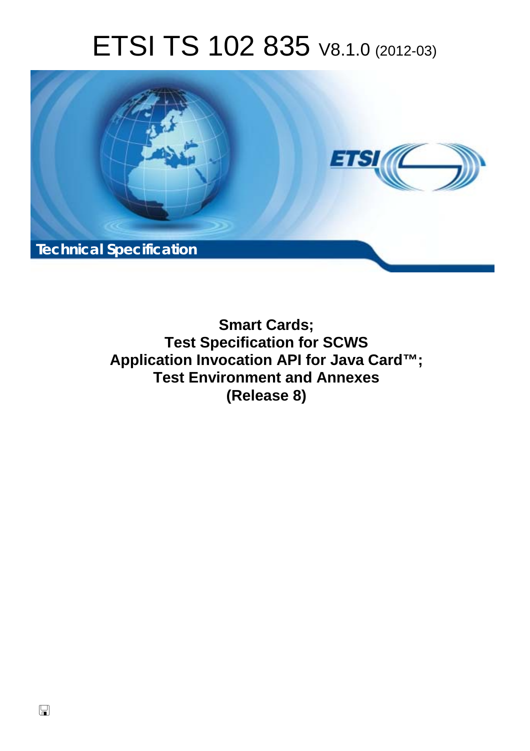# ETSI TS 102 835 V8.1.0 (2012-03)

*Technical Specification*

**Smart Cards;**
**Test Specification for SCWS**
**Application Invocation API for Java Card™;**
**Test Environment and Annexes**
**(Release 8)**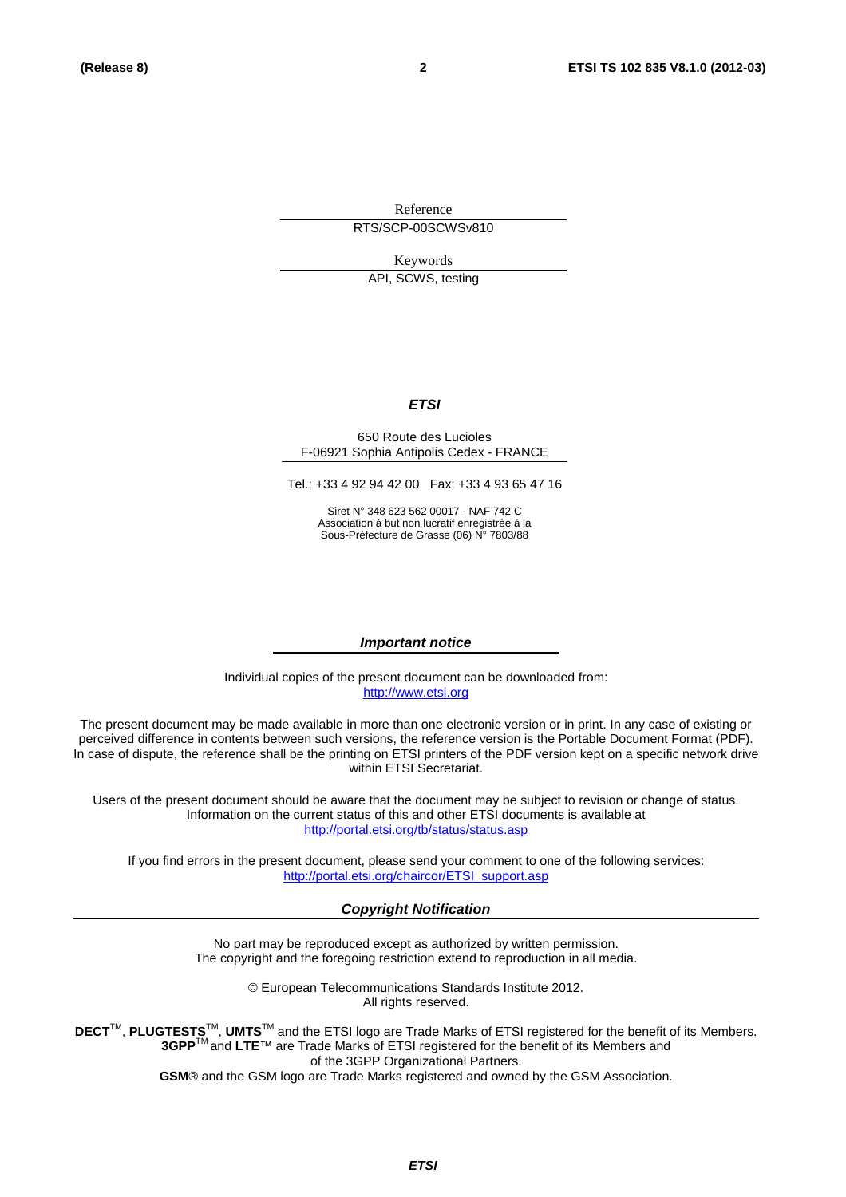Reference

RTS/SCP-00SCWSv810

Keywords

API, SCWS, testing

***ETSI***

650 Route des Lucioles
F-06921 Sophia Antipolis Cedex - FRANCE

Tel.: +33 4 92 94 42 00 Fax: +33 4 93 65 47 16

Siret N° 348 623 562 00017 - NAF 742 C
Association à but non lucratif enregistrée à la
Sous-Préfecture de Grasse (06) N° 7803/88

***Important notice***

Individual copies of the present document can be downloaded from:
http://www.etsi.org

The present document may be made available in more than one electronic version or in print. In any case of existing or perceived difference in contents between such versions, the reference version is the Portable Document Format (PDF). In case of dispute, the reference shall be the printing on ETSI printers of the PDF version kept on a specific network drive within ETSI Secretariat.

Users of the present document should be aware that the document may be subject to revision or change of status. Information on the current status of this and other ETSI documents is available at
http://portal.etsi.org/tb/status/status.asp

If you find errors in the present document, please send your comment to one of the following services:
http://portal.etsi.org/chaircor/ETSI_support.asp

***Copyright Notification***

No part may be reproduced except as authorized by written permission.
The copyright and the foregoing restriction extend to reproduction in all media.

© European Telecommunications Standards Institute 2012.
All rights reserved.

**DECT**™, **PLUGTESTS**™, **UMTS**™ and the ETSI logo are Trade Marks of ETSI registered for the benefit of its Members.
**3GPP**™ and **LTE**™ are Trade Marks of ETSI registered for the benefit of its Members and
of the 3GPP Organizational Partners.
**GSM**® and the GSM logo are Trade Marks registered and owned by the GSM Association.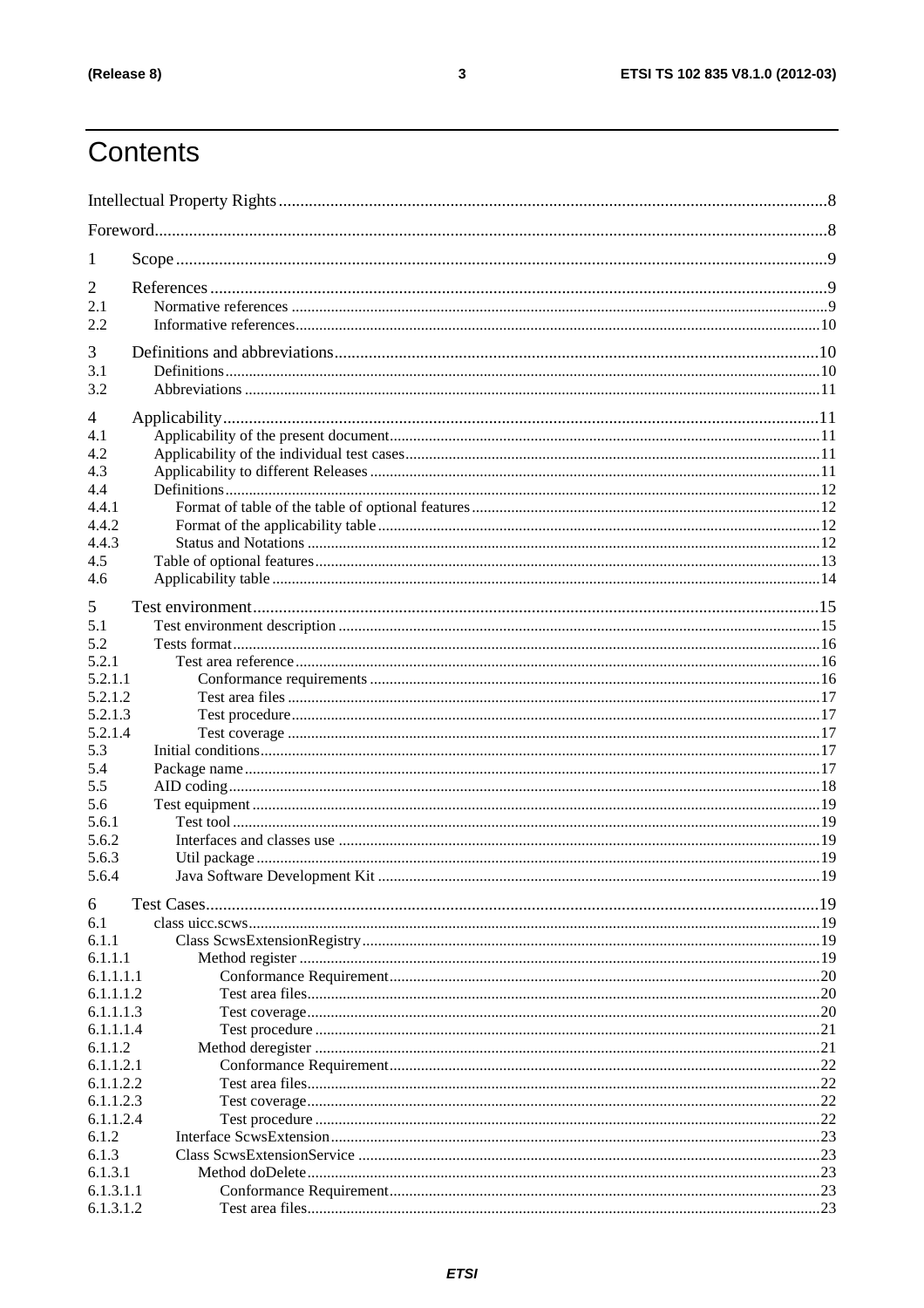# Contents

Intellectual Property Rights ..... 8
Foreword ..... 8
1 Scope ..... 9
2 References ..... 9
2.1 Normative references ..... 9
2.2 Informative references ..... 10
3 Definitions and abbreviations ..... 10
3.1 Definitions ..... 10
3.2 Abbreviations ..... 11
4 Applicability ..... 11
4.1 Applicability of the present document ..... 11
4.2 Applicability of the individual test cases ..... 11
4.3 Applicability to different Releases ..... 11
4.4 Definitions ..... 12
4.4.1 Format of table of the table of optional features ..... 12
4.4.2 Format of the applicability table ..... 12
4.4.3 Status and Notations ..... 12
4.5 Table of optional features ..... 13
4.6 Applicability table ..... 14
5 Test environment ..... 15
5.1 Test environment description ..... 15
5.2 Tests format ..... 16
5.2.1 Test area reference ..... 16
5.2.1.1 Conformance requirements ..... 16
5.2.1.2 Test area files ..... 17
5.2.1.3 Test procedure ..... 17
5.2.1.4 Test coverage ..... 17
5.3 Initial conditions ..... 17
5.4 Package name ..... 17
5.5 AID coding ..... 18
5.6 Test equipment ..... 19
5.6.1 Test tool ..... 19
5.6.2 Interfaces and classes use ..... 19
5.6.3 Util package ..... 19
5.6.4 Java Software Development Kit ..... 19
6 Test Cases ..... 19
6.1 class uicc.scws ..... 19
6.1.1 Class ScwsExtensionRegistry ..... 19
6.1.1.1 Method register ..... 19
6.1.1.1.1 Conformance Requirement ..... 20
6.1.1.1.2 Test area files ..... 20
6.1.1.1.3 Test coverage ..... 20
6.1.1.1.4 Test procedure ..... 21
6.1.1.2 Method deregister ..... 21
6.1.1.2.1 Conformance Requirement ..... 22
6.1.1.2.2 Test area files ..... 22
6.1.1.2.3 Test coverage ..... 22
6.1.1.2.4 Test procedure ..... 22
6.1.2 Interface ScwsExtension ..... 23
6.1.3 Class ScwsExtensionService ..... 23
6.1.3.1 Method doDelete ..... 23
6.1.3.1.1 Conformance Requirement ..... 23
6.1.3.1.2 Test area files ..... 23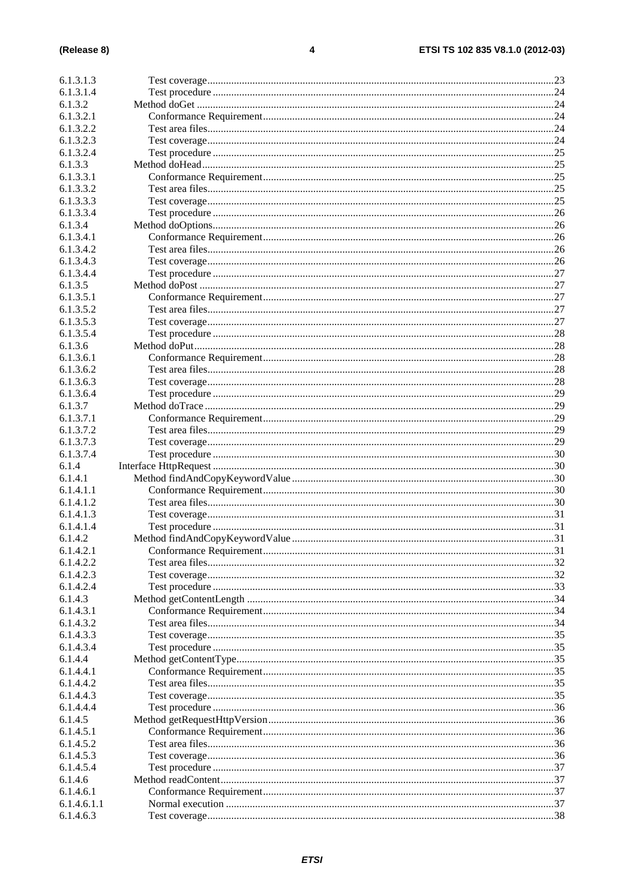| | | |
|---|---|---|
| 6.1.3.1.3 | Test coverage | 23 |
| 6.1.3.1.4 | Test procedure | 24 |
| 6.1.3.2 | Method doGet | 24 |
| 6.1.3.2.1 | Conformance Requirement | 24 |
| 6.1.3.2.2 | Test area files | 24 |
| 6.1.3.2.3 | Test coverage | 24 |
| 6.1.3.2.4 | Test procedure | 25 |
| 6.1.3.3 | Method doHead | 25 |
| 6.1.3.3.1 | Conformance Requirement | 25 |
| 6.1.3.3.2 | Test area files | 25 |
| 6.1.3.3.3 | Test coverage | 25 |
| 6.1.3.3.4 | Test procedure | 26 |
| 6.1.3.4 | Method doOptions | 26 |
| 6.1.3.4.1 | Conformance Requirement | 26 |
| 6.1.3.4.2 | Test area files | 26 |
| 6.1.3.4.3 | Test coverage | 26 |
| 6.1.3.4.4 | Test procedure | 27 |
| 6.1.3.5 | Method doPost | 27 |
| 6.1.3.5.1 | Conformance Requirement | 27 |
| 6.1.3.5.2 | Test area files | 27 |
| 6.1.3.5.3 | Test coverage | 27 |
| 6.1.3.5.4 | Test procedure | 28 |
| 6.1.3.6 | Method doPut | 28 |
| 6.1.3.6.1 | Conformance Requirement | 28 |
| 6.1.3.6.2 | Test area files | 28 |
| 6.1.3.6.3 | Test coverage | 28 |
| 6.1.3.6.4 | Test procedure | 29 |
| 6.1.3.7 | Method doTrace | 29 |
| 6.1.3.7.1 | Conformance Requirement | 29 |
| 6.1.3.7.2 | Test area files | 29 |
| 6.1.3.7.3 | Test coverage | 29 |
| 6.1.3.7.4 | Test procedure | 30 |
| 6.1.4 | Interface HttpRequest | 30 |
| 6.1.4.1 | Method findAndCopyKeywordValue | 30 |
| 6.1.4.1.1 | Conformance Requirement | 30 |
| 6.1.4.1.2 | Test area files | 30 |
| 6.1.4.1.3 | Test coverage | 31 |
| 6.1.4.1.4 | Test procedure | 31 |
| 6.1.4.2 | Method findAndCopyKeywordValue | 31 |
| 6.1.4.2.1 | Conformance Requirement | 31 |
| 6.1.4.2.2 | Test area files | 32 |
| 6.1.4.2.3 | Test coverage | 32 |
| 6.1.4.2.4 | Test procedure | 33 |
| 6.1.4.3 | Method getContentLength | 34 |
| 6.1.4.3.1 | Conformance Requirement | 34 |
| 6.1.4.3.2 | Test area files | 34 |
| 6.1.4.3.3 | Test coverage | 35 |
| 6.1.4.3.4 | Test procedure | 35 |
| 6.1.4.4 | Method getContentType | 35 |
| 6.1.4.4.1 | Conformance Requirement | 35 |
| 6.1.4.4.2 | Test area files | 35 |
| 6.1.4.4.3 | Test coverage | 35 |
| 6.1.4.4.4 | Test procedure | 36 |
| 6.1.4.5 | Method getRequestHttpVersion | 36 |
| 6.1.4.5.1 | Conformance Requirement | 36 |
| 6.1.4.5.2 | Test area files | 36 |
| 6.1.4.5.3 | Test coverage | 36 |
| 6.1.4.5.4 | Test procedure | 37 |
| 6.1.4.6 | Method readContent | 37 |
| 6.1.4.6.1 | Conformance Requirement | 37 |
| 6.1.4.6.1.1 | Normal execution | 37 |
| 6.1.4.6.3 | Test coverage | 38 |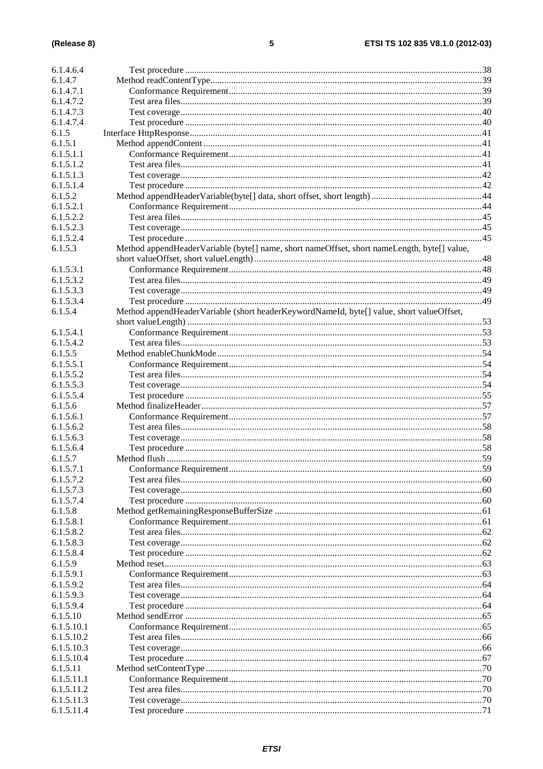6.1.4.6.4 Test procedure ....................................................................................................................38
6.1.4.7 Method readContentType........................................................................................................39
6.1.4.7.1 Conformance Requirement.................................................................................................39
6.1.4.7.2 Test area files......................................................................................................................39
6.1.4.7.3 Test coverage......................................................................................................................40
6.1.4.7.4 Test procedure ....................................................................................................................40
6.1.5 Interface HttpResponse.................................................................................................................41
6.1.5.1 Method appendContent ..........................................................................................................41
6.1.5.1.1 Conformance Requirement.................................................................................................41
6.1.5.1.2 Test area files......................................................................................................................41
6.1.5.1.3 Test coverage......................................................................................................................42
6.1.5.1.4 Test procedure ....................................................................................................................42
6.1.5.2 Method appendHeaderVariable(byte[] data, short offset, short length) ................................................44
6.1.5.2.1 Conformance Requirement.................................................................................................44
6.1.5.2.2 Test area files......................................................................................................................45
6.1.5.2.3 Test coverage......................................................................................................................45
6.1.5.2.4 Test procedure ....................................................................................................................45
6.1.5.3 Method appendHeaderVariable (byte[] name, short nameOffset, short nameLength, byte[] value, short valueOffset, short valueLength)...................................................................................................48
6.1.5.3.1 Conformance Requirement.................................................................................................48
6.1.5.3.2 Test area files......................................................................................................................49
6.1.5.3.3 Test coverage......................................................................................................................49
6.1.5.3.4 Test procedure ....................................................................................................................49
6.1.5.4 Method appendHeaderVariable (short headerKeywordNameId, byte[] value, short valueOffset, short valueLength) ...............................................................................................................53
6.1.5.4.1 Conformance Requirement.................................................................................................53
6.1.5.4.2 Test area files......................................................................................................................53
6.1.5.5 Method enableChunkMode .....................................................................................................54
6.1.5.5.1 Conformance Requirement.................................................................................................54
6.1.5.5.2 Test area files......................................................................................................................54
6.1.5.5.3 Test coverage......................................................................................................................54
6.1.5.5.4 Test procedure ....................................................................................................................55
6.1.5.6 Method finalizeHeader............................................................................................................57
6.1.5.6.1 Conformance Requirement.................................................................................................57
6.1.5.6.2 Test area files......................................................................................................................58
6.1.5.6.3 Test coverage......................................................................................................................58
6.1.5.6.4 Test procedure ....................................................................................................................58
6.1.5.7 Method flush ..........................................................................................................................59
6.1.5.7.1 Conformance Requirement.................................................................................................59
6.1.5.7.2 Test area files......................................................................................................................60
6.1.5.7.3 Test coverage......................................................................................................................60
6.1.5.7.4 Test procedure ....................................................................................................................60
6.1.5.8 Method getRemainingResponseBufferSize ..........................................................................61
6.1.5.8.1 Conformance Requirement.................................................................................................61
6.1.5.8.2 Test area files......................................................................................................................62
6.1.5.8.3 Test coverage......................................................................................................................62
6.1.5.8.4 Test procedure ....................................................................................................................62
6.1.5.9 Method reset...........................................................................................................................63
6.1.5.9.1 Conformance Requirement.................................................................................................63
6.1.5.9.2 Test area files......................................................................................................................64
6.1.5.9.3 Test coverage......................................................................................................................64
6.1.5.9.4 Test procedure ....................................................................................................................64
6.1.5.10 Method sendError ..................................................................................................................65
6.1.5.10.1 Conformance Requirement.................................................................................................65
6.1.5.10.2 Test area files......................................................................................................................66
6.1.5.10.3 Test coverage......................................................................................................................66
6.1.5.10.4 Test procedure ....................................................................................................................67
6.1.5.11 Method setContentType .........................................................................................................70
6.1.5.11.1 Conformance Requirement.................................................................................................70
6.1.5.11.2 Test area files......................................................................................................................70
6.1.5.11.3 Test coverage......................................................................................................................70
6.1.5.11.4 Test procedure ....................................................................................................................71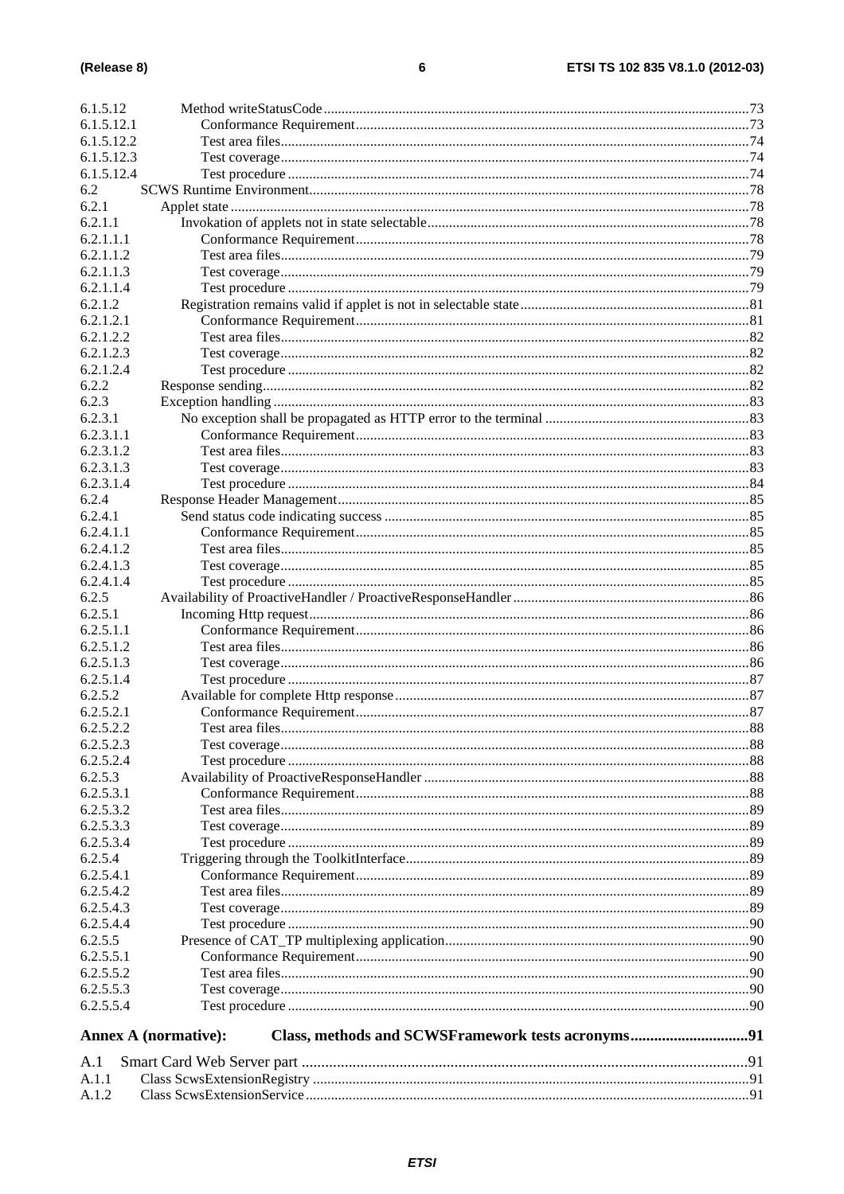6.1.5.12 Method writeStatusCode ........................................................................................................................73
6.1.5.12.1 Conformance Requirement ............................................................................................................73
6.1.5.12.2 Test area files .................................................................................................................................74
6.1.5.12.3 Test coverage .................................................................................................................................74
6.1.5.12.4 Test procedure ...............................................................................................................................74
6.2 SCWS Runtime Environment .........................................................................................................................78
6.2.1 Applet state ..............................................................................................................................................78
6.2.1.1 Invokation of applets not in state selectable .........................................................................................78
6.2.1.1.1 Conformance Requirement ............................................................................................................78
6.2.1.1.2 Test area files .................................................................................................................................79
6.2.1.1.3 Test coverage .................................................................................................................................79
6.2.1.1.4 Test procedure ...............................................................................................................................79
6.2.1.2 Registration remains valid if applet is not in selectable state ...............................................................81
6.2.1.2.1 Conformance Requirement ............................................................................................................81
6.2.1.2.2 Test area files .................................................................................................................................82
6.2.1.2.3 Test coverage .................................................................................................................................82
6.2.1.2.4 Test procedure ...............................................................................................................................82
6.2.2 Response sending.....................................................................................................................................82
6.2.3 Exception handling ..................................................................................................................................83
6.2.3.1 No exception shall be propagated as HTTP error to the terminal .........................................................83
6.2.3.1.1 Conformance Requirement ............................................................................................................83
6.2.3.1.2 Test area files .................................................................................................................................83
6.2.3.1.3 Test coverage .................................................................................................................................83
6.2.3.1.4 Test procedure ...............................................................................................................................84
6.2.4 Response Header Management.................................................................................................................85
6.2.4.1 Send status code indicating success ......................................................................................................85
6.2.4.1.1 Conformance Requirement ............................................................................................................85
6.2.4.1.2 Test area files .................................................................................................................................85
6.2.4.1.3 Test coverage .................................................................................................................................85
6.2.4.1.4 Test procedure ...............................................................................................................................85
6.2.5 Availability of ProactiveHandler / ProactiveResponseHandler .................................................................86
6.2.5.1 Incoming Http request ...........................................................................................................................86
6.2.5.1.1 Conformance Requirement ............................................................................................................86
6.2.5.1.2 Test area files .................................................................................................................................86
6.2.5.1.3 Test coverage .................................................................................................................................86
6.2.5.1.4 Test procedure ...............................................................................................................................87
6.2.5.2 Available for complete Http response ...................................................................................................87
6.2.5.2.1 Conformance Requirement ............................................................................................................87
6.2.5.2.2 Test area files .................................................................................................................................88
6.2.5.2.3 Test coverage .................................................................................................................................88
6.2.5.2.4 Test procedure ...............................................................................................................................88
6.2.5.3 Availability of ProactiveResponseHandler ...........................................................................................88
6.2.5.3.1 Conformance Requirement ............................................................................................................88
6.2.5.3.2 Test area files .................................................................................................................................89
6.2.5.3.3 Test coverage .................................................................................................................................89
6.2.5.3.4 Test procedure ...............................................................................................................................89
6.2.5.4 Triggering through the ToolkitInterface ................................................................................................89
6.2.5.4.1 Conformance Requirement ............................................................................................................89
6.2.5.4.2 Test area files .................................................................................................................................89
6.2.5.4.3 Test coverage .................................................................................................................................89
6.2.5.4.4 Test procedure ...............................................................................................................................90
6.2.5.5 Presence of CAT_TP multiplexing application .....................................................................................90
6.2.5.5.1 Conformance Requirement ............................................................................................................90
6.2.5.5.2 Test area files .................................................................................................................................90
6.2.5.5.3 Test coverage .................................................................................................................................90
6.2.5.5.4 Test procedure ...............................................................................................................................90

**Annex A (normative): Class, methods and SCWSFramework tests acronyms..............................91**

A.1 Smart Card Web Server part ..................................................................................................................91
A.1.1 Class ScwsExtensionRegistry ..........................................................................................................................91
A.1.2 Class ScwsExtensionService ............................................................................................................................91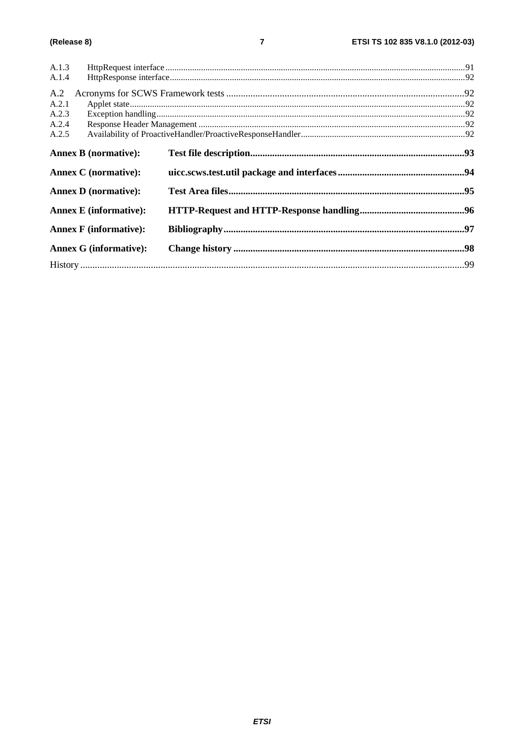A.1.3 HttpRequest interface .....91
A.1.4 HttpResponse interface .....92

A.2 Acronyms for SCWS Framework tests .....92
A.2.1 Applet state .....92
A.2.3 Exception handling .....92
A.2.4 Response Header Management .....92
A.2.5 Availability of ProactiveHandler/ProactiveResponseHandler .....92

**Annex B (normative): Test file description .....93**

**Annex C (normative): uicc.scws.test.util package and interfaces .....94**

**Annex D (normative): Test Area files .....95**

**Annex E (informative): HTTP-Request and HTTP-Response handling .....96**

**Annex F (informative): Bibliography .....97**

**Annex G (informative): Change history .....98**

History .....99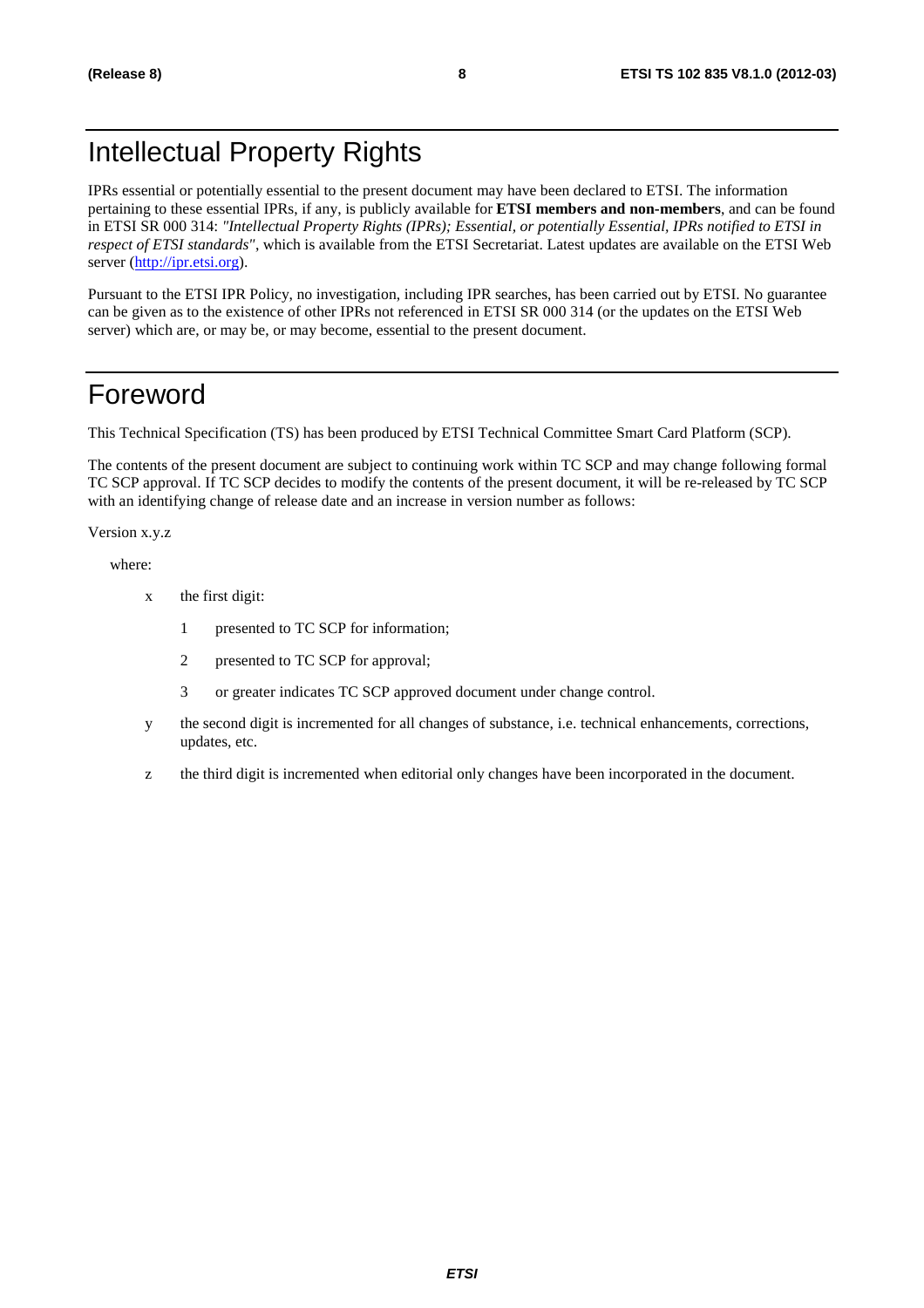# Intellectual Property Rights

IPRs essential or potentially essential to the present document may have been declared to ETSI. The information pertaining to these essential IPRs, if any, is publicly available for **ETSI members and non-members**, and can be found in ETSI SR 000 314: *"Intellectual Property Rights (IPRs); Essential, or potentially Essential, IPRs notified to ETSI in respect of ETSI standards"*, which is available from the ETSI Secretariat. Latest updates are available on the ETSI Web server (http://ipr.etsi.org).

Pursuant to the ETSI IPR Policy, no investigation, including IPR searches, has been carried out by ETSI. No guarantee can be given as to the existence of other IPRs not referenced in ETSI SR 000 314 (or the updates on the ETSI Web server) which are, or may be, or may become, essential to the present document.

# Foreword

This Technical Specification (TS) has been produced by ETSI Technical Committee Smart Card Platform (SCP).

The contents of the present document are subject to continuing work within TC SCP and may change following formal TC SCP approval. If TC SCP decides to modify the contents of the present document, it will be re-released by TC SCP with an identifying change of release date and an increase in version number as follows:

Version x.y.z

where:

- x the first digit:
  - 1 presented to TC SCP for information;
  - 2 presented to TC SCP for approval;
  - 3 or greater indicates TC SCP approved document under change control.
- y the second digit is incremented for all changes of substance, i.e. technical enhancements, corrections, updates, etc.
- z the third digit is incremented when editorial only changes have been incorporated in the document.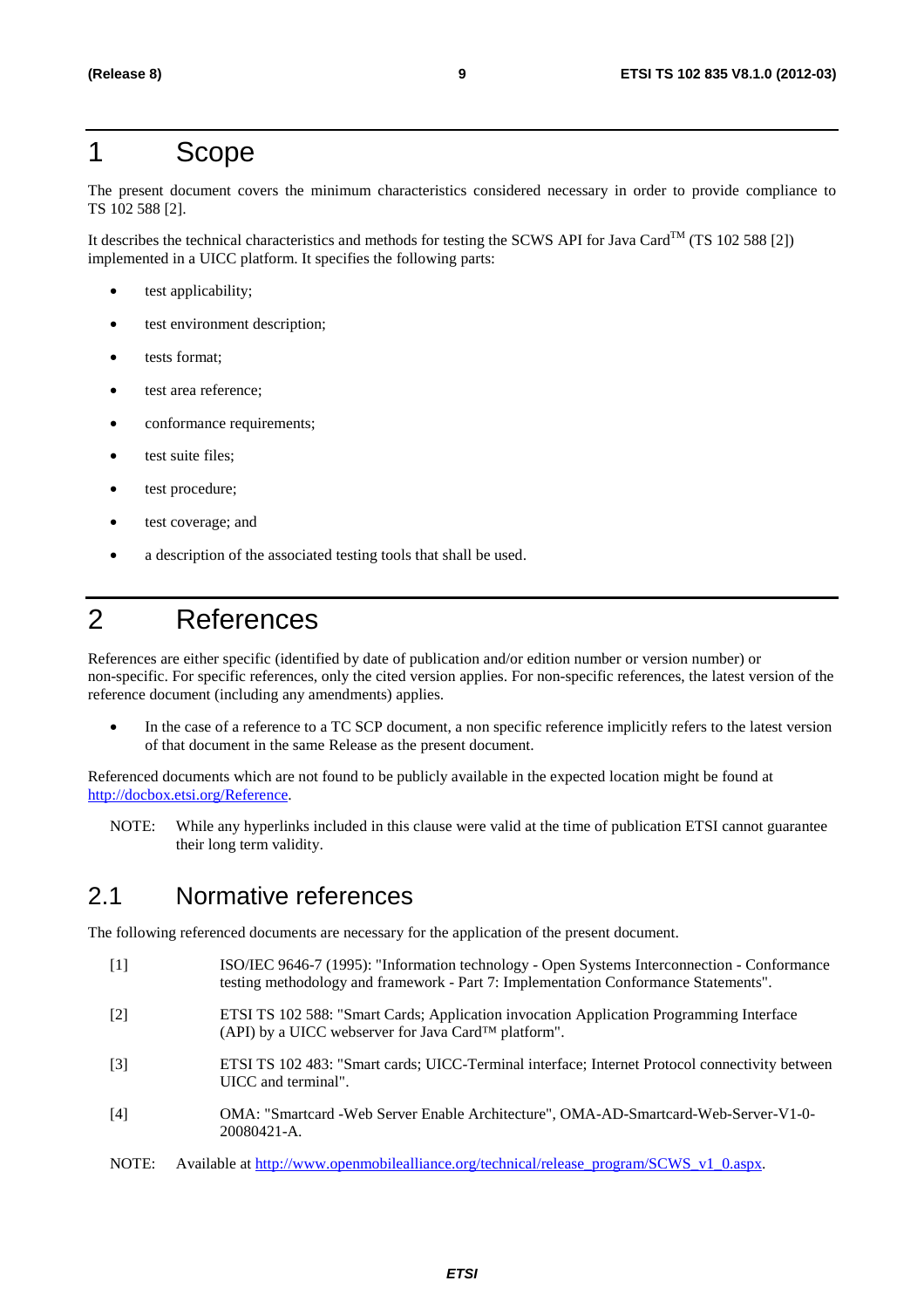# 1 Scope

The present document covers the minimum characteristics considered necessary in order to provide compliance to TS 102 588 [2].

It describes the technical characteristics and methods for testing the SCWS API for Java Card™ (TS 102 588 [2]) implemented in a UICC platform. It specifies the following parts:

- test applicability;
- test environment description;
- tests format;
- test area reference;
- conformance requirements;
- test suite files;
- test procedure;
- test coverage; and
- a description of the associated testing tools that shall be used.

# 2 References

References are either specific (identified by date of publication and/or edition number or version number) or non-specific. For specific references, only the cited version applies. For non-specific references, the latest version of the reference document (including any amendments) applies.

- In the case of a reference to a TC SCP document, a non specific reference implicitly refers to the latest version of that document in the same Release as the present document.

Referenced documents which are not found to be publicly available in the expected location might be found at http://docbox.etsi.org/Reference.

NOTE: While any hyperlinks included in this clause were valid at the time of publication ETSI cannot guarantee their long term validity.

## 2.1 Normative references

The following referenced documents are necessary for the application of the present document.

[1] ISO/IEC 9646-7 (1995): "Information technology - Open Systems Interconnection - Conformance testing methodology and framework - Part 7: Implementation Conformance Statements".

[2] ETSI TS 102 588: "Smart Cards; Application invocation Application Programming Interface (API) by a UICC webserver for Java Card™ platform".

[3] ETSI TS 102 483: "Smart cards; UICC-Terminal interface; Internet Protocol connectivity between UICC and terminal".

[4] OMA: "Smartcard -Web Server Enable Architecture", OMA-AD-Smartcard-Web-Server-V1-0-20080421-A.

NOTE: Available at http://www.openmobilealliance.org/technical/release_program/SCWS_v1_0.aspx.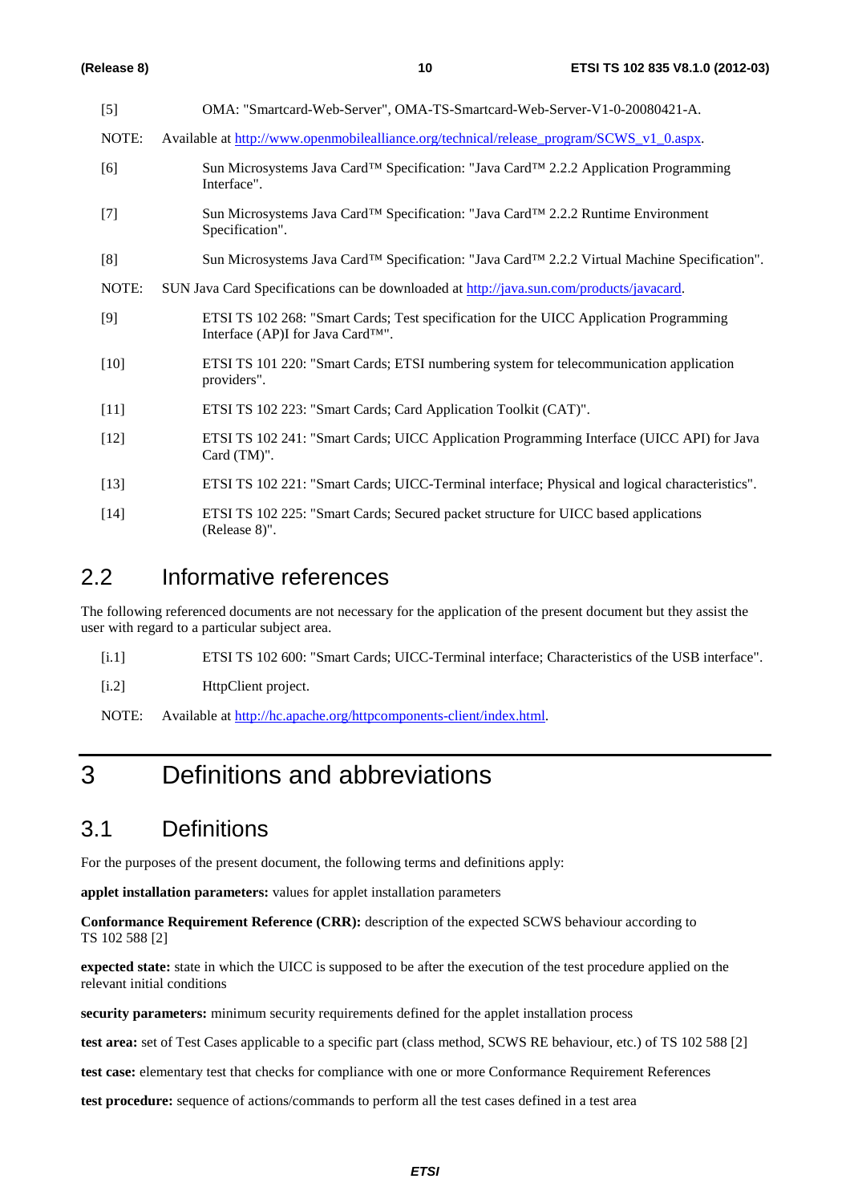[5] OMA: "Smartcard-Web-Server", OMA-TS-Smartcard-Web-Server-V1-0-20080421-A.

NOTE: Available at http://www.openmobilealliance.org/technical/release_program/SCWS_v1_0.aspx.

[6] Sun Microsystems Java Card™ Specification: "Java Card™ 2.2.2 Application Programming Interface".

[7] Sun Microsystems Java Card™ Specification: "Java Card™ 2.2.2 Runtime Environment Specification".

[8] Sun Microsystems Java Card™ Specification: "Java Card™ 2.2.2 Virtual Machine Specification".

NOTE: SUN Java Card Specifications can be downloaded at http://java.sun.com/products/javacard.

[9] ETSI TS 102 268: "Smart Cards; Test specification for the UICC Application Programming Interface (AP)I for Java Card™".

[10] ETSI TS 101 220: "Smart Cards; ETSI numbering system for telecommunication application providers".

[11] ETSI TS 102 223: "Smart Cards; Card Application Toolkit (CAT)".

[12] ETSI TS 102 241: "Smart Cards; UICC Application Programming Interface (UICC API) for Java Card (TM)".

[13] ETSI TS 102 221: "Smart Cards; UICC-Terminal interface; Physical and logical characteristics".

[14] ETSI TS 102 225: "Smart Cards; Secured packet structure for UICC based applications (Release 8)".

## 2.2 Informative references

The following referenced documents are not necessary for the application of the present document but they assist the user with regard to a particular subject area.

[i.1] ETSI TS 102 600: "Smart Cards; UICC-Terminal interface; Characteristics of the USB interface".

[i.2] HttpClient project.

NOTE: Available at http://hc.apache.org/httpcomponents-client/index.html.

# 3 Definitions and abbreviations

## 3.1 Definitions

For the purposes of the present document, the following terms and definitions apply:

**applet installation parameters:** values for applet installation parameters

**Conformance Requirement Reference (CRR):** description of the expected SCWS behaviour according to TS 102 588 [2]

**expected state:** state in which the UICC is supposed to be after the execution of the test procedure applied on the relevant initial conditions

**security parameters:** minimum security requirements defined for the applet installation process

**test area:** set of Test Cases applicable to a specific part (class method, SCWS RE behaviour, etc.) of TS 102 588 [2]

**test case:** elementary test that checks for compliance with one or more Conformance Requirement References

**test procedure:** sequence of actions/commands to perform all the test cases defined in a test area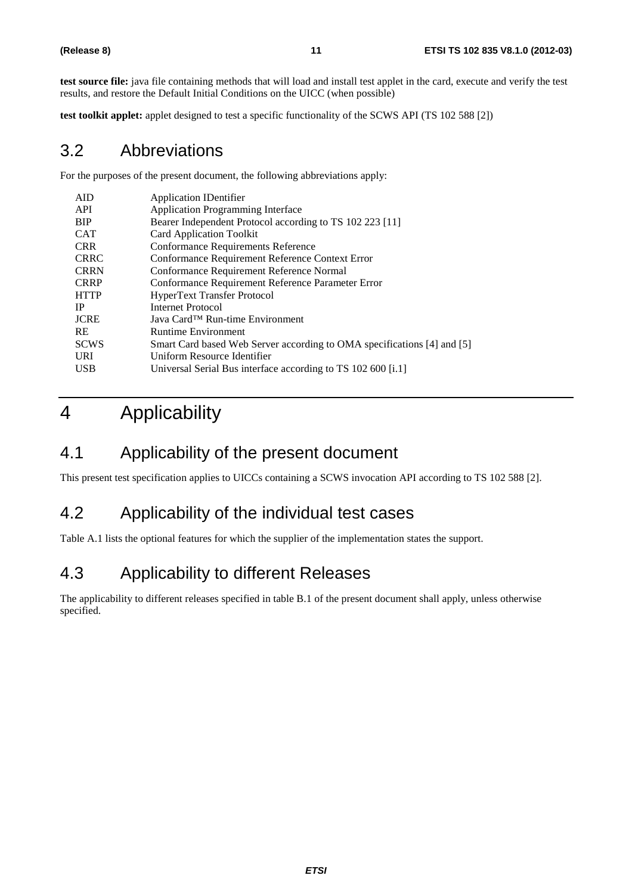**test source file:** java file containing methods that will load and install test applet in the card, execute and verify the test results, and restore the Default Initial Conditions on the UICC (when possible)

**test toolkit applet:** applet designed to test a specific functionality of the SCWS API (TS 102 588 [2])

## 3.2 Abbreviations

For the purposes of the present document, the following abbreviations apply:

| | |
|---|---|
| AID | Application IDentifier |
| API | Application Programming Interface |
| BIP | Bearer Independent Protocol according to TS 102 223 [11] |
| CAT | Card Application Toolkit |
| CRR | Conformance Requirements Reference |
| CRRC | Conformance Requirement Reference Context Error |
| CRRN | Conformance Requirement Reference Normal |
| CRRP | Conformance Requirement Reference Parameter Error |
| HTTP | HyperText Transfer Protocol |
| IP | Internet Protocol |
| JCRE | Java Card™ Run-time Environment |
| RE | Runtime Environment |
| SCWS | Smart Card based Web Server according to OMA specifications [4] and [5] |
| URI | Uniform Resource Identifier |
| USB | Universal Serial Bus interface according to TS 102 600 [i.1] |

# 4 Applicability

## 4.1 Applicability of the present document

This present test specification applies to UICCs containing a SCWS invocation API according to TS 102 588 [2].

## 4.2 Applicability of the individual test cases

Table A.1 lists the optional features for which the supplier of the implementation states the support.

## 4.3 Applicability to different Releases

The applicability to different releases specified in table B.1 of the present document shall apply, unless otherwise specified.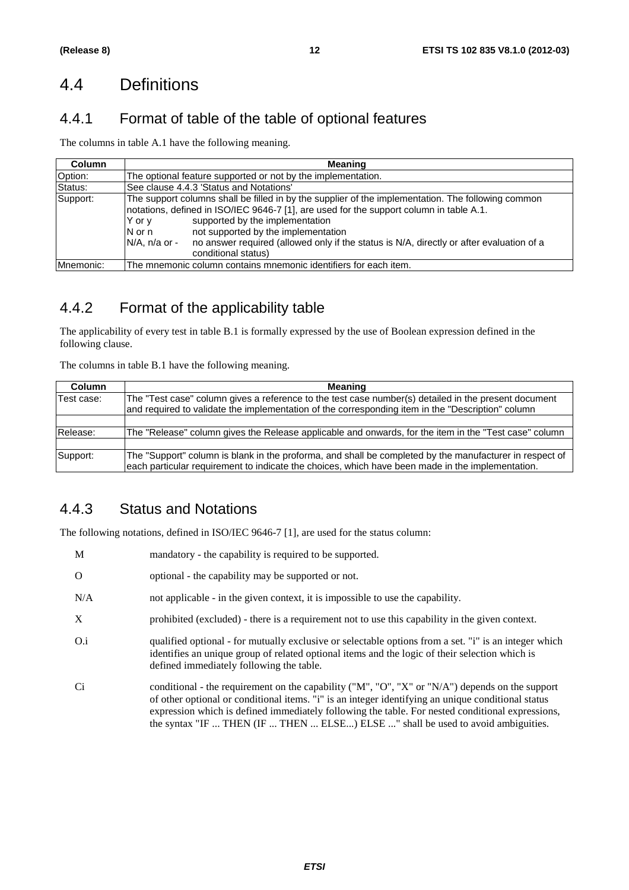## 4.4 Definitions

### 4.4.1 Format of table of the table of optional features

The columns in table A.1 have the following meaning.

| Column | Meaning |
|---|---|
| Option: | The optional feature supported or not by the implementation. |
| Status: | See clause 4.4.3 'Status and Notations' |
| Support: | The support columns shall be filled in by the supplier of the implementation. The following common notations, defined in ISO/IEC 9646-7 [1], are used for the support column in table A.1.<br>Y or y supported by the implementation<br>N or n not supported by the implementation<br>N/A, n/a or - no answer required (allowed only if the status is N/A, directly or after evaluation of a conditional status) |
| Mnemonic: | The mnemonic column contains mnemonic identifiers for each item. |

### 4.4.2 Format of the applicability table

The applicability of every test in table B.1 is formally expressed by the use of Boolean expression defined in the following clause.

The columns in table B.1 have the following meaning.

| Column | Meaning |
|---|---|
| Test case: | The "Test case" column gives a reference to the test case number(s) detailed in the present document and required to validate the implementation of the corresponding item in the "Description" column |
| | |
| Release: | The "Release" column gives the Release applicable and onwards, for the item in the "Test case" column |
| | |
| Support: | The "Support" column is blank in the proforma, and shall be completed by the manufacturer in respect of each particular requirement to indicate the choices, which have been made in the implementation. |

### 4.4.3 Status and Notations

The following notations, defined in ISO/IEC 9646-7 [1], are used for the status column:

M mandatory - the capability is required to be supported.

O optional - the capability may be supported or not.

N/A not applicable - in the given context, it is impossible to use the capability.

X prohibited (excluded) - there is a requirement not to use this capability in the given context.

O.i qualified optional - for mutually exclusive or selectable options from a set. "i" is an integer which identifies an unique group of related optional items and the logic of their selection which is defined immediately following the table.

Ci conditional - the requirement on the capability ("M", "O", "X" or "N/A") depends on the support of other optional or conditional items. "i" is an integer identifying an unique conditional status expression which is defined immediately following the table. For nested conditional expressions, the syntax "IF ... THEN (IF ... THEN ... ELSE...) ELSE ..." shall be used to avoid ambiguities.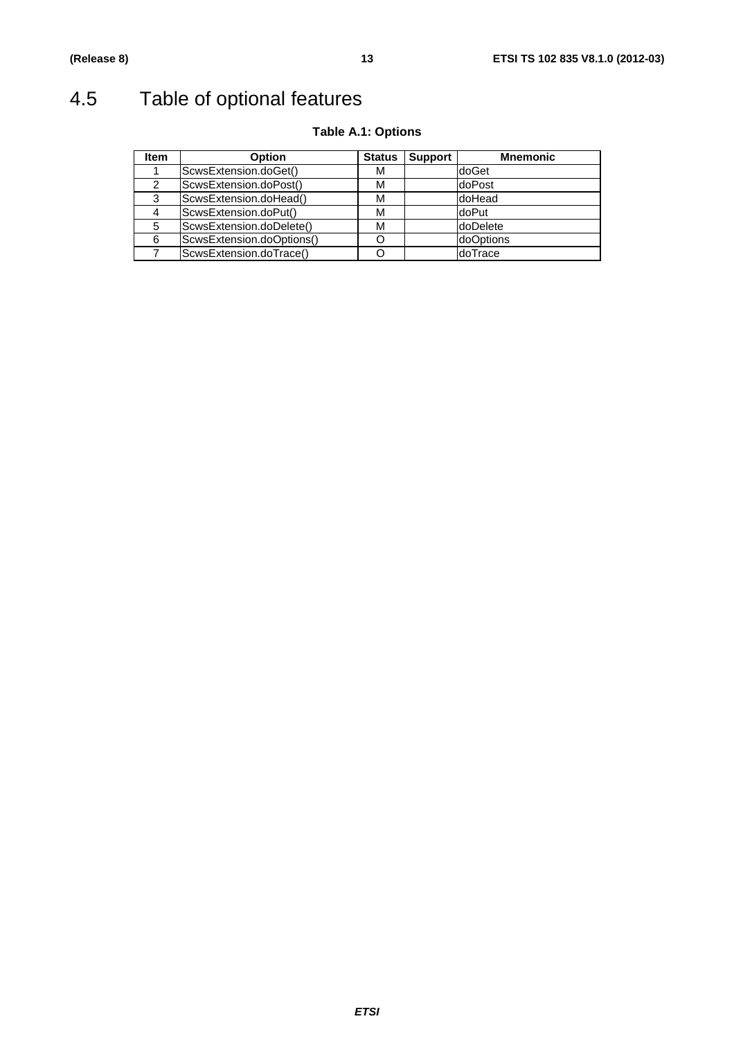## 4.5 Table of optional features

**Table A.1: Options**

| Item | Option | Status | Support | Mnemonic |
|---|---|---|---|---|
| 1 | ScwsExtension.doGet() | M | | doGet |
| 2 | ScwsExtension.doPost() | M | | doPost |
| 3 | ScwsExtension.doHead() | M | | doHead |
| 4 | ScwsExtension.doPut() | M | | doPut |
| 5 | ScwsExtension.doDelete() | M | | doDelete |
| 6 | ScwsExtension.doOptions() | O | | doOptions |
| 7 | ScwsExtension.doTrace() | O | | doTrace |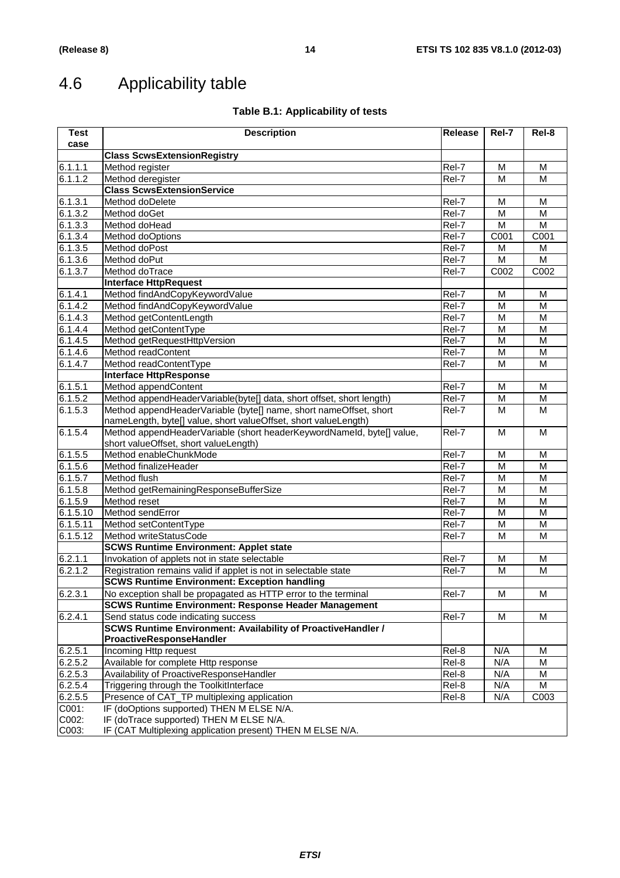# 4.6 Applicability table

**Table B.1: Applicability of tests**

| Test case | Description | Release | Rel-7 | Rel-8 |
|---|---|---|---|---|
| | **Class ScwsExtensionRegistry** | | | |
| 6.1.1.1 | Method register | Rel-7 | M | M |
| 6.1.1.2 | Method deregister | Rel-7 | M | M |
| | **Class ScwsExtensionService** | | | |
| 6.1.3.1 | Method doDelete | Rel-7 | M | M |
| 6.1.3.2 | Method doGet | Rel-7 | M | M |
| 6.1.3.3 | Method doHead | Rel-7 | M | M |
| 6.1.3.4 | Method doOptions | Rel-7 | C001 | C001 |
| 6.1.3.5 | Method doPost | Rel-7 | M | M |
| 6.1.3.6 | Method doPut | Rel-7 | M | M |
| 6.1.3.7 | Method doTrace | Rel-7 | C002 | C002 |
| | **Interface HttpRequest** | | | |
| 6.1.4.1 | Method findAndCopyKeywordValue | Rel-7 | M | M |
| 6.1.4.2 | Method findAndCopyKeywordValue | Rel-7 | M | M |
| 6.1.4.3 | Method getContentLength | Rel-7 | M | M |
| 6.1.4.4 | Method getContentType | Rel-7 | M | M |
| 6.1.4.5 | Method getRequestHttpVersion | Rel-7 | M | M |
| 6.1.4.6 | Method readContent | Rel-7 | M | M |
| 6.1.4.7 | Method readContentType | Rel-7 | M | M |
| | **Interface HttpResponse** | | | |
| 6.1.5.1 | Method appendContent | Rel-7 | M | M |
| 6.1.5.2 | Method appendHeaderVariable(byte[] data, short offset, short length) | Rel-7 | M | M |
| 6.1.5.3 | Method appendHeaderVariable (byte[] name, short nameOffset, short nameLength, byte[] value, short valueOffset, short valueLength) | Rel-7 | M | M |
| 6.1.5.4 | Method appendHeaderVariable (short headerKeywordNameId, byte[] value, short valueOffset, short valueLength) | Rel-7 | M | M |
| 6.1.5.5 | Method enableChunkMode | Rel-7 | M | M |
| 6.1.5.6 | Method finalizeHeader | Rel-7 | M | M |
| 6.1.5.7 | Method flush | Rel-7 | M | M |
| 6.1.5.8 | Method getRemainingResponseBufferSize | Rel-7 | M | M |
| 6.1.5.9 | Method reset | Rel-7 | M | M |
| 6.1.5.10 | Method sendError | Rel-7 | M | M |
| 6.1.5.11 | Method setContentType | Rel-7 | M | M |
| 6.1.5.12 | Method writeStatusCode | Rel-7 | M | M |
| | **SCWS Runtime Environment: Applet state** | | | |
| 6.2.1.1 | Invokation of applets not in state selectable | Rel-7 | M | M |
| 6.2.1.2 | Registration remains valid if applet is not in selectable state | Rel-7 | M | M |
| | **SCWS Runtime Environment: Exception handling** | | | |
| 6.2.3.1 | No exception shall be propagated as HTTP error to the terminal | Rel-7 | M | M |
| | **SCWS Runtime Environment: Response Header Management** | | | |
| 6.2.4.1 | Send status code indicating success | Rel-7 | M | M |
| | **SCWS Runtime Environment: Availability of ProactiveHandler / ProactiveResponseHandler** | | | |
| 6.2.5.1 | Incoming Http request | Rel-8 | N/A | M |
| 6.2.5.2 | Available for complete Http response | Rel-8 | N/A | M |
| 6.2.5.3 | Availability of ProactiveResponseHandler | Rel-8 | N/A | M |
| 6.2.5.4 | Triggering through the ToolkitInterface | Rel-8 | N/A | M |
| 6.2.5.5 | Presence of CAT_TP multiplexing application | Rel-8 | N/A | C003 |
| C001: | IF (doOptions supported) THEN M ELSE N/A. | | | |
| C002: | IF (doTrace supported) THEN M ELSE N/A. | | | |
| C003: | IF (CAT Multiplexing application present) THEN M ELSE N/A. | | | |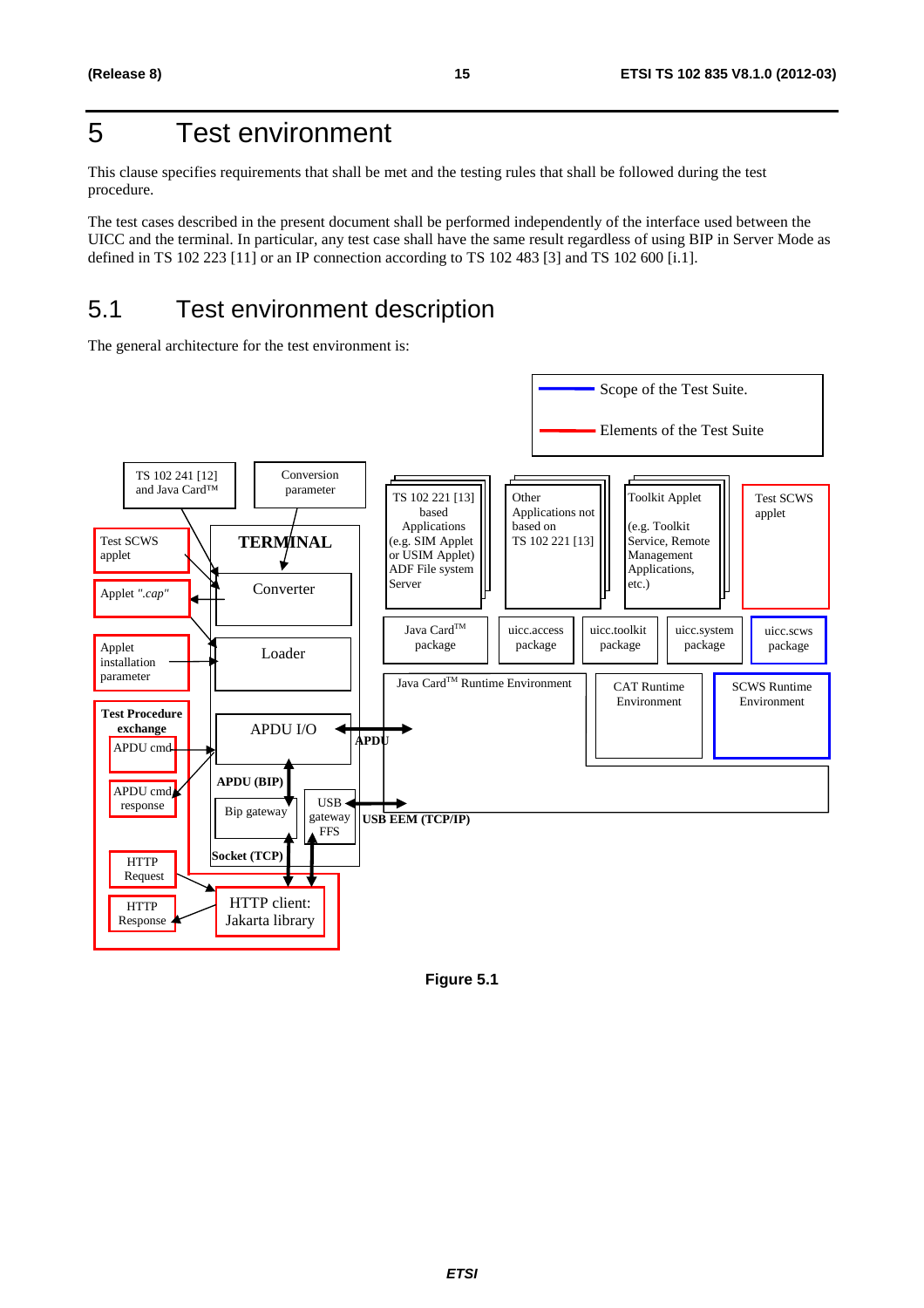# 5 Test environment

This clause specifies requirements that shall be met and the testing rules that shall be followed during the test procedure.

The test cases described in the present document shall be performed independently of the interface used between the UICC and the terminal. In particular, any test case shall have the same result regardless of using BIP in Server Mode as defined in TS 102 223 [11] or an IP connection according to TS 102 483 [3] and TS 102 600 [i.1].

## 5.1 Test environment description

The general architecture for the test environment is:

Scope of the Test Suite.

Elements of the Test Suite

TS 102 241 [12] and Java Card™

Conversion parameter

Test SCWS applet

Applet ".cap"

Applet installation parameter

TERMINAL

Converter

Loader

APDU I/O

APDU (BIP)

Bip gateway

USB gateway FFS

Socket (TCP)

APDU

USB EEM (TCP/IP)

Test Procedure exchange

APDU cmd

APDU cmd response

HTTP Request

HTTP Response

HTTP client: Jakarta library

TS 102 221 [13] based Applications (e.g. SIM Applet or USIM Applet) ADF File system Server

Other Applications not based on TS 102 221 [13]

Toolkit Applet (e.g. Toolkit Service, Remote Management Applications, etc.)

Test SCWS applet

Java Card™ package

uicc.access package

uicc.toolkit package

uicc.system package

uicc.scws package

Java Card™ Runtime Environment

CAT Runtime Environment

SCWS Runtime Environment

Figure 5.1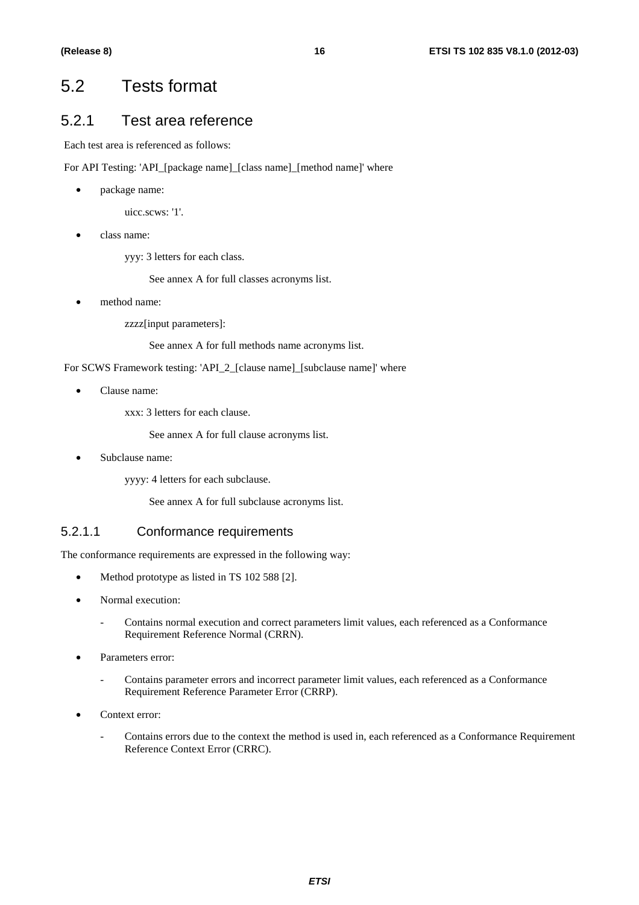## 5.2 Tests format

### 5.2.1 Test area reference

Each test area is referenced as follows:

For API Testing: 'API_[package name]_[class name]_[method name]' where

- package name:

  uicc.scws: '1'.

- class name:

  yyy: 3 letters for each class.

  See annex A for full classes acronyms list.

- method name:

  zzzz[input parameters]:

  See annex A for full methods name acronyms list.

For SCWS Framework testing: 'API_2_[clause name]_[subclause name]' where

- Clause name:

  xxx: 3 letters for each clause.

  See annex A for full clause acronyms list.

- Subclause name:

  yyyy: 4 letters for each subclause.

  See annex A for full subclause acronyms list.

#### 5.2.1.1 Conformance requirements

The conformance requirements are expressed in the following way:

- Method prototype as listed in TS 102 588 [2].
- Normal execution:
  - Contains normal execution and correct parameters limit values, each referenced as a Conformance Requirement Reference Normal (CRRN).
- Parameters error:
  - Contains parameter errors and incorrect parameter limit values, each referenced as a Conformance Requirement Reference Parameter Error (CRRP).
- Context error:
  - Contains errors due to the context the method is used in, each referenced as a Conformance Requirement Reference Context Error (CRRC).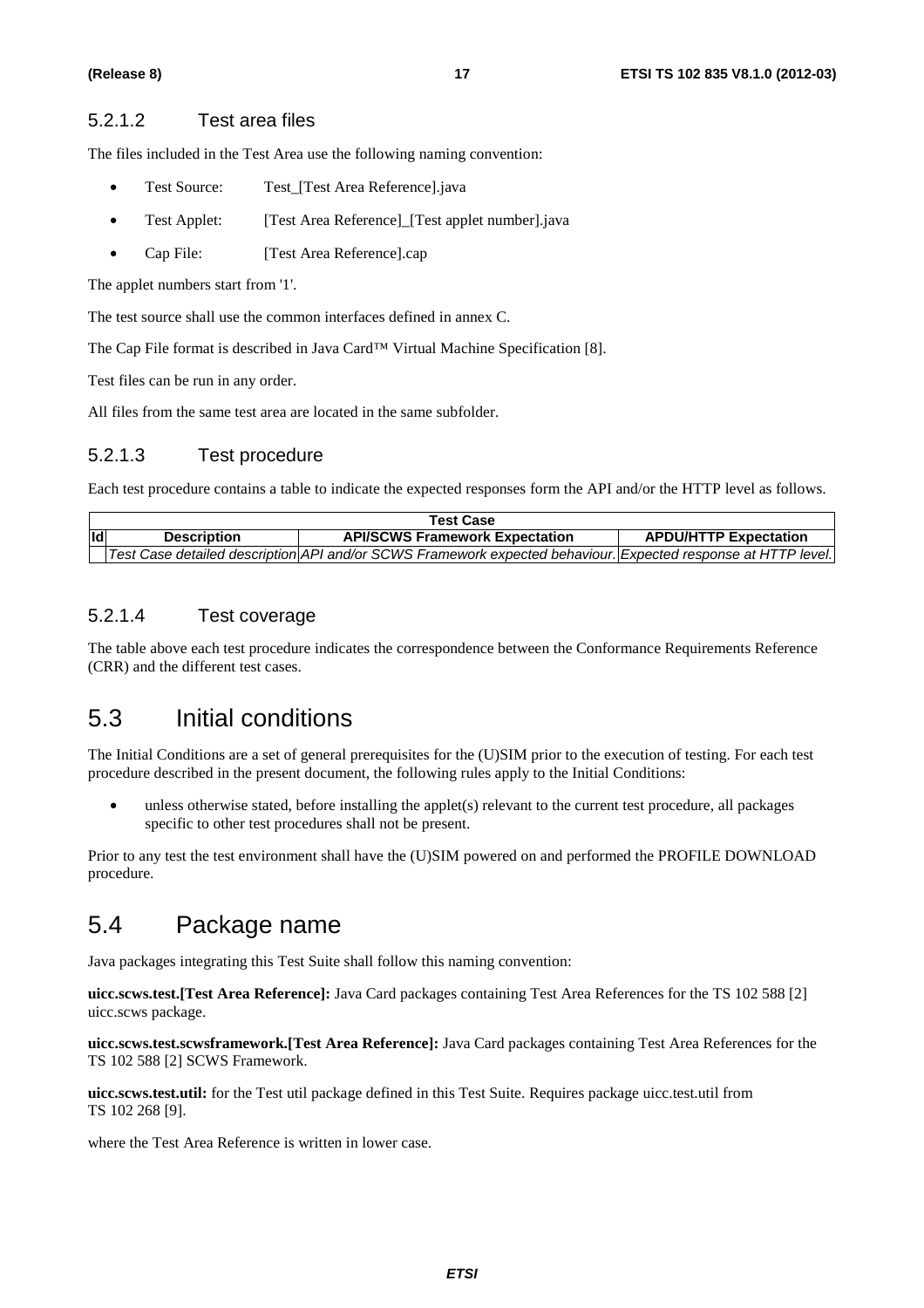#### 5.2.1.2 Test area files

The files included in the Test Area use the following naming convention:

- Test Source: Test_[Test Area Reference].java
- Test Applet: [Test Area Reference]_[Test applet number].java
- Cap File: [Test Area Reference].cap

The applet numbers start from '1'.

The test source shall use the common interfaces defined in annex C.

The Cap File format is described in Java Card™ Virtual Machine Specification [8].

Test files can be run in any order.

All files from the same test area are located in the same subfolder.

#### 5.2.1.3 Test procedure

Each test procedure contains a table to indicate the expected responses form the API and/or the HTTP level as follows.

| Test Case | | | |
|---|---|---|---|
| **Id** | **Description** | **API/SCWS Framework Expectation** | **APDU/HTTP Expectation** |
| | *Test Case detailed description* | *API and/or SCWS Framework expected behaviour.* | *Expected response at HTTP level.* |

#### 5.2.1.4 Test coverage

The table above each test procedure indicates the correspondence between the Conformance Requirements Reference (CRR) and the different test cases.

## 5.3 Initial conditions

The Initial Conditions are a set of general prerequisites for the (U)SIM prior to the execution of testing. For each test procedure described in the present document, the following rules apply to the Initial Conditions:

- unless otherwise stated, before installing the applet(s) relevant to the current test procedure, all packages specific to other test procedures shall not be present.

Prior to any test the test environment shall have the (U)SIM powered on and performed the PROFILE DOWNLOAD procedure.

## 5.4 Package name

Java packages integrating this Test Suite shall follow this naming convention:

**uicc.scws.test.[Test Area Reference]:** Java Card packages containing Test Area References for the TS 102 588 [2] uicc.scws package.

**uicc.scws.test.scwsframework.[Test Area Reference]:** Java Card packages containing Test Area References for the TS 102 588 [2] SCWS Framework.

**uicc.scws.test.util:** for the Test util package defined in this Test Suite. Requires package uicc.test.util from TS 102 268 [9].

where the Test Area Reference is written in lower case.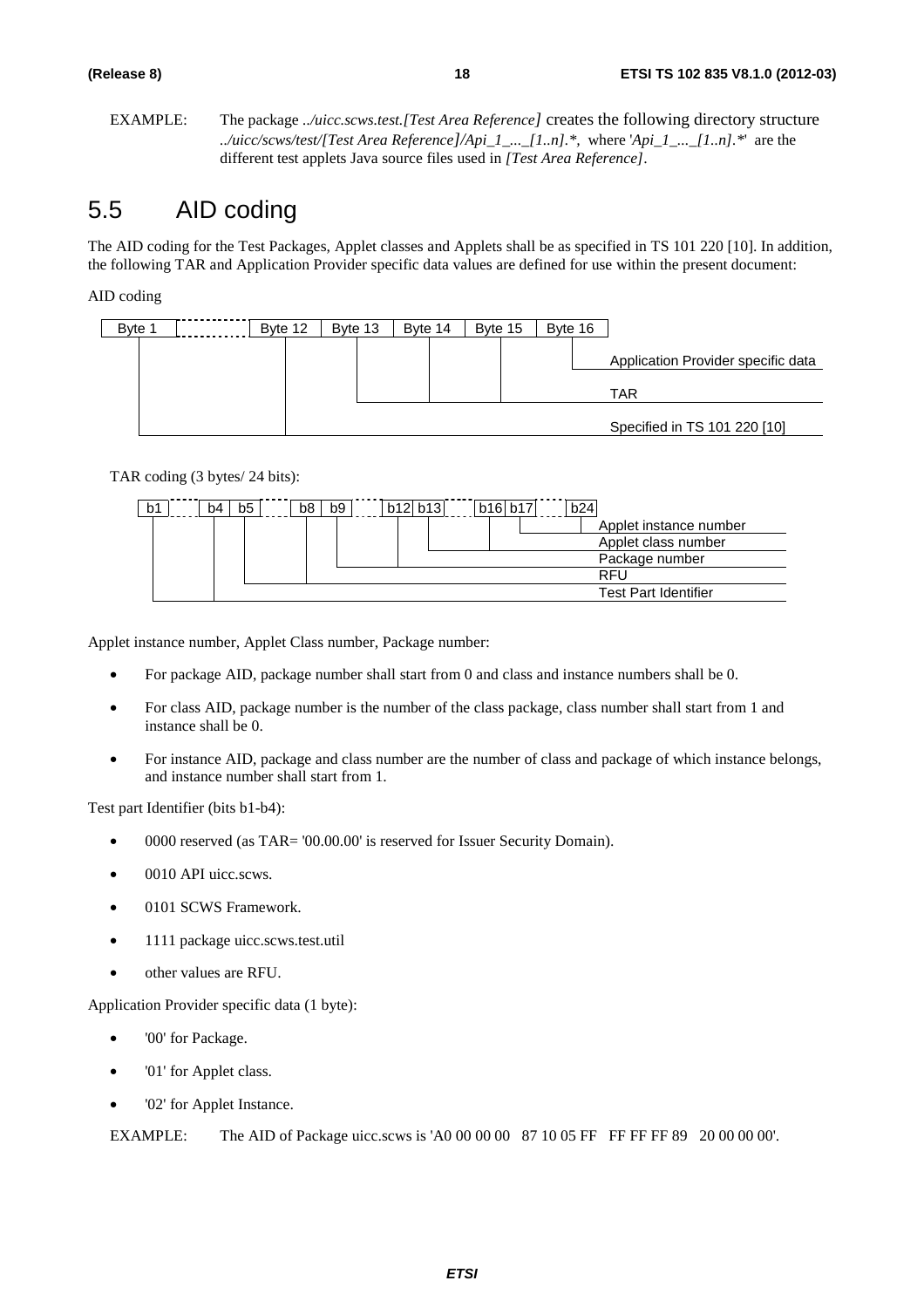EXAMPLE: The package *../uicc.scws.test.[Test Area Reference]* creates the following directory structure *../uicc/scws/test/[Test Area Reference]/Api_1_..._[1..n].**, where '*Api_1_..._[1..n].**' are the different test applets Java source files used in *[Test Area Reference]*.

## 5.5 AID coding

The AID coding for the Test Packages, Applet classes and Applets shall be as specified in TS 101 220 [10]. In addition, the following TAR and Application Provider specific data values are defined for use within the present document:

AID coding

| Byte 1 ... Byte 12 | Byte 13 | Byte 14 | Byte 15 | Byte 16 |
|---|---|---|---|---|
| Specified in TS 101 220 [10] | TAR | TAR | TAR | Application Provider specific data |

TAR coding (3 bytes/ 24 bits):

| b1 ... b4 | b5 ... b8 | b9 ... b12 | b13 ... b16 | b17 ... b24 |
|---|---|---|---|---|
| Test Part Identifier | RFU | Package number | Applet class number | Applet instance number |

Applet instance number, Applet Class number, Package number:

- For package AID, package number shall start from 0 and class and instance numbers shall be 0.
- For class AID, package number is the number of the class package, class number shall start from 1 and instance shall be 0.
- For instance AID, package and class number are the number of class and package of which instance belongs, and instance number shall start from 1.

Test part Identifier (bits b1-b4):

- 0000 reserved (as TAR= '00.00.00' is reserved for Issuer Security Domain).
- 0010 API uicc.scws.
- 0101 SCWS Framework.
- 1111 package uicc.scws.test.util
- other values are RFU.

Application Provider specific data (1 byte):

- '00' for Package.
- '01' for Applet class.
- '02' for Applet Instance.

EXAMPLE: The AID of Package uicc.scws is 'A0 00 00 00 87 10 05 FF FF FF FF 89 20 00 00 00'.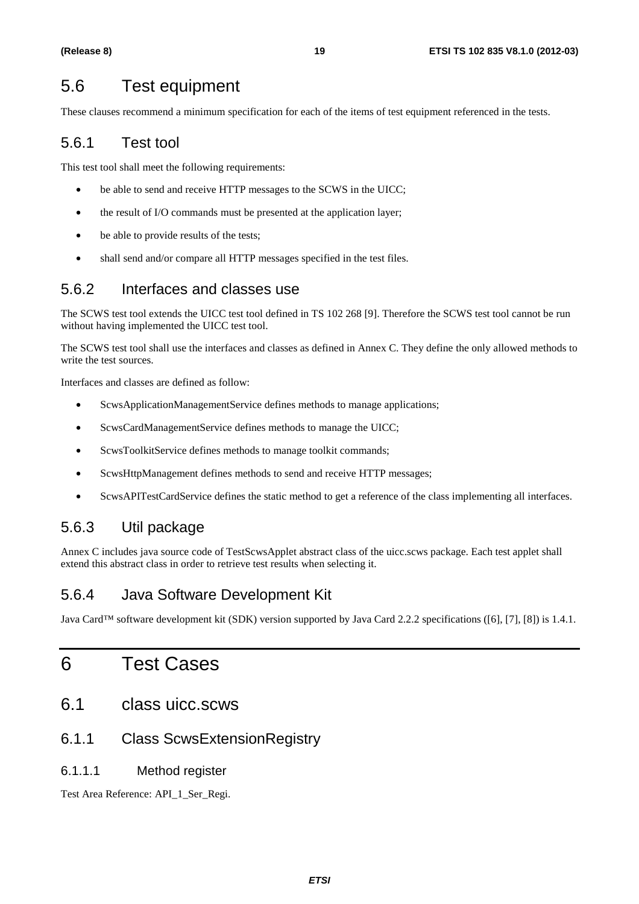## 5.6 Test equipment

These clauses recommend a minimum specification for each of the items of test equipment referenced in the tests.

### 5.6.1 Test tool

This test tool shall meet the following requirements:

- be able to send and receive HTTP messages to the SCWS in the UICC;
- the result of I/O commands must be presented at the application layer;
- be able to provide results of the tests;
- shall send and/or compare all HTTP messages specified in the test files.

### 5.6.2 Interfaces and classes use

The SCWS test tool extends the UICC test tool defined in TS 102 268 [9]. Therefore the SCWS test tool cannot be run without having implemented the UICC test tool.

The SCWS test tool shall use the interfaces and classes as defined in Annex C. They define the only allowed methods to write the test sources.

Interfaces and classes are defined as follow:

- ScwsApplicationManagementService defines methods to manage applications;
- ScwsCardManagementService defines methods to manage the UICC;
- ScwsToolkitService defines methods to manage toolkit commands;
- ScwsHttpManagement defines methods to send and receive HTTP messages;
- ScwsAPITestCardService defines the static method to get a reference of the class implementing all interfaces.

### 5.6.3 Util package

Annex C includes java source code of TestScwsApplet abstract class of the uicc.scws package. Each test applet shall extend this abstract class in order to retrieve test results when selecting it.

### 5.6.4 Java Software Development Kit

Java Card™ software development kit (SDK) version supported by Java Card 2.2.2 specifications ([6], [7], [8]) is 1.4.1.

# 6 Test Cases

## 6.1 class uicc.scws

### 6.1.1 Class ScwsExtensionRegistry

#### 6.1.1.1 Method register

Test Area Reference: API_1_Ser_Regi.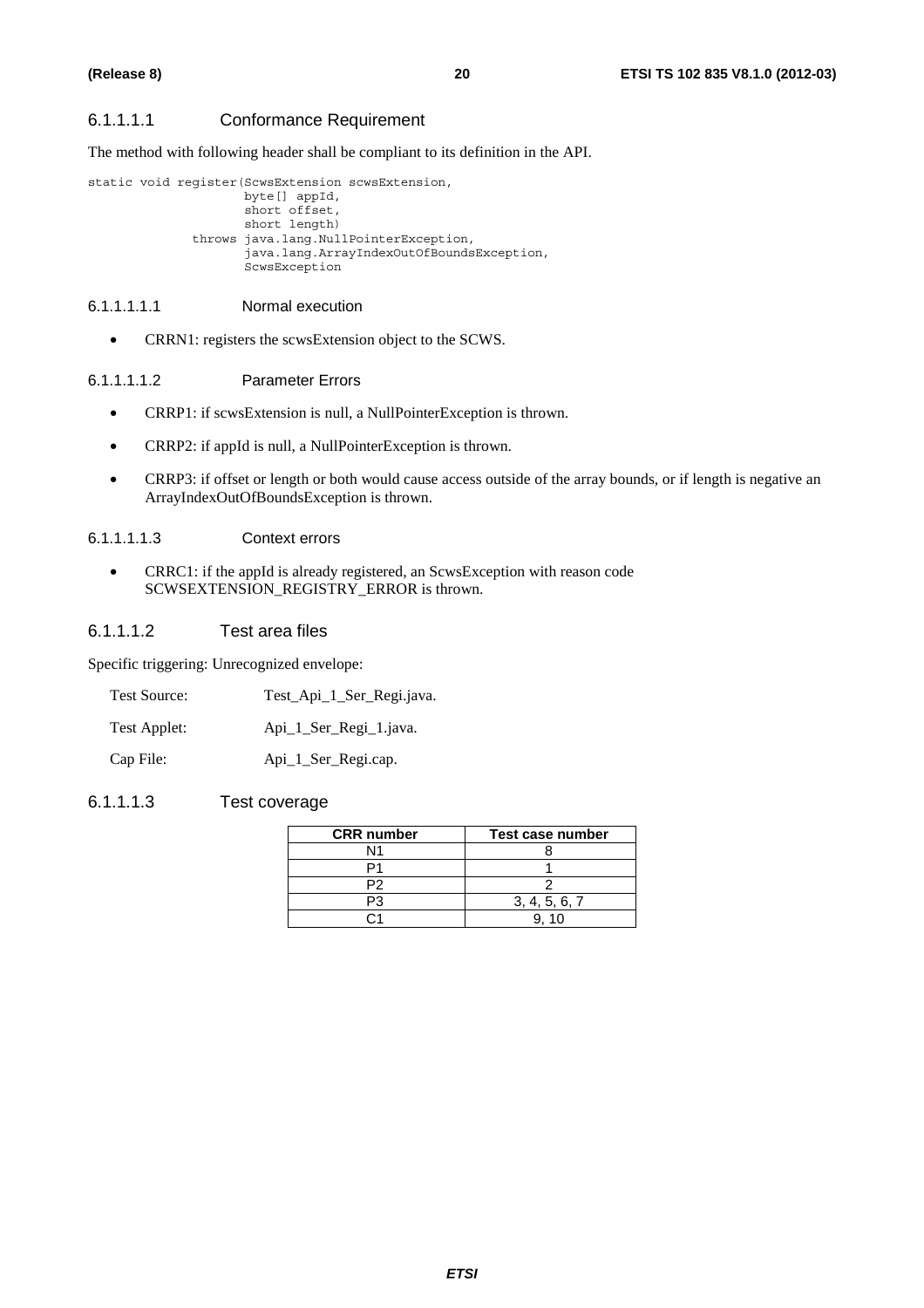#### 6.1.1.1.1 Conformance Requirement

The method with following header shall be compliant to its definition in the API.

```
static void register(ScwsExtension scwsExtension,
                     byte[] appId,
                     short offset,
                     short length)
             throws java.lang.NullPointerException,
                     java.lang.ArrayIndexOutOfBoundsException,
                     ScwsException
```

##### 6.1.1.1.1.1 Normal execution

- CRRN1: registers the scwsExtension object to the SCWS.

##### 6.1.1.1.1.2 Parameter Errors

- CRRP1: if scwsExtension is null, a NullPointerException is thrown.
- CRRP2: if appId is null, a NullPointerException is thrown.
- CRRP3: if offset or length or both would cause access outside of the array bounds, or if length is negative an ArrayIndexOutOfBoundsException is thrown.

##### 6.1.1.1.1.3 Context errors

- CRRC1: if the appId is already registered, an ScwsException with reason code SCWSEXTENSION_REGISTRY_ERROR is thrown.

#### 6.1.1.1.2 Test area files

Specific triggering: Unrecognized envelope:

Test Source: Test_Api_1_Ser_Regi.java.

Test Applet: Api_1_Ser_Regi_1.java.

Cap File: Api_1_Ser_Regi.cap.

#### 6.1.1.1.3 Test coverage

| CRR number | Test case number |
| --- | --- |
| N1 | 8 |
| P1 | 1 |
| P2 | 2 |
| P3 | 3, 4, 5, 6, 7 |
| C1 | 9, 10 |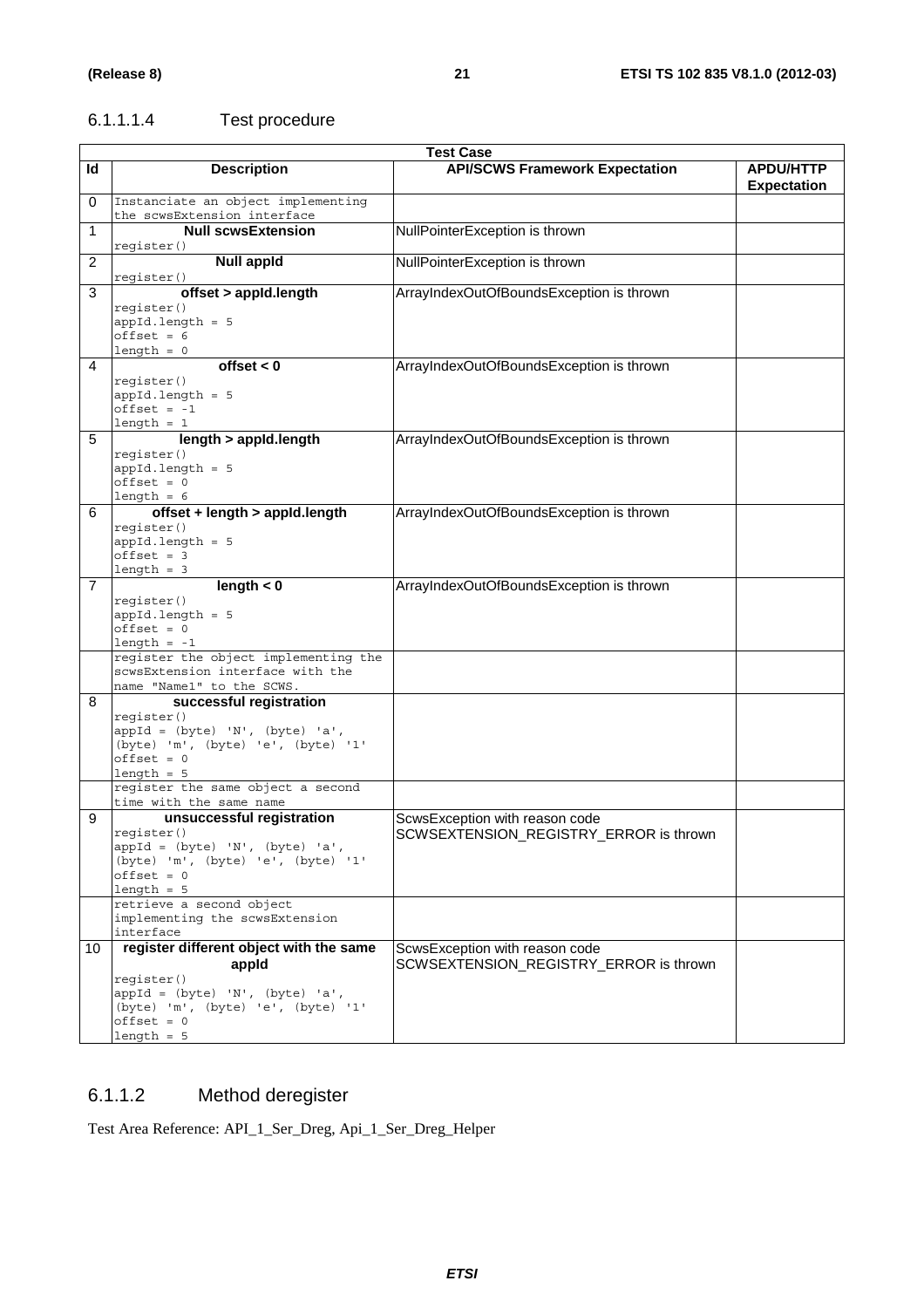#### 6.1.1.1.4 Test procedure

| Test Case | | | |
|---|---|---|---|
| **Id** | **Description** | **API/SCWS Framework Expectation** | **APDU/HTTP Expectation** |
| 0 | Instanciate an object implementing the scwsExtension interface | | |
| 1 | **Null scwsExtension**<br>register() | NullPointerException is thrown | |
| 2 | **Null appId**<br>register() | NullPointerException is thrown | |
| 3 | **offset > appId.length**<br>register()<br>appId.length = 5<br>offset = 6<br>length = 0 | ArrayIndexOutOfBoundsException is thrown | |
| 4 | **offset < 0**<br>register()<br>appId.length = 5<br>offset = -1<br>length = 1 | ArrayIndexOutOfBoundsException is thrown | |
| 5 | **length > appId.length**<br>register()<br>appId.length = 5<br>offset = 0<br>length = 6 | ArrayIndexOutOfBoundsException is thrown | |
| 6 | **offset + length > appId.length**<br>register()<br>appId.length = 5<br>offset = 3<br>length = 3 | ArrayIndexOutOfBoundsException is thrown | |
| 7 | **length < 0**<br>register()<br>appId.length = 5<br>offset = 0<br>length = -1 | ArrayIndexOutOfBoundsException is thrown | |
| | register the object implementing the scwsExtension interface with the name "Name1" to the SCWS. | | |
| 8 | **successful registration**<br>register()<br>appId = (byte) 'N', (byte) 'a', (byte) 'm', (byte) 'e', (byte) '1'<br>offset = 0<br>length = 5 | | |
| | register the same object a second time with the same name | | |
| 9 | **unsuccessful registration**<br>register()<br>appId = (byte) 'N', (byte) 'a', (byte) 'm', (byte) 'e', (byte) '1'<br>offset = 0<br>length = 5 | ScwsException with reason code SCWSEXTENSION_REGISTRY_ERROR is thrown | |
| | retrieve a second object implementing the scwsExtension interface | | |
| 10 | **register different object with the same appId**<br>register()<br>appId = (byte) 'N', (byte) 'a', (byte) 'm', (byte) 'e', (byte) '1'<br>offset = 0<br>length = 5 | ScwsException with reason code SCWSEXTENSION_REGISTRY_ERROR is thrown | |

### 6.1.1.2 Method deregister

Test Area Reference: API_1_Ser_Dreg, Api_1_Ser_Dreg_Helper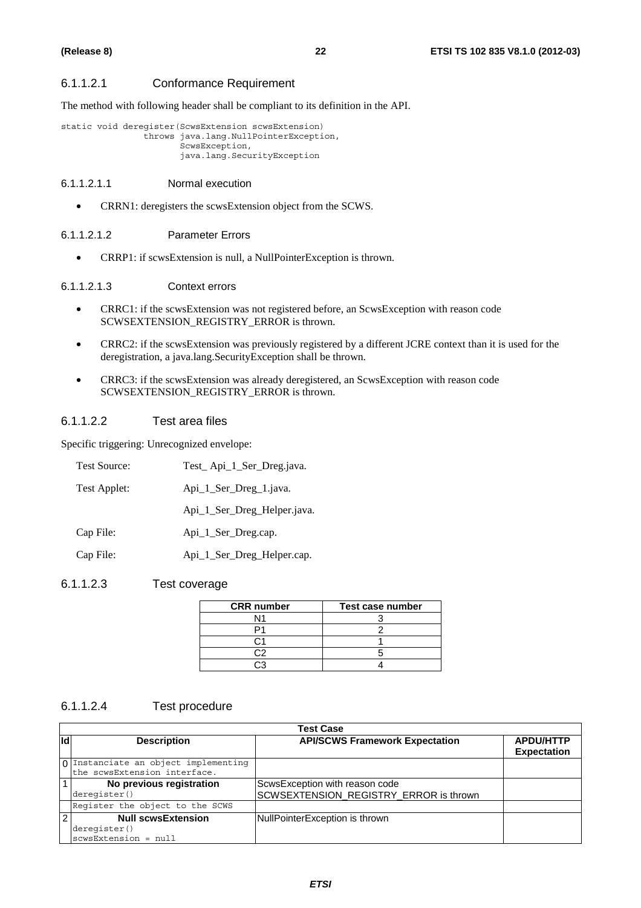#### 6.1.1.2.1 Conformance Requirement

The method with following header shall be compliant to its definition in the API.

```
static void deregister(ScwsExtension scwsExtension)
                throws java.lang.NullPointerException,
                       ScwsException,
                       java.lang.SecurityException
```

##### 6.1.1.2.1.1 Normal execution

- CRRN1: deregisters the scwsExtension object from the SCWS.

##### 6.1.1.2.1.2 Parameter Errors

- CRRP1: if scwsExtension is null, a NullPointerException is thrown.

##### 6.1.1.2.1.3 Context errors

- CRRC1: if the scwsExtension was not registered before, an ScwsException with reason code SCWSEXTENSION_REGISTRY_ERROR is thrown.
- CRRC2: if the scwsExtension was previously registered by a different JCRE context than it is used for the deregistration, a java.lang.SecurityException shall be thrown.
- CRRC3: if the scwsExtension was already deregistered, an ScwsException with reason code SCWSEXTENSION_REGISTRY_ERROR is thrown.

#### 6.1.1.2.2 Test area files

Specific triggering: Unrecognized envelope:

| | |
|---|---|
| Test Source: | Test_ Api_1_Ser_Dreg.java. |
| Test Applet: | Api_1_Ser_Dreg_1.java. |
| | Api_1_Ser_Dreg_Helper.java. |
| Cap File: | Api_1_Ser_Dreg.cap. |
| Cap File: | Api_1_Ser_Dreg_Helper.cap. |

#### 6.1.1.2.3 Test coverage

| CRR number | Test case number |
|---|---|
| N1 | 3 |
| P1 | 2 |
| C1 | 1 |
| C2 | 5 |
| C3 | 4 |

#### 6.1.1.2.4 Test procedure

| Id | Description | API/SCWS Framework Expectation | APDU/HTTP Expectation |
|---|---|---|---|
| 0 | Instanciate an object implementing the scwsExtension interface. | | |
| 1 | **No previous registration**<br>deregister() | ScwsException with reason code SCWSEXTENSION_REGISTRY_ERROR is thrown | |
| | Register the object to the SCWS | | |
| 2 | **Null scwsExtension**<br>deregister()<br>scwsExtension = null | NullPointerException is thrown | |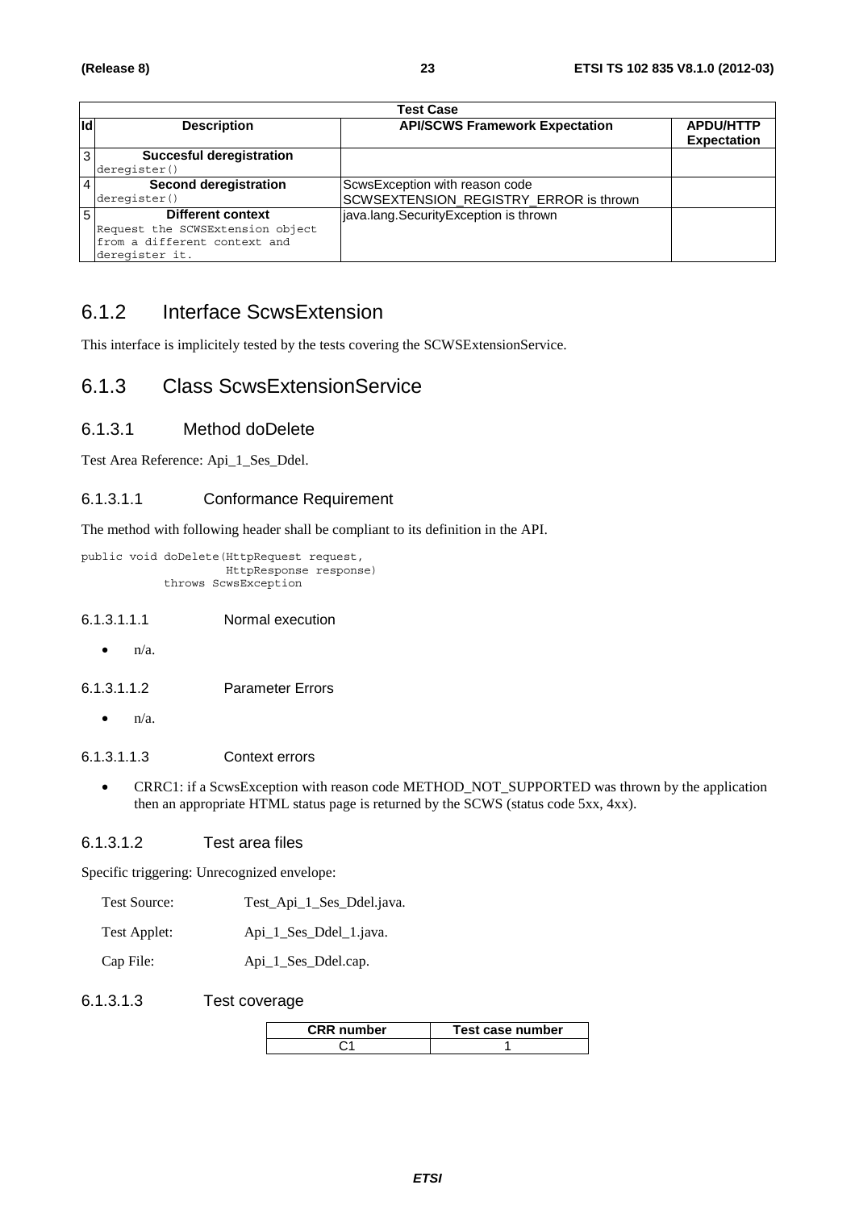| Test Case | | | |
|---|---|---|---|
| **Id** | **Description** | **API/SCWS Framework Expectation** | **APDU/HTTP Expectation** |
| 3 | **Succesful deregistration**<br>deregister() | | |
| 4 | **Second deregistration**<br>deregister() | ScwsException with reason code SCWSEXTENSION_REGISTRY_ERROR is thrown | |
| 5 | **Different context**<br>Request the SCWSExtension object from a different context and deregister it. | java.lang.SecurityException is thrown | |

## 6.1.2 Interface ScwsExtension

This interface is implicitely tested by the tests covering the SCWSExtensionService.

## 6.1.3 Class ScwsExtensionService

### 6.1.3.1 Method doDelete

Test Area Reference: Api_1_Ses_Ddel.

#### 6.1.3.1.1 Conformance Requirement

The method with following header shall be compliant to its definition in the API.

```
public void doDelete(HttpRequest request,
                     HttpResponse response)
           throws ScwsException
```

##### 6.1.3.1.1.1 Normal execution

- n/a.

##### 6.1.3.1.1.2 Parameter Errors

- n/a.

##### 6.1.3.1.1.3 Context errors

- CRRC1: if a ScwsException with reason code METHOD_NOT_SUPPORTED was thrown by the application then an appropriate HTML status page is returned by the SCWS (status code 5xx, 4xx).

#### 6.1.3.1.2 Test area files

Specific triggering: Unrecognized envelope:

Test Source: Test_Api_1_Ses_Ddel.java.

Test Applet: Api_1_Ses_Ddel_1.java.

Cap File: Api_1_Ses_Ddel.cap.

#### 6.1.3.1.3 Test coverage

| CRR number | Test case number |
|---|---|
| C1 | 1 |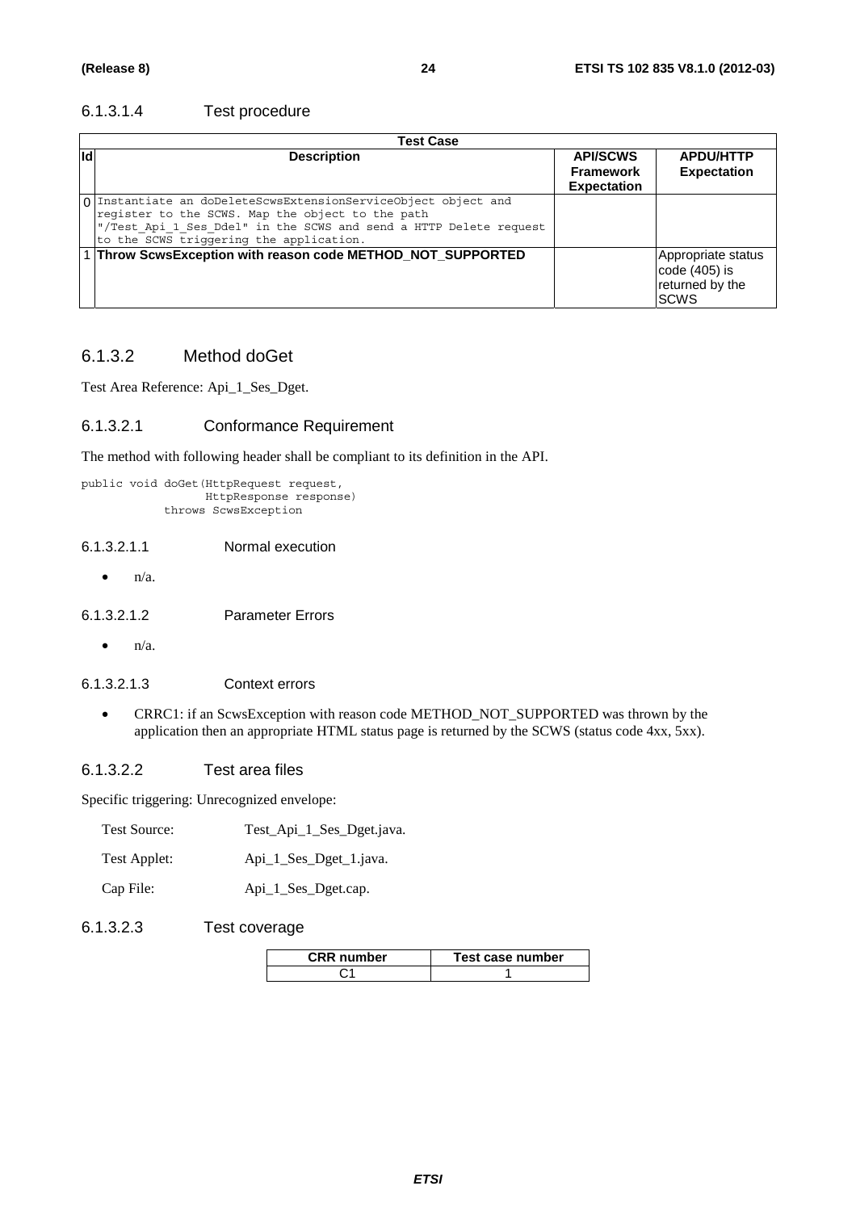#### 6.1.3.1.4 Test procedure

| Test Case | | | |
|---|---|---|---|
| **Id** | **Description** | **API/SCWS Framework Expectation** | **APDU/HTTP Expectation** |
| 0 | Instantiate an doDeleteScwsExtensionServiceObject object and register to the SCWS. Map the object to the path "/Test_Api_1_Ses_Ddel" in the SCWS and send a HTTP Delete request to the SCWS triggering the application. | | |
| 1 | **Throw ScwsException with reason code METHOD_NOT_SUPPORTED** | | Appropriate status code (405) is returned by the SCWS |

### 6.1.3.2 Method doGet

Test Area Reference: Api_1_Ses_Dget.

#### 6.1.3.2.1 Conformance Requirement

The method with following header shall be compliant to its definition in the API.

```
public void doGet(HttpRequest request,
                  HttpResponse response)
           throws ScwsException
```

##### 6.1.3.2.1.1 Normal execution

- n/a.

##### 6.1.3.2.1.2 Parameter Errors

- n/a.

##### 6.1.3.2.1.3 Context errors

- CRRC1: if an ScwsException with reason code METHOD_NOT_SUPPORTED was thrown by the application then an appropriate HTML status page is returned by the SCWS (status code 4xx, 5xx).

#### 6.1.3.2.2 Test area files

Specific triggering: Unrecognized envelope:

Test Source: Test_Api_1_Ses_Dget.java.

Test Applet: Api_1_Ses_Dget_1.java.

Cap File: Api_1_Ses_Dget.cap.

#### 6.1.3.2.3 Test coverage

| CRR number | Test case number |
|---|---|
| C1 | 1 |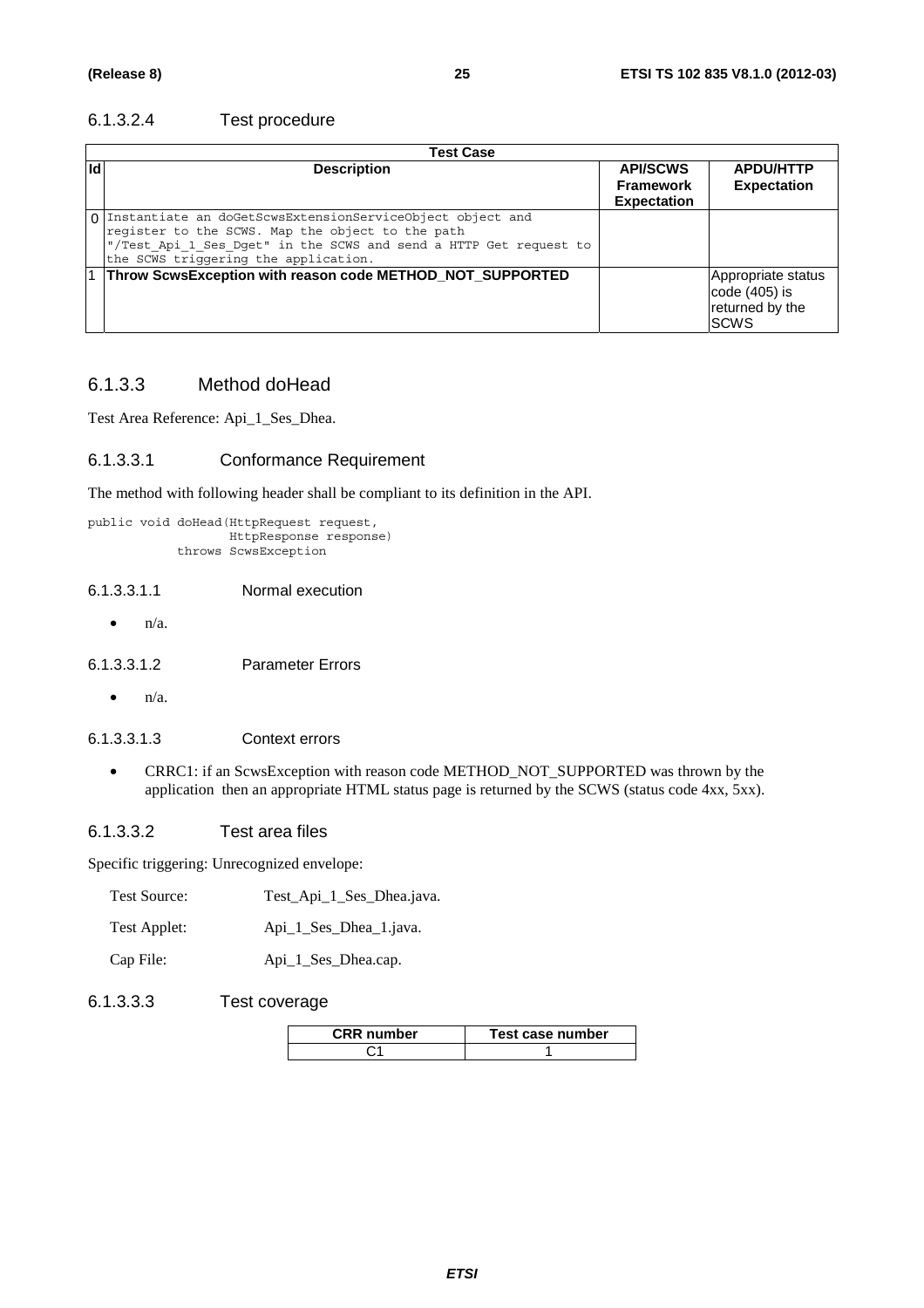#### 6.1.3.2.4 Test procedure

| Test Case | | | |
|---|---|---|---|
| **Id** | **Description** | **API/SCWS Framework Expectation** | **APDU/HTTP Expectation** |
| 0 | Instantiate an doGetScwsExtensionServiceObject object and register to the SCWS. Map the object to the path "/Test_Api_1_Ses_Dget" in the SCWS and send a HTTP Get request to the SCWS triggering the application. | | |
| 1 | **Throw ScwsException with reason code METHOD_NOT_SUPPORTED** | | Appropriate status code (405) is returned by the SCWS |

### 6.1.3.3 Method doHead

Test Area Reference: Api_1_Ses_Dhea.

#### 6.1.3.3.1 Conformance Requirement

The method with following header shall be compliant to its definition in the API.

```
public void doHead(HttpRequest request,
                   HttpResponse response)
           throws ScwsException
```

##### 6.1.3.3.1.1 Normal execution

- n/a.

##### 6.1.3.3.1.2 Parameter Errors

- n/a.

##### 6.1.3.3.1.3 Context errors

- CRRC1: if an ScwsException with reason code METHOD_NOT_SUPPORTED was thrown by the application then an appropriate HTML status page is returned by the SCWS (status code 4xx, 5xx).

#### 6.1.3.3.2 Test area files

Specific triggering: Unrecognized envelope:

Test Source: Test_Api_1_Ses_Dhea.java.

Test Applet: Api_1_Ses_Dhea_1.java.

Cap File: Api_1_Ses_Dhea.cap.

#### 6.1.3.3.3 Test coverage

| CRR number | Test case number |
|---|---|
| C1 | 1 |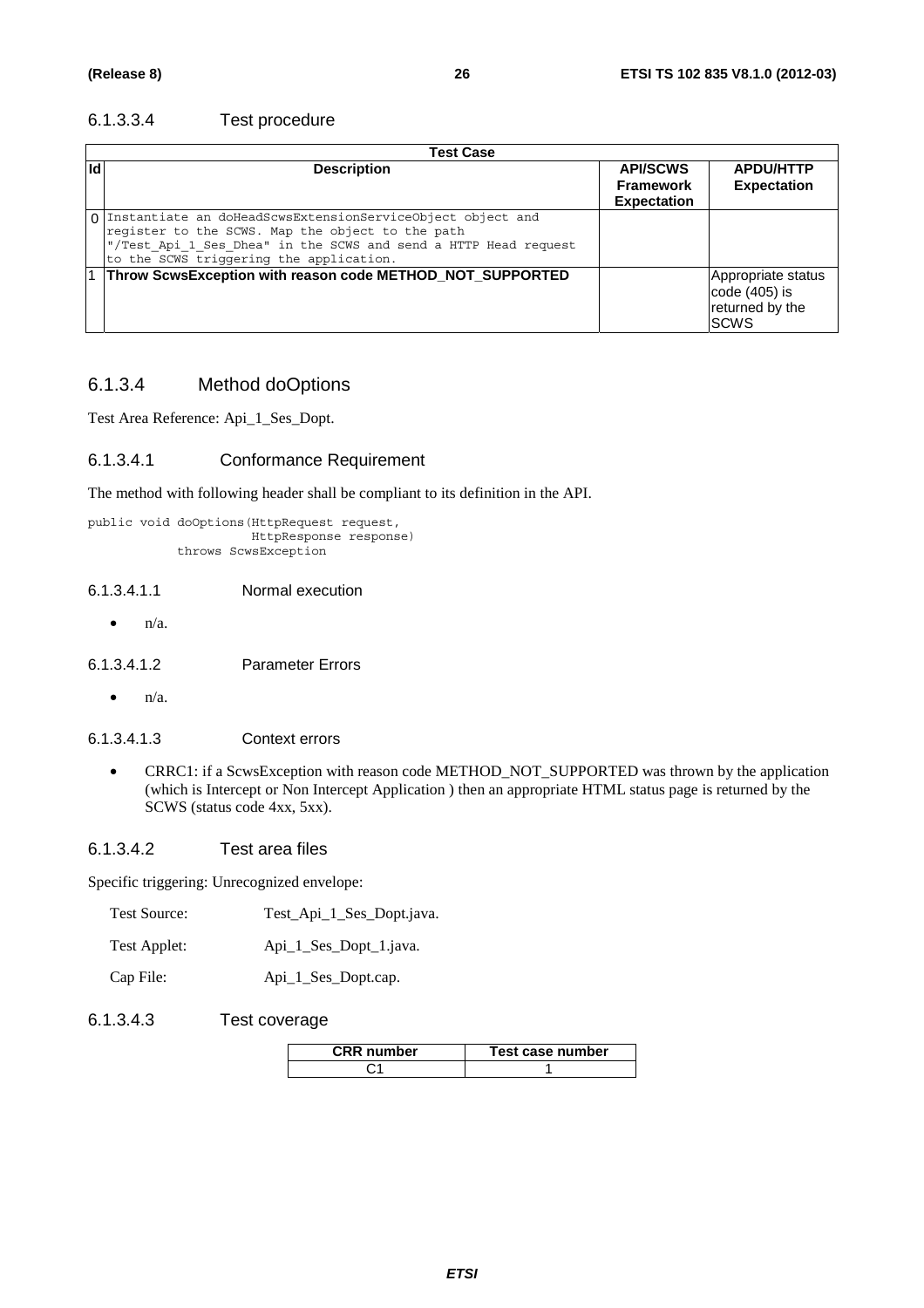#### 6.1.3.3.4 Test procedure

| Test Case | | | |
|---|---|---|---|
| **Id** | **Description** | **API/SCWS Framework Expectation** | **APDU/HTTP Expectation** |
| 0 | Instantiate an doHeadScwsExtensionServiceObject object and register to the SCWS. Map the object to the path "/Test_Api_1_Ses_Dhea" in the SCWS and send a HTTP Head request to the SCWS triggering the application. | | |
| 1 | **Throw ScwsException with reason code METHOD_NOT_SUPPORTED** | | Appropriate status code (405) is returned by the SCWS |

### 6.1.3.4 Method doOptions

Test Area Reference: Api_1_Ses_Dopt.

#### 6.1.3.4.1 Conformance Requirement

The method with following header shall be compliant to its definition in the API.

```
public void doOptions(HttpRequest request,
                      HttpResponse response)
            throws ScwsException
```

##### 6.1.3.4.1.1 Normal execution

- n/a.

##### 6.1.3.4.1.2 Parameter Errors

- n/a.

##### 6.1.3.4.1.3 Context errors

- CRRC1: if a ScwsException with reason code METHOD_NOT_SUPPORTED was thrown by the application (which is Intercept or Non Intercept Application ) then an appropriate HTML status page is returned by the SCWS (status code 4xx, 5xx).

#### 6.1.3.4.2 Test area files

Specific triggering: Unrecognized envelope:

Test Source: Test_Api_1_Ses_Dopt.java.

Test Applet: Api_1_Ses_Dopt_1.java.

Cap File: Api_1_Ses_Dopt.cap.

#### 6.1.3.4.3 Test coverage

| CRR number | Test case number |
|---|---|
| C1 | 1 |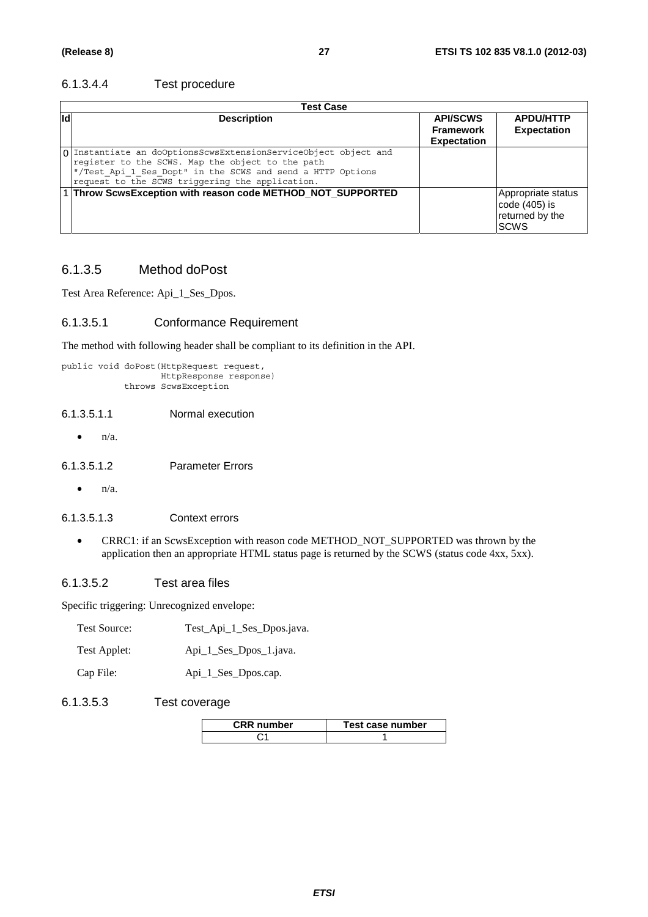#### 6.1.3.4.4 Test procedure

| Test Case | | | |
|---|---|---|---|
| **Id** | **Description** | **API/SCWS Framework Expectation** | **APDU/HTTP Expectation** |
| 0 | Instantiate an doOptionsScwsExtensionServiceObject object and register to the SCWS. Map the object to the path "/Test_Api_1_Ses_Dopt" in the SCWS and send a HTTP Options request to the SCWS triggering the application. | | |
| 1 | **Throw ScwsException with reason code METHOD_NOT_SUPPORTED** | | Appropriate status code (405) is returned by the SCWS |

### 6.1.3.5 Method doPost

Test Area Reference: Api_1_Ses_Dpos.

#### 6.1.3.5.1 Conformance Requirement

The method with following header shall be compliant to its definition in the API.

```
public void doPost(HttpRequest request,
                   HttpResponse response)
           throws ScwsException
```

##### 6.1.3.5.1.1 Normal execution

- n/a.

##### 6.1.3.5.1.2 Parameter Errors

- n/a.

##### 6.1.3.5.1.3 Context errors

- CRRC1: if an ScwsException with reason code METHOD_NOT_SUPPORTED was thrown by the application then an appropriate HTML status page is returned by the SCWS (status code 4xx, 5xx).

#### 6.1.3.5.2 Test area files

Specific triggering: Unrecognized envelope:

Test Source: Test_Api_1_Ses_Dpos.java.

Test Applet: Api_1_Ses_Dpos_1.java.

Cap File: Api_1_Ses_Dpos.cap.

#### 6.1.3.5.3 Test coverage

| CRR number | Test case number |
|---|---|
| C1 | 1 |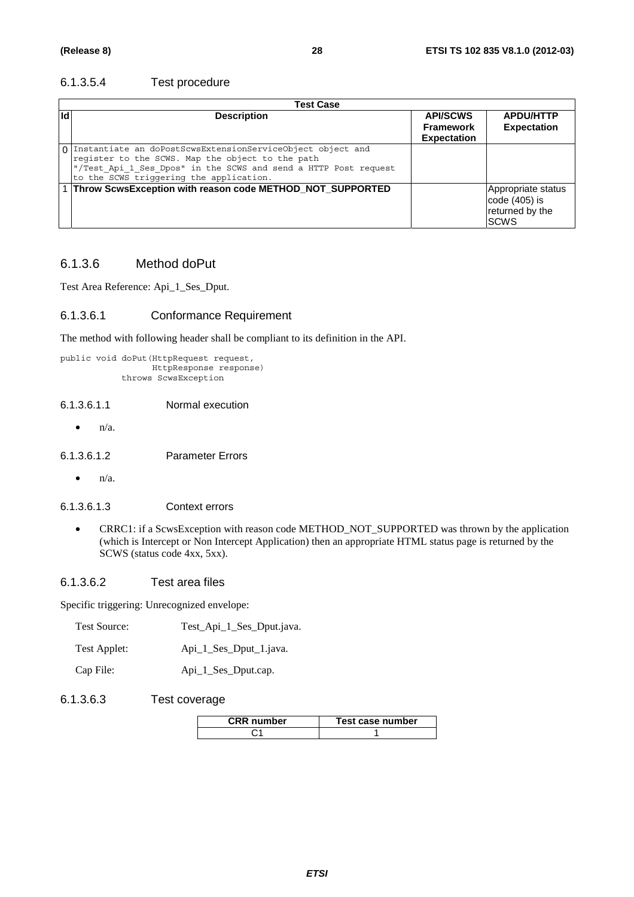#### 6.1.3.5.4 Test procedure

| Test Case | | | |
|---|---|---|---|
| **Id** | **Description** | **API/SCWS Framework Expectation** | **APDU/HTTP Expectation** |
| 0 | Instantiate an doPostScwsExtensionServiceObject object and register to the SCWS. Map the object to the path "/Test_Api_1_Ses_Dpos" in the SCWS and send a HTTP Post request to the SCWS triggering the application. | | |
| 1 | **Throw ScwsException with reason code METHOD_NOT_SUPPORTED** | | Appropriate status code (405) is returned by the SCWS |

### 6.1.3.6 Method doPut

Test Area Reference: Api_1_Ses_Dput.

#### 6.1.3.6.1 Conformance Requirement

The method with following header shall be compliant to its definition in the API.

```
public void doPut(HttpRequest request,
                  HttpResponse response)
           throws ScwsException
```

##### 6.1.3.6.1.1 Normal execution

- n/a.

##### 6.1.3.6.1.2 Parameter Errors

- n/a.

##### 6.1.3.6.1.3 Context errors

- CRRC1: if a ScwsException with reason code METHOD_NOT_SUPPORTED was thrown by the application (which is Intercept or Non Intercept Application) then an appropriate HTML status page is returned by the SCWS (status code 4xx, 5xx).

#### 6.1.3.6.2 Test area files

Specific triggering: Unrecognized envelope:

Test Source: Test_Api_1_Ses_Dput.java.

Test Applet: Api_1_Ses_Dput_1.java.

Cap File: Api_1_Ses_Dput.cap.

#### 6.1.3.6.3 Test coverage

| CRR number | Test case number |
|---|---|
| C1 | 1 |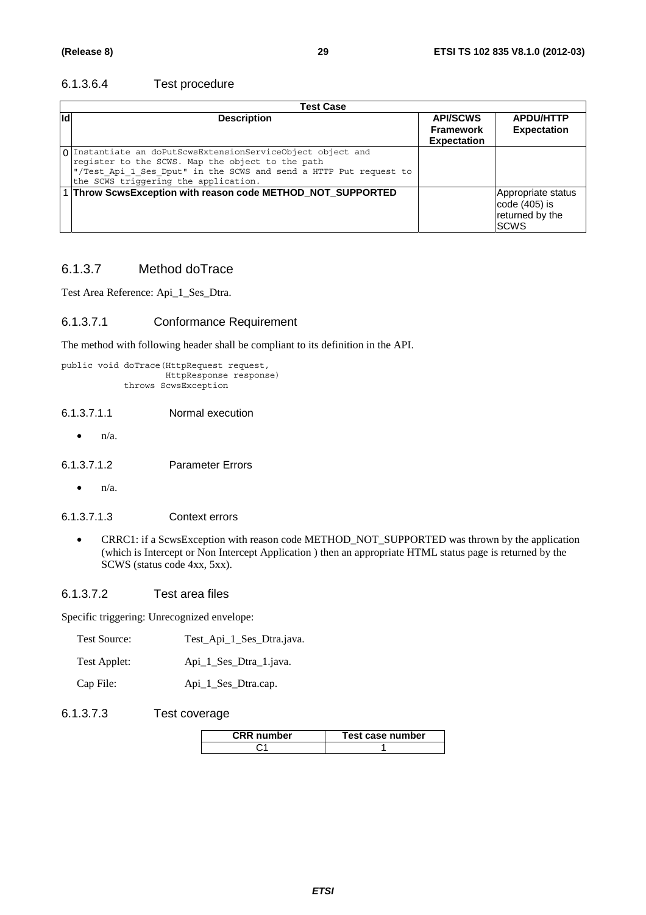#### 6.1.3.6.4 Test procedure

| Test Case | | | |
|---|---|---|---|
| **Id** | **Description** | **API/SCWS Framework Expectation** | **APDU/HTTP Expectation** |
| 0 | Instantiate an doPutScwsExtensionServiceObject object and register to the SCWS. Map the object to the path "/Test_Api_1_Ses_Dput" in the SCWS and send a HTTP Put request to the SCWS triggering the application. | | |
| 1 | **Throw ScwsException with reason code METHOD_NOT_SUPPORTED** | | Appropriate status code (405) is returned by the SCWS |

### 6.1.3.7 Method doTrace

Test Area Reference: Api_1_Ses_Dtra.

#### 6.1.3.7.1 Conformance Requirement

The method with following header shall be compliant to its definition in the API.

```
public void doTrace(HttpRequest request,
                    HttpResponse response)
             throws ScwsException
```

##### 6.1.3.7.1.1 Normal execution

- n/a.

##### 6.1.3.7.1.2 Parameter Errors

- n/a.

##### 6.1.3.7.1.3 Context errors

- CRRC1: if a ScwsException with reason code METHOD_NOT_SUPPORTED was thrown by the application (which is Intercept or Non Intercept Application ) then an appropriate HTML status page is returned by the SCWS (status code 4xx, 5xx).

#### 6.1.3.7.2 Test area files

Specific triggering: Unrecognized envelope:

Test Source: Test_Api_1_Ses_Dtra.java.

Test Applet: Api_1_Ses_Dtra_1.java.

Cap File: Api_1_Ses_Dtra.cap.

#### 6.1.3.7.3 Test coverage

| CRR number | Test case number |
|---|---|
| C1 | 1 |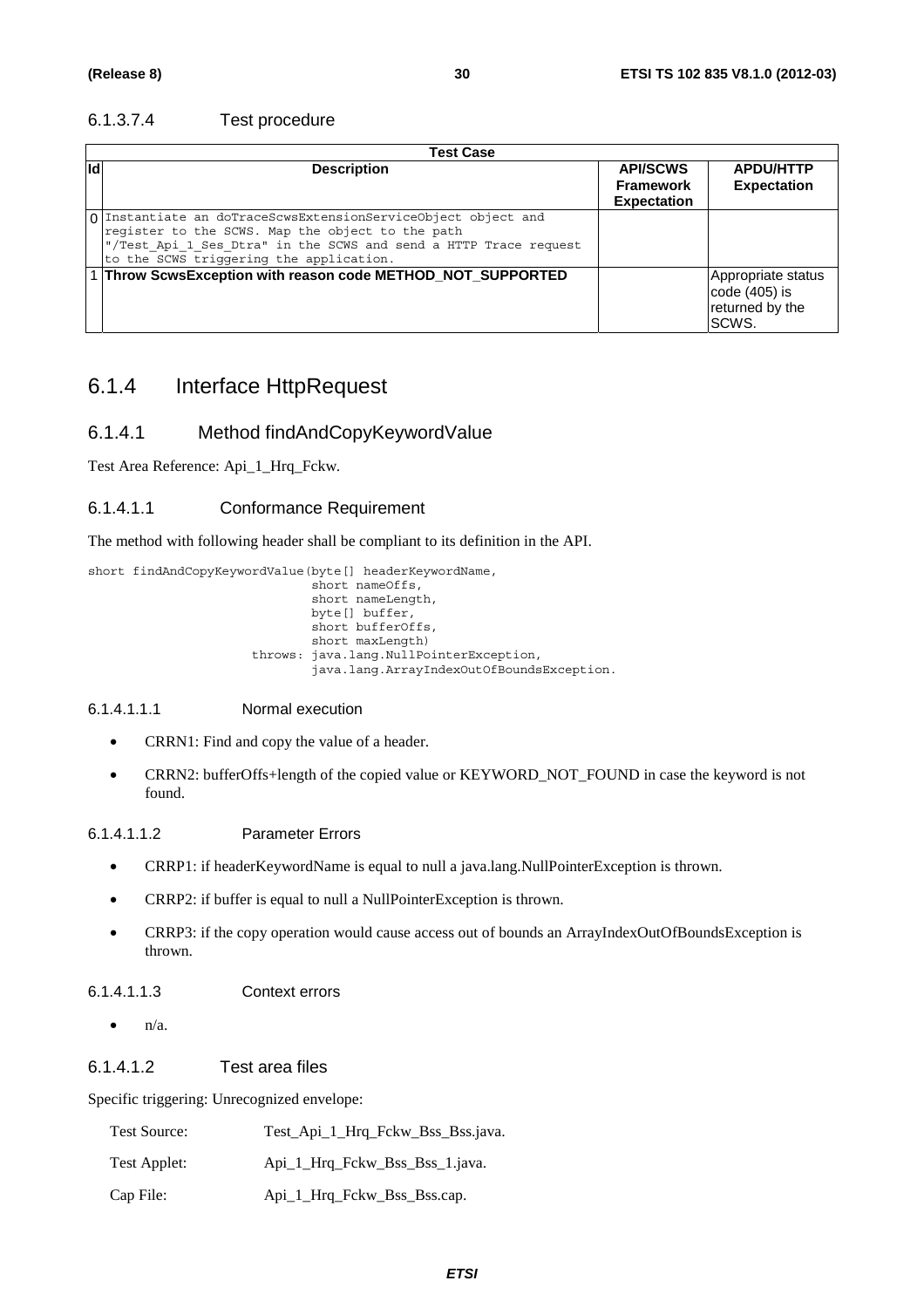#### 6.1.3.7.4 Test procedure

| Test Case | | | |
|---|---|---|---|
| **Id** | **Description** | **API/SCWS Framework Expectation** | **APDU/HTTP Expectation** |
| 0 | Instantiate an doTraceScwsExtensionServiceObject object and register to the SCWS. Map the object to the path "/Test_Api_1_Ses_Dtra" in the SCWS and send a HTTP Trace request to the SCWS triggering the application. | | |
| 1 | **Throw ScwsException with reason code METHOD_NOT_SUPPORTED** | | Appropriate status code (405) is returned by the SCWS. |

## 6.1.4 Interface HttpRequest

### 6.1.4.1 Method findAndCopyKeywordValue

Test Area Reference: Api_1_Hrq_Fckw.

#### 6.1.4.1.1 Conformance Requirement

The method with following header shall be compliant to its definition in the API.

```
short findAndCopyKeywordValue(byte[] headerKeywordName,
                              short nameOffs,
                              short nameLength,
                              byte[] buffer,
                              short bufferOffs,
                              short maxLength)
                      throws: java.lang.NullPointerException,
                              java.lang.ArrayIndexOutOfBoundsException.
```

##### 6.1.4.1.1.1 Normal execution

- CRRN1: Find and copy the value of a header.
- CRRN2: bufferOffs+length of the copied value or KEYWORD_NOT_FOUND in case the keyword is not found.

##### 6.1.4.1.1.2 Parameter Errors

- CRRP1: if headerKeywordName is equal to null a java.lang.NullPointerException is thrown.
- CRRP2: if buffer is equal to null a NullPointerException is thrown.
- CRRP3: if the copy operation would cause access out of bounds an ArrayIndexOutOfBoundsException is thrown.

##### 6.1.4.1.1.3 Context errors

- n/a.

#### 6.1.4.1.2 Test area files

Specific triggering: Unrecognized envelope:

Test Source: Test_Api_1_Hrq_Fckw_Bss_Bss.java.

Test Applet: Api_1_Hrq_Fckw_Bss_Bss_1.java.

Cap File: Api_1_Hrq_Fckw_Bss_Bss.cap.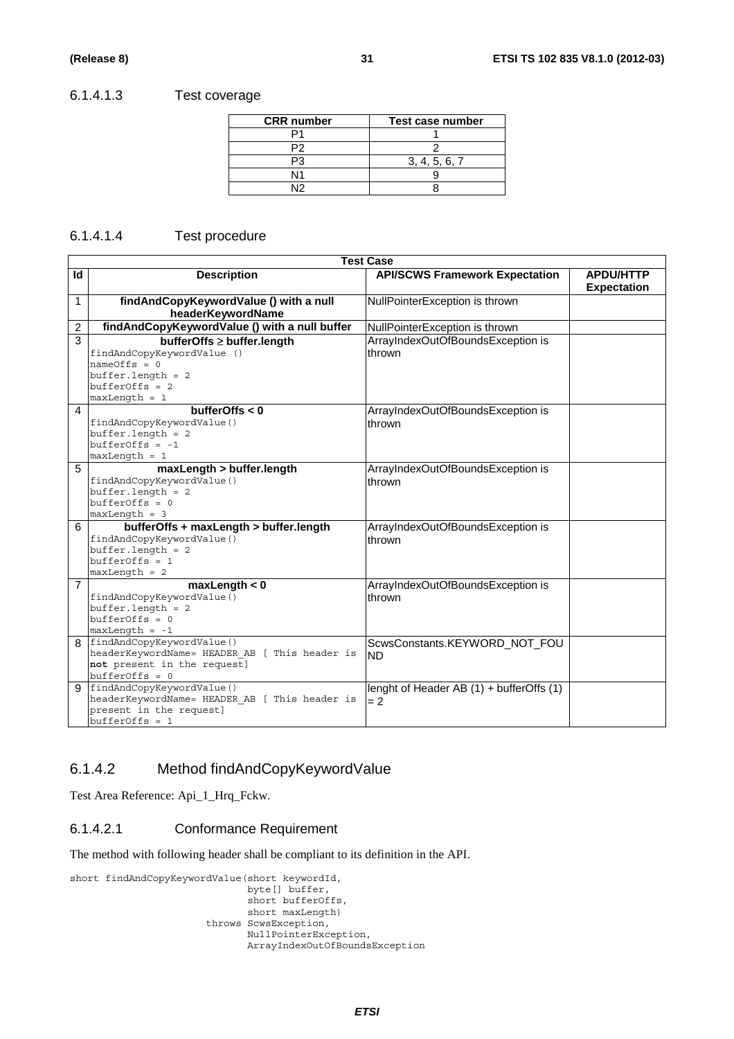#### 6.1.4.1.3 Test coverage

| CRR number | Test case number |
|---|---|
| P1 | 1 |
| P2 | 2 |
| P3 | 3, 4, 5, 6, 7 |
| N1 | 9 |
| N2 | 8 |

#### 6.1.4.1.4 Test procedure

| Test Case | | | |
|---|---|---|---|
| **Id** | **Description** | **API/SCWS Framework Expectation** | **APDU/HTTP Expectation** |
| 1 | **findAndCopyKeywordValue () with a null headerKeywordName** | NullPointerException is thrown | |
| 2 | **findAndCopyKeywordValue () with a null buffer** | NullPointerException is thrown | |
| 3 | **bufferOffs ≥ buffer.length**<br>`findAndCopyKeywordValue ()`<br>`nameOffs = 0`<br>`buffer.length = 2`<br>`bufferOffs = 2`<br>`maxLength = 1` | ArrayIndexOutOfBoundsException is thrown | |
| 4 | **bufferOffs < 0**<br>`findAndCopyKeywordValue()`<br>`buffer.length = 2`<br>`bufferOffs = -1`<br>`maxLength = 1` | ArrayIndexOutOfBoundsException is thrown | |
| 5 | **maxLength > buffer.length**<br>`findAndCopyKeywordValue()`<br>`buffer.length = 2`<br>`bufferOffs = 0`<br>`maxLength = 3` | ArrayIndexOutOfBoundsException is thrown | |
| 6 | **bufferOffs + maxLength > buffer.length**<br>`findAndCopyKeywordValue()`<br>`buffer.length = 2`<br>`bufferOffs = 1`<br>`maxLength = 2` | ArrayIndexOutOfBoundsException is thrown | |
| 7 | **maxLength < 0**<br>`findAndCopyKeywordValue()`<br>`buffer.length = 2`<br>`bufferOffs = 0`<br>`maxLength = -1` | ArrayIndexOutOfBoundsException is thrown | |
| 8 | `findAndCopyKeywordValue()`<br>`headerKeywordName= HEADER_AB [ This header is` **not** `present in the request]`<br>`bufferOffs = 0` | ScwsConstants.KEYWORD_NOT_FOUND | |
| 9 | `findAndCopyKeywordValue()`<br>`headerKeywordName= HEADER_AB [ This header is present in the request]`<br>`bufferOffs = 1` | lenght of Header AB (1) + bufferOffs (1) = 2 | |

### 6.1.4.2 Method findAndCopyKeywordValue

Test Area Reference: Api_1_Hrq_Fckw.

#### 6.1.4.2.1 Conformance Requirement

The method with following header shall be compliant to its definition in the API.

```
short findAndCopyKeywordValue(short keywordId,
                              byte[] buffer,
                              short bufferOffs,
                              short maxLength)
                       throws ScwsException,
                              NullPointerException,
                              ArrayIndexOutOfBoundsException
```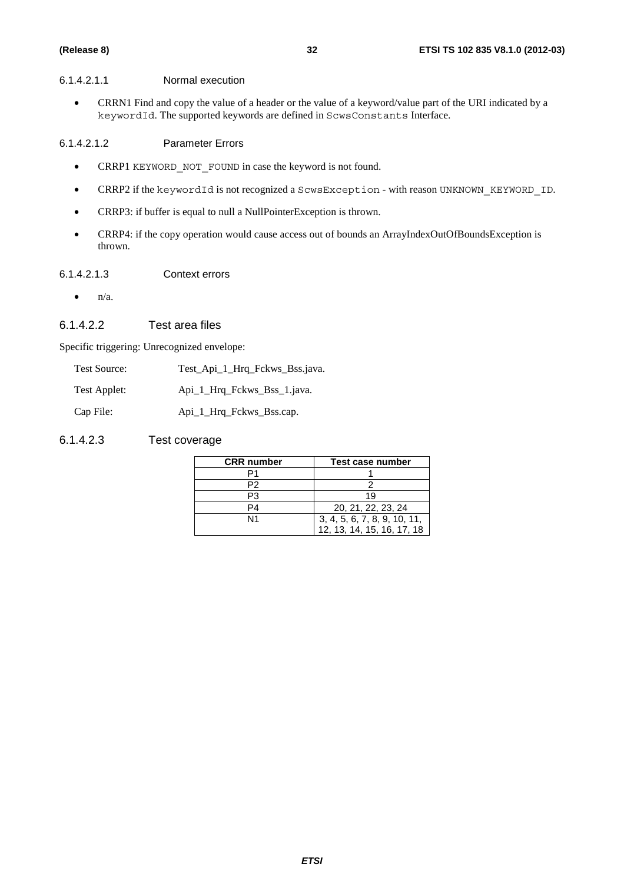###### 6.1.4.2.1.1 Normal execution

- CRRN1 Find and copy the value of a header or the value of a keyword/value part of the URI indicated by a `keywordId`. The supported keywords are defined in `ScwsConstants` Interface.

###### 6.1.4.2.1.2 Parameter Errors

- CRRP1 `KEYWORD_NOT_FOUND` in case the keyword is not found.
- CRRP2 if the `keywordId` is not recognized a `ScwsException` - with reason `UNKNOWN_KEYWORD_ID`.
- CRRP3: if buffer is equal to null a NullPointerException is thrown.
- CRRP4: if the copy operation would cause access out of bounds an ArrayIndexOutOfBoundsException is thrown.

###### 6.1.4.2.1.3 Context errors

- n/a.

##### 6.1.4.2.2 Test area files

Specific triggering: Unrecognized envelope:

| | |
|---|---|
| Test Source: | Test_Api_1_Hrq_Fckws_Bss.java. |
| Test Applet: | Api_1_Hrq_Fckws_Bss_1.java. |
| Cap File: | Api_1_Hrq_Fckws_Bss.cap. |

##### 6.1.4.2.3 Test coverage

| CRR number | Test case number |
|---|---|
| P1 | 1 |
| P2 | 2 |
| P3 | 19 |
| P4 | 20, 21, 22, 23, 24 |
| N1 | 3, 4, 5, 6, 7, 8, 9, 10, 11, 12, 13, 14, 15, 16, 17, 18 |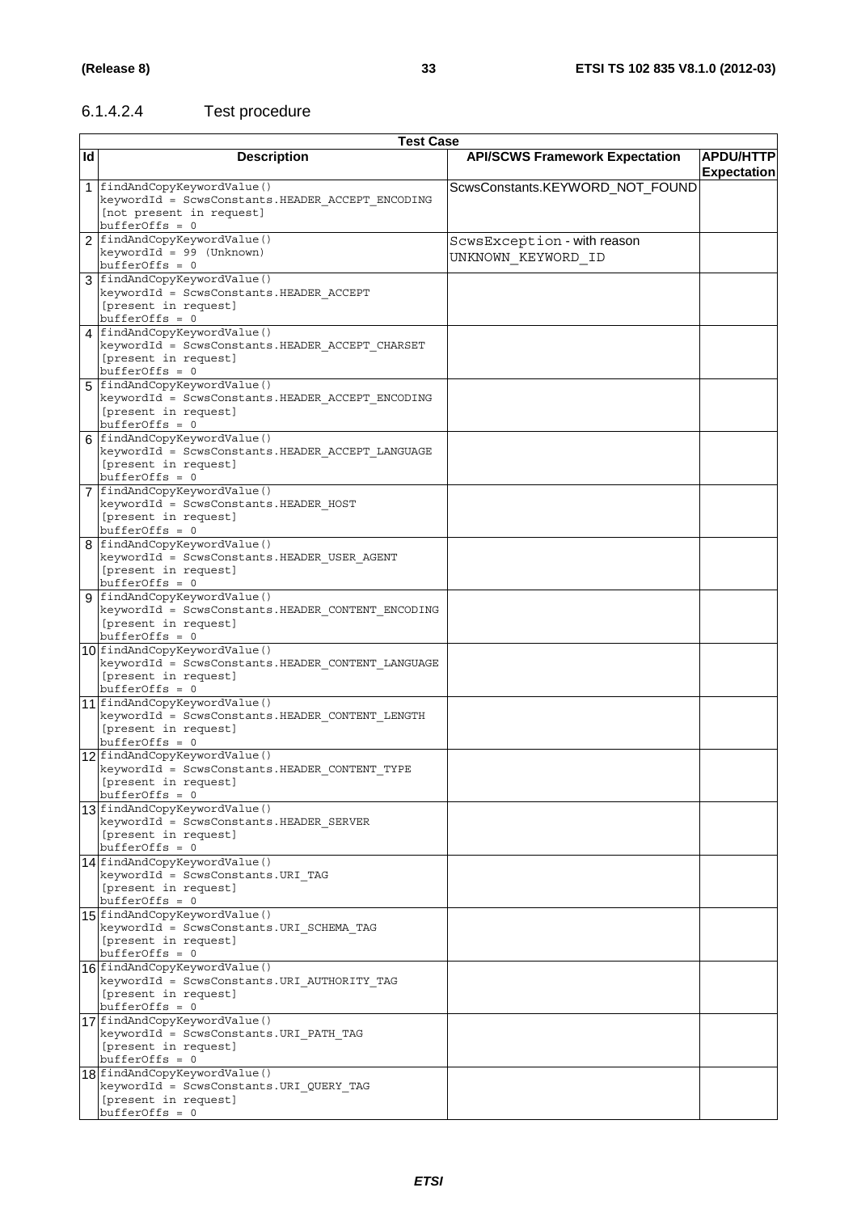#### 6.1.4.2.4 Test procedure

| Test Case | | | |
|---|---|---|---|
| **Id** | **Description** | **API/SCWS Framework Expectation** | **APDU/HTTP Expectation** |
| 1 | findAndCopyKeywordValue()<br>keywordId = ScwsConstants.HEADER_ACCEPT_ENCODING<br>[not present in request]<br>bufferOffs = 0 | ScwsConstants.KEYWORD_NOT_FOUND | |
| 2 | findAndCopyKeywordValue()<br>keywordId = 99 (Unknown)<br>bufferOffs = 0 | ScwsException - with reason UNKNOWN_KEYWORD_ID | |
| 3 | findAndCopyKeywordValue()<br>keywordId = ScwsConstants.HEADER_ACCEPT<br>[present in request]<br>bufferOffs = 0 | | |
| 4 | findAndCopyKeywordValue()<br>keywordId = ScwsConstants.HEADER_ACCEPT_CHARSET<br>[present in request]<br>bufferOffs = 0 | | |
| 5 | findAndCopyKeywordValue()<br>keywordId = ScwsConstants.HEADER_ACCEPT_ENCODING<br>[present in request]<br>bufferOffs = 0 | | |
| 6 | findAndCopyKeywordValue()<br>keywordId = ScwsConstants.HEADER_ACCEPT_LANGUAGE<br>[present in request]<br>bufferOffs = 0 | | |
| 7 | findAndCopyKeywordValue()<br>keywordId = ScwsConstants.HEADER_HOST<br>[present in request]<br>bufferOffs = 0 | | |
| 8 | findAndCopyKeywordValue()<br>keywordId = ScwsConstants.HEADER_USER_AGENT<br>[present in request]<br>bufferOffs = 0 | | |
| 9 | findAndCopyKeywordValue()<br>keywordId = ScwsConstants.HEADER_CONTENT_ENCODING<br>[present in request]<br>bufferOffs = 0 | | |
| 10 | findAndCopyKeywordValue()<br>keywordId = ScwsConstants.HEADER_CONTENT_LANGUAGE<br>[present in request]<br>bufferOffs = 0 | | |
| 11 | findAndCopyKeywordValue()<br>keywordId = ScwsConstants.HEADER_CONTENT_LENGTH<br>[present in request]<br>bufferOffs = 0 | | |
| 12 | findAndCopyKeywordValue()<br>keywordId = ScwsConstants.HEADER_CONTENT_TYPE<br>[present in request]<br>bufferOffs = 0 | | |
| 13 | findAndCopyKeywordValue()<br>keywordId = ScwsConstants.HEADER_SERVER<br>[present in request]<br>bufferOffs = 0 | | |
| 14 | findAndCopyKeywordValue()<br>keywordId = ScwsConstants.URI_TAG<br>[present in request]<br>bufferOffs = 0 | | |
| 15 | findAndCopyKeywordValue()<br>keywordId = ScwsConstants.URI_SCHEMA_TAG<br>[present in request]<br>bufferOffs = 0 | | |
| 16 | findAndCopyKeywordValue()<br>keywordId = ScwsConstants.URI_AUTHORITY_TAG<br>[present in request]<br>bufferOffs = 0 | | |
| 17 | findAndCopyKeywordValue()<br>keywordId = ScwsConstants.URI_PATH_TAG<br>[present in request]<br>bufferOffs = 0 | | |
| 18 | findAndCopyKeywordValue()<br>keywordId = ScwsConstants.URI_QUERY_TAG<br>[present in request]<br>bufferOffs = 0 | | |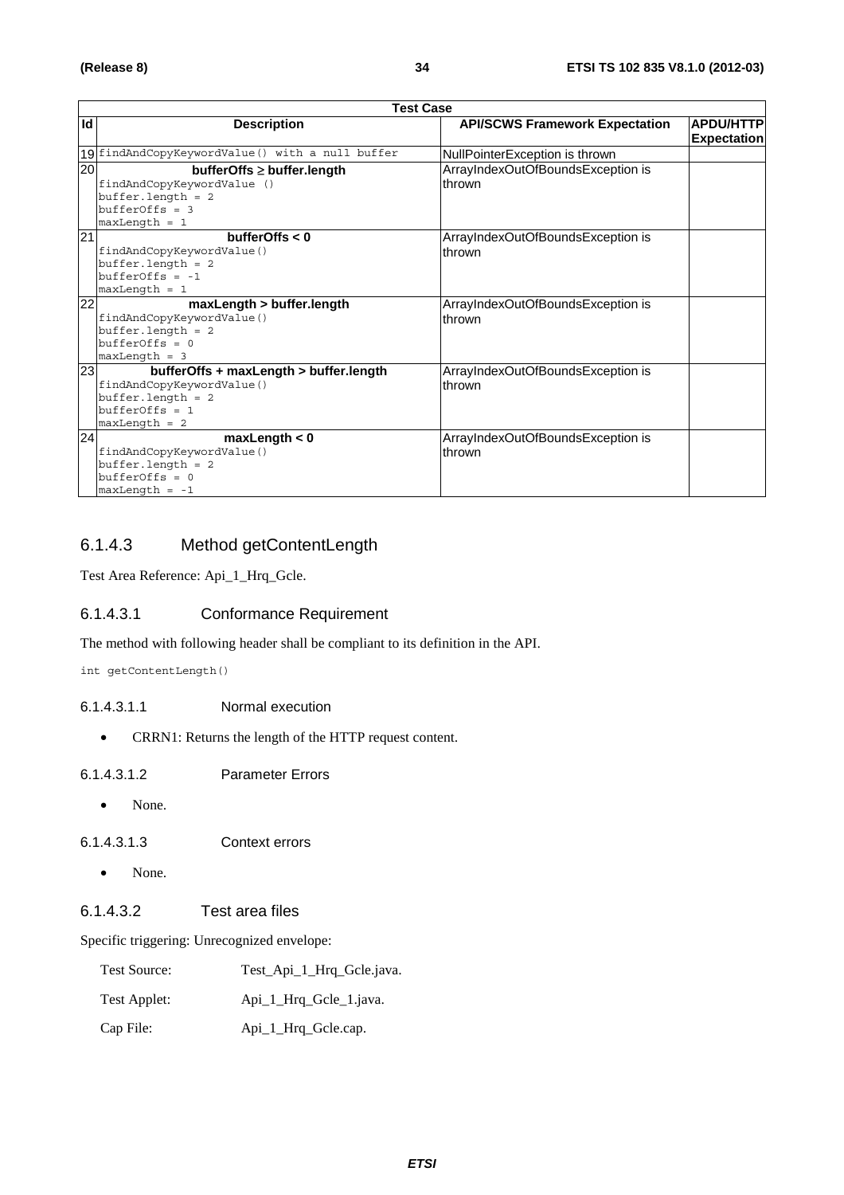| Test Case | | | |
|---|---|---|---|
| **Id** | **Description** | **API/SCWS Framework Expectation** | **APDU/HTTP Expectation** |
| 19 | `findAndCopyKeywordValue() with a null buffer` | NullPointerException is thrown | |
| 20 | **bufferOffs ≥ buffer.length**<br>`findAndCopyKeywordValue ()`<br>`buffer.length = 2`<br>`bufferOffs = 3`<br>`maxLength = 1` | ArrayIndexOutOfBoundsException is thrown | |
| 21 | **bufferOffs < 0**<br>`findAndCopyKeywordValue()`<br>`buffer.length = 2`<br>`bufferOffs = -1`<br>`maxLength = 1` | ArrayIndexOutOfBoundsException is thrown | |
| 22 | **maxLength > buffer.length**<br>`findAndCopyKeywordValue()`<br>`buffer.length = 2`<br>`bufferOffs = 0`<br>`maxLength = 3` | ArrayIndexOutOfBoundsException is thrown | |
| 23 | **bufferOffs + maxLength > buffer.length**<br>`findAndCopyKeywordValue()`<br>`buffer.length = 2`<br>`bufferOffs = 1`<br>`maxLength = 2` | ArrayIndexOutOfBoundsException is thrown | |
| 24 | **maxLength < 0**<br>`findAndCopyKeywordValue()`<br>`buffer.length = 2`<br>`bufferOffs = 0`<br>`maxLength = -1` | ArrayIndexOutOfBoundsException is thrown | |

### 6.1.4.3 Method getContentLength

Test Area Reference: Api_1_Hrq_Gcle.

#### 6.1.4.3.1 Conformance Requirement

The method with following header shall be compliant to its definition in the API.

```
int getContentLength()
```

##### 6.1.4.3.1.1 Normal execution

- CRRN1: Returns the length of the HTTP request content.

##### 6.1.4.3.1.2 Parameter Errors

- None.

##### 6.1.4.3.1.3 Context errors

- None.

#### 6.1.4.3.2 Test area files

Specific triggering: Unrecognized envelope:

Test Source: Test_Api_1_Hrq_Gcle.java.

Test Applet: Api_1_Hrq_Gcle_1.java.

Cap File: Api_1_Hrq_Gcle.cap.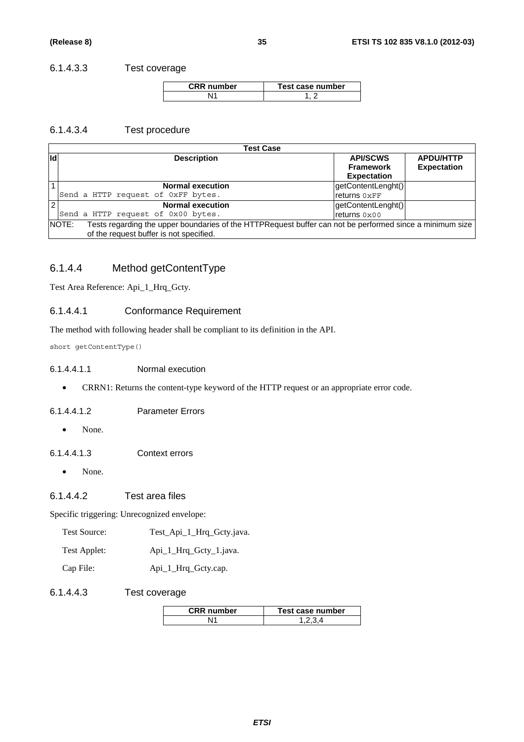#### 6.1.4.3.3 Test coverage

| CRR number | Test case number |
|---|---|
| N1 | 1, 2 |

#### 6.1.4.3.4 Test procedure

| Test Case | | | |
|---|---|---|---|
| **Id** | **Description** | **API/SCWS Framework Expectation** | **APDU/HTTP Expectation** |
| 1 | **Normal execution**<br>`Send a HTTP request of 0xFF bytes.` | getContentLenght() returns `0xFF` | |
| 2 | **Normal execution**<br>`Send a HTTP request of 0x00 bytes.` | getContentLenght() returns `0x00` | |
| NOTE: | Tests regarding the upper boundaries of the HTTPRequest buffer can not be performed since a minimum size of the request buffer is not specified. | | |

### 6.1.4.4 Method getContentType

Test Area Reference: Api_1_Hrq_Gcty.

#### 6.1.4.4.1 Conformance Requirement

The method with following header shall be compliant to its definition in the API.

```
short getContentType()
```

##### 6.1.4.4.1.1 Normal execution

- CRRN1: Returns the content-type keyword of the HTTP request or an appropriate error code.

##### 6.1.4.4.1.2 Parameter Errors

- None.

##### 6.1.4.4.1.3 Context errors

- None.

#### 6.1.4.4.2 Test area files

Specific triggering: Unrecognized envelope:

Test Source: Test_Api_1_Hrq_Gcty.java.

Test Applet: Api_1_Hrq_Gcty_1.java.

Cap File: Api_1_Hrq_Gcty.cap.

#### 6.1.4.4.3 Test coverage

| CRR number | Test case number |
|---|---|
| N1 | 1,2,3,4 |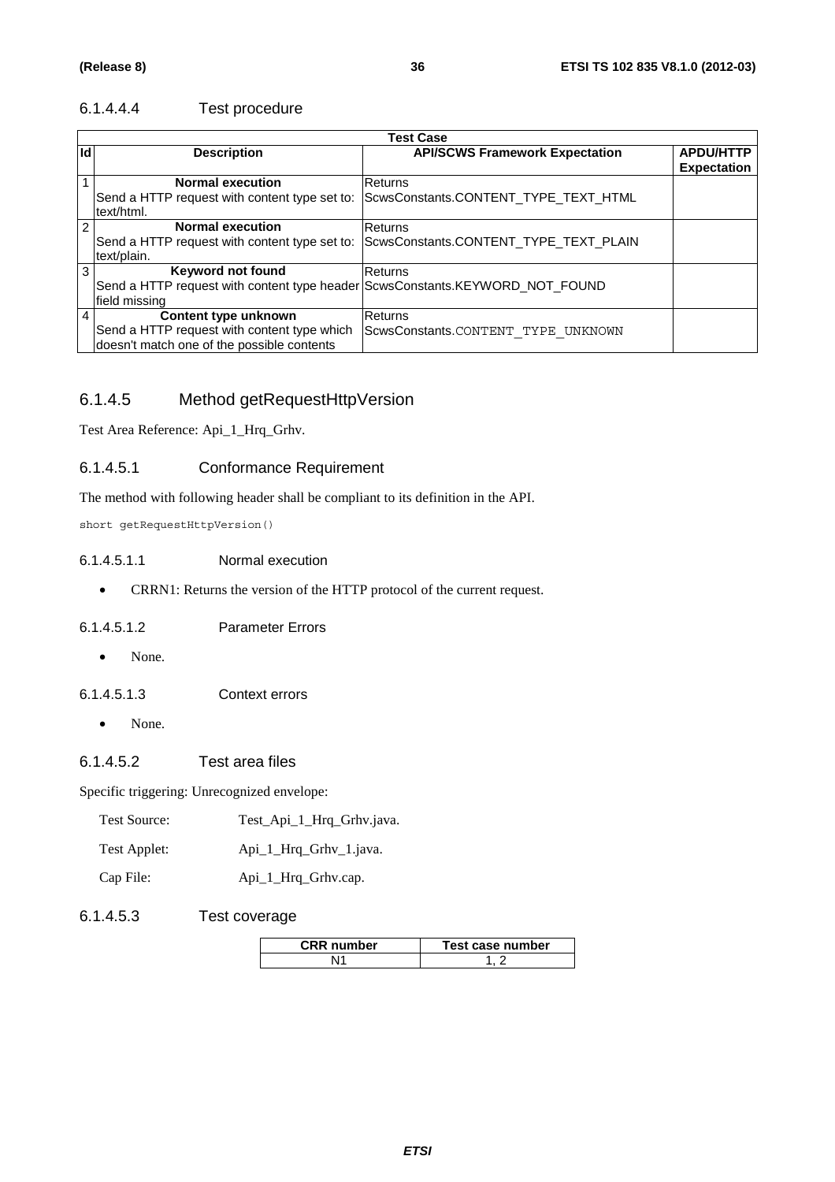#### 6.1.4.4.4 Test procedure

| Test Case | | | |
|---|---|---|---|
| **Id** | **Description** | **API/SCWS Framework Expectation** | **APDU/HTTP Expectation** |
| 1 | **Normal execution**<br>Send a HTTP request with content type set to: text/html. | Returns ScwsConstants.CONTENT_TYPE_TEXT_HTML | |
| 2 | **Normal execution**<br>Send a HTTP request with content type set to: text/plain. | Returns ScwsConstants.CONTENT_TYPE_TEXT_PLAIN | |
| 3 | **Keyword not found**<br>Send a HTTP request with content type header field missing | Returns ScwsConstants.KEYWORD_NOT_FOUND | |
| 4 | **Content type unknown**<br>Send a HTTP request with content type which doesn't match one of the possible contents | Returns ScwsConstants.CONTENT_TYPE_UNKNOWN | |

### 6.1.4.5 Method getRequestHttpVersion

Test Area Reference: Api_1_Hrq_Grhv.

#### 6.1.4.5.1 Conformance Requirement

The method with following header shall be compliant to its definition in the API.

```
short getRequestHttpVersion()
```

##### 6.1.4.5.1.1 Normal execution

- CRRN1: Returns the version of the HTTP protocol of the current request.

##### 6.1.4.5.1.2 Parameter Errors

- None.

##### 6.1.4.5.1.3 Context errors

- None.

#### 6.1.4.5.2 Test area files

Specific triggering: Unrecognized envelope:

Test Source: Test_Api_1_Hrq_Grhv.java.

Test Applet: Api_1_Hrq_Grhv_1.java.

Cap File: Api_1_Hrq_Grhv.cap.

#### 6.1.4.5.3 Test coverage

| CRR number | Test case number |
|---|---|
| N1 | 1, 2 |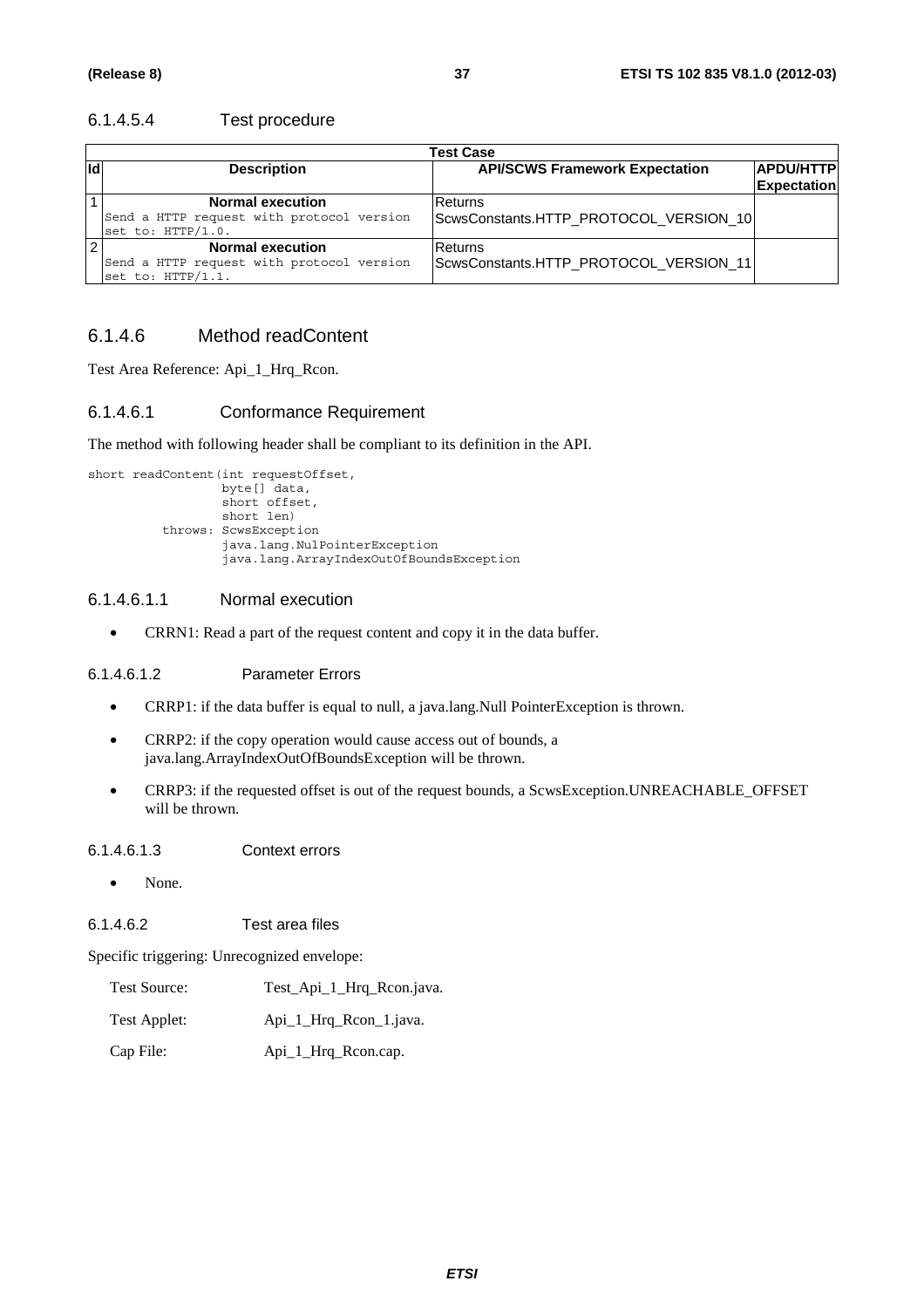#### 6.1.4.5.4 Test procedure

| Test Case | | | |
|---|---|---|---|
| **Id** | **Description** | **API/SCWS Framework Expectation** | **APDU/HTTP Expectation** |
| 1 | **Normal execution**<br>Send a HTTP request with protocol version set to: HTTP/1.0. | Returns ScwsConstants.HTTP_PROTOCOL_VERSION_10 | |
| 2 | **Normal execution**<br>Send a HTTP request with protocol version set to: HTTP/1.1. | Returns ScwsConstants.HTTP_PROTOCOL_VERSION_11 | |

### 6.1.4.6 Method readContent

Test Area Reference: Api_1_Hrq_Rcon.

#### 6.1.4.6.1 Conformance Requirement

The method with following header shall be compliant to its definition in the API.

```
short readContent(int requestOffset,
                  byte[] data,
                  short offset,
                  short len)
          throws: ScwsException
                  java.lang.NulPointerException
                  java.lang.ArrayIndexOutOfBoundsException
```

##### 6.1.4.6.1.1 Normal execution

- CRRN1: Read a part of the request content and copy it in the data buffer.

##### 6.1.4.6.1.2 Parameter Errors

- CRRP1: if the data buffer is equal to null, a java.lang.Null PointerException is thrown.
- CRRP2: if the copy operation would cause access out of bounds, a java.lang.ArrayIndexOutOfBoundsException will be thrown.
- CRRP3: if the requested offset is out of the request bounds, a ScwsException.UNREACHABLE_OFFSET will be thrown.

##### 6.1.4.6.1.3 Context errors

- None.

#### 6.1.4.6.2 Test area files

Specific triggering: Unrecognized envelope:

Test Source: Test_Api_1_Hrq_Rcon.java.

Test Applet: Api_1_Hrq_Rcon_1.java.

Cap File: Api_1_Hrq_Rcon.cap.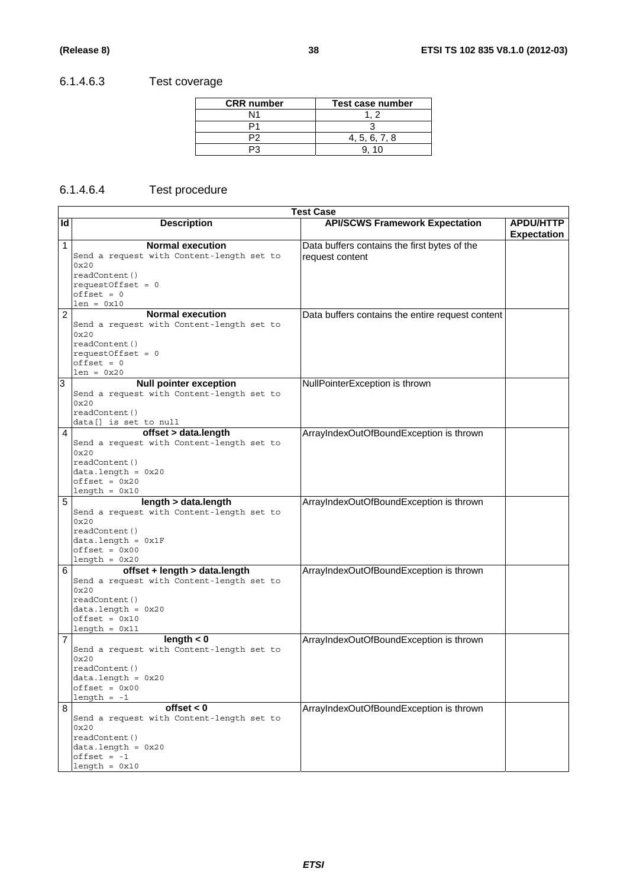### 6.1.4.6.3 Test coverage

| CRR number | Test case number |
|---|---|
| N1 | 1, 2 |
| P1 | 3 |
| P2 | 4, 5, 6, 7, 8 |
| P3 | 9, 10 |

### 6.1.4.6.4 Test procedure

| Id | Description | API/SCWS Framework Expectation | APDU/HTTP Expectation |
|---|---|---|---|
| 1 | **Normal execution**<br>Send a request with Content-length set to 0x20<br>readContent()<br>requestOffset = 0<br>offset = 0<br>len = 0x10 | Data buffers contains the first bytes of the request content | |
| 2 | **Normal execution**<br>Send a request with Content-length set to 0x20<br>readContent()<br>requestOffset = 0<br>offset = 0<br>len = 0x20 | Data buffers contains the entire request content | |
| 3 | **Null pointer exception**<br>Send a request with Content-length set to 0x20<br>readContent()<br>data[] is set to null | NullPointerException is thrown | |
| 4 | **offset > data.length**<br>Send a request with Content-length set to 0x20<br>readContent()<br>data.length = 0x20<br>offset = 0x20<br>length = 0x10 | ArrayIndexOutOfBoundException is thrown | |
| 5 | **length > data.length**<br>Send a request with Content-length set to 0x20<br>readContent()<br>data.length = 0x1F<br>offset = 0x00<br>length = 0x20 | ArrayIndexOutOfBoundException is thrown | |
| 6 | **offset + length > data.length**<br>Send a request with Content-length set to 0x20<br>readContent()<br>data.length = 0x20<br>offset = 0x10<br>length = 0x11 | ArrayIndexOutOfBoundException is thrown | |
| 7 | **length < 0**<br>Send a request with Content-length set to 0x20<br>readContent()<br>data.length = 0x20<br>offset = 0x00<br>length = -1 | ArrayIndexOutOfBoundException is thrown | |
| 8 | **offset < 0**<br>Send a request with Content-length set to 0x20<br>readContent()<br>data.length = 0x20<br>offset = -1<br>length = 0x10 | ArrayIndexOutOfBoundException is thrown | |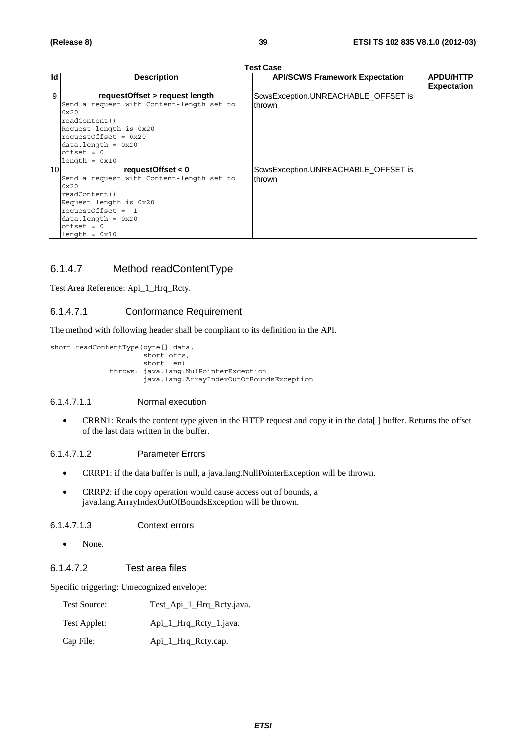| Test Case | | | |
|---|---|---|---|
| **Id** | **Description** | **API/SCWS Framework Expectation** | **APDU/HTTP Expectation** |
| 9 | **requestOffset > request length**<br>Send a request with Content-length set to 0x20<br>readContent()<br>Request length is 0x20<br>requestOffset = 0x20<br>data.length = 0x20<br>offset = 0<br>length = 0x10 | ScwsException.UNREACHABLE_OFFSET is thrown | |
| 10 | **requestOffset < 0**<br>Send a request with Content-length set to 0x20<br>readContent()<br>Request length is 0x20<br>requestOffset = -1<br>data.length = 0x20<br>offset = 0<br>length = 0x10 | ScwsException.UNREACHABLE_OFFSET is thrown | |

### 6.1.4.7 Method readContentType

Test Area Reference: Api_1_Hrq_Rcty.

#### 6.1.4.7.1 Conformance Requirement

The method with following header shall be compliant to its definition in the API.

```
short readContentType(byte[] data,
                      short offs,
                      short len)
              throws: java.lang.NulPointerException
                      java.lang.ArrayIndexOutOfBoundsException
```

##### 6.1.4.7.1.1 Normal execution

- CRRN1: Reads the content type given in the HTTP request and copy it in the data[ ] buffer. Returns the offset of the last data written in the buffer.

##### 6.1.4.7.1.2 Parameter Errors

- CRRP1: if the data buffer is null, a java.lang.NullPointerException will be thrown.
- CRRP2: if the copy operation would cause access out of bounds, a java.lang.ArrayIndexOutOfBoundsException will be thrown.

##### 6.1.4.7.1.3 Context errors

- None.

#### 6.1.4.7.2 Test area files

Specific triggering: Unrecognized envelope:

Test Source: Test_Api_1_Hrq_Rcty.java.

Test Applet: Api_1_Hrq_Rcty_1.java.

Cap File: Api_1_Hrq_Rcty.cap.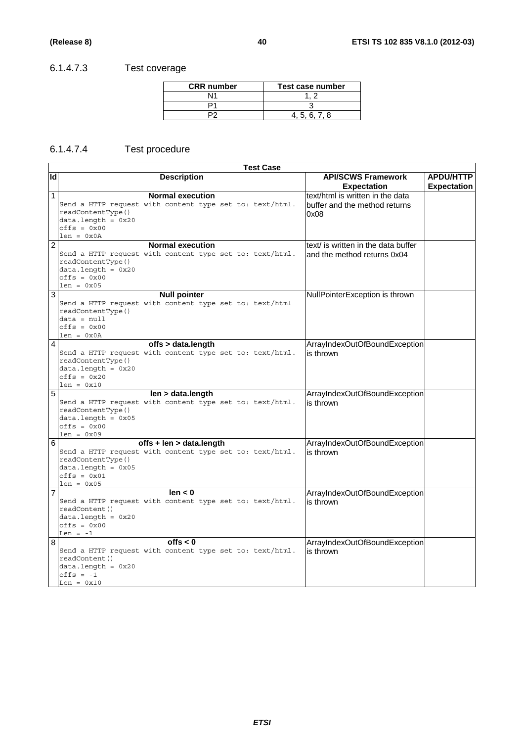#### 6.1.4.7.3 Test coverage

| CRR number | Test case number |
|---|---|
| N1 | 1, 2 |
| P1 | 3 |
| P2 | 4, 5, 6, 7, 8 |

#### 6.1.4.7.4 Test procedure

| Test Case | | | |
|---|---|---|---|
| **Id** | **Description** | **API/SCWS Framework Expectation** | **APDU/HTTP Expectation** |
| 1 | **Normal execution**<br>Send a HTTP request with content type set to: text/html.<br>readContentType()<br>data.length = 0x20<br>offs = 0x00<br>len = 0x0A | text/html is written in the data buffer and the method returns 0x08 | |
| 2 | **Normal execution**<br>Send a HTTP request with content type set to: text/html.<br>readContentType()<br>data.length = 0x20<br>offs = 0x00<br>len = 0x05 | text/ is written in the data buffer and the method returns 0x04 | |
| 3 | **Null pointer**<br>Send a HTTP request with content type set to: text/html<br>readContentType()<br>data = null<br>offs = 0x00<br>len = 0x0A | NullPointerException is thrown | |
| 4 | **offs > data.length**<br>Send a HTTP request with content type set to: text/html.<br>readContentType()<br>data.length = 0x20<br>offs = 0x20<br>len = 0x10 | ArrayIndexOutOfBoundException is thrown | |
| 5 | **len > data.length**<br>Send a HTTP request with content type set to: text/html.<br>readContentType()<br>data.length = 0x05<br>offs = 0x00<br>len = 0x09 | ArrayIndexOutOfBoundException is thrown | |
| 6 | **offs + len > data.length**<br>Send a HTTP request with content type set to: text/html.<br>readContentType()<br>data.length = 0x05<br>offs = 0x01<br>len = 0x05 | ArrayIndexOutOfBoundException is thrown | |
| 7 | **len < 0**<br>Send a HTTP request with content type set to: text/html.<br>readContent()<br>data.length = 0x20<br>offs = 0x00<br>Len = -1 | ArrayIndexOutOfBoundException is thrown | |
| 8 | **offs < 0**<br>Send a HTTP request with content type set to: text/html.<br>readContent()<br>data.length = 0x20<br>offs = -1<br>Len = 0x10 | ArrayIndexOutOfBoundException is thrown | |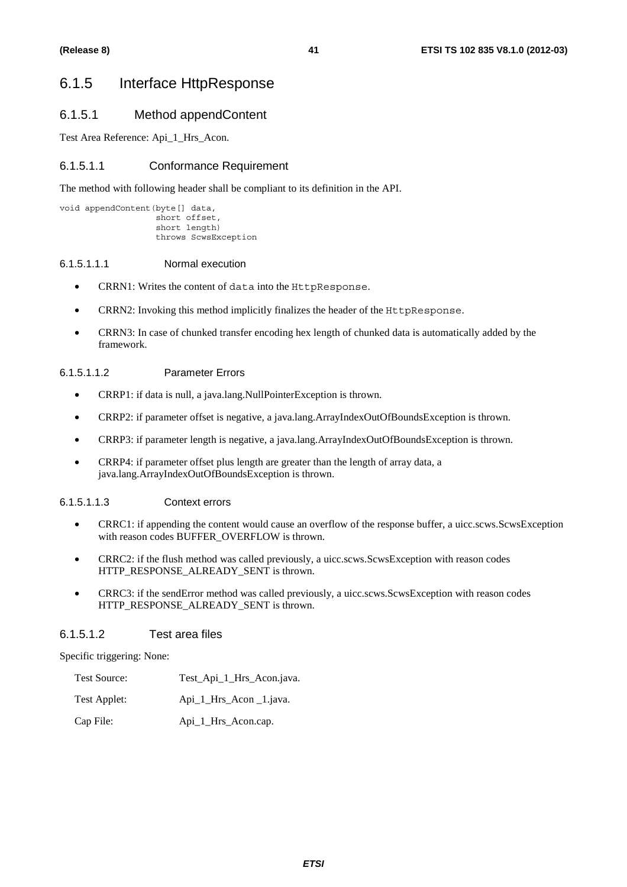## 6.1.5 Interface HttpResponse

### 6.1.5.1 Method appendContent

Test Area Reference: Api_1_Hrs_Acon.

#### 6.1.5.1.1 Conformance Requirement

The method with following header shall be compliant to its definition in the API.

```
void appendContent(byte[] data,
                   short offset,
                   short length)
                   throws ScwsException
```

##### 6.1.5.1.1.1 Normal execution

- CRRN1: Writes the content of `data` into the `HttpResponse`.
- CRRN2: Invoking this method implicitly finalizes the header of the `HttpResponse`.
- CRRN3: In case of chunked transfer encoding hex length of chunked data is automatically added by the framework.

##### 6.1.5.1.1.2 Parameter Errors

- CRRP1: if data is null, a java.lang.NullPointerException is thrown.
- CRRP2: if parameter offset is negative, a java.lang.ArrayIndexOutOfBoundsException is thrown.
- CRRP3: if parameter length is negative, a java.lang.ArrayIndexOutOfBoundsException is thrown.
- CRRP4: if parameter offset plus length are greater than the length of array data, a java.lang.ArrayIndexOutOfBoundsException is thrown.

##### 6.1.5.1.1.3 Context errors

- CRRC1: if appending the content would cause an overflow of the response buffer, a uicc.scws.ScwsException with reason codes BUFFER_OVERFLOW is thrown.
- CRRC2: if the flush method was called previously, a uicc.scws.ScwsException with reason codes HTTP_RESPONSE_ALREADY_SENT is thrown.
- CRRC3: if the sendError method was called previously, a uicc.scws.ScwsException with reason codes HTTP_RESPONSE_ALREADY_SENT is thrown.

#### 6.1.5.1.2 Test area files

Specific triggering: None:

Test Source: Test_Api_1_Hrs_Acon.java.

Test Applet: Api_1_Hrs_Acon _1.java.

Cap File: Api_1_Hrs_Acon.cap.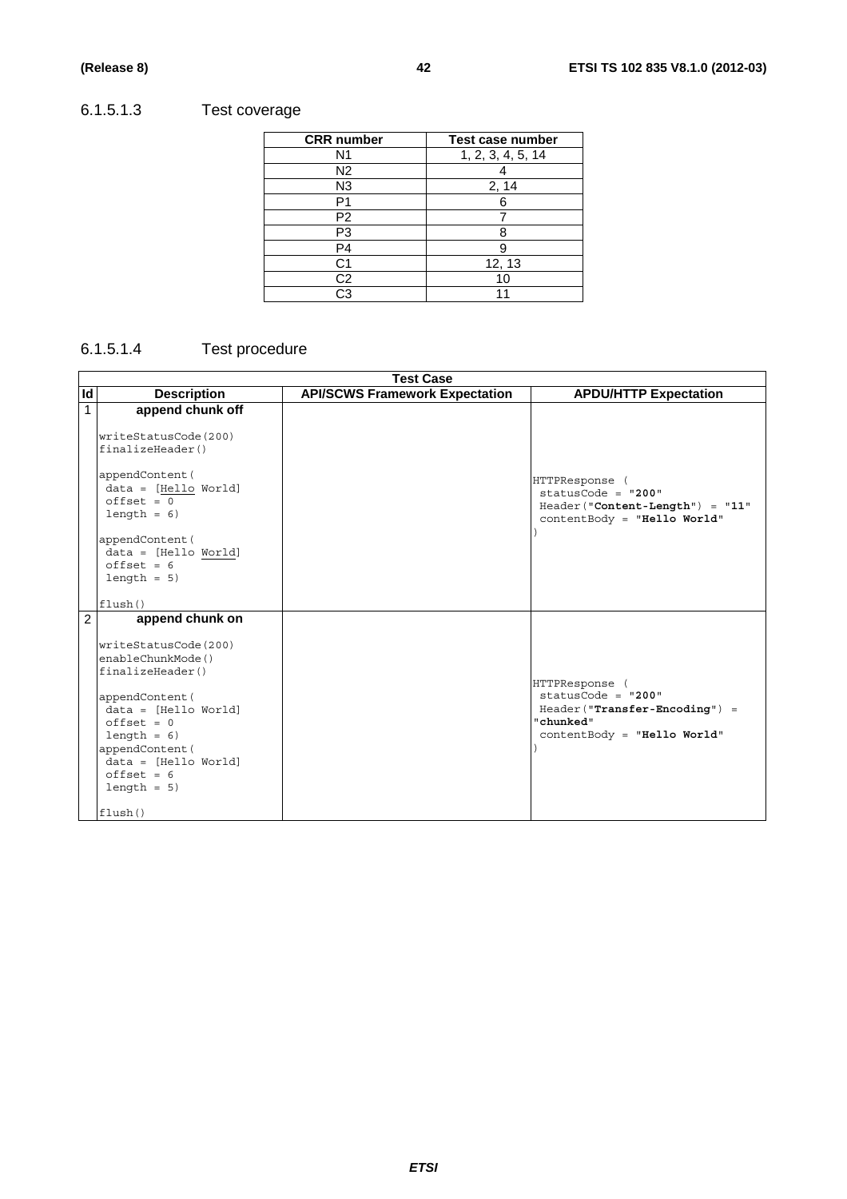### 6.1.5.1.3 Test coverage

| CRR number | Test case number |
|---|---|
| N1 | 1, 2, 3, 4, 5, 14 |
| N2 | 4 |
| N3 | 2, 14 |
| P1 | 6 |
| P2 | 7 |
| P3 | 8 |
| P4 | 9 |
| C1 | 12, 13 |
| C2 | 10 |
| C3 | 11 |

### 6.1.5.1.4 Test procedure

| Test Case | | | |
|---|---|---|---|
| **Id** | **Description** | **API/SCWS Framework Expectation** | **APDU/HTTP Expectation** |
| 1 | **append chunk off**<br><br>writeStatusCode(200)<br>finalizeHeader()<br><br>appendContent(<br>data = [Hello World]<br>offset = 0<br>length = 6)<br><br>appendContent(<br>data = [Hello World]<br>offset = 6<br>length = 5)<br><br>flush() | | HTTPResponse (<br>statusCode = "**200**"<br>Header("**Content-Length**") = "**11**"<br>contentBody = "**Hello World**"<br>) |
| 2 | **append chunk on**<br><br>writeStatusCode(200)<br>enableChunkMode()<br>finalizeHeader()<br><br>appendContent(<br>data = [Hello World]<br>offset = 0<br>length = 6)<br>appendContent(<br>data = [Hello World]<br>offset = 6<br>length = 5)<br><br>flush() | | HTTPResponse (<br>statusCode = "**200**"<br>Header("**Transfer-Encoding**") = "**chunked**"<br>contentBody = "**Hello World**"<br>) |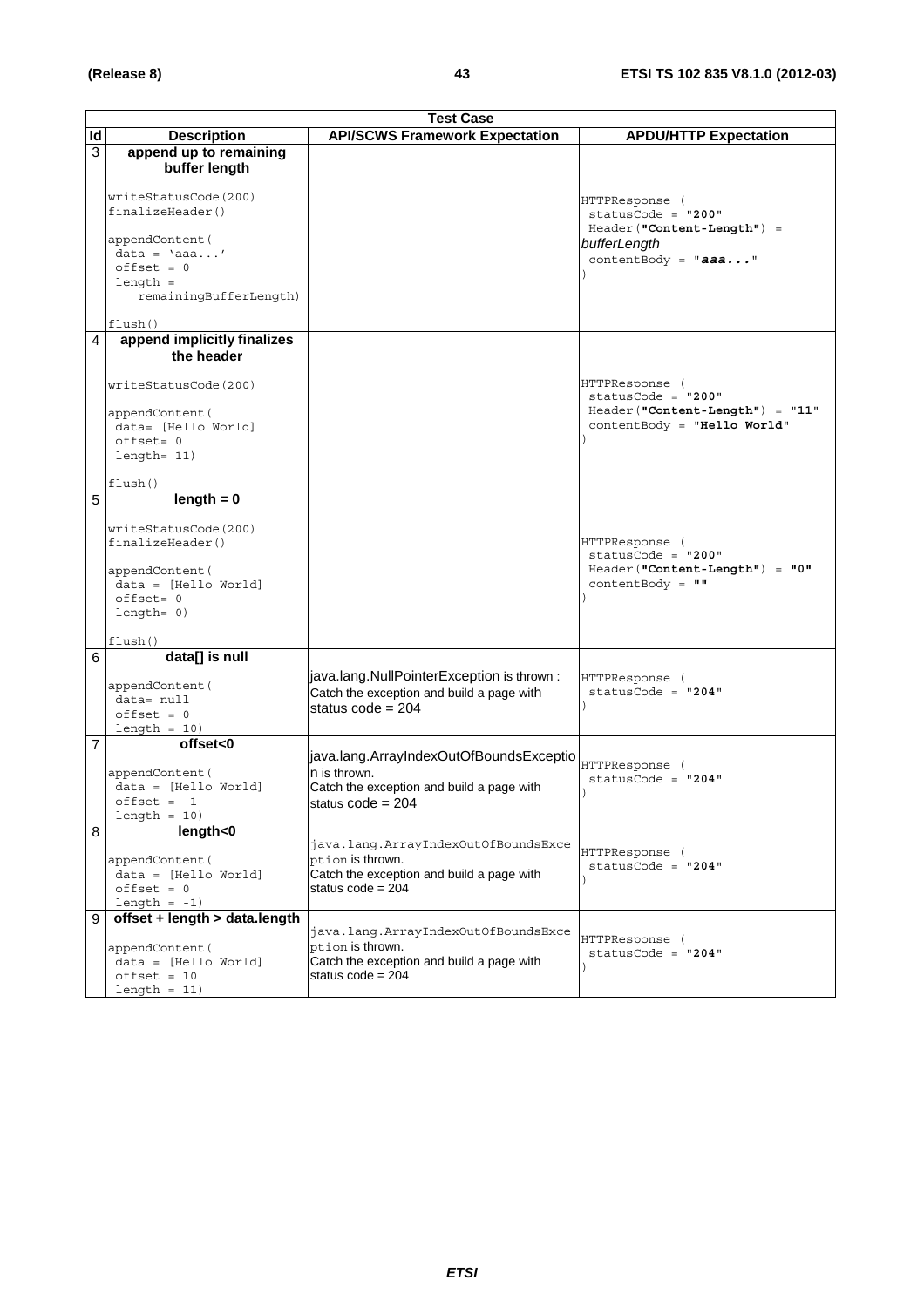| Test Case | | | |
|---|---|---|---|
| **Id** | **Description** | **API/SCWS Framework Expectation** | **APDU/HTTP Expectation** |
| 3 | **append up to remaining buffer length**<br><br>writeStatusCode(200)<br>finalizeHeader()<br><br>appendContent(<br>data = 'aaa...'<br>offset = 0<br>length =<br>remainingBufferLength)<br><br>flush() | | HTTPResponse (<br>statusCode = "**200**"<br>Header(**"Content-Length"**) = *bufferLength*<br>contentBody = "***aaa...***"<br>) |
| 4 | **append implicitly finalizes the header**<br><br>writeStatusCode(200)<br><br>appendContent(<br>data= [Hello World]<br>offset= 0<br>length= 11)<br><br>flush() | | HTTPResponse (<br>statusCode = "**200**"<br>Header(**"Content-Length"**) = **"11"**<br>contentBody = "**Hello World**"<br>) |
| 5 | **length = 0**<br><br>writeStatusCode(200)<br>finalizeHeader()<br><br>appendContent(<br>data = [Hello World]<br>offset= 0<br>length= 0)<br><br>flush() | | HTTPResponse (<br>statusCode = "**200**"<br>Header(**"Content-Length"**) = **"0"**<br>contentBody = **""**<br>) |
| 6 | **data[] is null**<br><br>appendContent(<br>data= null<br>offset = 0<br>length = 10) | java.lang.NullPointerException is thrown :<br>Catch the exception and build a page with status code = 204 | HTTPResponse (<br>statusCode = "**204**"<br>) |
| 7 | **offset<0**<br><br>appendContent(<br>data = [Hello World]<br>offset = -1<br>length = 10) | java.lang.ArrayIndexOutOfBoundsException is thrown.<br>Catch the exception and build a page with status code = 204 | HTTPResponse (<br>statusCode = "**204**"<br>) |
| 8 | **length<0**<br><br>appendContent(<br>data = [Hello World]<br>offset = 0<br>length = -1) | java.lang.ArrayIndexOutOfBoundsException is thrown.<br>Catch the exception and build a page with status code = 204 | HTTPResponse (<br>statusCode = "**204**"<br>) |
| 9 | **offset + length > data.length**<br><br>appendContent(<br>data = [Hello World]<br>offset = 10<br>length = 11) | java.lang.ArrayIndexOutOfBoundsException is thrown.<br>Catch the exception and build a page with status code = 204 | HTTPResponse (<br>statusCode = "**204**"<br>) |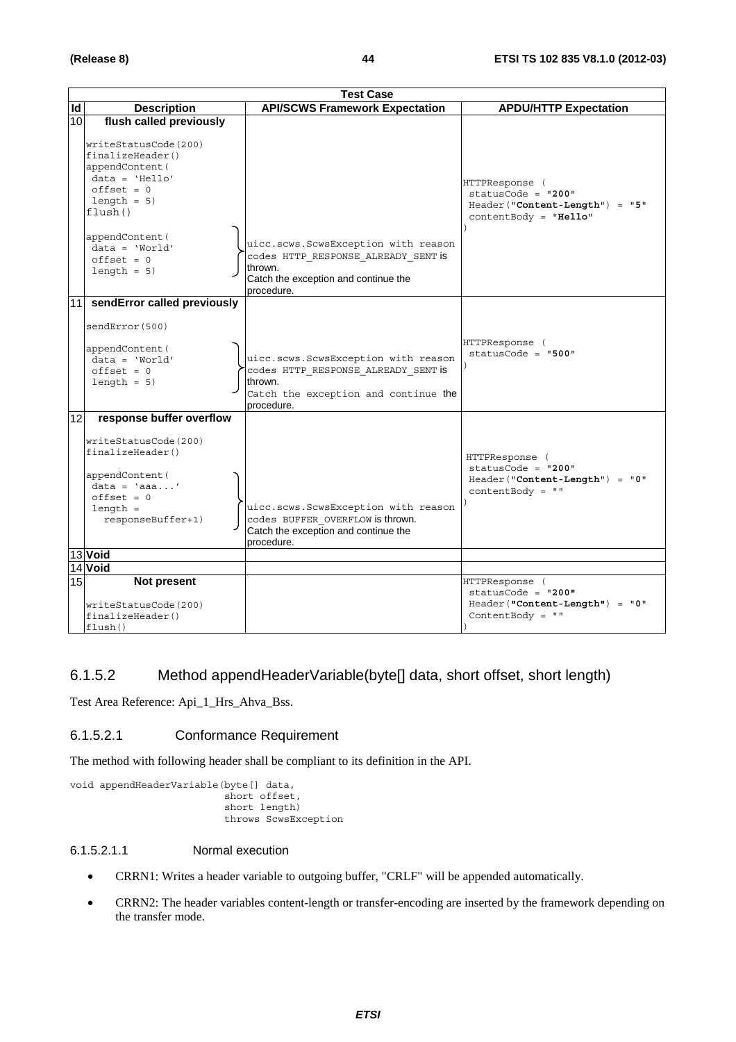| Test Case | | | |
|---|---|---|---|
| **Id** | **Description** | **API/SCWS Framework Expectation** | **APDU/HTTP Expectation** |
| 10 | **flush called previously**<br><br>writeStatusCode(200)<br>finalizeHeader()<br>appendContent(<br>data = 'Hello'<br>offset = 0<br>length = 5)<br>flush()<br><br>appendContent(<br>data = 'World'<br>offset = 0<br>length = 5) | uicc.scws.ScwsException with reason codes HTTP_RESPONSE_ALREADY_SENT is thrown.<br>Catch the exception and continue the procedure. | HTTPResponse (<br>statusCode = "**200**"<br>Header("**Content-Length**") = "**5**"<br>contentBody = "**Hello**"<br>) |
| 11 | **sendError called previously**<br><br>sendError(500)<br><br>appendContent(<br>data = 'World'<br>offset = 0<br>length = 5) | uicc.scws.ScwsException with reason codes HTTP_RESPONSE_ALREADY_SENT is thrown.<br>Catch the exception and continue the procedure. | HTTPResponse (<br>statusCode = "**500**"<br>) |
| 12 | **response buffer overflow**<br><br>writeStatusCode(200)<br>finalizeHeader()<br><br>appendContent(<br>data = 'aaa...'<br>offset = 0<br>length =<br>responseBuffer+1) | uicc.scws.ScwsException with reason codes BUFFER_OVERFLOW is thrown.<br>Catch the exception and continue the procedure. | HTTPResponse (<br>statusCode = "**200**"<br>Header("**Content-Length**") = "**0**"<br>contentBody = ""<br>) |
| 13 | **Void** | | |
| 14 | **Void** | | |
| 15 | **Not present**<br><br>writeStatusCode(200)<br>finalizeHeader()<br>flush() | | HTTPResponse (<br>statusCode = "**200**"<br>Header("**Content-Length**") = "**0**"<br>ContentBody = ""<br>) |

### 6.1.5.2 Method appendHeaderVariable(byte[] data, short offset, short length)

Test Area Reference: Api_1_Hrs_Ahva_Bss.

#### 6.1.5.2.1 Conformance Requirement

The method with following header shall be compliant to its definition in the API.

```
void appendHeaderVariable(byte[] data,
                          short offset,
                          short length)
                          throws ScwsException
```

##### 6.1.5.2.1.1 Normal execution

- CRRN1: Writes a header variable to outgoing buffer, "CRLF" will be appended automatically.
- CRRN2: The header variables content-length or transfer-encoding are inserted by the framework depending on the transfer mode.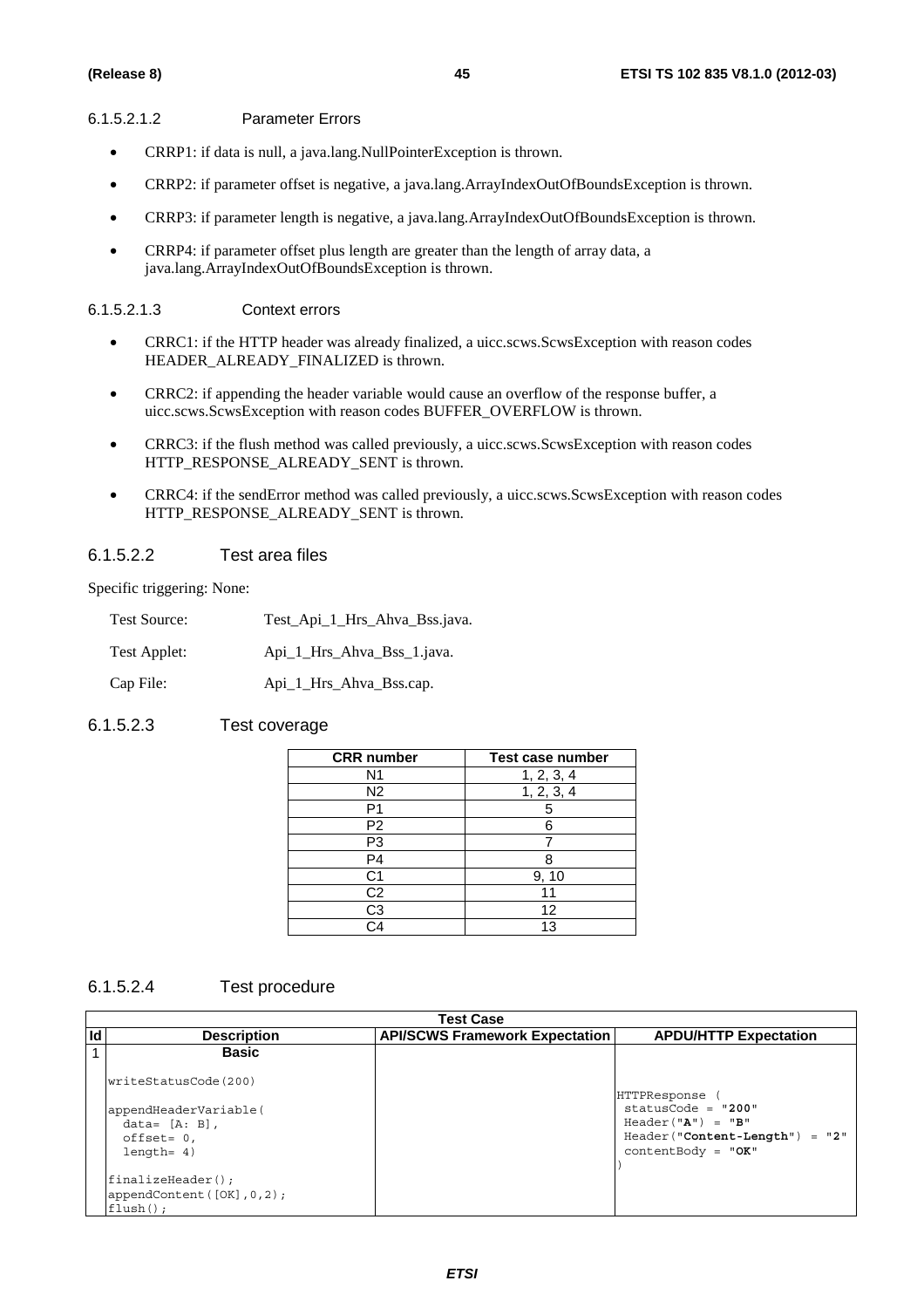#### 6.1.5.2.1.2 Parameter Errors

- CRRP1: if data is null, a java.lang.NullPointerException is thrown.
- CRRP2: if parameter offset is negative, a java.lang.ArrayIndexOutOfBoundsException is thrown.
- CRRP3: if parameter length is negative, a java.lang.ArrayIndexOutOfBoundsException is thrown.
- CRRP4: if parameter offset plus length are greater than the length of array data, a java.lang.ArrayIndexOutOfBoundsException is thrown.

#### 6.1.5.2.1.3 Context errors

- CRRC1: if the HTTP header was already finalized, a uicc.scws.ScwsException with reason codes HEADER_ALREADY_FINALIZED is thrown.
- CRRC2: if appending the header variable would cause an overflow of the response buffer, a uicc.scws.ScwsException with reason codes BUFFER_OVERFLOW is thrown.
- CRRC3: if the flush method was called previously, a uicc.scws.ScwsException with reason codes HTTP_RESPONSE_ALREADY_SENT is thrown.
- CRRC4: if the sendError method was called previously, a uicc.scws.ScwsException with reason codes HTTP_RESPONSE_ALREADY_SENT is thrown.

### 6.1.5.2.2 Test area files

Specific triggering: None:

Test Source: Test_Api_1_Hrs_Ahva_Bss.java.

Test Applet: Api_1_Hrs_Ahva_Bss_1.java.

Cap File: Api_1_Hrs_Ahva_Bss.cap.

### 6.1.5.2.3 Test coverage

| CRR number | Test case number |
|---|---|
| N1 | 1, 2, 3, 4 |
| N2 | 1, 2, 3, 4 |
| P1 | 5 |
| P2 | 6 |
| P3 | 7 |
| P4 | 8 |
| C1 | 9, 10 |
| C2 | 11 |
| C3 | 12 |
| C4 | 13 |

### 6.1.5.2.4 Test procedure

| Test Case | | | |
|---|---|---|---|
| **Id** | **Description** | **API/SCWS Framework Expectation** | **APDU/HTTP Expectation** |
| 1 | **Basic**<br><br>`writeStatusCode(200)`<br><br>`appendHeaderVariable(`<br>`  data= [A: B],`<br>`  offset= 0,`<br>`  length= 4)`<br><br>`finalizeHeader();`<br>`appendContent([OK],0,2);`<br>`flush();` | | `HTTPResponse (`<br>` statusCode = "200"`<br>` Header("A") = "B"`<br>` Header("Content-Length") = "2"`<br>` contentBody = "OK"`<br>`)` |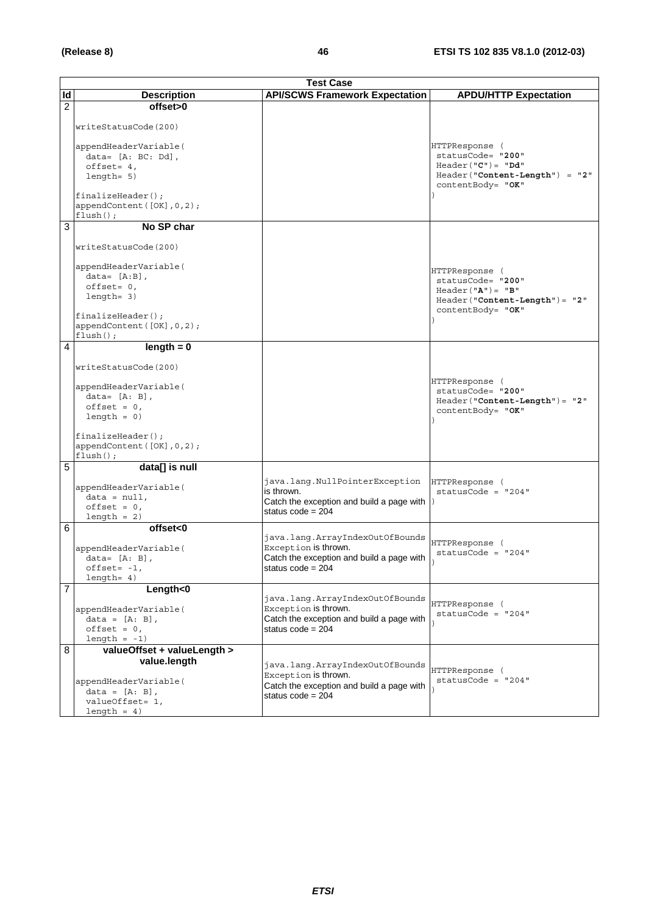| Test Case | | | |
|---|---|---|---|
| **Id** | **Description** | **API/SCWS Framework Expectation** | **APDU/HTTP Expectation** |
| 2 | **offset>0**<br><br>writeStatusCode(200)<br><br>appendHeaderVariable(<br>data= [A: BC: Dd],<br>offset= 4,<br>length= 5)<br><br>finalizeHeader();<br>appendContent([OK],0,2);<br>flush(); | | HTTPResponse (<br>statusCode= "**200**"<br>Header("**C**")= "**Dd**"<br>Header("**Content-Length**") = "**2**"<br>contentBody= "**OK**"<br>) |
| 3 | **No SP char**<br><br>writeStatusCode(200)<br><br>appendHeaderVariable(<br>data= [A:B],<br>offset= 0,<br>length= 3)<br><br>finalizeHeader();<br>appendContent([OK],0,2);<br>flush(); | | HTTPResponse (<br>statusCode= "**200**"<br>Header("**A**")= "**B**"<br>Header("**Content-Length**")= "**2**"<br>contentBody= "**OK**"<br>) |
| 4 | **length = 0**<br><br>writeStatusCode(200)<br><br>appendHeaderVariable(<br>data= [A: B],<br>offset = 0,<br>length = 0)<br><br>finalizeHeader();<br>appendContent([OK],0,2);<br>flush(); | | HTTPResponse (<br>statusCode= "**200**"<br>Header("**Content-Length**")= "**2**"<br>contentBody= "**OK**"<br>) |
| 5 | **data[] is null**<br><br>appendHeaderVariable(<br>data = null,<br>offset = 0,<br>length = 2) | java.lang.NullPointerException is thrown.<br>Catch the exception and build a page with status code = 204 | HTTPResponse (<br>statusCode = "204"<br>) |
| 6 | **offset<0**<br><br>appendHeaderVariable(<br>data= [A: B],<br>offset= -1,<br>length= 4) | java.lang.ArrayIndexOutOfBoundsException is thrown.<br>Catch the exception and build a page with status code = 204 | HTTPResponse (<br>statusCode = "204"<br>) |
| 7 | **Length<0**<br><br>appendHeaderVariable(<br>data = [A: B],<br>offset = 0,<br>length = -1) | java.lang.ArrayIndexOutOfBoundsException is thrown.<br>Catch the exception and build a page with status code = 204 | HTTPResponse (<br>statusCode = "204"<br>) |
| 8 | **valueOffset + valueLength > value.length**<br><br>appendHeaderVariable(<br>data = [A: B],<br>valueOffset= 1,<br>length = 4) | java.lang.ArrayIndexOutOfBoundsException is thrown.<br>Catch the exception and build a page with status code = 204 | HTTPResponse (<br>statusCode = "204"<br>) |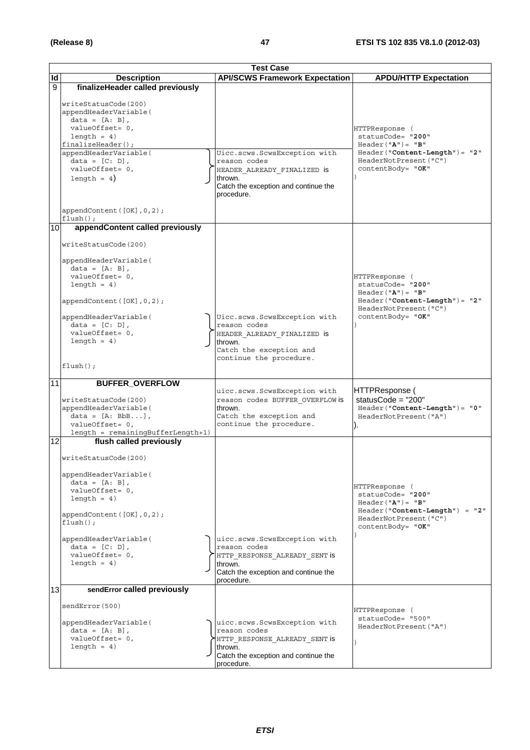| Test Case | | | |
|---|---|---|---|
| **Id** | **Description** | **API/SCWS Framework Expectation** | **APDU/HTTP Expectation** |
| 9 | **finalizeHeader called previously**<br><br>writeStatusCode(200)<br>appendHeaderVariable(<br>data = [A: B],<br>valueOffset= 0,<br>length = 4)<br>finalizeHeader();<br>appendHeaderVariable(<br>data = [C: D],<br>valueOffset= 0,<br>length = 4)<br><br>appendContent([OK],0,2);<br>flush(); | Uicc.scws.ScwsException with reason codes HEADER_ALREADY_FINALIZED is thrown.<br>Catch the exception and continue the procedure. | HTTPResponse (<br>statusCode= "**200**"<br>Header("**A**")= "**B**"<br>Header("**Content-Length**")= "**2**"<br>HeaderNotPresent("C")<br>contentBody= "**OK**"<br>) |
| 10 | **appendContent called previously**<br><br>writeStatusCode(200)<br><br>appendHeaderVariable(<br>data = [A: B],<br>valueOffset= 0,<br>length = 4)<br><br>appendContent([OK],0,2);<br><br>appendHeaderVariable(<br>data = [C: D],<br>valueOffset= 0,<br>length = 4)<br><br>flush(); | Uicc.scws.ScwsException with reason codes HEADER_ALREADY_FINALIZED is thrown.<br>Catch the exception and continue the procedure. | HTTPResponse (<br>statusCode= "**200**"<br>Header("**A**")= "**B**"<br>Header("**Content-Length**")= "**2**"<br>HeaderNotPresent("C")<br>contentBody= "**OK**"<br>) |
| 11 | **BUFFER_OVERFLOW**<br><br>writeStatusCode(200)<br>appendHeaderVariable(<br>data = [A: BbB...],<br>valueOffset= 0,<br>length = remainingBufferLength+1) | uicc.scws.ScwsException with reason codes BUFFER_OVERFLOW is thrown.<br>Catch the exception and continue the procedure. | HTTPResponse (<br>statusCode = "200"<br>Header("**Content-Length**")= "**0**"<br>HeaderNotPresent("A")<br>). |
| 12 | **flush called previously**<br><br>writeStatusCode(200)<br><br>appendHeaderVariable(<br>data = [A: B],<br>valueOffset= 0,<br>length = 4)<br><br>appendContent([OK],0,2);<br>flush();<br><br>appendHeaderVariable(<br>data = [C: D],<br>valueOffset= 0,<br>length = 4) | uicc.scws.ScwsException with reason codes HTTP_RESPONSE_ALREADY_SENT is thrown.<br>Catch the exception and continue the procedure. | HTTPResponse (<br>statusCode= "**200**"<br>Header("**A**")= "**B**"<br>Header("**Content-Length**") = "**2**"<br>HeaderNotPresent("C")<br>contentBody= "**OK**"<br>) |
| 13 | **sendError called previously**<br><br>sendError(500)<br><br>appendHeaderVariable(<br>data = [A: B],<br>valueOffset= 0,<br>length = 4) | uicc.scws.ScwsException with reason codes HTTP_RESPONSE_ALREADY_SENT is thrown.<br>Catch the exception and continue the procedure. | HTTPResponse (<br>statusCode= "500"<br>HeaderNotPresent("A")<br><br>) |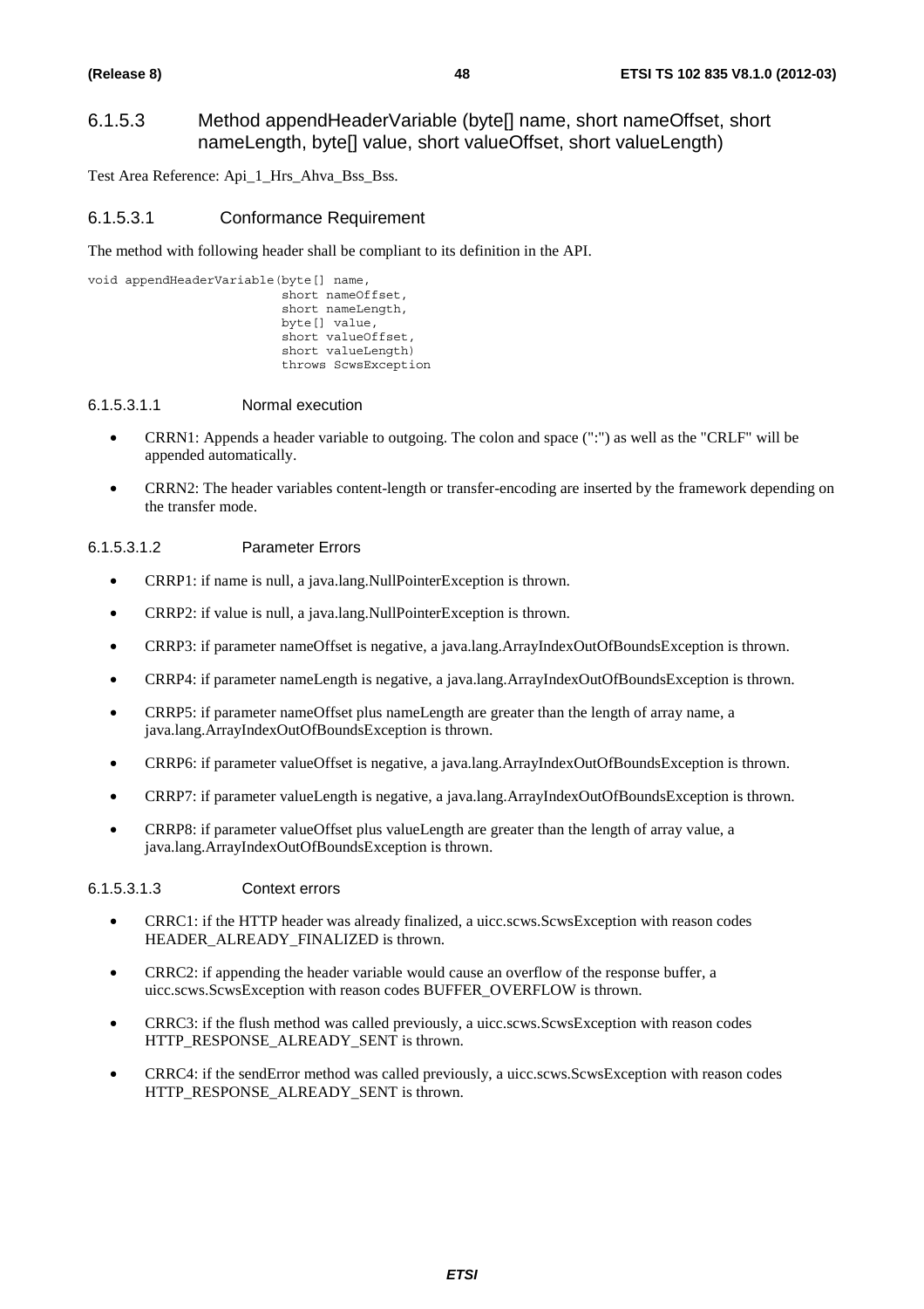### 6.1.5.3 Method appendHeaderVariable (byte[] name, short nameOffset, short nameLength, byte[] value, short valueOffset, short valueLength)

Test Area Reference: Api_1_Hrs_Ahva_Bss_Bss.

#### 6.1.5.3.1 Conformance Requirement

The method with following header shall be compliant to its definition in the API.

```
void appendHeaderVariable(byte[] name,
                          short nameOffset,
                          short nameLength,
                          byte[] value,
                          short valueOffset,
                          short valueLength)
                          throws ScwsException
```

##### 6.1.5.3.1.1 Normal execution

- CRRN1: Appends a header variable to outgoing. The colon and space (":") as well as the "CRLF" will be appended automatically.
- CRRN2: The header variables content-length or transfer-encoding are inserted by the framework depending on the transfer mode.

##### 6.1.5.3.1.2 Parameter Errors

- CRRP1: if name is null, a java.lang.NullPointerException is thrown.
- CRRP2: if value is null, a java.lang.NullPointerException is thrown.
- CRRP3: if parameter nameOffset is negative, a java.lang.ArrayIndexOutOfBoundsException is thrown.
- CRRP4: if parameter nameLength is negative, a java.lang.ArrayIndexOutOfBoundsException is thrown.
- CRRP5: if parameter nameOffset plus nameLength are greater than the length of array name, a java.lang.ArrayIndexOutOfBoundsException is thrown.
- CRRP6: if parameter valueOffset is negative, a java.lang.ArrayIndexOutOfBoundsException is thrown.
- CRRP7: if parameter valueLength is negative, a java.lang.ArrayIndexOutOfBoundsException is thrown.
- CRRP8: if parameter valueOffset plus valueLength are greater than the length of array value, a java.lang.ArrayIndexOutOfBoundsException is thrown.

##### 6.1.5.3.1.3 Context errors

- CRRC1: if the HTTP header was already finalized, a uicc.scws.ScwsException with reason codes HEADER_ALREADY_FINALIZED is thrown.
- CRRC2: if appending the header variable would cause an overflow of the response buffer, a uicc.scws.ScwsException with reason codes BUFFER_OVERFLOW is thrown.
- CRRC3: if the flush method was called previously, a uicc.scws.ScwsException with reason codes HTTP_RESPONSE_ALREADY_SENT is thrown.
- CRRC4: if the sendError method was called previously, a uicc.scws.ScwsException with reason codes HTTP_RESPONSE_ALREADY_SENT is thrown.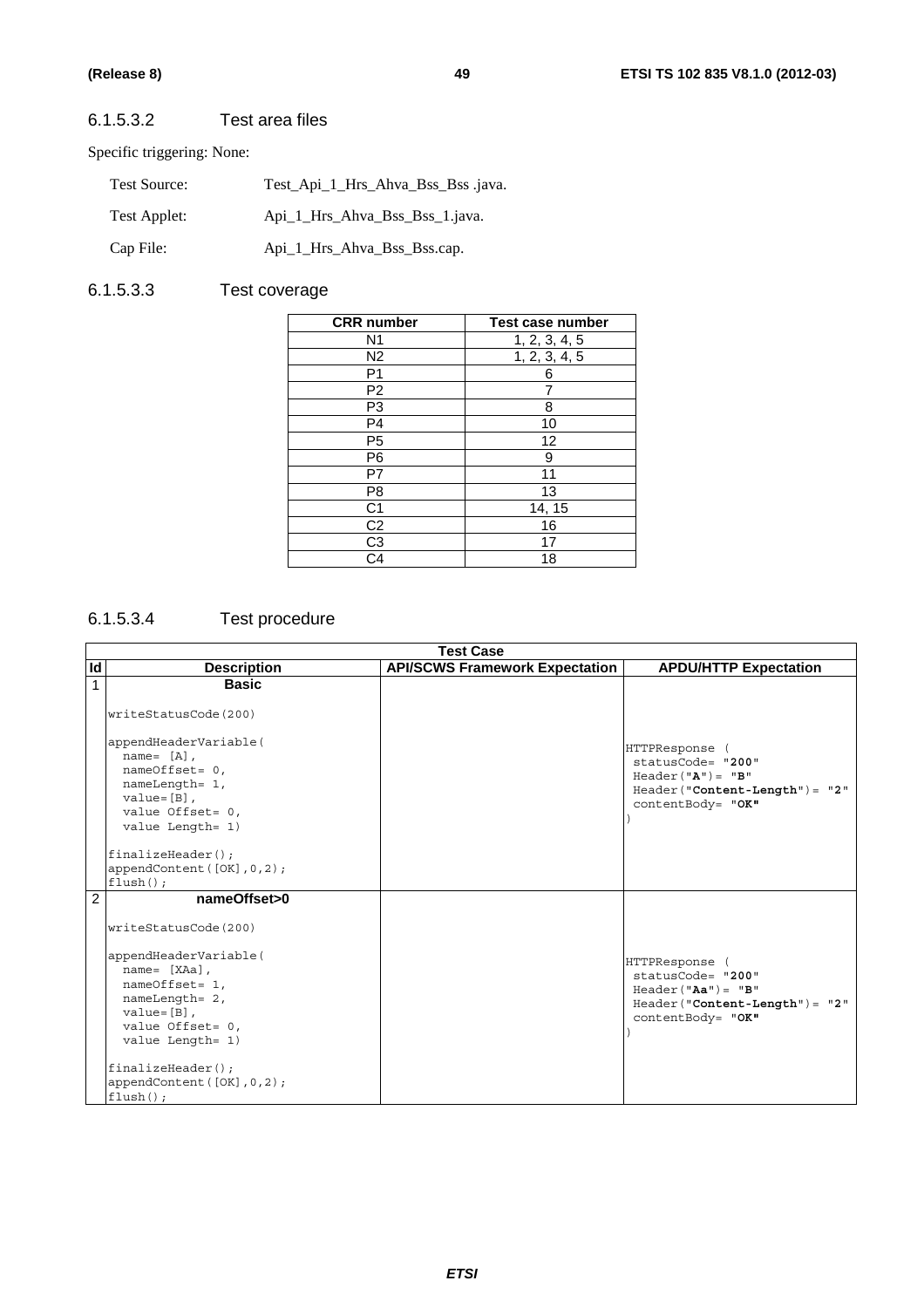#### 6.1.5.3.2 Test area files

Specific triggering: None:

| | |
|---|---|
| Test Source: | Test_Api_1_Hrs_Ahva_Bss_Bss .java. |
| Test Applet: | Api_1_Hrs_Ahva_Bss_Bss_1.java. |
| Cap File: | Api_1_Hrs_Ahva_Bss_Bss.cap. |

#### 6.1.5.3.3 Test coverage

| CRR number | Test case number |
|---|---|
| N1 | 1, 2, 3, 4, 5 |
| N2 | 1, 2, 3, 4, 5 |
| P1 | 6 |
| P2 | 7 |
| P3 | 8 |
| P4 | 10 |
| P5 | 12 |
| P6 | 9 |
| P7 | 11 |
| P8 | 13 |
| C1 | 14, 15 |
| C2 | 16 |
| C3 | 17 |
| C4 | 18 |

#### 6.1.5.3.4 Test procedure

| Id | Description | API/SCWS Framework Expectation | APDU/HTTP Expectation |
|---|---|---|---|
| 1 | **Basic**<br><br>writeStatusCode(200)<br><br>appendHeaderVariable(<br>name= [A],<br>nameOffset= 0,<br>nameLength= 1,<br>value=[B],<br>value Offset= 0,<br>value Length= 1)<br><br>finalizeHeader();<br>appendContent([OK],0,2);<br>flush(); | | HTTPResponse (<br>statusCode= "**200**"<br>Header("**A**")= "**B**"<br>Header("**Content-Length**")= "**2**"<br>contentBody= "**OK**"<br>) |
| 2 | **nameOffset>0**<br><br>writeStatusCode(200)<br><br>appendHeaderVariable(<br>name= [XAa],<br>nameOffset= 1,<br>nameLength= 2,<br>value=[B],<br>value Offset= 0,<br>value Length= 1)<br><br>finalizeHeader();<br>appendContent([OK],0,2);<br>flush(); | | HTTPResponse (<br>statusCode= "**200**"<br>Header("**Aa**")= "**B**"<br>Header("**Content-Length**")= "**2**"<br>contentBody= "**OK**"<br>) |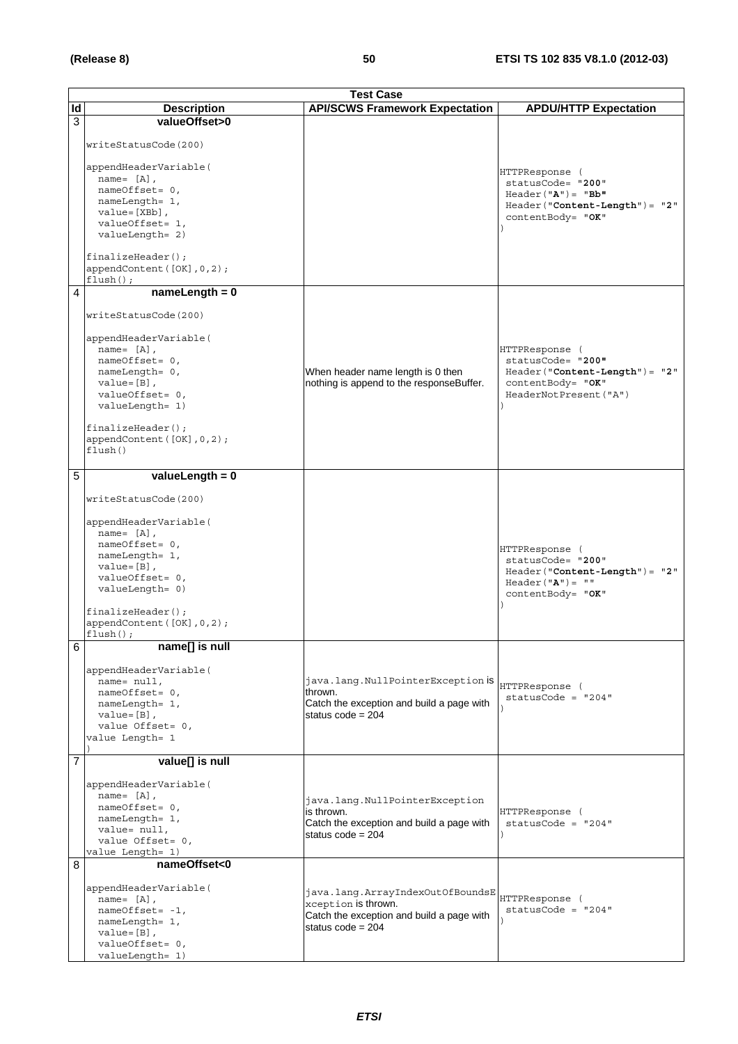| Test Case | | | |
|---|---|---|---|
| **Id** | **Description** | **API/SCWS Framework Expectation** | **APDU/HTTP Expectation** |
| 3 | **valueOffset>0**<br><br>writeStatusCode(200)<br><br>appendHeaderVariable(<br>name= [A],<br>nameOffset= 0,<br>nameLength= 1,<br>value=[XBb],<br>valueOffset= 1,<br>valueLength= 2)<br><br>finalizeHeader();<br>appendContent([OK],0,2);<br>flush(); | | HTTPResponse (<br>statusCode= "**200**"<br>Header("**A**")= "**Bb**"<br>Header("**Content-Length**")= "**2**"<br>contentBody= "**OK**"<br>) |
| 4 | **nameLength = 0**<br><br>writeStatusCode(200)<br><br>appendHeaderVariable(<br>name= [A],<br>nameOffset= 0,<br>nameLength= 0,<br>value=[B],<br>valueOffset= 0,<br>valueLength= 1)<br><br>finalizeHeader();<br>appendContent([OK],0,2);<br>flush() | When header name length is 0 then nothing is append to the responseBuffer. | HTTPResponse (<br>statusCode= "**200**"<br>Header("**Content-Length**")= "**2**"<br>contentBody= "**OK**"<br>HeaderNotPresent("A")<br>) |
| 5 | **valueLength = 0**<br><br>writeStatusCode(200)<br><br>appendHeaderVariable(<br>name= [A],<br>nameOffset= 0,<br>nameLength= 1,<br>value=[B],<br>valueOffset= 0,<br>valueLength= 0)<br><br>finalizeHeader();<br>appendContent([OK],0,2);<br>flush(); | | HTTPResponse (<br>statusCode= "**200**"<br>Header("**Content-Length**")= "**2**"<br>Header("**A**")= ""<br>contentBody= "**OK**"<br>) |
| 6 | **name[] is null**<br><br>appendHeaderVariable(<br>name= null,<br>nameOffset= 0,<br>nameLength= 1,<br>value=[B],<br>value Offset= 0,<br>value Length= 1<br>) | java.lang.NullPointerException is thrown.<br>Catch the exception and build a page with status code = 204 | HTTPResponse (<br>statusCode = "204"<br>) |
| 7 | **value[] is null**<br><br>appendHeaderVariable(<br>name= [A],<br>nameOffset= 0,<br>nameLength= 1,<br>value= null,<br>value Offset= 0,<br>value Length= 1) | java.lang.NullPointerException is thrown.<br>Catch the exception and build a page with status code = 204 | HTTPResponse (<br>statusCode = "204"<br>) |
| 8 | **nameOffset<0**<br><br>appendHeaderVariable(<br>name= [A],<br>nameOffset= -1,<br>nameLength= 1,<br>value=[B],<br>valueOffset= 0,<br>valueLength= 1) | java.lang.ArrayIndexOutOfBoundsException is thrown.<br>Catch the exception and build a page with status code = 204 | HTTPResponse (<br>statusCode = "204"<br>) |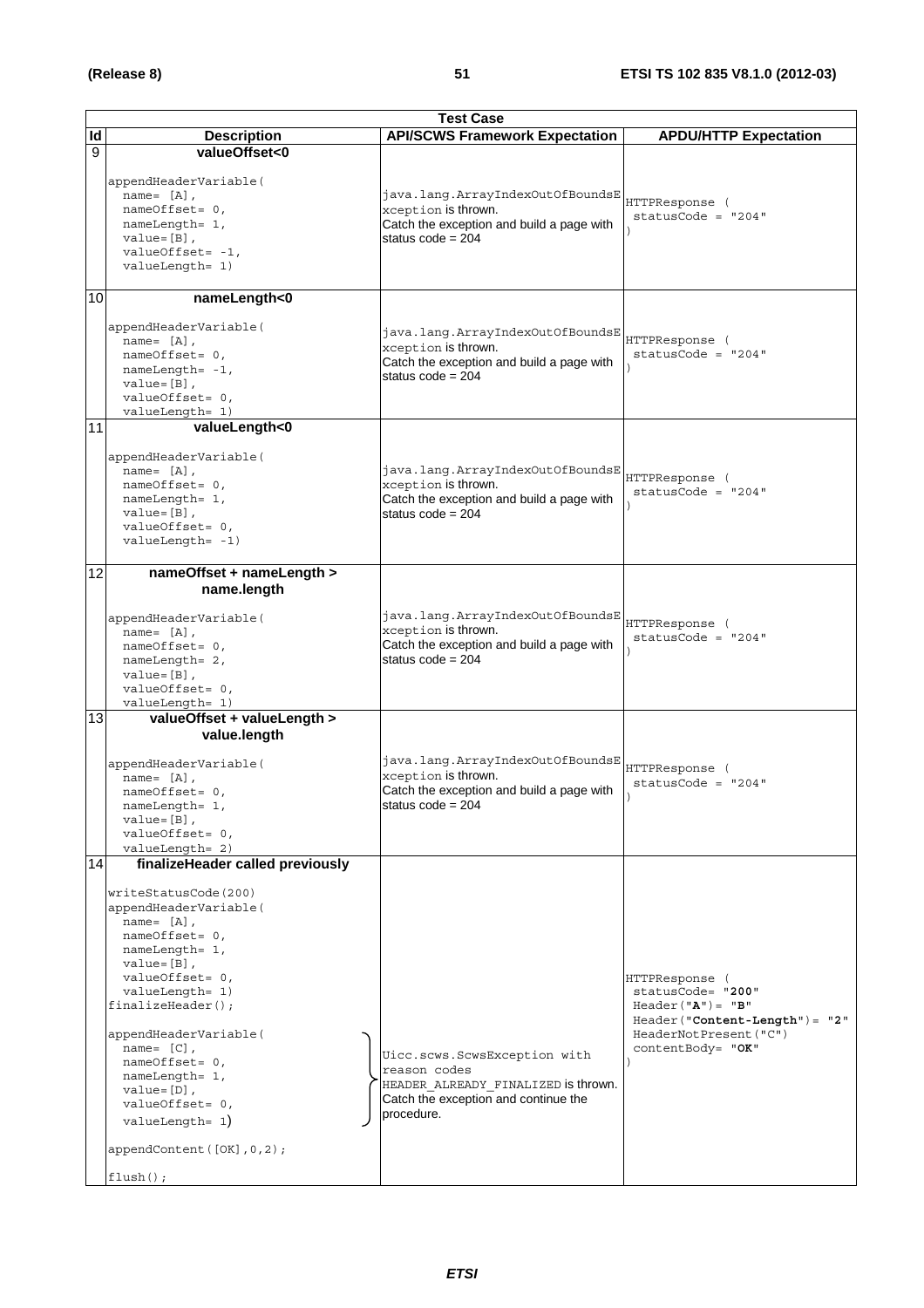| Test Case | | | |
|---|---|---|---|
| **Id** | **Description** | **API/SCWS Framework Expectation** | **APDU/HTTP Expectation** |
| 9 | **valueOffset<0**<br><br>appendHeaderVariable(<br>name= [A],<br>nameOffset= 0,<br>nameLength= 1,<br>value=[B],<br>valueOffset= -1,<br>valueLength= 1) | java.lang.ArrayIndexOutOfBoundsException is thrown.<br>Catch the exception and build a page with status code = 204 | HTTPResponse (<br>statusCode = "204"<br>) |
| 10 | **nameLength<0**<br><br>appendHeaderVariable(<br>name= [A],<br>nameOffset= 0,<br>nameLength= -1,<br>value=[B],<br>valueOffset= 0,<br>valueLength= 1) | java.lang.ArrayIndexOutOfBoundsException is thrown.<br>Catch the exception and build a page with status code = 204 | HTTPResponse (<br>statusCode = "204"<br>) |
| 11 | **valueLength<0**<br><br>appendHeaderVariable(<br>name= [A],<br>nameOffset= 0,<br>nameLength= 1,<br>value=[B],<br>valueOffset= 0,<br>valueLength= -1) | java.lang.ArrayIndexOutOfBoundsException is thrown.<br>Catch the exception and build a page with status code = 204 | HTTPResponse (<br>statusCode = "204"<br>) |
| 12 | **nameOffset + nameLength > name.length**<br><br>appendHeaderVariable(<br>name= [A],<br>nameOffset= 0,<br>nameLength= 2,<br>value=[B],<br>valueOffset= 0,<br>valueLength= 1) | java.lang.ArrayIndexOutOfBoundsException is thrown.<br>Catch the exception and build a page with status code = 204 | HTTPResponse (<br>statusCode = "204"<br>) |
| 13 | **valueOffset + valueLength > value.length**<br><br>appendHeaderVariable(<br>name= [A],<br>nameOffset= 0,<br>nameLength= 1,<br>value=[B],<br>valueOffset= 0,<br>valueLength= 2) | java.lang.ArrayIndexOutOfBoundsException is thrown.<br>Catch the exception and build a page with status code = 204 | HTTPResponse (<br>statusCode = "204"<br>) |
| 14 | **finalizeHeader called previously**<br><br>writeStatusCode(200)<br>appendHeaderVariable(<br>name= [A],<br>nameOffset= 0,<br>nameLength= 1,<br>value=[B],<br>valueOffset= 0,<br>valueLength= 1)<br>finalizeHeader();<br><br>appendHeaderVariable(<br>name= [C],<br>nameOffset= 0,<br>nameLength= 1,<br>value=[D],<br>valueOffset= 0,<br>valueLength= 1)<br><br>appendContent([OK],0,2);<br><br>flush(); | Uicc.scws.ScwsException with reason codes HEADER_ALREADY_FINALIZED is thrown.<br>Catch the exception and continue the procedure. | HTTPResponse (<br>statusCode= "**200**"<br>Header("**A**")= "**B**"<br>Header("**Content-Length**")= "**2**"<br>HeaderNotPresent("C")<br>contentBody= "**OK**"<br>) |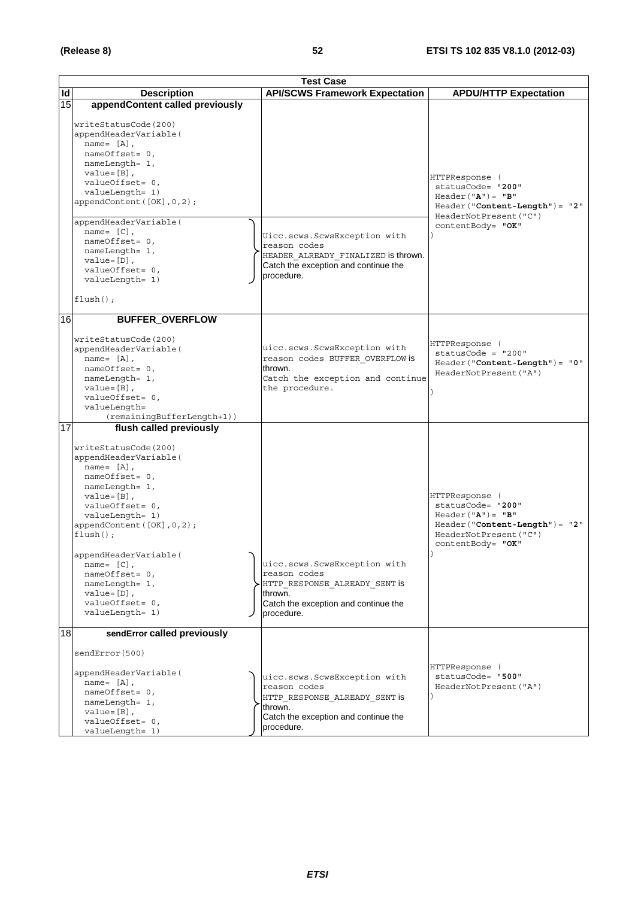| Test Case | | | |
|---|---|---|---|
| **Id** | **Description** | **API/SCWS Framework Expectation** | **APDU/HTTP Expectation** |
| 15 | **appendContent called previously**<br><br>writeStatusCode(200)<br>appendHeaderVariable(<br>  name= [A],<br>  nameOffset= 0,<br>  nameLength= 1,<br>  value=[B],<br>  valueOffset= 0,<br>  valueLength= 1)<br>appendContent([OK],0,2);<br><br>appendHeaderVariable(<br>  name= [C],<br>  nameOffset= 0,<br>  nameLength= 1,<br>  value=[D],<br>  valueOffset= 0,<br>  valueLength= 1)<br><br>flush(); | Uicc.scws.ScwsException with reason codes HEADER_ALREADY_FINALIZED is thrown. Catch the exception and continue the procedure. | HTTPResponse (<br>  statusCode= "**200**"<br>  Header("**A**")= "**B**"<br>  Header("**Content-Length**")= "**2**"<br>  HeaderNotPresent("C")<br>  contentBody= "**OK**"<br>) |
| 16 | **BUFFER_OVERFLOW**<br><br>writeStatusCode(200)<br>appendHeaderVariable(<br>  name= [A],<br>  nameOffset= 0,<br>  nameLength= 1,<br>  value=[B],<br>  valueOffset= 0,<br>  valueLength=<br>    (remainingBufferLength+1)) | uicc.scws.ScwsException with reason codes BUFFER_OVERFLOW is thrown.<br>Catch the exception and continue the procedure. | HTTPResponse (<br>  statusCode = "200"<br>  Header("**Content-Length**")= "**0**"<br>  HeaderNotPresent("A")<br><br>) |
| 17 | **flush called previously**<br><br>writeStatusCode(200)<br>appendHeaderVariable(<br>  name= [A],<br>  nameOffset= 0,<br>  nameLength= 1,<br>  value=[B],<br>  valueOffset= 0,<br>  valueLength= 1)<br>appendContent([OK],0,2);<br>flush();<br><br>appendHeaderVariable(<br>  name= [C],<br>  nameOffset= 0,<br>  nameLength= 1,<br>  value=[D],<br>  valueOffset= 0,<br>  valueLength= 1) | uicc.scws.ScwsException with reason codes HTTP_RESPONSE_ALREADY_SENT is thrown.<br>Catch the exception and continue the procedure. | HTTPResponse (<br>  statusCode= "**200**"<br>  Header("**A**")= "**B**"<br>  Header("**Content-Length**")= "**2**"<br>  HeaderNotPresent("C")<br>  contentBody= "**OK**"<br>) |
| 18 | **sendError called previously**<br><br>sendError(500)<br><br>appendHeaderVariable(<br>  name= [A],<br>  nameOffset= 0,<br>  nameLength= 1,<br>  value=[B],<br>  valueOffset= 0,<br>  valueLength= 1) | uicc.scws.ScwsException with reason codes HTTP_RESPONSE_ALREADY_SENT is thrown.<br>Catch the exception and continue the procedure. | HTTPResponse (<br>  statusCode= "**500**"<br>  HeaderNotPresent("A")<br>) |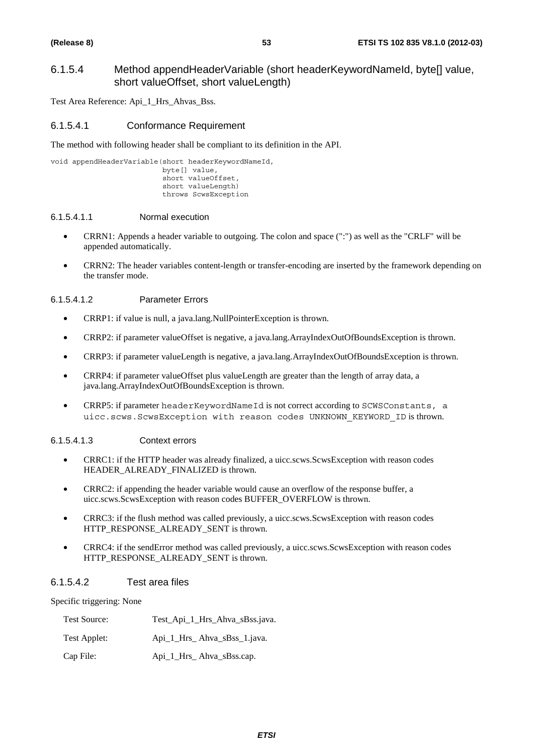### 6.1.5.4 Method appendHeaderVariable (short headerKeywordNameId, byte[] value, short valueOffset, short valueLength)

Test Area Reference: Api_1_Hrs_Ahvas_Bss.

#### 6.1.5.4.1 Conformance Requirement

The method with following header shall be compliant to its definition in the API.

```
void appendHeaderVariable(short headerKeywordNameId,
                          byte[] value,
                          short valueOffset,
                          short valueLength)
                          throws ScwsException
```

##### 6.1.5.4.1.1 Normal execution

- CRRN1: Appends a header variable to outgoing. The colon and space (":") as well as the "CRLF" will be appended automatically.
- CRRN2: The header variables content-length or transfer-encoding are inserted by the framework depending on the transfer mode.

##### 6.1.5.4.1.2 Parameter Errors

- CRRP1: if value is null, a java.lang.NullPointerException is thrown.
- CRRP2: if parameter valueOffset is negative, a java.lang.ArrayIndexOutOfBoundsException is thrown.
- CRRP3: if parameter valueLength is negative, a java.lang.ArrayIndexOutOfBoundsException is thrown.
- CRRP4: if parameter valueOffset plus valueLength are greater than the length of array data, a java.lang.ArrayIndexOutOfBoundsException is thrown.
- CRRP5: if parameter `headerKeywordNameId` is not correct according to `SCWSConstants, a uicc.scws.ScwsException with reason codes UNKNOWN_KEYWORD_ID` is thrown.

##### 6.1.5.4.1.3 Context errors

- CRRC1: if the HTTP header was already finalized, a uicc.scws.ScwsException with reason codes HEADER_ALREADY_FINALIZED is thrown.
- CRRC2: if appending the header variable would cause an overflow of the response buffer, a uicc.scws.ScwsException with reason codes BUFFER_OVERFLOW is thrown.
- CRRC3: if the flush method was called previously, a uicc.scws.ScwsException with reason codes HTTP_RESPONSE_ALREADY_SENT is thrown.
- CRRC4: if the sendError method was called previously, a uicc.scws.ScwsException with reason codes HTTP_RESPONSE_ALREADY_SENT is thrown.

#### 6.1.5.4.2 Test area files

Specific triggering: None

Test Source: Test_Api_1_Hrs_Ahva_sBss.java.

Test Applet: Api_1_Hrs_ Ahva_sBss_1.java.

Cap File: Api_1_Hrs_ Ahva_sBss.cap.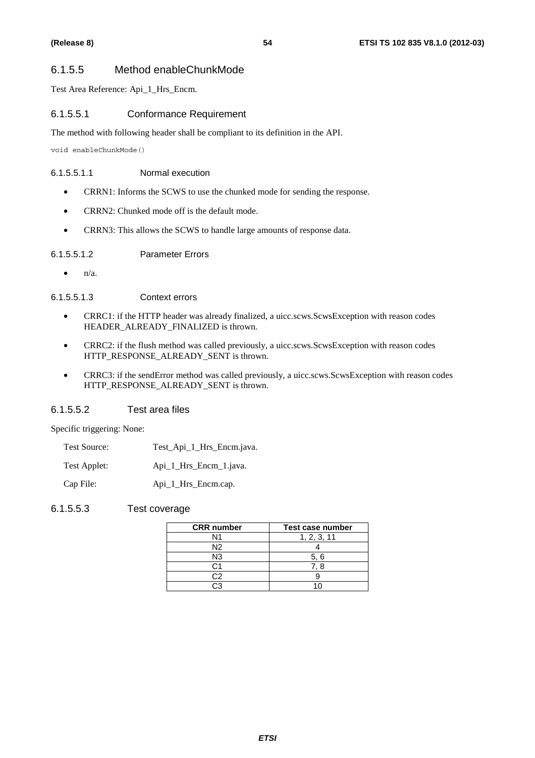### 6.1.5.5 Method enableChunkMode

Test Area Reference: Api_1_Hrs_Encm.

#### 6.1.5.5.1 Conformance Requirement

The method with following header shall be compliant to its definition in the API.

```
void enableChunkMode()
```

##### 6.1.5.5.1.1 Normal execution

- CRRN1: Informs the SCWS to use the chunked mode for sending the response.
- CRRN2: Chunked mode off is the default mode.
- CRRN3: This allows the SCWS to handle large amounts of response data.

##### 6.1.5.5.1.2 Parameter Errors

- n/a.

##### 6.1.5.5.1.3 Context errors

- CRRC1: if the HTTP header was already finalized, a uicc.scws.ScwsException with reason codes HEADER_ALREADY_FINALIZED is thrown.
- CRRC2: if the flush method was called previously, a uicc.scws.ScwsException with reason codes HTTP_RESPONSE_ALREADY_SENT is thrown.
- CRRC3: if the sendError method was called previously, a uicc.scws.ScwsException with reason codes HTTP_RESPONSE_ALREADY_SENT is thrown.

#### 6.1.5.5.2 Test area files

Specific triggering: None:

Test Source: Test_Api_1_Hrs_Encm.java.

Test Applet: Api_1_Hrs_Encm_1.java.

Cap File: Api_1_Hrs_Encm.cap.

#### 6.1.5.5.3 Test coverage

| CRR number | Test case number |
|---|---|
| N1 | 1, 2, 3, 11 |
| N2 | 4 |
| N3 | 5, 6 |
| C1 | 7, 8 |
| C2 | 9 |
| C3 | 10 |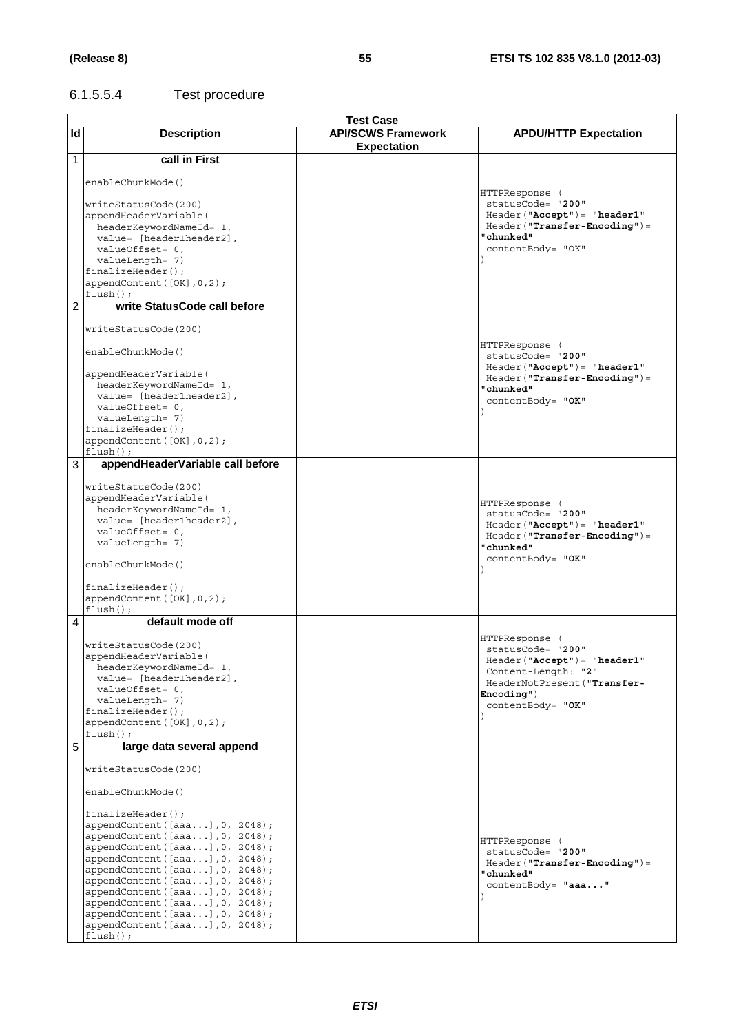#### 6.1.5.5.4 Test procedure

| Test Case | | | |
|---|---|---|---|
| **Id** | **Description** | **API/SCWS Framework Expectation** | **APDU/HTTP Expectation** |
| 1 | **call in First**<br><br>enableChunkMode()<br><br>writeStatusCode(200)<br>appendHeaderVariable(<br>headerKeywordNameId= 1,<br>value= [header1header2],<br>valueOffset= 0,<br>valueLength= 7)<br>finalizeHeader();<br>appendContent([OK],0,2);<br>flush(); | | HTTPResponse (<br>statusCode= "**200**"<br>Header("**Accept**")= "**header1**"<br>Header("**Transfer-Encoding**")= "**chunked**"<br>contentBody= "OK"<br>) |
| 2 | **write StatusCode call before**<br><br>writeStatusCode(200)<br><br>enableChunkMode()<br><br>appendHeaderVariable(<br>headerKeywordNameId= 1,<br>value= [header1header2],<br>valueOffset= 0,<br>valueLength= 7)<br>finalizeHeader();<br>appendContent([OK],0,2);<br>flush(); | | HTTPResponse (<br>statusCode= "**200**"<br>Header("**Accept**")= "**header1**"<br>Header("**Transfer-Encoding**")= "**chunked**"<br>contentBody= "**OK**"<br>) |
| 3 | **appendHeaderVariable call before**<br><br>writeStatusCode(200)<br>appendHeaderVariable(<br>headerKeywordNameId= 1,<br>value= [header1header2],<br>valueOffset= 0,<br>valueLength= 7)<br><br>enableChunkMode()<br><br>finalizeHeader();<br>appendContent([OK],0,2);<br>flush(); | | HTTPResponse (<br>statusCode= "**200**"<br>Header("**Accept**")= "**header1**"<br>Header("**Transfer-Encoding**")= "**chunked**"<br>contentBody= "**OK**"<br>) |
| 4 | **default mode off**<br><br>writeStatusCode(200)<br>appendHeaderVariable(<br>headerKeywordNameId= 1,<br>value= [header1header2],<br>valueOffset= 0,<br>valueLength= 7)<br>finalizeHeader();<br>appendContent([OK],0,2);<br>flush(); | | HTTPResponse (<br>statusCode= "**200**"<br>Header("**Accept**")= "**header1**"<br>Content-Length: "**2**"<br>HeaderNotPresent("**Transfer-Encoding**")<br>contentBody= "**OK**"<br>) |
| 5 | **large data several append**<br><br>writeStatusCode(200)<br><br>enableChunkMode()<br><br>finalizeHeader();<br>appendContent([aaa...],0, 2048);<br>appendContent([aaa...],0, 2048);<br>appendContent([aaa...],0, 2048);<br>appendContent([aaa...],0, 2048);<br>appendContent([aaa...],0, 2048);<br>appendContent([aaa...],0, 2048);<br>appendContent([aaa...],0, 2048);<br>appendContent([aaa...],0, 2048);<br>appendContent([aaa...],0, 2048);<br>appendContent([aaa...],0, 2048);<br>flush(); | | HTTPResponse (<br>statusCode= "**200**"<br>Header("**Transfer-Encoding**")= "**chunked**"<br>contentBody= "**aaa...**"<br>) |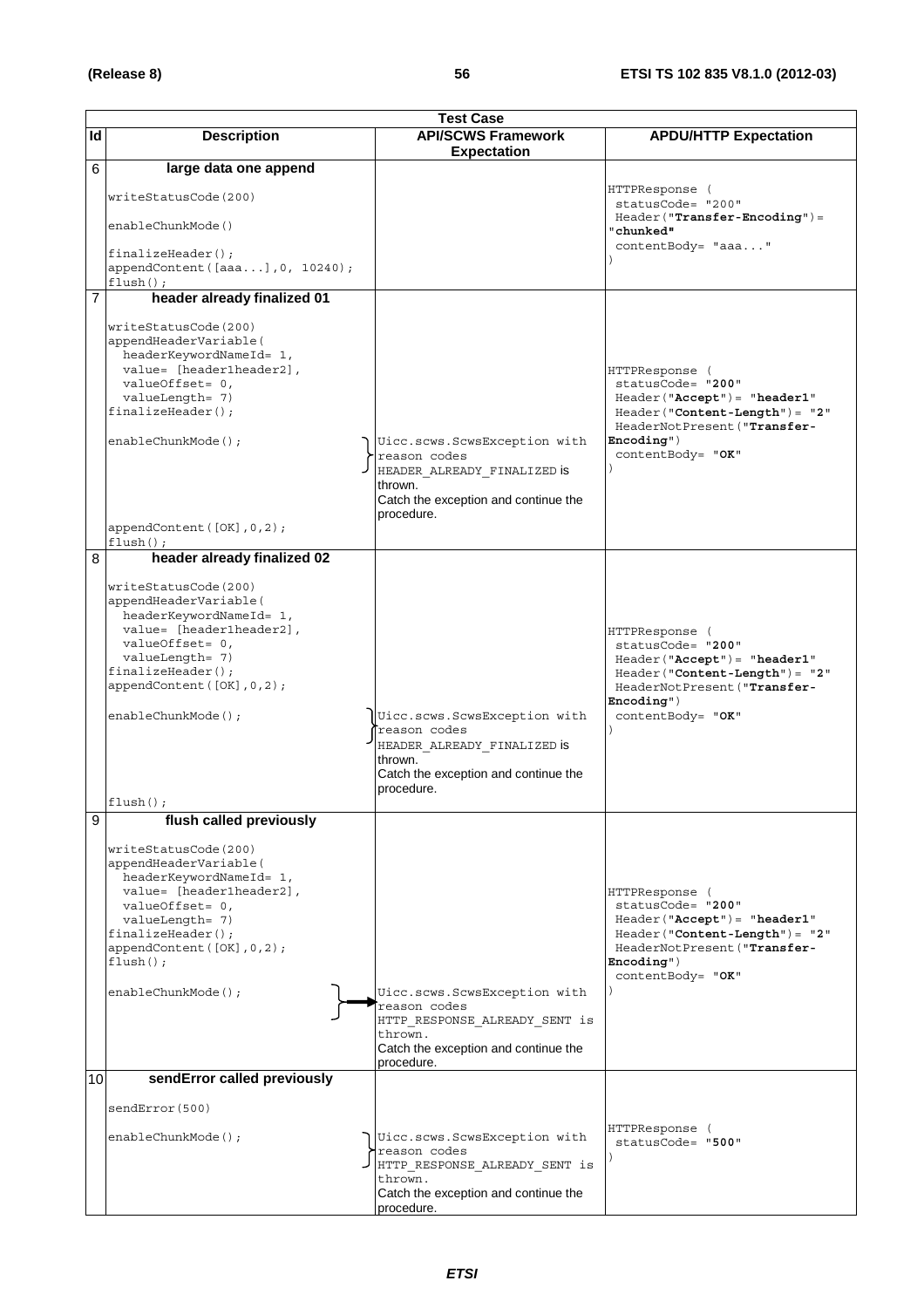| Test Case | | | |
|---|---|---|---|
| **Id** | **Description** | **API/SCWS Framework Expectation** | **APDU/HTTP Expectation** |
| 6 | **large data one append**<br><br>writeStatusCode(200)<br><br>enableChunkMode()<br><br>finalizeHeader();<br>appendContent([aaa...],0, 10240);<br>flush(); | | HTTPResponse (<br>statusCode= "200"<br>Header("**Transfer-Encoding**")= "**chunked**"<br>contentBody= "aaa..."<br>) |
| 7 | **header already finalized 01**<br><br>writeStatusCode(200)<br>appendHeaderVariable(<br>headerKeywordNameId= 1,<br>value= [header1header2],<br>valueOffset= 0,<br>valueLength= 7)<br>finalizeHeader();<br><br>enableChunkMode();<br><br>appendContent([OK],0,2);<br>flush(); | Uicc.scws.ScwsException with reason codes HEADER_ALREADY_FINALIZED is thrown.<br>Catch the exception and continue the procedure. | HTTPResponse (<br>statusCode= "**200**"<br>Header("**Accept**")= "**header1**"<br>Header("**Content-Length**")= "**2**"<br>HeaderNotPresent("**Transfer-Encoding**")<br>contentBody= "**OK**"<br>) |
| 8 | **header already finalized 02**<br><br>writeStatusCode(200)<br>appendHeaderVariable(<br>headerKeywordNameId= 1,<br>value= [header1header2],<br>valueOffset= 0,<br>valueLength= 7)<br>finalizeHeader();<br>appendContent([OK],0,2);<br><br>enableChunkMode();<br><br>flush(); | Uicc.scws.ScwsException with reason codes HEADER_ALREADY_FINALIZED is thrown.<br>Catch the exception and continue the procedure. | HTTPResponse (<br>statusCode= "**200**"<br>Header("**Accept**")= "**header1**"<br>Header("**Content-Length**")= "**2**"<br>HeaderNotPresent("**Transfer-Encoding**")<br>contentBody= "**OK**"<br>) |
| 9 | **flush called previously**<br><br>writeStatusCode(200)<br>appendHeaderVariable(<br>headerKeywordNameId= 1,<br>value= [header1header2],<br>valueOffset= 0,<br>valueLength= 7)<br>finalizeHeader();<br>appendContent([OK],0,2);<br>flush();<br><br>enableChunkMode(); | Uicc.scws.ScwsException with reason codes HTTP_RESPONSE_ALREADY_SENT is thrown.<br>Catch the exception and continue the procedure. | HTTPResponse (<br>statusCode= "**200**"<br>Header("**Accept**")= "**header1**"<br>Header("**Content-Length**")= "**2**"<br>HeaderNotPresent("**Transfer-Encoding**")<br>contentBody= "**OK**"<br>) |
| 10 | **sendError called previously**<br><br>sendError(500)<br><br>enableChunkMode(); | Uicc.scws.ScwsException with reason codes HTTP_RESPONSE_ALREADY_SENT is thrown.<br>Catch the exception and continue the procedure. | HTTPResponse (<br>statusCode= "**500**"<br>) |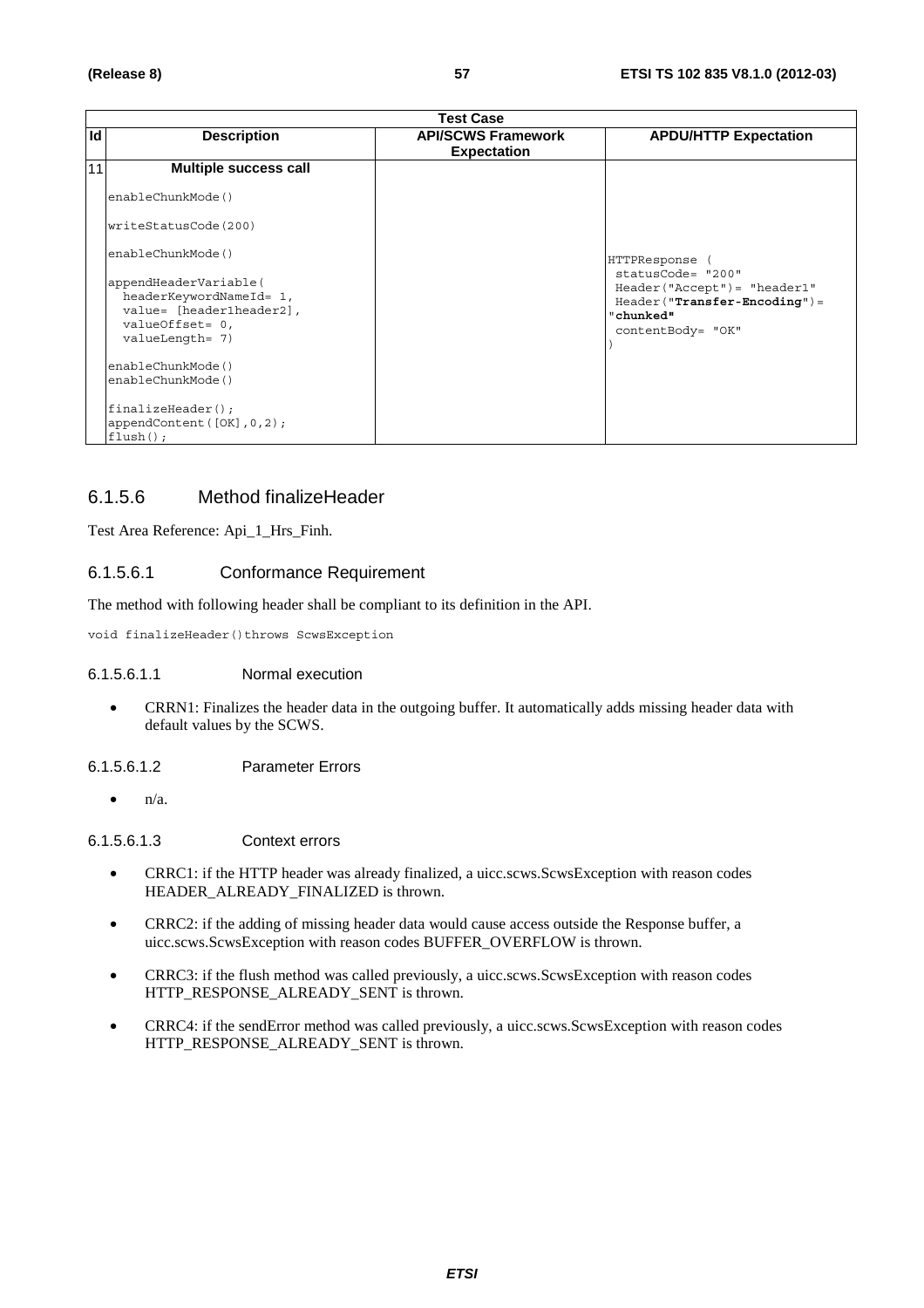| Test Case | | | |
|---|---|---|---|
| **Id** | **Description** | **API/SCWS Framework Expectation** | **APDU/HTTP Expectation** |
| 11 | **Multiple success call**<br><br>enableChunkMode()<br><br>writeStatusCode(200)<br><br>enableChunkMode()<br><br>appendHeaderVariable(<br>headerKeywordNameId= 1,<br>value= [header1header2],<br>valueOffset= 0,<br>valueLength= 7)<br><br>enableChunkMode()<br>enableChunkMode()<br><br>finalizeHeader();<br>appendContent([OK],0,2);<br>flush(); | | HTTPResponse (<br>statusCode= "200"<br>Header("Accept")= "header1"<br>Header("**Transfer-Encoding**")= "**chunked**"<br>contentBody= "OK"<br>) |

### 6.1.5.6 Method finalizeHeader

Test Area Reference: Api_1_Hrs_Finh.

#### 6.1.5.6.1 Conformance Requirement

The method with following header shall be compliant to its definition in the API.

```
void finalizeHeader()throws ScwsException
```

##### 6.1.5.6.1.1 Normal execution

- CRRN1: Finalizes the header data in the outgoing buffer. It automatically adds missing header data with default values by the SCWS.

##### 6.1.5.6.1.2 Parameter Errors

- n/a.

##### 6.1.5.6.1.3 Context errors

- CRRC1: if the HTTP header was already finalized, a uicc.scws.ScwsException with reason codes HEADER_ALREADY_FINALIZED is thrown.
- CRRC2: if the adding of missing header data would cause access outside the Response buffer, a uicc.scws.ScwsException with reason codes BUFFER_OVERFLOW is thrown.
- CRRC3: if the flush method was called previously, a uicc.scws.ScwsException with reason codes HTTP_RESPONSE_ALREADY_SENT is thrown.
- CRRC4: if the sendError method was called previously, a uicc.scws.ScwsException with reason codes HTTP_RESPONSE_ALREADY_SENT is thrown.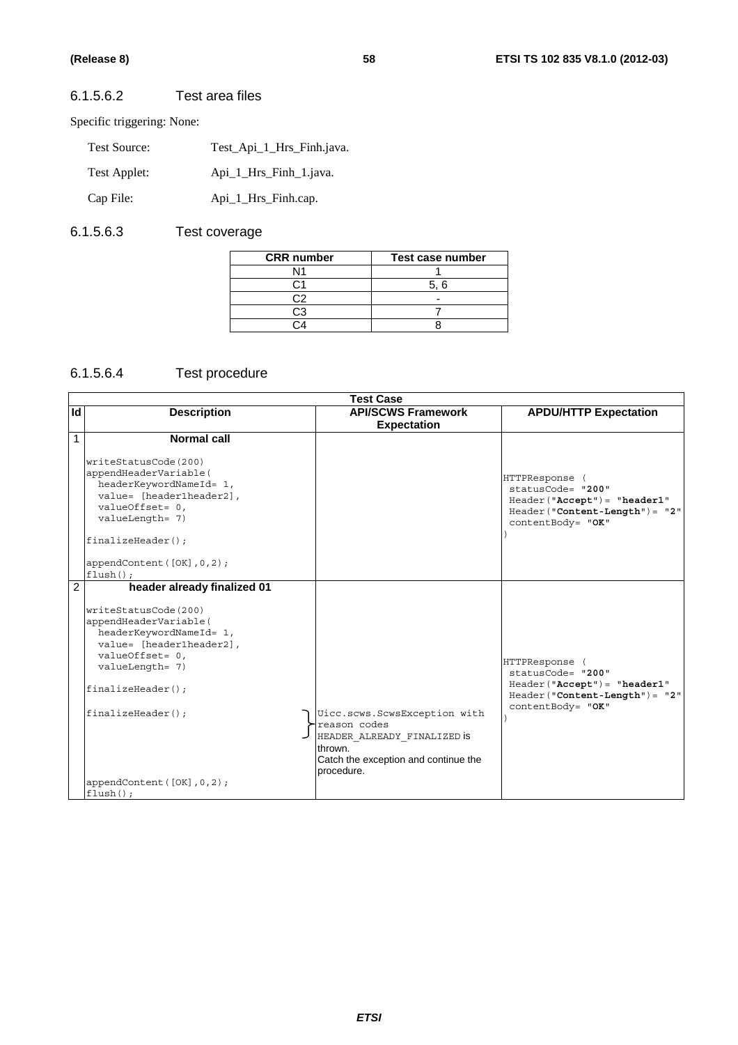#### 6.1.5.6.2 Test area files

Specific triggering: None:

Test Source: Test_Api_1_Hrs_Finh.java.

Test Applet: Api_1_Hrs_Finh_1.java.

Cap File: Api_1_Hrs_Finh.cap.

#### 6.1.5.6.3 Test coverage

| CRR number | Test case number |
|---|---|
| N1 | 1 |
| C1 | 5, 6 |
| C2 | - |
| C3 | 7 |
| C4 | 8 |

#### 6.1.5.6.4 Test procedure

| Test Case | | | |
|---|---|---|---|
| **Id** | **Description** | **API/SCWS Framework Expectation** | **APDU/HTTP Expectation** |
| 1 | **Normal call**<br><br>writeStatusCode(200)<br>appendHeaderVariable(<br>headerKeywordNameId= 1,<br>value= [header1header2],<br>valueOffset= 0,<br>valueLength= 7)<br><br>finalizeHeader();<br><br>appendContent([OK],0,2);<br>flush(); | | HTTPResponse (<br>statusCode= "**200**"<br>Header("**Accept**")= "**header1**"<br>Header("**Content-Length**")= "**2**"<br>contentBody= "**OK**"<br>) |
| 2 | **header already finalized 01**<br><br>writeStatusCode(200)<br>appendHeaderVariable(<br>headerKeywordNameId= 1,<br>value= [header1header2],<br>valueOffset= 0,<br>valueLength= 7)<br><br>finalizeHeader();<br><br>finalizeHeader();<br><br>appendContent([OK],0,2);<br>flush(); | Uicc.scws.ScwsException with reason codes HEADER_ALREADY_FINALIZED is thrown.<br>Catch the exception and continue the procedure. | HTTPResponse (<br>statusCode= "**200**"<br>Header("**Accept**")= "**header1**"<br>Header("**Content-Length**")= "**2**"<br>contentBody= "**OK**"<br>) |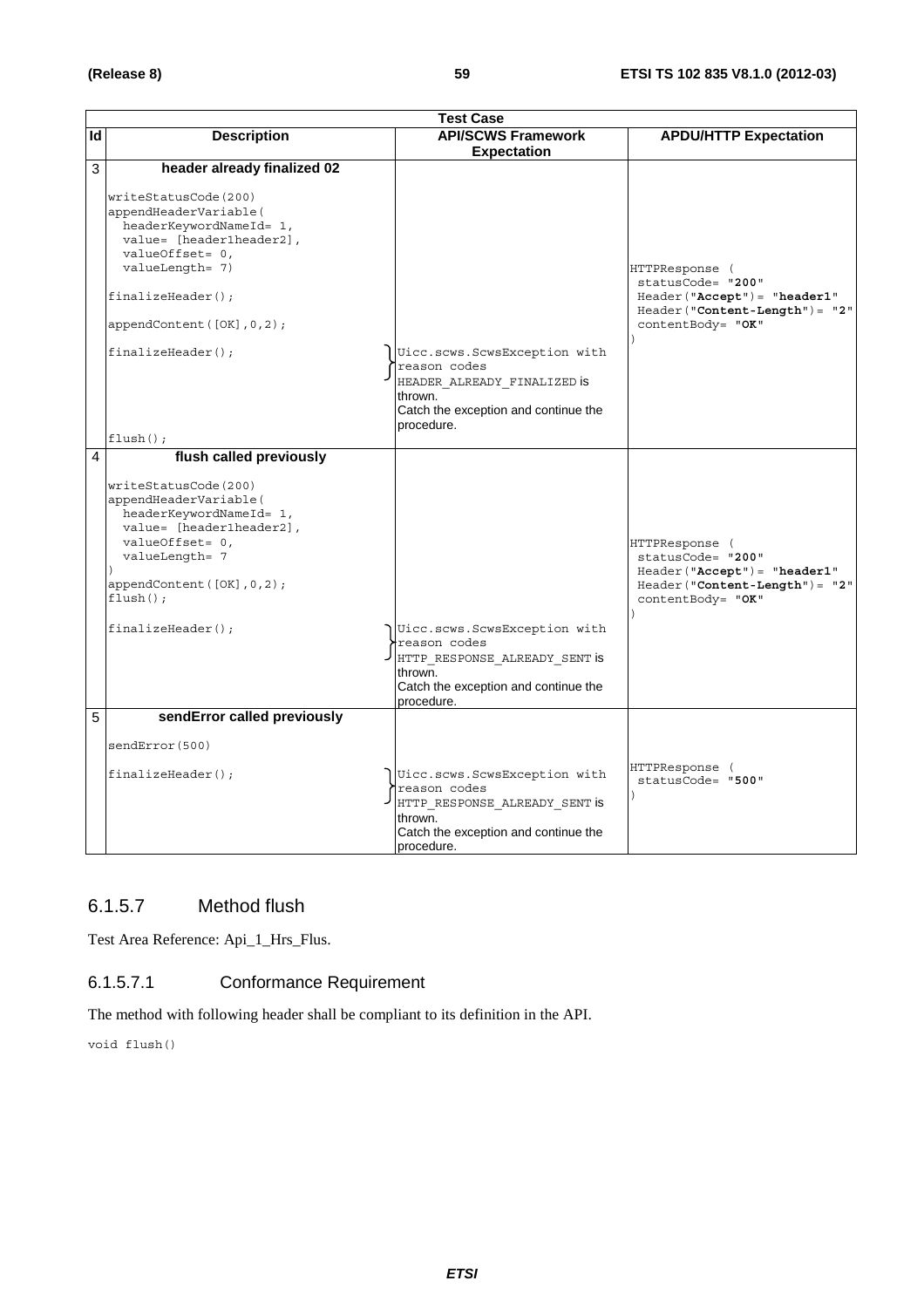| Test Case | | | |
|---|---|---|---|
| **Id** | **Description** | **API/SCWS Framework Expectation** | **APDU/HTTP Expectation** |
| 3 | **header already finalized 02**<br><br>writeStatusCode(200)<br>appendHeaderVariable(<br>headerKeywordNameId= 1,<br>value= [header1header2],<br>valueOffset= 0,<br>valueLength= 7)<br><br>finalizeHeader();<br><br>appendContent([OK],0,2);<br><br>finalizeHeader();<br><br>flush(); | Uicc.scws.ScwsException with reason codes HEADER_ALREADY_FINALIZED is thrown.<br>Catch the exception and continue the procedure. | HTTPResponse (<br>statusCode= "**200**"<br>Header("**Accept**")= "**header1**"<br>Header("**Content-Length**")= "**2**"<br>contentBody= "**OK**"<br>) |
| 4 | **flush called previously**<br><br>writeStatusCode(200)<br>appendHeaderVariable(<br>headerKeywordNameId= 1,<br>value= [header1header2],<br>valueOffset= 0,<br>valueLength= 7<br>)<br>appendContent([OK],0,2);<br>flush();<br><br>finalizeHeader(); | Uicc.scws.ScwsException with reason codes HTTP_RESPONSE_ALREADY_SENT is thrown.<br>Catch the exception and continue the procedure. | HTTPResponse (<br>statusCode= "**200**"<br>Header("**Accept**")= "**header1**"<br>Header("**Content-Length**")= "**2**"<br>contentBody= "**OK**"<br>) |
| 5 | **sendError called previously**<br><br>sendError(500)<br><br>finalizeHeader(); | Uicc.scws.ScwsException with reason codes HTTP_RESPONSE_ALREADY_SENT is thrown.<br>Catch the exception and continue the procedure. | HTTPResponse (<br>statusCode= "**500**"<br>) |

### 6.1.5.7 Method flush

Test Area Reference: Api_1_Hrs_Flus.

#### 6.1.5.7.1 Conformance Requirement

The method with following header shall be compliant to its definition in the API.

```
void flush()
```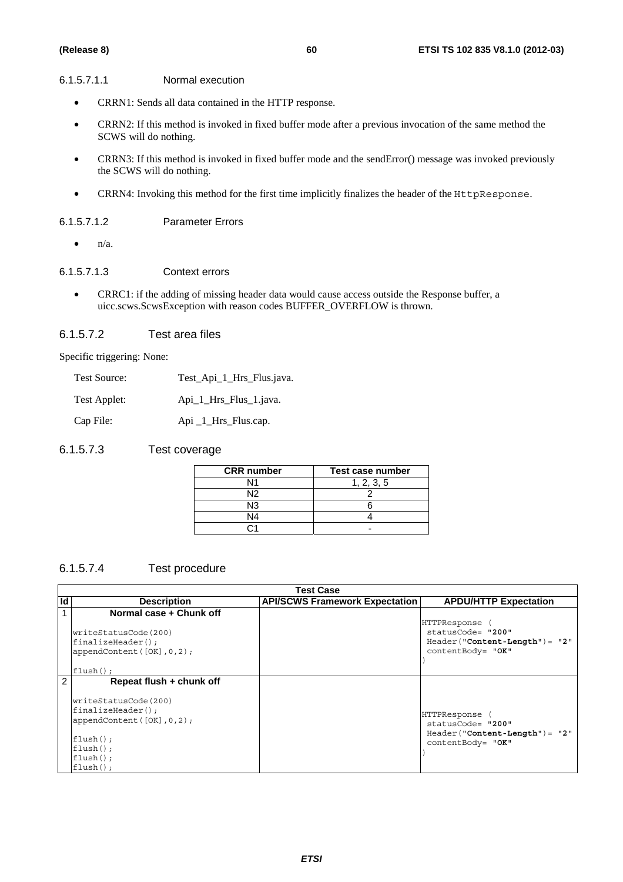#### 6.1.5.7.1.1 Normal execution

- CRRN1: Sends all data contained in the HTTP response.
- CRRN2: If this method is invoked in fixed buffer mode after a previous invocation of the same method the SCWS will do nothing.
- CRRN3: If this method is invoked in fixed buffer mode and the sendError() message was invoked previously the SCWS will do nothing.
- CRRN4: Invoking this method for the first time implicitly finalizes the header of the `HttpResponse`.

#### 6.1.5.7.1.2 Parameter Errors

- n/a.

#### 6.1.5.7.1.3 Context errors

- CRRC1: if the adding of missing header data would cause access outside the Response buffer, a uicc.scws.ScwsException with reason codes BUFFER_OVERFLOW is thrown.

### 6.1.5.7.2 Test area files

Specific triggering: None:

Test Source: Test_Api_1_Hrs_Flus.java.

Test Applet: Api_1_Hrs_Flus_1.java.

Cap File: Api _1_Hrs_Flus.cap.

### 6.1.5.7.3 Test coverage

| CRR number | Test case number |
|---|---|
| N1 | 1, 2, 3, 5 |
| N2 | 2 |
| N3 | 6 |
| N4 | 4 |
| C1 | - |

### 6.1.5.7.4 Test procedure

| Id | Description | API/SCWS Framework Expectation | APDU/HTTP Expectation |
|---|---|---|---|
| 1 | **Normal case + Chunk off**<br><br>`writeStatusCode(200)`<br>`finalizeHeader();`<br>`appendContent([OK],0,2);`<br><br>`flush();` | | HTTPResponse (<br>statusCode= "**200**"<br>Header("**Content-Length**")= "**2**"<br>contentBody= "**OK**"<br>) |
| 2 | **Repeat flush + chunk off**<br><br>`writeStatusCode(200)`<br>`finalizeHeader();`<br>`appendContent([OK],0,2);`<br><br>`flush();`<br>`flush();`<br>`flush();`<br>`flush();` | | HTTPResponse (<br>statusCode= "**200**"<br>Header("**Content-Length**")= "**2**"<br>contentBody= "**OK**"<br>) |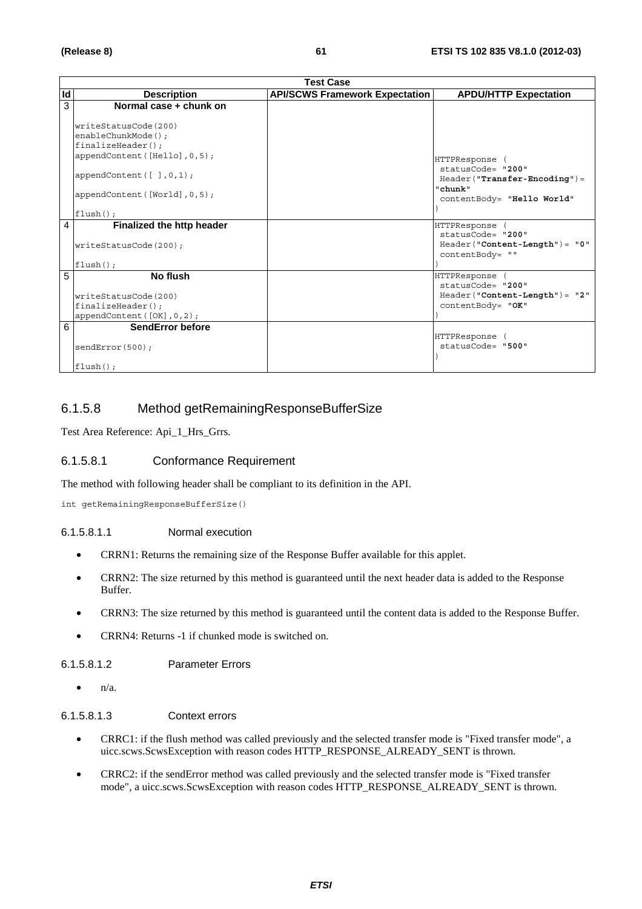| Test Case | | | |
|---|---|---|---|
| **Id** | **Description** | **API/SCWS Framework Expectation** | **APDU/HTTP Expectation** |
| 3 | **Normal case + chunk on**<br><br>writeStatusCode(200)<br>enableChunkMode();<br>finalizeHeader();<br>appendContent([Hello],0,5);<br><br>appendContent([ ],0,1);<br><br>appendContent([World],0,5);<br><br>flush(); | | HTTPResponse (<br>statusCode= "**200**"<br>Header("**Transfer-Encoding**")= "**chunk**"<br>contentBody= "**Hello World**"<br>) |
| 4 | **Finalized the http header**<br><br>writeStatusCode(200);<br><br>flush(); | | HTTPResponse (<br>statusCode= "**200**"<br>Header("**Content-Length**")= "**0**"<br>contentBody= ""<br>) |
| 5 | **No flush**<br><br>writeStatusCode(200)<br>finalizeHeader();<br>appendContent([OK],0,2); | | HTTPResponse (<br>statusCode= "**200**"<br>Header("**Content-Length**")= "**2**"<br>contentBody= "**OK**"<br>) |
| 6 | **SendError before**<br><br>sendError(500);<br><br>flush(); | | HTTPResponse (<br>statusCode= "**500**"<br>) |

### 6.1.5.8 Method getRemainingResponseBufferSize

Test Area Reference: Api_1_Hrs_Grrs.

#### 6.1.5.8.1 Conformance Requirement

The method with following header shall be compliant to its definition in the API.

```
int getRemainingResponseBufferSize()
```

##### 6.1.5.8.1.1 Normal execution

- CRRN1: Returns the remaining size of the Response Buffer available for this applet.
- CRRN2: The size returned by this method is guaranteed until the next header data is added to the Response Buffer.
- CRRN3: The size returned by this method is guaranteed until the content data is added to the Response Buffer.
- CRRN4: Returns -1 if chunked mode is switched on.

##### 6.1.5.8.1.2 Parameter Errors

- n/a.

##### 6.1.5.8.1.3 Context errors

- CRRC1: if the flush method was called previously and the selected transfer mode is "Fixed transfer mode", a uicc.scws.ScwsException with reason codes HTTP_RESPONSE_ALREADY_SENT is thrown.
- CRRC2: if the sendError method was called previously and the selected transfer mode is "Fixed transfer mode", a uicc.scws.ScwsException with reason codes HTTP_RESPONSE_ALREADY_SENT is thrown.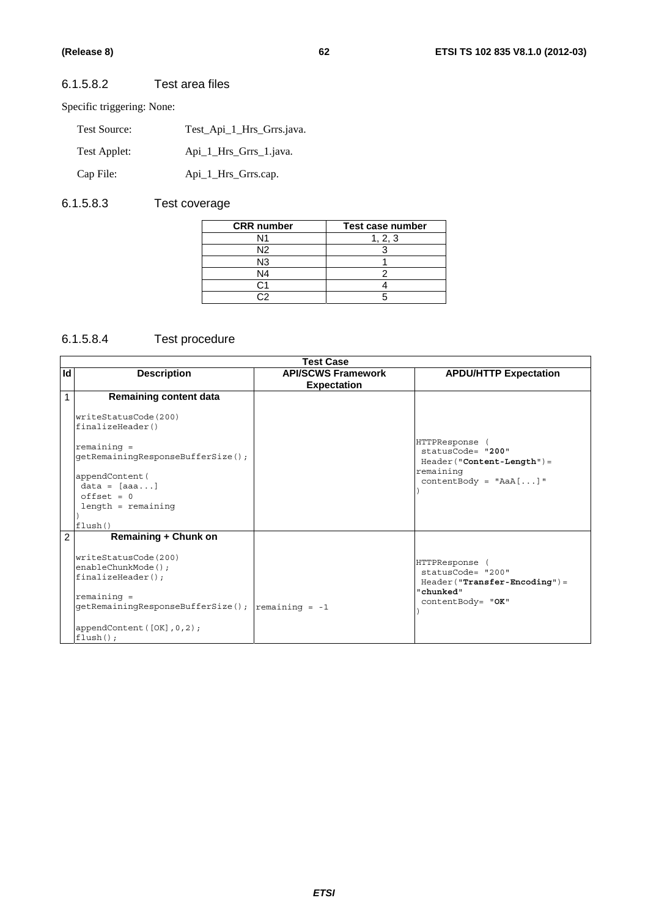#### 6.1.5.8.2 Test area files

Specific triggering: None:

Test Source: Test_Api_1_Hrs_Grrs.java.

Test Applet: Api_1_Hrs_Grrs_1.java.

Cap File: Api_1_Hrs_Grrs.cap.

#### 6.1.5.8.3 Test coverage

| CRR number | Test case number |
| --- | --- |
| N1 | 1, 2, 3 |
| N2 | 3 |
| N3 | 1 |
| N4 | 2 |
| C1 | 4 |
| C2 | 5 |

#### 6.1.5.8.4 Test procedure

| Test Case | | | |
| --- | --- | --- | --- |
| **Id** | **Description** | **API/SCWS Framework Expectation** | **APDU/HTTP Expectation** |
| 1 | **Remaining content data**<br><br>writeStatusCode(200)<br>finalizeHeader()<br><br>remaining = getRemainingResponseBufferSize();<br><br>appendContent(<br>data = [aaa...]<br>offset = 0<br>length = remaining<br>)<br>flush() | | HTTPResponse (<br>statusCode= "**200**"<br>Header("**Content-Length**")= remaining<br>contentBody = "AaA[...]"<br>) |
| 2 | **Remaining + Chunk on**<br><br>writeStatusCode(200)<br>enableChunkMode();<br>finalizeHeader();<br><br>remaining = getRemainingResponseBufferSize();<br><br>appendContent([OK],0,2);<br>flush(); | remaining = -1 | HTTPResponse (<br>statusCode= "200"<br>Header("**Transfer-Encoding**")= "**chunked**"<br>contentBody= "**OK**"<br>) |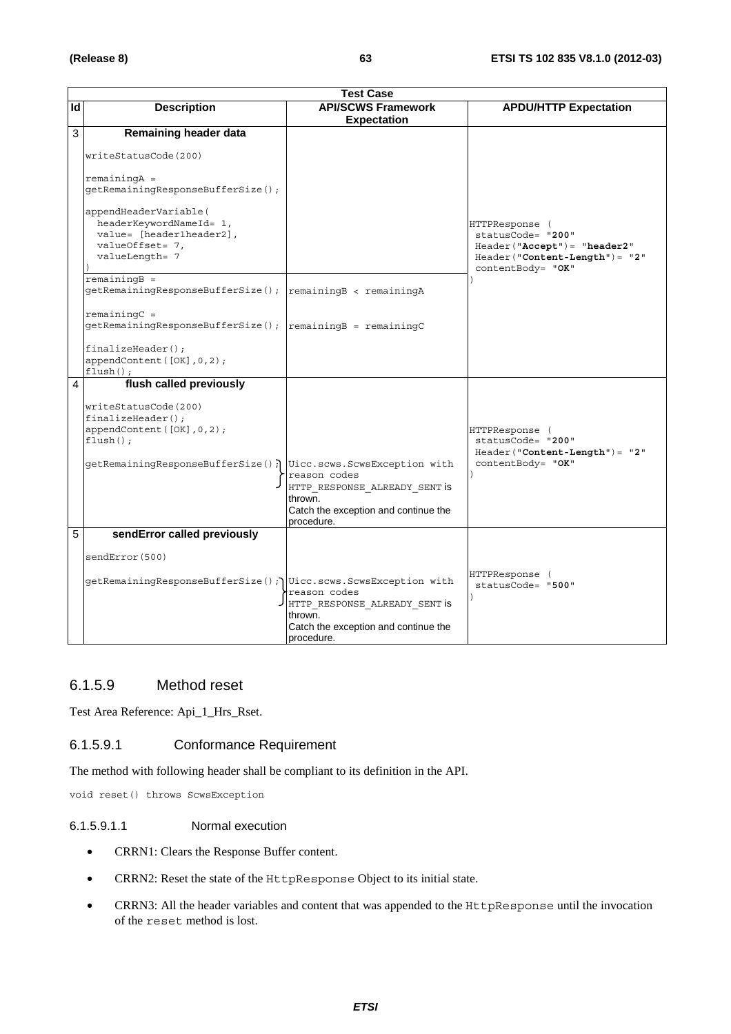| Test Case | | | |
|---|---|---|---|
| **Id** | **Description** | **API/SCWS Framework Expectation** | **APDU/HTTP Expectation** |
| 3 | **Remaining header data**<br><br>writeStatusCode(200)<br><br>remainingA = getRemainingResponseBufferSize();<br><br>appendHeaderVariable( headerKeywordNameId= 1, value= [header1header2], valueOffset= 7, valueLength= 7 )<br>remainingB = getRemainingResponseBufferSize();<br><br>remainingC = getRemainingResponseBufferSize();<br><br>finalizeHeader(); appendContent([OK],0,2); flush(); | <br><br><br><br><br><br><br><br>remainingB < remainingA<br><br>remainingB = remainingC | HTTPResponse ( statusCode= "**200**" Header("**Accept**")= "**header2**" Header("**Content-Length**")= "**2**" contentBody= "**OK**" ) |
| 4 | **flush called previously**<br><br>writeStatusCode(200) finalizeHeader(); appendContent([OK],0,2); flush();<br><br>getRemainingResponseBufferSize(); | <br><br><br><br>Uicc.scws.ScwsException with reason codes HTTP_RESPONSE_ALREADY_SENT is thrown.<br>Catch the exception and continue the procedure. | HTTPResponse ( statusCode= "**200**" Header("**Content-Length**")= "**2**" contentBody= "**OK**" ) |
| 5 | **sendError called previously**<br><br>sendError(500)<br><br>getRemainingResponseBufferSize(); | <br><br>Uicc.scws.ScwsException with reason codes HTTP_RESPONSE_ALREADY_SENT is thrown.<br>Catch the exception and continue the procedure. | HTTPResponse ( statusCode= "**500**" ) |

## 6.1.5.9 Method reset

Test Area Reference: Api_1_Hrs_Rset.

### 6.1.5.9.1 Conformance Requirement

The method with following header shall be compliant to its definition in the API.

```
void reset() throws ScwsException
```

#### 6.1.5.9.1.1 Normal execution

- CRRN1: Clears the Response Buffer content.
- CRRN2: Reset the state of the HttpResponse Object to its initial state.
- CRRN3: All the header variables and content that was appended to the HttpResponse until the invocation of the reset method is lost.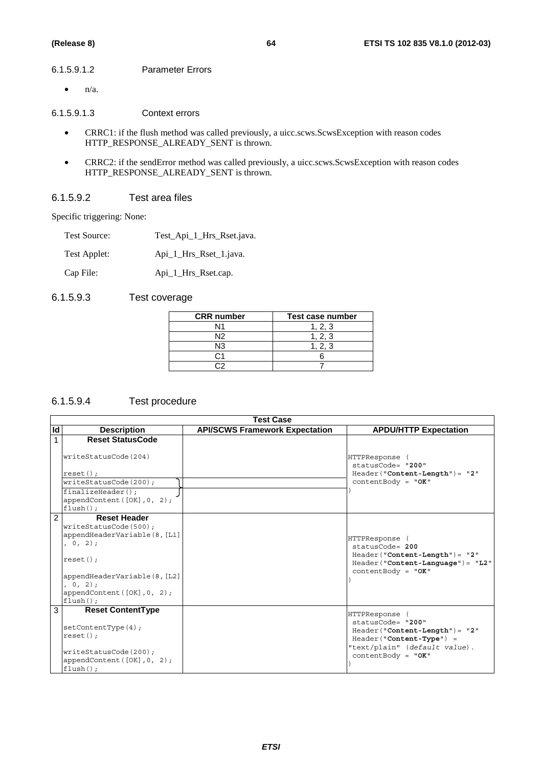#### 6.1.5.9.1.2 Parameter Errors

- n/a.

#### 6.1.5.9.1.3 Context errors

- CRRC1: if the flush method was called previously, a uicc.scws.ScwsException with reason codes HTTP_RESPONSE_ALREADY_SENT is thrown.
- CRRC2: if the sendError method was called previously, a uicc.scws.ScwsException with reason codes HTTP_RESPONSE_ALREADY_SENT is thrown.

### 6.1.5.9.2 Test area files

Specific triggering: None:

Test Source: Test_Api_1_Hrs_Rset.java.

Test Applet: Api_1_Hrs_Rset_1.java.

Cap File: Api_1_Hrs_Rset.cap.

### 6.1.5.9.3 Test coverage

| CRR number | Test case number |
|---|---|
| N1 | 1, 2, 3 |
| N2 | 1, 2, 3 |
| N3 | 1, 2, 3 |
| C1 | 6 |
| C2 | 7 |

### 6.1.5.9.4 Test procedure

| Id | Description | API/SCWS Framework Expectation | APDU/HTTP Expectation |
|---|---|---|---|
| 1 | **Reset StatusCode**<br><br>writeStatusCode(204)<br><br>reset();<br>writeStatusCode(200);<br>finalizeHeader();<br>appendContent([OK],0, 2);<br>flush(); | | HTTPResponse (<br>statusCode= "**200**"<br>Header("**Content-Length**")= "**2**"<br>contentBody = "**OK**"<br>) |
| 2 | **Reset Header**<br>writeStatusCode(500);<br>appendHeaderVariable(8,[L1], 0, 2);<br><br>reset();<br><br>appendHeaderVariable(8,[L2], 0, 2);<br>appendContent([OK],0, 2);<br>flush(); | | HTTPResponse (<br>statusCode= **200**<br>Header("**Content-Length**")= "**2**"<br>Header("**Content-Language**")= "**L2**"<br>contentBody = "**OK**"<br>) |
| 3 | **Reset ContentType**<br><br>setContentType(4);<br>reset();<br><br>writeStatusCode(200);<br>appendContent([OK],0, 2);<br>flush(); | | HTTPResponse (<br>statusCode= "**200**"<br>Header("**Content-Length**")= "**2**"<br>Header("**Content-Type**") = "text/plain" (*default value*).<br>contentBody = "**OK**"<br>) |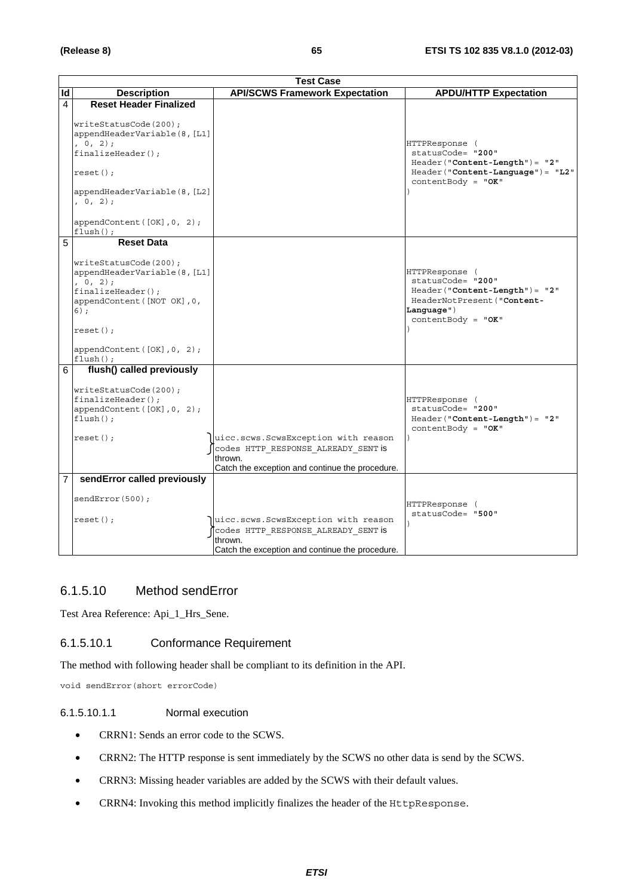| Test Case | | | |
|---|---|---|---|
| **Id** | **Description** | **API/SCWS Framework Expectation** | **APDU/HTTP Expectation** |
| 4 | **Reset Header Finalized**<br><br>writeStatusCode(200);<br>appendHeaderVariable(8,[L1], 0, 2);<br>finalizeHeader();<br><br>reset();<br><br>appendHeaderVariable(8,[L2], 0, 2);<br><br>appendContent([OK],0, 2);<br>flush(); | | HTTPResponse (<br>statusCode= "**200**"<br>Header("**Content-Length**")= "**2**"<br>Header("**Content-Language**")= "**L2**"<br>contentBody = "**OK**"<br>) |
| 5 | **Reset Data**<br><br>writeStatusCode(200);<br>appendHeaderVariable(8,[L1], 0, 2);<br>finalizeHeader();<br>appendContent([NOT OK],0, 6);<br><br>reset();<br><br>appendContent([OK],0, 2);<br>flush(); | | HTTPResponse (<br>statusCode= "**200**"<br>Header("**Content-Length**")= "**2**"<br>HeaderNotPresent("**Content-Language**")<br>contentBody = "**OK**"<br>) |
| 6 | **flush() called previously**<br><br>writeStatusCode(200);<br>finalizeHeader();<br>appendContent([OK],0, 2);<br>flush();<br><br>reset(); | uicc.scws.ScwsException with reason codes HTTP_RESPONSE_ALREADY_SENT is thrown.<br>Catch the exception and continue the procedure. | HTTPResponse (<br>statusCode= "**200**"<br>Header("**Content-Length**")= "**2**"<br>contentBody = "**OK**"<br>) |
| 7 | **sendError called previously**<br><br>sendError(500);<br><br>reset(); | uicc.scws.ScwsException with reason codes HTTP_RESPONSE_ALREADY_SENT is thrown.<br>Catch the exception and continue the procedure. | HTTPResponse (<br>statusCode= "**500**"<br>) |

### 6.1.5.10 Method sendError

Test Area Reference: Api_1_Hrs_Sene.

#### 6.1.5.10.1 Conformance Requirement

The method with following header shall be compliant to its definition in the API.

```
void sendError(short errorCode)
```

##### 6.1.5.10.1.1 Normal execution

- CRRN1: Sends an error code to the SCWS.
- CRRN2: The HTTP response is sent immediately by the SCWS no other data is send by the SCWS.
- CRRN3: Missing header variables are added by the SCWS with their default values.
- CRRN4: Invoking this method implicitly finalizes the header of the `HttpResponse`.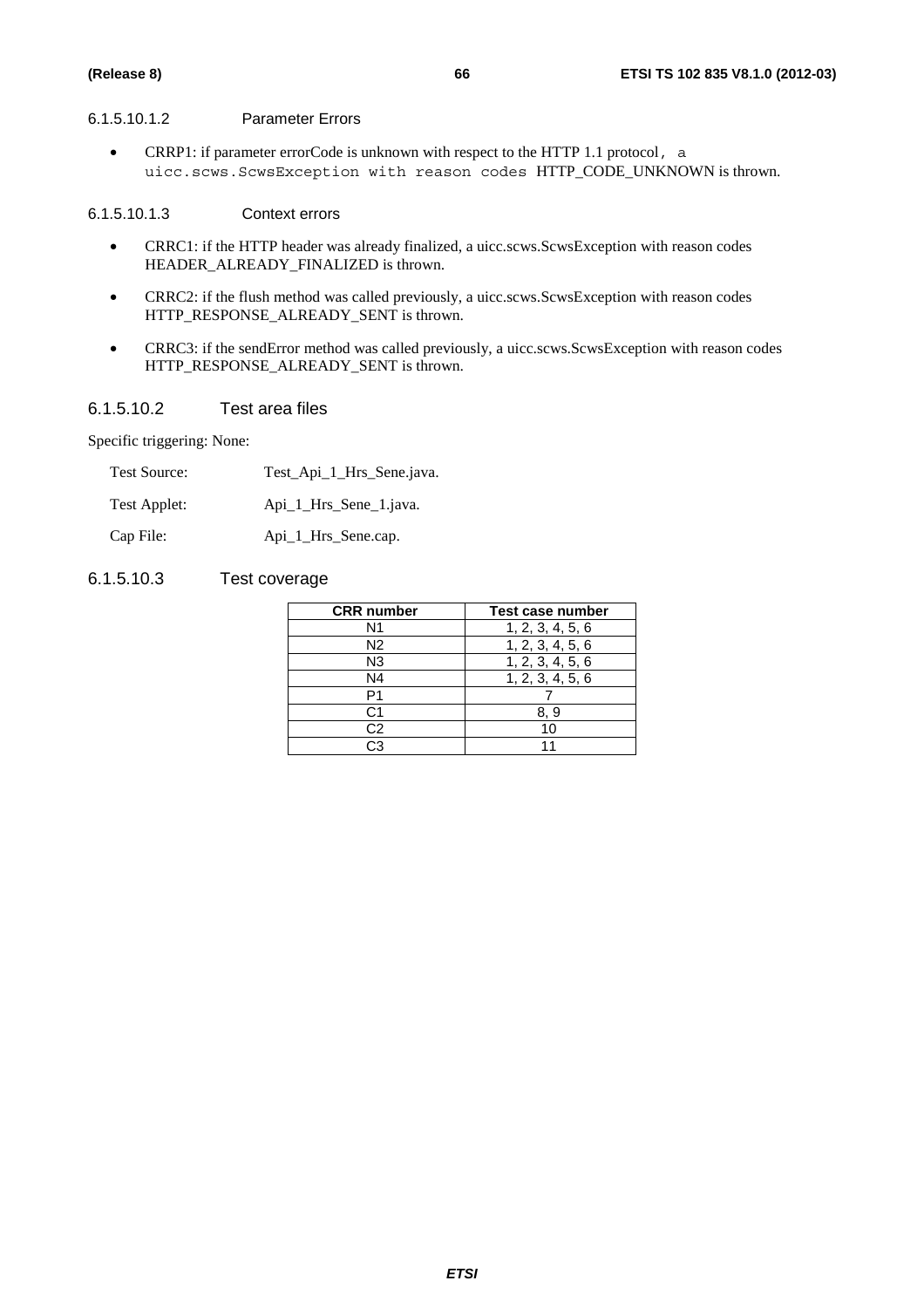#### 6.1.5.10.1.2 Parameter Errors

- CRRP1: if parameter errorCode is unknown with respect to the HTTP 1.1 protocol, a uicc.scws.ScwsException with reason codes HTTP_CODE_UNKNOWN is thrown.

#### 6.1.5.10.1.3 Context errors

- CRRC1: if the HTTP header was already finalized, a uicc.scws.ScwsException with reason codes HEADER_ALREADY_FINALIZED is thrown.
- CRRC2: if the flush method was called previously, a uicc.scws.ScwsException with reason codes HTTP_RESPONSE_ALREADY_SENT is thrown.
- CRRC3: if the sendError method was called previously, a uicc.scws.ScwsException with reason codes HTTP_RESPONSE_ALREADY_SENT is thrown.

### 6.1.5.10.2 Test area files

Specific triggering: None:

Test Source: Test_Api_1_Hrs_Sene.java.

Test Applet: Api_1_Hrs_Sene_1.java.

Cap File: Api_1_Hrs_Sene.cap.

### 6.1.5.10.3 Test coverage

| CRR number | Test case number |
|---|---|
| N1 | 1, 2, 3, 4, 5, 6 |
| N2 | 1, 2, 3, 4, 5, 6 |
| N3 | 1, 2, 3, 4, 5, 6 |
| N4 | 1, 2, 3, 4, 5, 6 |
| P1 | 7 |
| C1 | 8, 9 |
| C2 | 10 |
| C3 | 11 |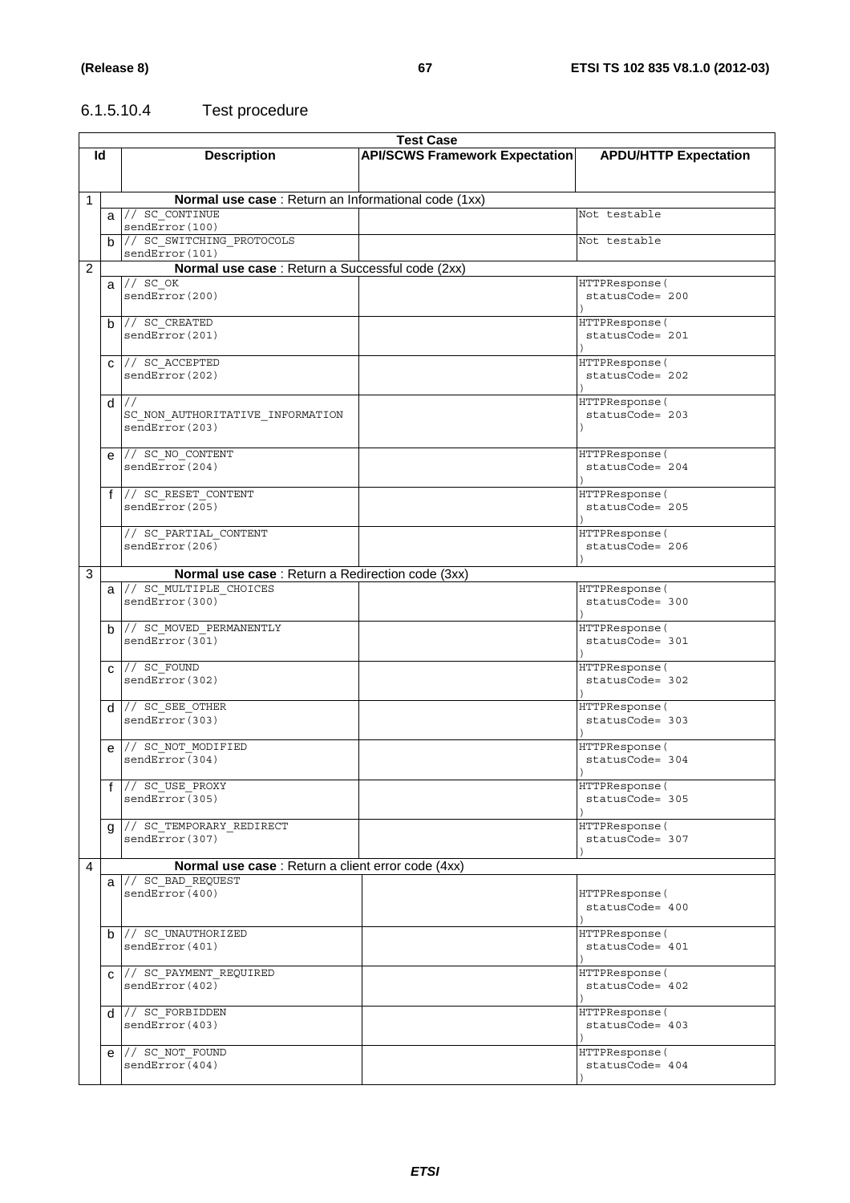#### 6.1.5.10.4 Test procedure

| Test Case | | | | |
|---|---|---|---|---|
| **Id** | | **Description** | **API/SCWS Framework Expectation** | **APDU/HTTP Expectation** |
| 1 | | **Normal use case** : Return an Informational code (1xx) | | |
| | a | // SC_CONTINUE<br>sendError(100) | | Not testable |
| | b | // SC_SWITCHING_PROTOCOLS<br>sendError(101) | | Not testable |
| 2 | | **Normal use case** : Return a Successful code (2xx) | | |
| | a | // SC_OK<br>sendError(200) | | HTTPResponse(<br>statusCode= 200<br>) |
| | b | // SC_CREATED<br>sendError(201) | | HTTPResponse(<br>statusCode= 201<br>) |
| | c | // SC_ACCEPTED<br>sendError(202) | | HTTPResponse(<br>statusCode= 202<br>) |
| | d | //<br>SC_NON_AUTHORITATIVE_INFORMATION<br>sendError(203) | | HTTPResponse(<br>statusCode= 203<br>) |
| | e | // SC_NO_CONTENT<br>sendError(204) | | HTTPResponse(<br>statusCode= 204<br>) |
| | f | // SC_RESET_CONTENT<br>sendError(205) | | HTTPResponse(<br>statusCode= 205<br>) |
| | | // SC_PARTIAL_CONTENT<br>sendError(206) | | HTTPResponse(<br>statusCode= 206<br>) |
| 3 | | **Normal use case** : Return a Redirection code (3xx) | | |
| | a | // SC_MULTIPLE_CHOICES<br>sendError(300) | | HTTPResponse(<br>statusCode= 300<br>) |
| | b | // SC_MOVED_PERMANENTLY<br>sendError(301) | | HTTPResponse(<br>statusCode= 301<br>) |
| | c | // SC_FOUND<br>sendError(302) | | HTTPResponse(<br>statusCode= 302<br>) |
| | d | // SC_SEE_OTHER<br>sendError(303) | | HTTPResponse(<br>statusCode= 303<br>) |
| | e | // SC_NOT_MODIFIED<br>sendError(304) | | HTTPResponse(<br>statusCode= 304<br>) |
| | f | // SC_USE_PROXY<br>sendError(305) | | HTTPResponse(<br>statusCode= 305<br>) |
| | g | // SC_TEMPORARY_REDIRECT<br>sendError(307) | | HTTPResponse(<br>statusCode= 307<br>) |
| 4 | | **Normal use case** : Return a client error code (4xx) | | |
| | a | // SC_BAD_REQUEST<br>sendError(400) | | HTTPResponse(<br>statusCode= 400<br>) |
| | b | // SC_UNAUTHORIZED<br>sendError(401) | | HTTPResponse(<br>statusCode= 401<br>) |
| | c | // SC_PAYMENT_REQUIRED<br>sendError(402) | | HTTPResponse(<br>statusCode= 402<br>) |
| | d | // SC_FORBIDDEN<br>sendError(403) | | HTTPResponse(<br>statusCode= 403<br>) |
| | e | // SC_NOT_FOUND<br>sendError(404) | | HTTPResponse(<br>statusCode= 404<br>) |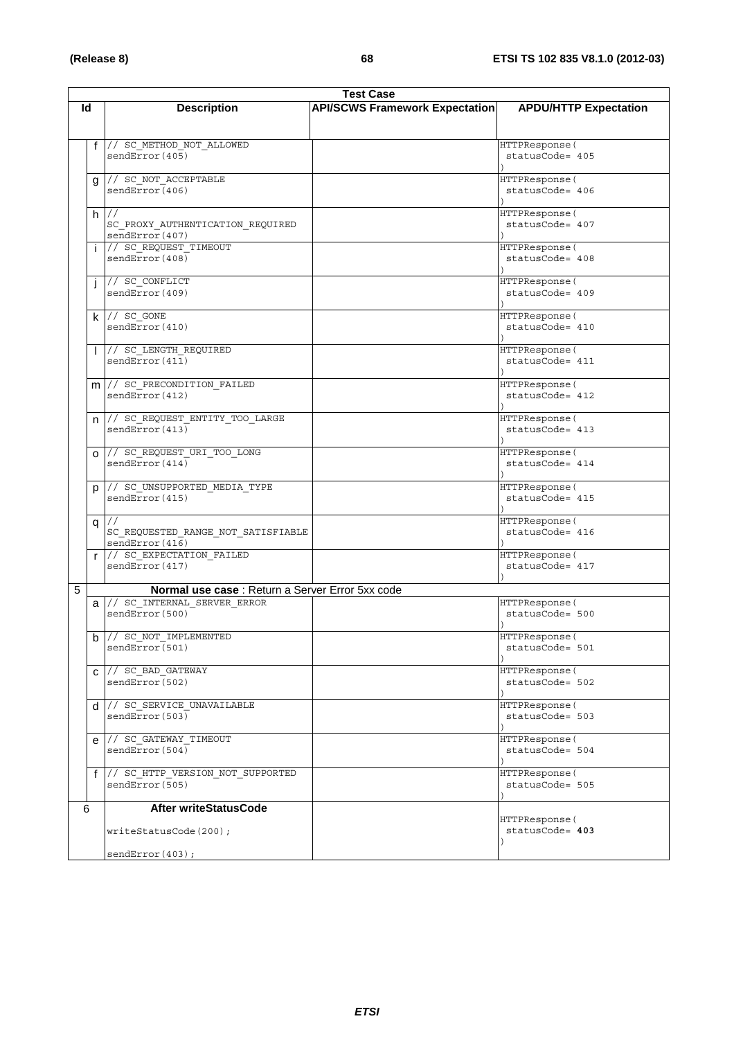| Test Case | | | | |
|---|---|---|---|---|
| **Id** | | **Description** | **API/SCWS Framework Expectation** | **APDU/HTTP Expectation** |
| | f | // SC_METHOD_NOT_ALLOWED<br>sendError(405) | | HTTPResponse(<br>statusCode= 405<br>) |
| | g | // SC_NOT_ACCEPTABLE<br>sendError(406) | | HTTPResponse(<br>statusCode= 406<br>) |
| | h | //<br>SC_PROXY_AUTHENTICATION_REQUIRED<br>sendError(407) | | HTTPResponse(<br>statusCode= 407<br>) |
| | i | // SC_REQUEST_TIMEOUT<br>sendError(408) | | HTTPResponse(<br>statusCode= 408<br>) |
| | j | // SC_CONFLICT<br>sendError(409) | | HTTPResponse(<br>statusCode= 409<br>) |
| | k | // SC_GONE<br>sendError(410) | | HTTPResponse(<br>statusCode= 410<br>) |
| | l | // SC_LENGTH_REQUIRED<br>sendError(411) | | HTTPResponse(<br>statusCode= 411<br>) |
| | m | // SC_PRECONDITION_FAILED<br>sendError(412) | | HTTPResponse(<br>statusCode= 412<br>) |
| | n | // SC_REQUEST_ENTITY_TOO_LARGE<br>sendError(413) | | HTTPResponse(<br>statusCode= 413<br>) |
| | o | // SC_REQUEST_URI_TOO_LONG<br>sendError(414) | | HTTPResponse(<br>statusCode= 414<br>) |
| | p | // SC_UNSUPPORTED_MEDIA_TYPE<br>sendError(415) | | HTTPResponse(<br>statusCode= 415<br>) |
| | q | //<br>SC_REQUESTED_RANGE_NOT_SATISFIABLE<br>sendError(416) | | HTTPResponse(<br>statusCode= 416<br>) |
| | r | // SC_EXPECTATION_FAILED<br>sendError(417) | | HTTPResponse(<br>statusCode= 417<br>) |
| 5 | | **Normal use case** : Return a Server Error 5xx code | | |
| | a | // SC_INTERNAL_SERVER_ERROR<br>sendError(500) | | HTTPResponse(<br>statusCode= 500<br>) |
| | b | // SC_NOT_IMPLEMENTED<br>sendError(501) | | HTTPResponse(<br>statusCode= 501<br>) |
| | c | // SC_BAD_GATEWAY<br>sendError(502) | | HTTPResponse(<br>statusCode= 502<br>) |
| | d | // SC_SERVICE_UNAVAILABLE<br>sendError(503) | | HTTPResponse(<br>statusCode= 503<br>) |
| | e | // SC_GATEWAY_TIMEOUT<br>sendError(504) | | HTTPResponse(<br>statusCode= 504<br>) |
| | f | // SC_HTTP_VERSION_NOT_SUPPORTED<br>sendError(505) | | HTTPResponse(<br>statusCode= 505<br>) |
| 6 | | **After writeStatusCode**<br>writeStatusCode(200);<br>sendError(403); | | HTTPResponse(<br>statusCode= **403**<br>) |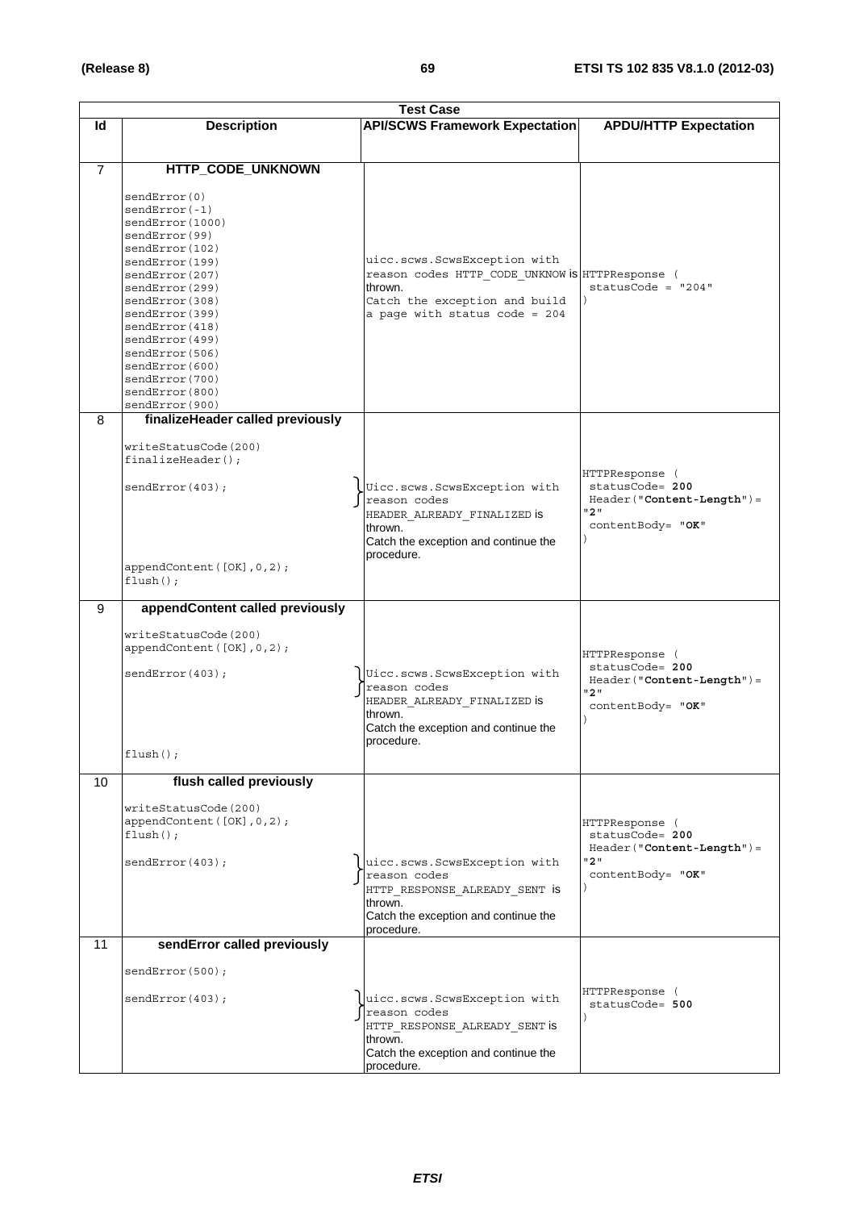| Test Case | | | |
|---|---|---|---|
| **Id** | **Description** | **API/SCWS Framework Expectation** | **APDU/HTTP Expectation** |
| 7 | **HTTP_CODE_UNKNOWN**<br><br>sendError(0)<br>sendError(-1)<br>sendError(1000)<br>sendError(99)<br>sendError(102)<br>sendError(199)<br>sendError(207)<br>sendError(299)<br>sendError(308)<br>sendError(399)<br>sendError(418)<br>sendError(499)<br>sendError(506)<br>sendError(600)<br>sendError(700)<br>sendError(800)<br>sendError(900) | uicc.scws.ScwsException with reason codes HTTP_CODE_UNKNOW is thrown.<br>Catch the exception and build a page with status code = 204 | HTTPResponse (<br>statusCode = "204"<br>) |
| 8 | **finalizeHeader called previously**<br><br>writeStatusCode(200)<br>finalizeHeader();<br><br>sendError(403);<br><br>appendContent([OK],0,2);<br>flush(); | Uicc.scws.ScwsException with reason codes HEADER_ALREADY_FINALIZED is thrown.<br>Catch the exception and continue the procedure. | HTTPResponse (<br>statusCode= **200**<br>Header("**Content-Length**")= "**2**"<br>contentBody= "**OK**"<br>) |
| 9 | **appendContent called previously**<br><br>writeStatusCode(200)<br>appendContent([OK],0,2);<br><br>sendError(403);<br><br>flush(); | Uicc.scws.ScwsException with reason codes HEADER_ALREADY_FINALIZED is thrown.<br>Catch the exception and continue the procedure. | HTTPResponse (<br>statusCode= **200**<br>Header("**Content-Length**")= "**2**"<br>contentBody= "**OK**"<br>) |
| 10 | **flush called previously**<br><br>writeStatusCode(200)<br>appendContent([OK],0,2);<br>flush();<br><br>sendError(403); | uicc.scws.ScwsException with reason codes HTTP_RESPONSE_ALREADY_SENT is thrown.<br>Catch the exception and continue the procedure. | HTTPResponse (<br>statusCode= **200**<br>Header("**Content-Length**")= "**2**"<br>contentBody= "**OK**"<br>) |
| 11 | **sendError called previously**<br><br>sendError(500);<br><br>sendError(403); | uicc.scws.ScwsException with reason codes HTTP_RESPONSE_ALREADY_SENT is thrown.<br>Catch the exception and continue the procedure. | HTTPResponse (<br>statusCode= **500**<br>) |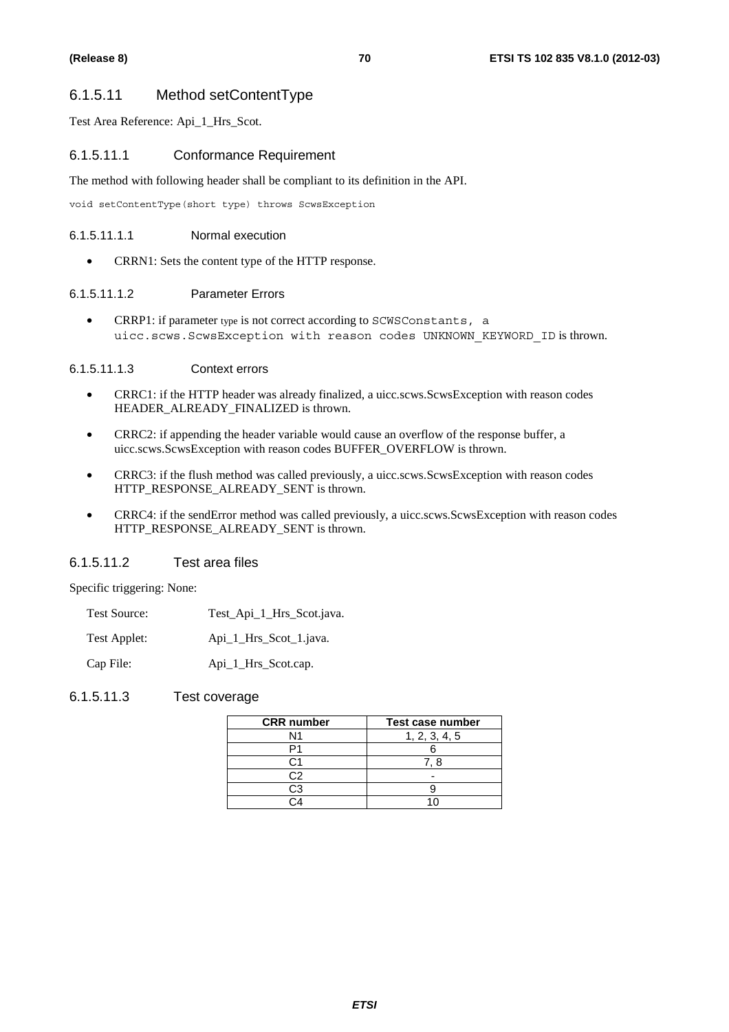### 6.1.5.11 Method setContentType

Test Area Reference: Api_1_Hrs_Scot.

#### 6.1.5.11.1 Conformance Requirement

The method with following header shall be compliant to its definition in the API.

```
void setContentType(short type) throws ScwsException
```

##### 6.1.5.11.1.1 Normal execution

- CRRN1: Sets the content type of the HTTP response.

##### 6.1.5.11.1.2 Parameter Errors

- CRRP1: if parameter type is not correct according to SCWSConstants, a uicc.scws.ScwsException with reason codes UNKNOWN_KEYWORD_ID is thrown.

##### 6.1.5.11.1.3 Context errors

- CRRC1: if the HTTP header was already finalized, a uicc.scws.ScwsException with reason codes HEADER_ALREADY_FINALIZED is thrown.
- CRRC2: if appending the header variable would cause an overflow of the response buffer, a uicc.scws.ScwsException with reason codes BUFFER_OVERFLOW is thrown.
- CRRC3: if the flush method was called previously, a uicc.scws.ScwsException with reason codes HTTP_RESPONSE_ALREADY_SENT is thrown.
- CRRC4: if the sendError method was called previously, a uicc.scws.ScwsException with reason codes HTTP_RESPONSE_ALREADY_SENT is thrown.

#### 6.1.5.11.2 Test area files

Specific triggering: None:

Test Source: Test_Api_1_Hrs_Scot.java.

Test Applet: Api_1_Hrs_Scot_1.java.

Cap File: Api_1_Hrs_Scot.cap.

#### 6.1.5.11.3 Test coverage

| CRR number | Test case number |
| --- | --- |
| N1 | 1, 2, 3, 4, 5 |
| P1 | 6 |
| C1 | 7, 8 |
| C2 | - |
| C3 | 9 |
| C4 | 10 |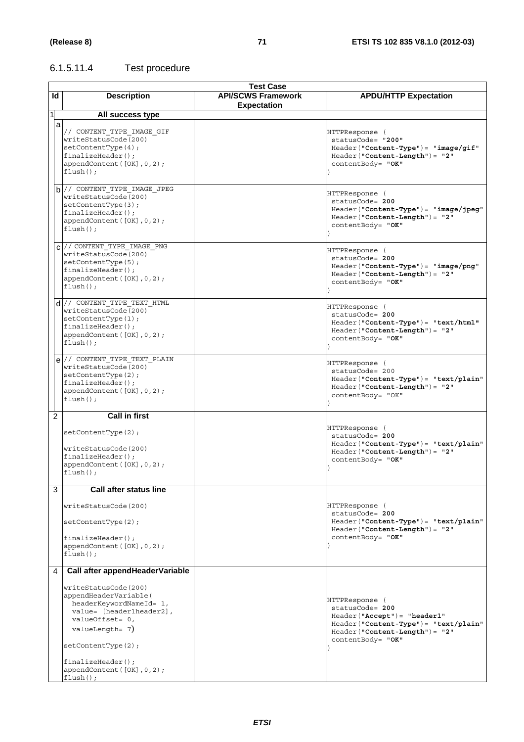### 6.1.5.11.4 Test procedure

| Test Case | | | | |
|---|---|---|---|---|
| **Id** | | **Description** | **API/SCWS Framework Expectation** | **APDU/HTTP Expectation** |
| 1 | | **All success type** | | |
| | a | // CONTENT_TYPE_IMAGE_GIF<br>writeStatusCode(200)<br>setContentType(4);<br>finalizeHeader();<br>appendContent([OK],0,2);<br>flush(); | | HTTPResponse (<br>statusCode= "**200**"<br>Header("**Content-Type**")= "**image/gif**"<br>Header("**Content-Length**")= "**2**"<br>contentBody= "**OK**"<br>) |
| | b | // CONTENT_TYPE_IMAGE_JPEG<br>writeStatusCode(200)<br>setContentType(3);<br>finalizeHeader();<br>appendContent([OK],0,2);<br>flush(); | | HTTPResponse (<br>statusCode= **200**<br>Header("**Content-Type**")= "**image/jpeg**"<br>Header("**Content-Length**")= "**2**"<br>contentBody= "**OK**"<br>) |
| | c | // CONTENT_TYPE_IMAGE_PNG<br>writeStatusCode(200)<br>setContentType(5);<br>finalizeHeader();<br>appendContent([OK],0,2);<br>flush(); | | HTTPResponse (<br>statusCode= **200**<br>Header("**Content-Type**")= "**image/png**"<br>Header("**Content-Length**")= "**2**"<br>contentBody= "**OK**"<br>) |
| | d | // CONTENT_TYPE_TEXT_HTML<br>writeStatusCode(200)<br>setContentType(1);<br>finalizeHeader();<br>appendContent([OK],0,2);<br>flush(); | | HTTPResponse (<br>statusCode= **200**<br>Header("**Content-Type**")= "**text/html"**<br>Header("**Content-Length**")= "**2**"<br>contentBody= "**OK**"<br>) |
| | e | // CONTENT_TYPE_TEXT_PLAIN<br>writeStatusCode(200)<br>setContentType(2);<br>finalizeHeader();<br>appendContent([OK],0,2);<br>flush(); | | HTTPResponse (<br>statusCode= 200<br>Header("**Content-Type**")= "**text/plain**"<br>Header("**Content-Length**")= "**2**"<br>contentBody= "OK"<br>) |
| 2 | | **Call in first**<br>setContentType(2);<br>writeStatusCode(200)<br>finalizeHeader();<br>appendContent([OK],0,2);<br>flush(); | | HTTPResponse (<br>statusCode= **200**<br>Header("**Content-Type**")= "**text/plain**"<br>Header("**Content-Length**")= "**2**"<br>contentBody= "**OK**"<br>) |
| 3 | | **Call after status line**<br>writeStatusCode(200)<br>setContentType(2);<br>finalizeHeader();<br>appendContent([OK],0,2);<br>flush(); | | HTTPResponse (<br>statusCode= **200**<br>Header("**Content-Type**")= "**text/plain**"<br>Header("**Content-Length**")= "**2**"<br>contentBody= "**OK**"<br>) |
| 4 | | **Call after appendHeaderVariable**<br>writeStatusCode(200)<br>appendHeaderVariable(<br>headerKeywordNameId= 1,<br>value= [header1header2],<br>valueOffset= 0,<br>valueLength= 7)<br>setContentType(2);<br>finalizeHeader();<br>appendContent([OK],0,2);<br>flush(); | | HTTPResponse (<br>statusCode= **200**<br>Header("**Accept**")= "**header1**"<br>Header("**Content-Type**")= "**text/plain**"<br>Header("**Content-Length**")= "**2**"<br>contentBody= "**OK**"<br>) |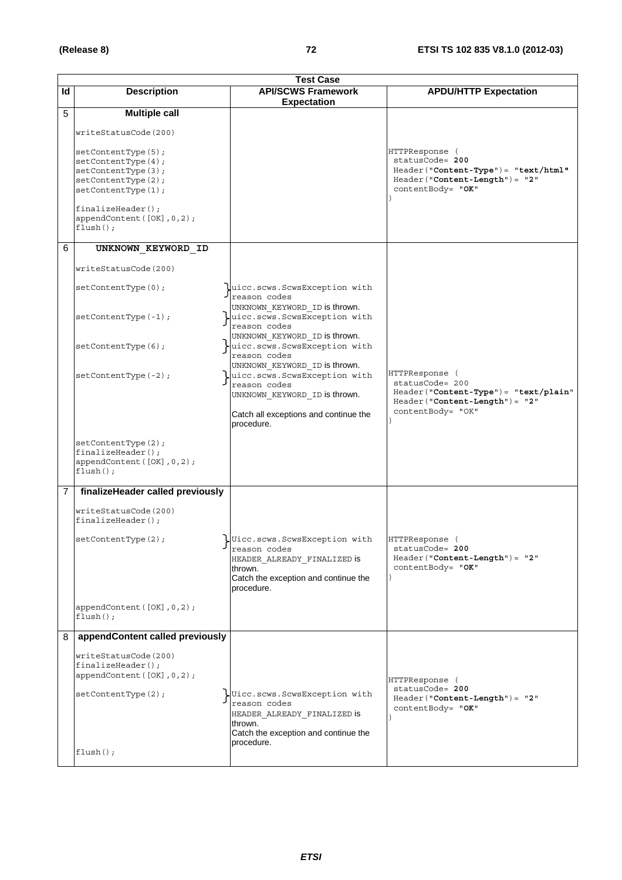| Test Case | | | |
|---|---|---|---|
| **Id** | **Description** | **API/SCWS Framework Expectation** | **APDU/HTTP Expectation** |
| 5 | **Multiple call**<br><br>writeStatusCode(200)<br><br>setContentType(5);<br>setContentType(4);<br>setContentType(3);<br>setContentType(2);<br>setContentType(1);<br><br>finalizeHeader();<br>appendContent([OK],0,2);<br>flush(); | | HTTPResponse (<br>statusCode= **200**<br>Header("**Content-Type**")= "**text/html**"<br>Header("**Content-Length**")= "2"<br>contentBody= "**OK**"<br>) |
| 6 | **UNKNOWN_KEYWORD_ID**<br><br>writeStatusCode(200)<br><br>setContentType(0);<br><br>setContentType(-1);<br><br>setContentType(6);<br><br>setContentType(-2);<br><br>setContentType(2);<br>finalizeHeader();<br>appendContent([OK],0,2);<br>flush(); | uicc.scws.ScwsException with reason codes UNKNOWN_KEYWORD_ID is thrown.<br>uicc.scws.ScwsException with reason codes UNKNOWN_KEYWORD_ID is thrown.<br>uicc.scws.ScwsException with reason codes UNKNOWN_KEYWORD_ID is thrown.<br>uicc.scws.ScwsException with reason codes UNKNOWN_KEYWORD_ID is thrown.<br><br>Catch all exceptions and continue the procedure. | HTTPResponse (<br>statusCode= 200<br>Header("**Content-Type**")= "**text/plain**"<br>Header("**Content-Length**")= "2"<br>contentBody= "OK"<br>) |
| 7 | **finalizeHeader called previously**<br><br>writeStatusCode(200)<br>finalizeHeader();<br><br>setContentType(2);<br><br>appendContent([OK],0,2);<br>flush(); | Uicc.scws.ScwsException with reason codes HEADER_ALREADY_FINALIZED is thrown.<br>Catch the exception and continue the procedure. | HTTPResponse (<br>statusCode= **200**<br>Header("**Content-Length**")= "2"<br>contentBody= "**OK**"<br>) |
| 8 | **appendContent called previously**<br><br>writeStatusCode(200)<br>finalizeHeader();<br>appendContent([OK],0,2);<br><br>setContentType(2);<br><br>flush(); | Uicc.scws.ScwsException with reason codes HEADER_ALREADY_FINALIZED is thrown.<br>Catch the exception and continue the procedure. | HTTPResponse (<br>statusCode= **200**<br>Header("**Content-Length**")= "2"<br>contentBody= "**OK**"<br>) |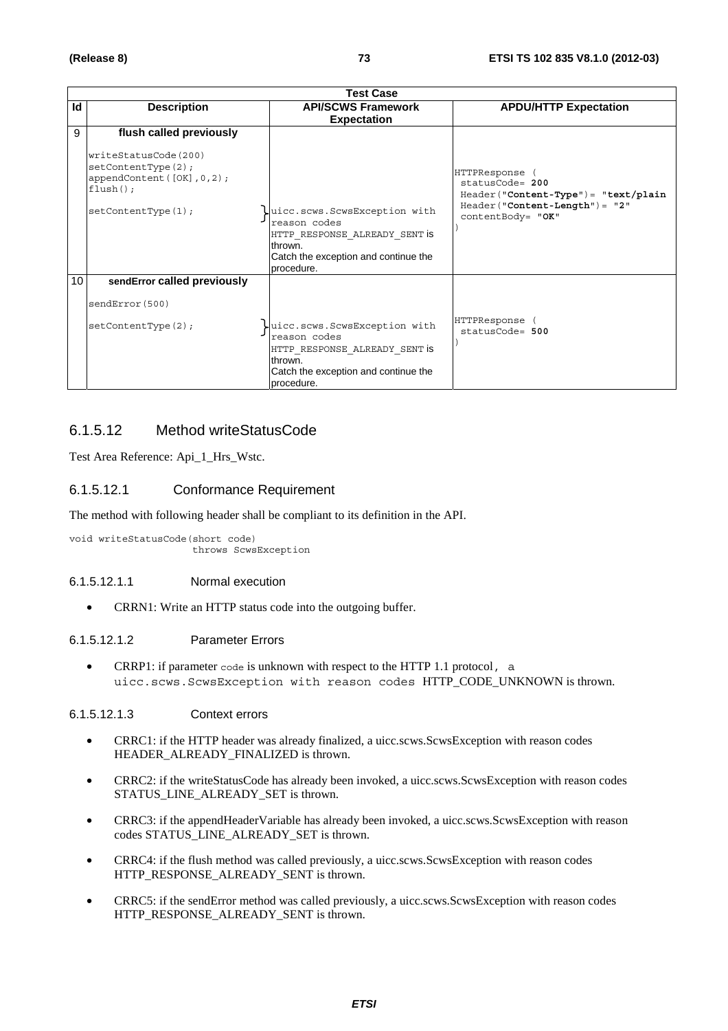| Test Case | | | |
|---|---|---|---|
| **Id** | **Description** | **API/SCWS Framework Expectation** | **APDU/HTTP Expectation** |
| 9 | **flush called previously**<br><br>writeStatusCode(200)<br>setContentType(2);<br>appendContent([OK],0,2);<br>flush();<br><br>setContentType(1); | uicc.scws.ScwsException with reason codes HTTP_RESPONSE_ALREADY_SENT is thrown.<br>Catch the exception and continue the procedure. | HTTPResponse (<br>statusCode= **200**<br>Header("**Content-Type**")= "**text/plain**<br>Header("**Content-Length**")= "**2**"<br>contentBody= "**OK**"<br>) |
| 10 | **sendError called previously**<br><br>sendError(500)<br><br>setContentType(2); | uicc.scws.ScwsException with reason codes HTTP_RESPONSE_ALREADY_SENT is thrown.<br>Catch the exception and continue the procedure. | HTTPResponse (<br>statusCode= **500**<br>) |

### 6.1.5.12 Method writeStatusCode

Test Area Reference: Api_1_Hrs_Wstc.

#### 6.1.5.12.1 Conformance Requirement

The method with following header shall be compliant to its definition in the API.

```
void writeStatusCode(short code)
                   throws ScwsException
```

##### 6.1.5.12.1.1 Normal execution

- CRRN1: Write an HTTP status code into the outgoing buffer.

##### 6.1.5.12.1.2 Parameter Errors

- CRRP1: if parameter code is unknown with respect to the HTTP 1.1 protocol, a uicc.scws.ScwsException with reason codes HTTP_CODE_UNKNOWN is thrown.

##### 6.1.5.12.1.3 Context errors

- CRRC1: if the HTTP header was already finalized, a uicc.scws.ScwsException with reason codes HEADER_ALREADY_FINALIZED is thrown.
- CRRC2: if the writeStatusCode has already been invoked, a uicc.scws.ScwsException with reason codes STATUS_LINE_ALREADY_SET is thrown.
- CRRC3: if the appendHeaderVariable has already been invoked, a uicc.scws.ScwsException with reason codes STATUS_LINE_ALREADY_SET is thrown.
- CRRC4: if the flush method was called previously, a uicc.scws.ScwsException with reason codes HTTP_RESPONSE_ALREADY_SENT is thrown.
- CRRC5: if the sendError method was called previously, a uicc.scws.ScwsException with reason codes HTTP_RESPONSE_ALREADY_SENT is thrown.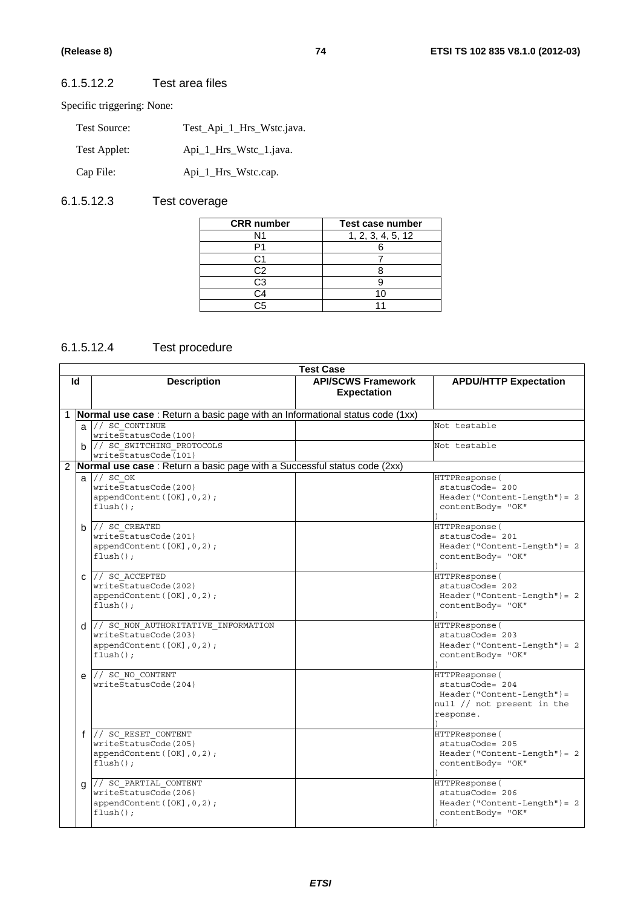#### 6.1.5.12.2 Test area files

Specific triggering: None:

Test Source: Test_Api_1_Hrs_Wstc.java.

Test Applet: Api_1_Hrs_Wstc_1.java.

Cap File: Api_1_Hrs_Wstc.cap.

#### 6.1.5.12.3 Test coverage

| CRR number | Test case number |
|---|---|
| N1 | 1, 2, 3, 4, 5, 12 |
| P1 | 6 |
| C1 | 7 |
| C2 | 8 |
| C3 | 9 |
| C4 | 10 |
| C5 | 11 |

#### 6.1.5.12.4 Test procedure

| Id | | Description | API/SCWS Framework Expectation | APDU/HTTP Expectation |
|---|---|---|---|---|
| 1 | | **Normal use case** : Return a basic page with an Informational status code (1xx) | | |
| | a | // SC_CONTINUE<br>writeStatusCode(100) | | Not testable |
| | b | // SC_SWITCHING_PROTOCOLS<br>writeStatusCode(101) | | Not testable |
| 2 | | **Normal use case** : Return a basic page with a Successful status code (2xx) | | |
| | a | // SC_OK<br>writeStatusCode(200)<br>appendContent([OK],0,2);<br>flush(); | | HTTPResponse(<br>statusCode= 200<br>Header("Content-Length")= 2<br>contentBody= "OK"<br>) |
| | b | // SC_CREATED<br>writeStatusCode(201)<br>appendContent([OK],0,2);<br>flush(); | | HTTPResponse(<br>statusCode= 201<br>Header("Content-Length")= 2<br>contentBody= "OK"<br>) |
| | c | // SC_ACCEPTED<br>writeStatusCode(202)<br>appendContent([OK],0,2);<br>flush(); | | HTTPResponse(<br>statusCode= 202<br>Header("Content-Length")= 2<br>contentBody= "OK"<br>) |
| | d | // SC_NON_AUTHORITATIVE_INFORMATION<br>writeStatusCode(203)<br>appendContent([OK],0,2);<br>flush(); | | HTTPResponse(<br>statusCode= 203<br>Header("Content-Length")= 2<br>contentBody= "OK"<br>) |
| | e | // SC_NO_CONTENT<br>writeStatusCode(204) | | HTTPResponse(<br>statusCode= 204<br>Header("Content-Length")= null // not present in the response.<br>) |
| | f | // SC_RESET_CONTENT<br>writeStatusCode(205)<br>appendContent([OK],0,2);<br>flush(); | | HTTPResponse(<br>statusCode= 205<br>Header("Content-Length")= 2<br>contentBody= "OK"<br>) |
| | g | // SC_PARTIAL_CONTENT<br>writeStatusCode(206)<br>appendContent([OK],0,2);<br>flush(); | | HTTPResponse(<br>statusCode= 206<br>Header("Content-Length")= 2<br>contentBody= "OK"<br>) |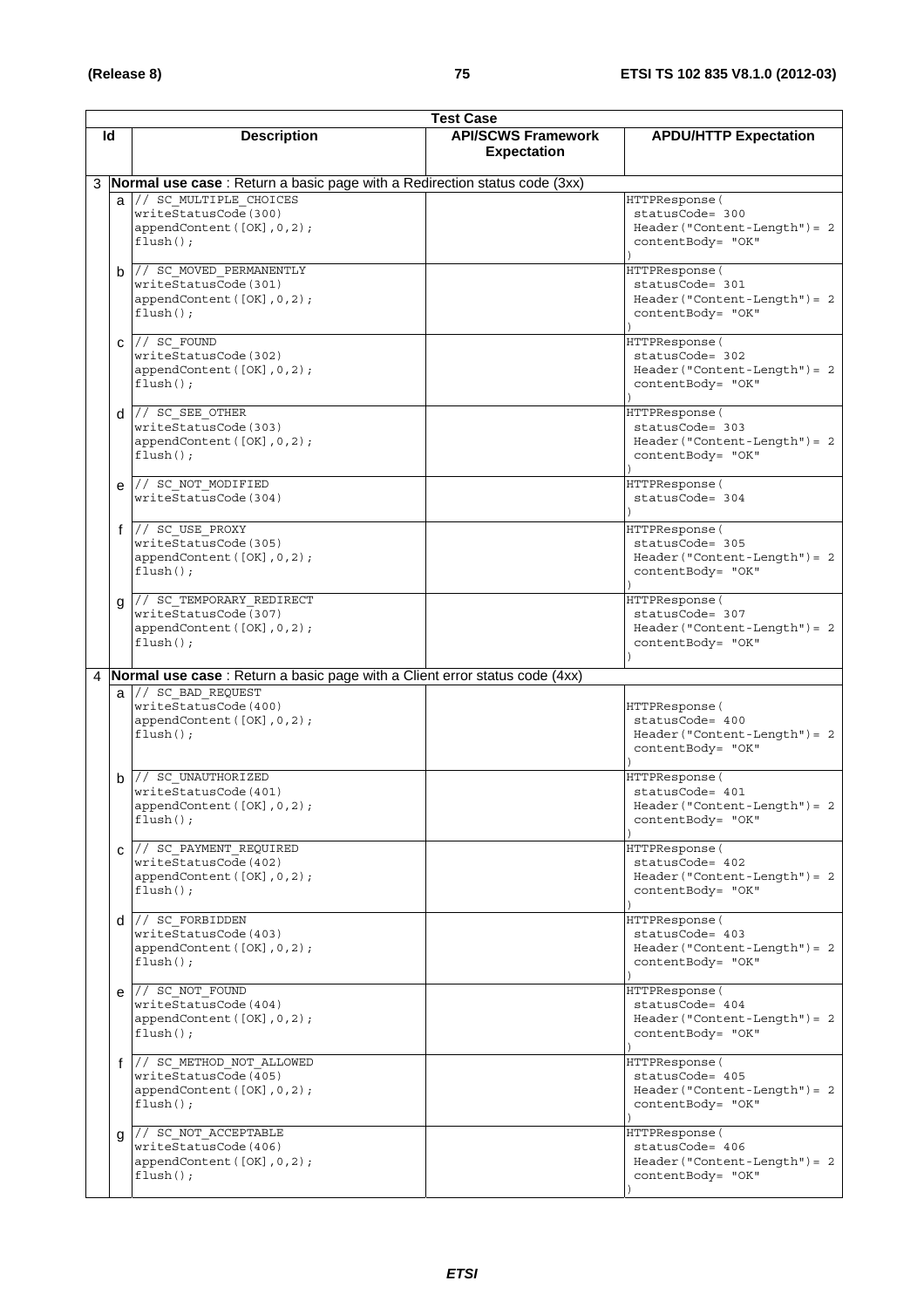| Test Case | | | | |
|---|---|---|---|---|
| **Id** | | **Description** | **API/SCWS Framework Expectation** | **APDU/HTTP Expectation** |
| 3 | | **Normal use case** : Return a basic page with a Redirection status code (3xx) | | |
| | a | // SC_MULTIPLE_CHOICES<br>writeStatusCode(300)<br>appendContent([OK],0,2);<br>flush(); | | HTTPResponse(<br>statusCode= 300<br>Header("Content-Length")= 2<br>contentBody= "OK"<br>) |
| | b | // SC_MOVED_PERMANENTLY<br>writeStatusCode(301)<br>appendContent([OK],0,2);<br>flush(); | | HTTPResponse(<br>statusCode= 301<br>Header("Content-Length")= 2<br>contentBody= "OK"<br>) |
| | c | // SC_FOUND<br>writeStatusCode(302)<br>appendContent([OK],0,2);<br>flush(); | | HTTPResponse(<br>statusCode= 302<br>Header("Content-Length")= 2<br>contentBody= "OK"<br>) |
| | d | // SC_SEE_OTHER<br>writeStatusCode(303)<br>appendContent([OK],0,2);<br>flush(); | | HTTPResponse(<br>statusCode= 303<br>Header("Content-Length")= 2<br>contentBody= "OK"<br>) |
| | e | // SC_NOT_MODIFIED<br>writeStatusCode(304) | | HTTPResponse(<br>statusCode= 304<br>) |
| | f | // SC_USE_PROXY<br>writeStatusCode(305)<br>appendContent([OK],0,2);<br>flush(); | | HTTPResponse(<br>statusCode= 305<br>Header("Content-Length")= 2<br>contentBody= "OK"<br>) |
| | g | // SC_TEMPORARY_REDIRECT<br>writeStatusCode(307)<br>appendContent([OK],0,2);<br>flush(); | | HTTPResponse(<br>statusCode= 307<br>Header("Content-Length")= 2<br>contentBody= "OK"<br>) |
| 4 | | **Normal use case** : Return a basic page with a Client error status code (4xx) | | |
| | a | // SC_BAD_REQUEST<br>writeStatusCode(400)<br>appendContent([OK],0,2);<br>flush(); | | HTTPResponse(<br>statusCode= 400<br>Header("Content-Length")= 2<br>contentBody= "OK"<br>) |
| | b | // SC_UNAUTHORIZED<br>writeStatusCode(401)<br>appendContent([OK],0,2);<br>flush(); | | HTTPResponse(<br>statusCode= 401<br>Header("Content-Length")= 2<br>contentBody= "OK"<br>) |
| | c | // SC_PAYMENT_REQUIRED<br>writeStatusCode(402)<br>appendContent([OK],0,2);<br>flush(); | | HTTPResponse(<br>statusCode= 402<br>Header("Content-Length")= 2<br>contentBody= "OK"<br>) |
| | d | // SC_FORBIDDEN<br>writeStatusCode(403)<br>appendContent([OK],0,2);<br>flush(); | | HTTPResponse(<br>statusCode= 403<br>Header("Content-Length")= 2<br>contentBody= "OK"<br>) |
| | e | // SC_NOT_FOUND<br>writeStatusCode(404)<br>appendContent([OK],0,2);<br>flush(); | | HTTPResponse(<br>statusCode= 404<br>Header("Content-Length")= 2<br>contentBody= "OK"<br>) |
| | f | // SC_METHOD_NOT_ALLOWED<br>writeStatusCode(405)<br>appendContent([OK],0,2);<br>flush(); | | HTTPResponse(<br>statusCode= 405<br>Header("Content-Length")= 2<br>contentBody= "OK"<br>) |
| | g | // SC_NOT_ACCEPTABLE<br>writeStatusCode(406)<br>appendContent([OK],0,2);<br>flush(); | | HTTPResponse(<br>statusCode= 406<br>Header("Content-Length")= 2<br>contentBody= "OK"<br>) |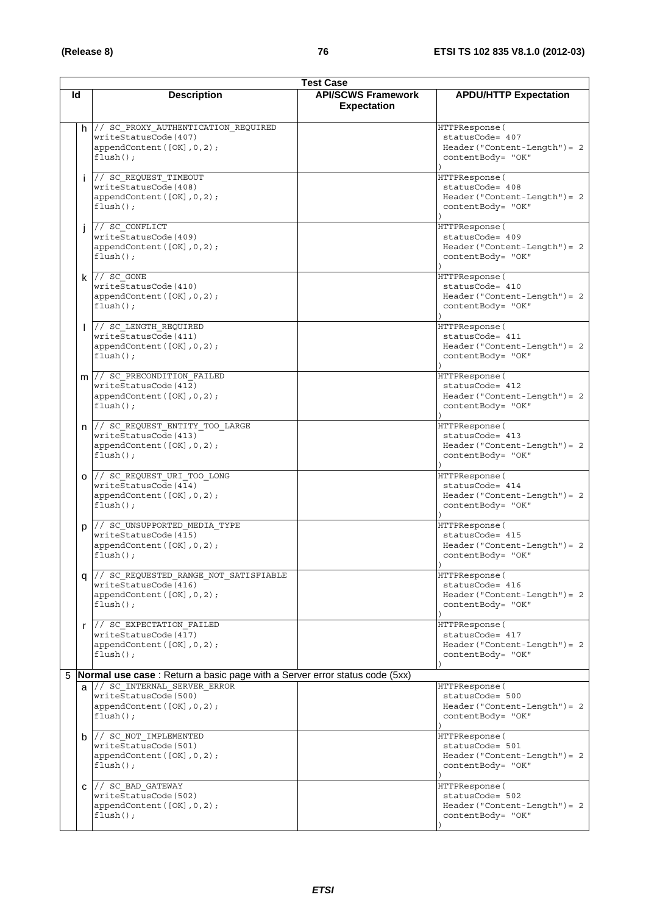| Test Case | | | | |
|---|---|---|---|---|
| **Id** | | **Description** | **API/SCWS Framework Expectation** | **APDU/HTTP Expectation** |
| | h | // SC_PROXY_AUTHENTICATION_REQUIRED<br>writeStatusCode(407)<br>appendContent([OK],0,2);<br>flush(); | | HTTPResponse(<br>statusCode= 407<br>Header("Content-Length")= 2<br>contentBody= "OK"<br>) |
| | i | // SC_REQUEST_TIMEOUT<br>writeStatusCode(408)<br>appendContent([OK],0,2);<br>flush(); | | HTTPResponse(<br>statusCode= 408<br>Header("Content-Length")= 2<br>contentBody= "OK"<br>) |
| | j | // SC_CONFLICT<br>writeStatusCode(409)<br>appendContent([OK],0,2);<br>flush(); | | HTTPResponse(<br>statusCode= 409<br>Header("Content-Length")= 2<br>contentBody= "OK"<br>) |
| | k | // SC_GONE<br>writeStatusCode(410)<br>appendContent([OK],0,2);<br>flush(); | | HTTPResponse(<br>statusCode= 410<br>Header("Content-Length")= 2<br>contentBody= "OK"<br>) |
| | l | // SC_LENGTH_REQUIRED<br>writeStatusCode(411)<br>appendContent([OK],0,2);<br>flush(); | | HTTPResponse(<br>statusCode= 411<br>Header("Content-Length")= 2<br>contentBody= "OK"<br>) |
| | m | // SC_PRECONDITION_FAILED<br>writeStatusCode(412)<br>appendContent([OK],0,2);<br>flush(); | | HTTPResponse(<br>statusCode= 412<br>Header("Content-Length")= 2<br>contentBody= "OK"<br>) |
| | n | // SC_REQUEST_ENTITY_TOO_LARGE<br>writeStatusCode(413)<br>appendContent([OK],0,2);<br>flush(); | | HTTPResponse(<br>statusCode= 413<br>Header("Content-Length")= 2<br>contentBody= "OK"<br>) |
| | o | // SC_REQUEST_URI_TOO_LONG<br>writeStatusCode(414)<br>appendContent([OK],0,2);<br>flush(); | | HTTPResponse(<br>statusCode= 414<br>Header("Content-Length")= 2<br>contentBody= "OK"<br>) |
| | p | // SC_UNSUPPORTED_MEDIA_TYPE<br>writeStatusCode(415)<br>appendContent([OK],0,2);<br>flush(); | | HTTPResponse(<br>statusCode= 415<br>Header("Content-Length")= 2<br>contentBody= "OK"<br>) |
| | q | // SC_REQUESTED_RANGE_NOT_SATISFIABLE<br>writeStatusCode(416)<br>appendContent([OK],0,2);<br>flush(); | | HTTPResponse(<br>statusCode= 416<br>Header("Content-Length")= 2<br>contentBody= "OK"<br>) |
| | r | // SC_EXPECTATION_FAILED<br>writeStatusCode(417)<br>appendContent([OK],0,2);<br>flush(); | | HTTPResponse(<br>statusCode= 417<br>Header("Content-Length")= 2<br>contentBody= "OK"<br>) |
| 5 | | **Normal use case** : Return a basic page with a Server error status code (5xx) | | |
| | a | // SC_INTERNAL_SERVER_ERROR<br>writeStatusCode(500)<br>appendContent([OK],0,2);<br>flush(); | | HTTPResponse(<br>statusCode= 500<br>Header("Content-Length")= 2<br>contentBody= "OK"<br>) |
| | b | // SC_NOT_IMPLEMENTED<br>writeStatusCode(501)<br>appendContent([OK],0,2);<br>flush(); | | HTTPResponse(<br>statusCode= 501<br>Header("Content-Length")= 2<br>contentBody= "OK"<br>) |
| | c | // SC_BAD_GATEWAY<br>writeStatusCode(502)<br>appendContent([OK],0,2);<br>flush(); | | HTTPResponse(<br>statusCode= 502<br>Header("Content-Length")= 2<br>contentBody= "OK"<br>) |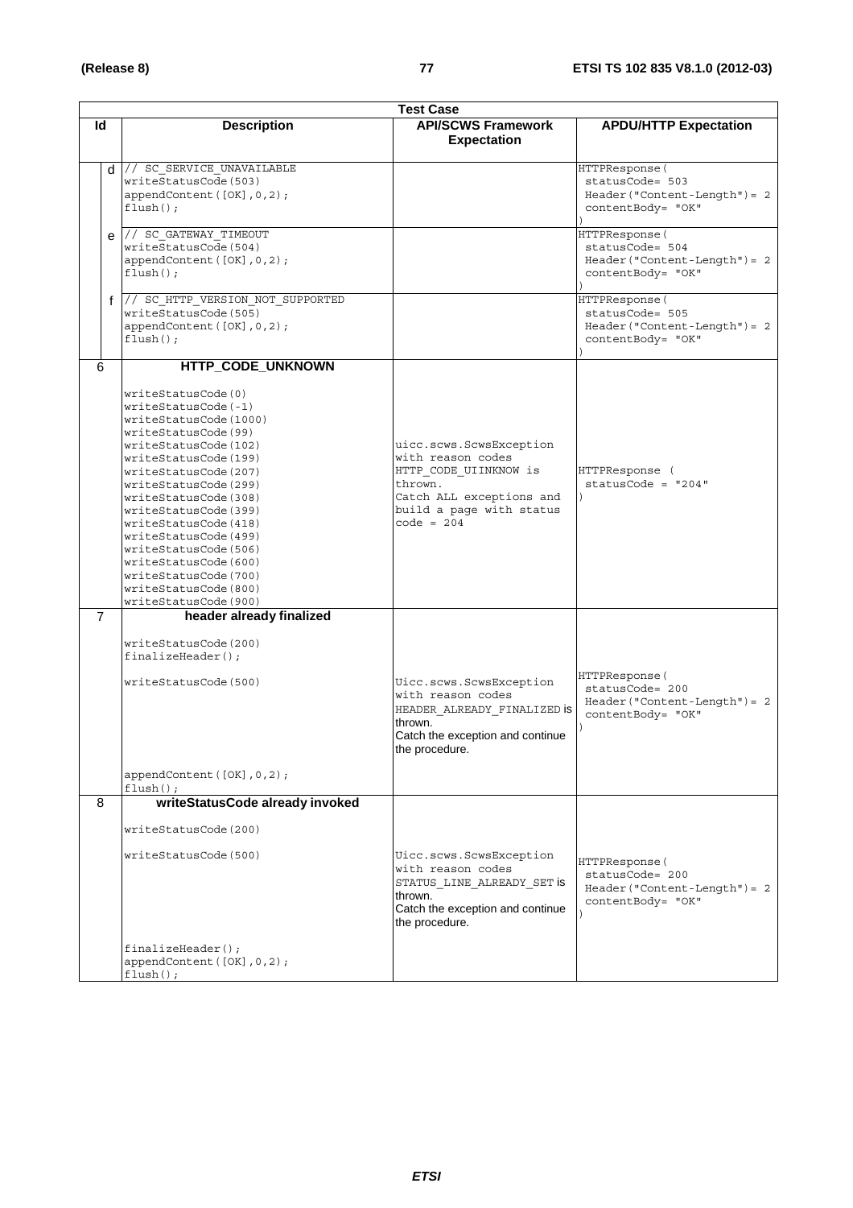| Test Case | | | | |
|---|---|---|---|---|
| **Id** | | **Description** | **API/SCWS Framework Expectation** | **APDU/HTTP Expectation** |
| | d | // SC_SERVICE_UNAVAILABLE<br>writeStatusCode(503)<br>appendContent([OK],0,2);<br>flush(); | | HTTPResponse(<br>statusCode= 503<br>Header("Content-Length")= 2<br>contentBody= "OK"<br>) |
| | e | // SC_GATEWAY_TIMEOUT<br>writeStatusCode(504)<br>appendContent([OK],0,2);<br>flush(); | | HTTPResponse(<br>statusCode= 504<br>Header("Content-Length")= 2<br>contentBody= "OK"<br>) |
| | f | // SC_HTTP_VERSION_NOT_SUPPORTED<br>writeStatusCode(505)<br>appendContent([OK],0,2);<br>flush(); | | HTTPResponse(<br>statusCode= 505<br>Header("Content-Length")= 2<br>contentBody= "OK"<br>) |
| 6 | | **HTTP_CODE_UNKNOWN**<br><br>writeStatusCode(0)<br>writeStatusCode(-1)<br>writeStatusCode(1000)<br>writeStatusCode(99)<br>writeStatusCode(102)<br>writeStatusCode(199)<br>writeStatusCode(207)<br>writeStatusCode(299)<br>writeStatusCode(308)<br>writeStatusCode(399)<br>writeStatusCode(418)<br>writeStatusCode(499)<br>writeStatusCode(506)<br>writeStatusCode(600)<br>writeStatusCode(700)<br>writeStatusCode(800)<br>writeStatusCode(900) | uicc.scws.ScwsException with reason codes HTTP_CODE_UIINKNOW is thrown.<br>Catch ALL exceptions and build a page with status code = 204 | HTTPResponse (<br>statusCode = "204"<br>) |
| 7 | | **header already finalized**<br><br>writeStatusCode(200)<br>finalizeHeader();<br><br>writeStatusCode(500)<br><br>appendContent([OK],0,2);<br>flush(); | Uicc.scws.ScwsException with reason codes HEADER_ALREADY_FINALIZED is thrown.<br>Catch the exception and continue the procedure. | HTTPResponse(<br>statusCode= 200<br>Header("Content-Length")= 2<br>contentBody= "OK"<br>) |
| 8 | | **writeStatusCode already invoked**<br><br>writeStatusCode(200)<br><br>writeStatusCode(500)<br><br>finalizeHeader();<br>appendContent([OK],0,2);<br>flush(); | Uicc.scws.ScwsException with reason codes STATUS_LINE_ALREADY_SET is thrown.<br>Catch the exception and continue the procedure. | HTTPResponse(<br>statusCode= 200<br>Header("Content-Length")= 2<br>contentBody= "OK"<br>) |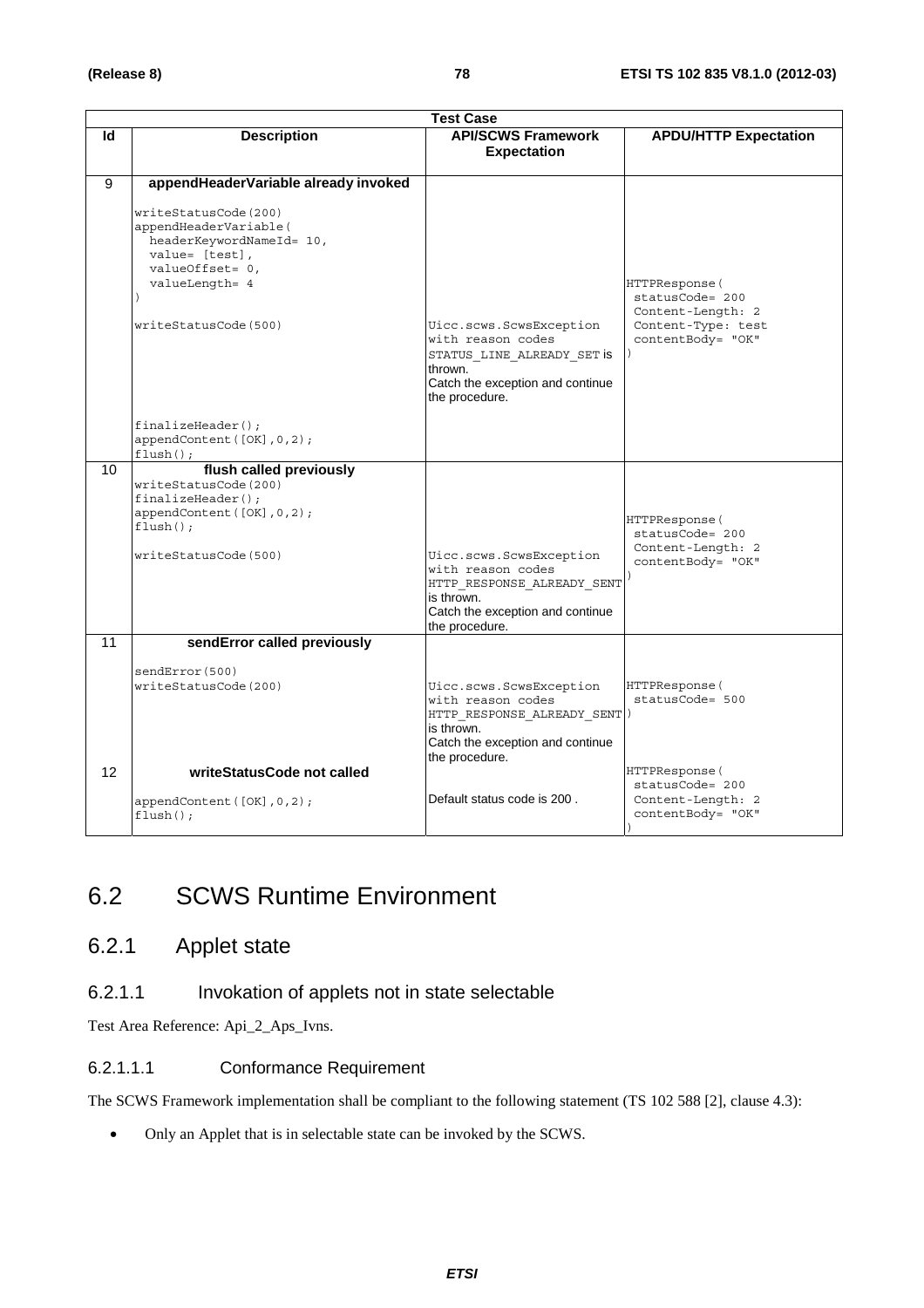| Test Case | | | |
|---|---|---|---|
| **Id** | **Description** | **API/SCWS Framework Expectation** | **APDU/HTTP Expectation** |
| 9 | **appendHeaderVariable already invoked**<br>`writeStatusCode(200)`<br>`appendHeaderVariable(`<br>`headerKeywordNameId= 10,`<br>`value= [test],`<br>`valueOffset= 0,`<br>`valueLength= 4`<br>`)`<br>`writeStatusCode(500)`<br><br>`finalizeHeader();`<br>`appendContent([OK],0,2);`<br>`flush();` | `Uicc.scws.ScwsException with reason codes STATUS_LINE_ALREADY_SET` is thrown.<br>Catch the exception and continue the procedure. | `HTTPResponse(`<br>`statusCode= 200`<br>`Content-Length: 2`<br>`Content-Type: test`<br>`contentBody= "OK"`<br>`)` |
| 10 | **flush called previously**<br>`writeStatusCode(200)`<br>`finalizeHeader();`<br>`appendContent([OK],0,2);`<br>`flush();`<br><br>`writeStatusCode(500)` | `Uicc.scws.ScwsException with reason codes HTTP_RESPONSE_ALREADY_SENT` is thrown.<br>Catch the exception and continue the procedure. | `HTTPResponse(`<br>`statusCode= 200`<br>`Content-Length: 2`<br>`contentBody= "OK"`<br>`)` |
| 11 | **sendError called previously**<br>`sendError(500)`<br>`writeStatusCode(200)` | `Uicc.scws.ScwsException with reason codes HTTP_RESPONSE_ALREADY_SENT` is thrown.<br>Catch the exception and continue the procedure. | `HTTPResponse(`<br>`statusCode= 500`<br>`)` |
| 12 | **writeStatusCode not called**<br>`appendContent([OK],0,2);`<br>`flush();` | Default status code is 200 . | `HTTPResponse(`<br>`statusCode= 200`<br>`Content-Length: 2`<br>`contentBody= "OK"`<br>`)` |

# 6.2 SCWS Runtime Environment

## 6.2.1 Applet state

### 6.2.1.1 Invokation of applets not in state selectable

Test Area Reference: Api_2_Aps_Ivns.

#### 6.2.1.1.1 Conformance Requirement

The SCWS Framework implementation shall be compliant to the following statement (TS 102 588 [2], clause 4.3):

- Only an Applet that is in selectable state can be invoked by the SCWS.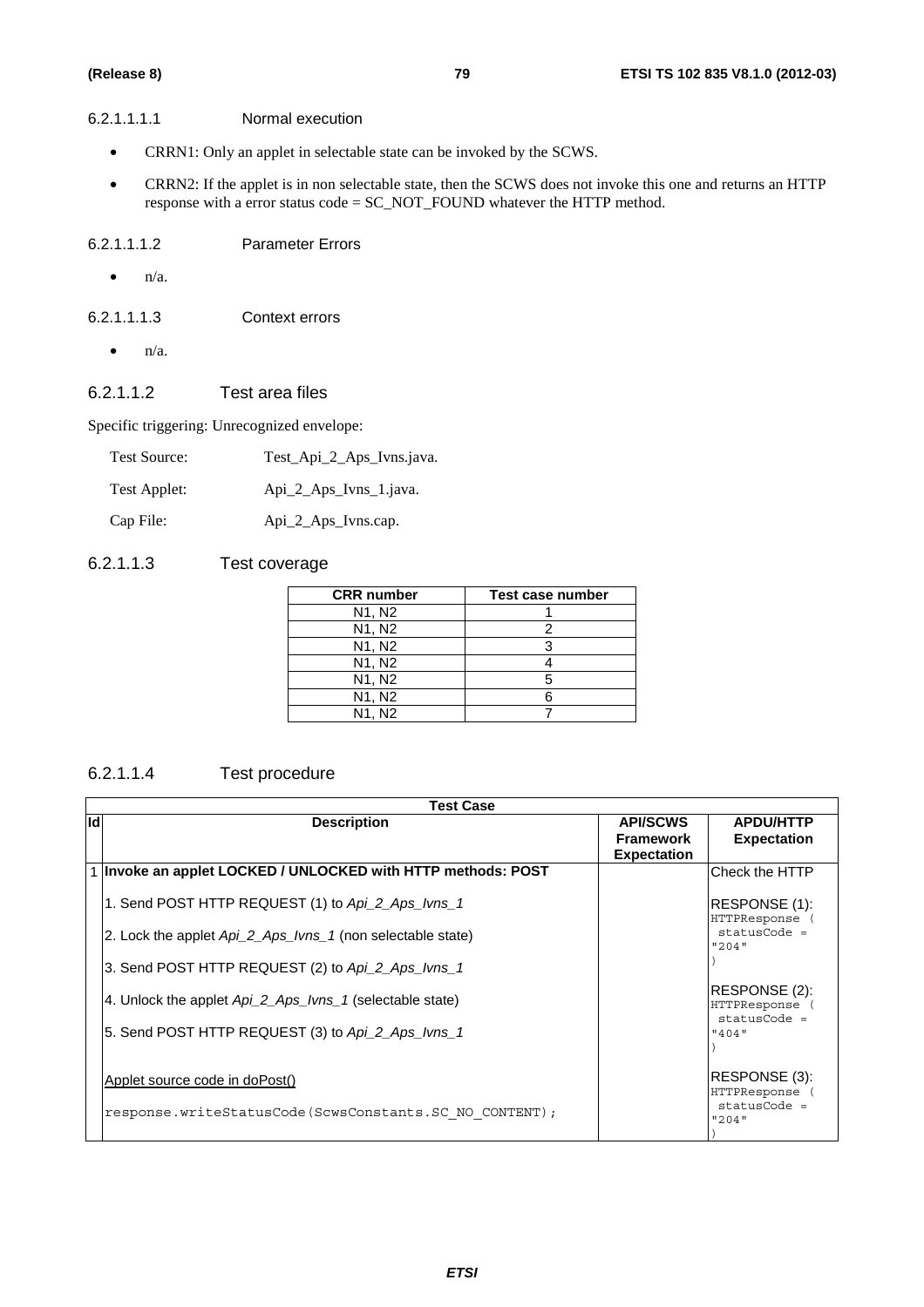###### 6.2.1.1.1.1 Normal execution

- CRRN1: Only an applet in selectable state can be invoked by the SCWS.
- CRRN2: If the applet is in non selectable state, then the SCWS does not invoke this one and returns an HTTP response with a error status code = SC_NOT_FOUND whatever the HTTP method.

###### 6.2.1.1.1.2 Parameter Errors

- n/a.

###### 6.2.1.1.1.3 Context errors

- n/a.

#### 6.2.1.1.2 Test area files

Specific triggering: Unrecognized envelope:

| | |
|---|---|
| Test Source: | Test_Api_2_Aps_Ivns.java. |
| Test Applet: | Api_2_Aps_Ivns_1.java. |
| Cap File: | Api_2_Aps_Ivns.cap. |

#### 6.2.1.1.3 Test coverage

| CRR number | Test case number |
|---|---|
| N1, N2 | 1 |
| N1, N2 | 2 |
| N1, N2 | 3 |
| N1, N2 | 4 |
| N1, N2 | 5 |
| N1, N2 | 6 |
| N1, N2 | 7 |

#### 6.2.1.1.4 Test procedure

| Test Case | | | |
|---|---|---|---|
| **Id** | **Description** | **API/SCWS Framework Expectation** | **APDU/HTTP Expectation** |
| 1 | **Invoke an applet LOCKED / UNLOCKED with HTTP methods: POST**<br><br>1. Send POST HTTP REQUEST (1) to *Api_2_Aps_Ivns_1*<br><br>2. Lock the applet *Api_2_Aps_Ivns_1* (non selectable state)<br><br>3. Send POST HTTP REQUEST (2) to *Api_2_Aps_Ivns_1*<br><br>4. Unlock the applet *Api_2_Aps_Ivns_1* (selectable state)<br><br>5. Send POST HTTP REQUEST (3) to *Api_2_Aps_Ivns_1*<br><br>Applet source code in doPost()<br><br>`response.writeStatusCode(ScwsConstants.SC_NO_CONTENT);` | | Check the HTTP<br><br>RESPONSE (1):<br>`HTTPResponse ( statusCode = "204" )`<br><br>RESPONSE (2):<br>`HTTPResponse ( statusCode = "404" )`<br><br>RESPONSE (3):<br>`HTTPResponse ( statusCode = "204" )` |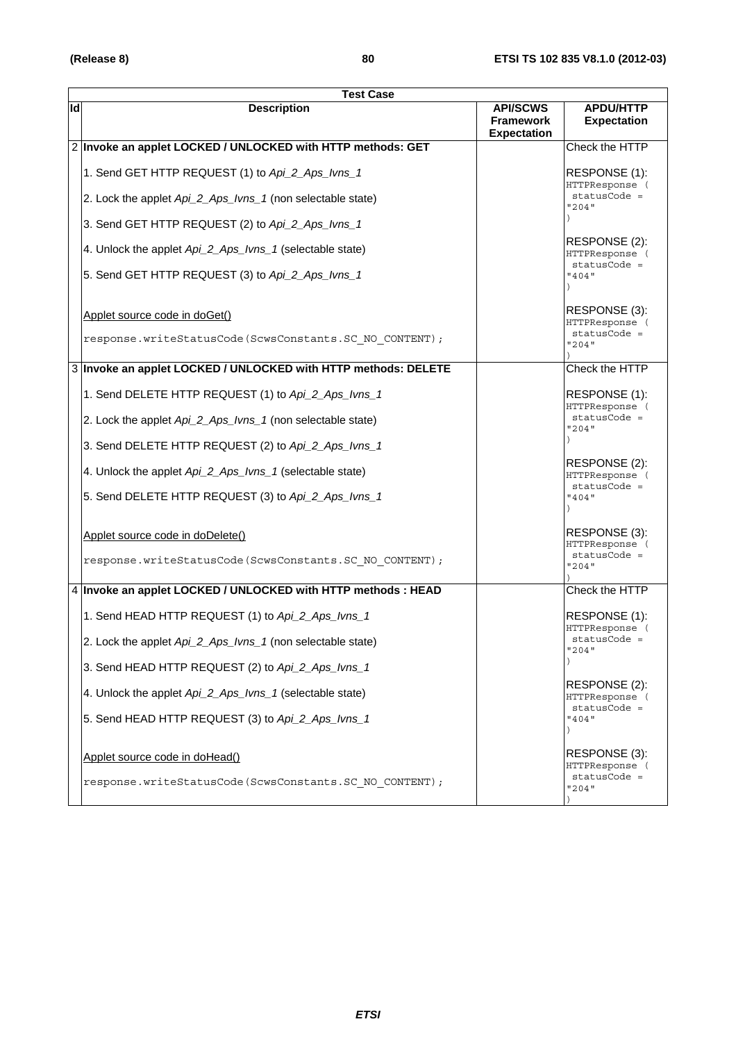| Test Case | | | |
|---|---|---|---|
| **Id** | **Description** | **API/SCWS Framework Expectation** | **APDU/HTTP Expectation** |
| 2 | **Invoke an applet LOCKED / UNLOCKED with HTTP methods: GET**<br><br>1. Send GET HTTP REQUEST (1) to *Api_2_Aps_Ivns_1*<br><br>2. Lock the applet *Api_2_Aps_Ivns_1* (non selectable state)<br><br>3. Send GET HTTP REQUEST (2) to *Api_2_Aps_Ivns_1*<br><br>4. Unlock the applet *Api_2_Aps_Ivns_1* (selectable state)<br><br>5. Send GET HTTP REQUEST (3) to *Api_2_Aps_Ivns_1*<br><br>Applet source code in doGet()<br><br>`response.writeStatusCode(ScwsConstants.SC_NO_CONTENT);` | | Check the HTTP<br><br>RESPONSE (1):<br>`HTTPResponse ( statusCode = "204" )`<br><br>RESPONSE (2):<br>`HTTPResponse ( statusCode = "404" )`<br><br>RESPONSE (3):<br>`HTTPResponse ( statusCode = "204" )` |
| 3 | **Invoke an applet LOCKED / UNLOCKED with HTTP methods: DELETE**<br><br>1. Send DELETE HTTP REQUEST (1) to *Api_2_Aps_Ivns_1*<br><br>2. Lock the applet *Api_2_Aps_Ivns_1* (non selectable state)<br><br>3. Send DELETE HTTP REQUEST (2) to *Api_2_Aps_Ivns_1*<br><br>4. Unlock the applet *Api_2_Aps_Ivns_1* (selectable state)<br><br>5. Send DELETE HTTP REQUEST (3) to *Api_2_Aps_Ivns_1*<br><br>Applet source code in doDelete()<br><br>`response.writeStatusCode(ScwsConstants.SC_NO_CONTENT);` | | Check the HTTP<br><br>RESPONSE (1):<br>`HTTPResponse ( statusCode = "204" )`<br><br>RESPONSE (2):<br>`HTTPResponse ( statusCode = "404" )`<br><br>RESPONSE (3):<br>`HTTPResponse ( statusCode = "204" )` |
| 4 | **Invoke an applet LOCKED / UNLOCKED with HTTP methods : HEAD**<br><br>1. Send HEAD HTTP REQUEST (1) to *Api_2_Aps_Ivns_1*<br><br>2. Lock the applet *Api_2_Aps_Ivns_1* (non selectable state)<br><br>3. Send HEAD HTTP REQUEST (2) to *Api_2_Aps_Ivns_1*<br><br>4. Unlock the applet *Api_2_Aps_Ivns_1* (selectable state)<br><br>5. Send HEAD HTTP REQUEST (3) to *Api_2_Aps_Ivns_1*<br><br>Applet source code in doHead()<br><br>`response.writeStatusCode(ScwsConstants.SC_NO_CONTENT);` | | Check the HTTP<br><br>RESPONSE (1):<br>`HTTPResponse ( statusCode = "204" )`<br><br>RESPONSE (2):<br>`HTTPResponse ( statusCode = "404" )`<br><br>RESPONSE (3):<br>`HTTPResponse ( statusCode = "204" )` |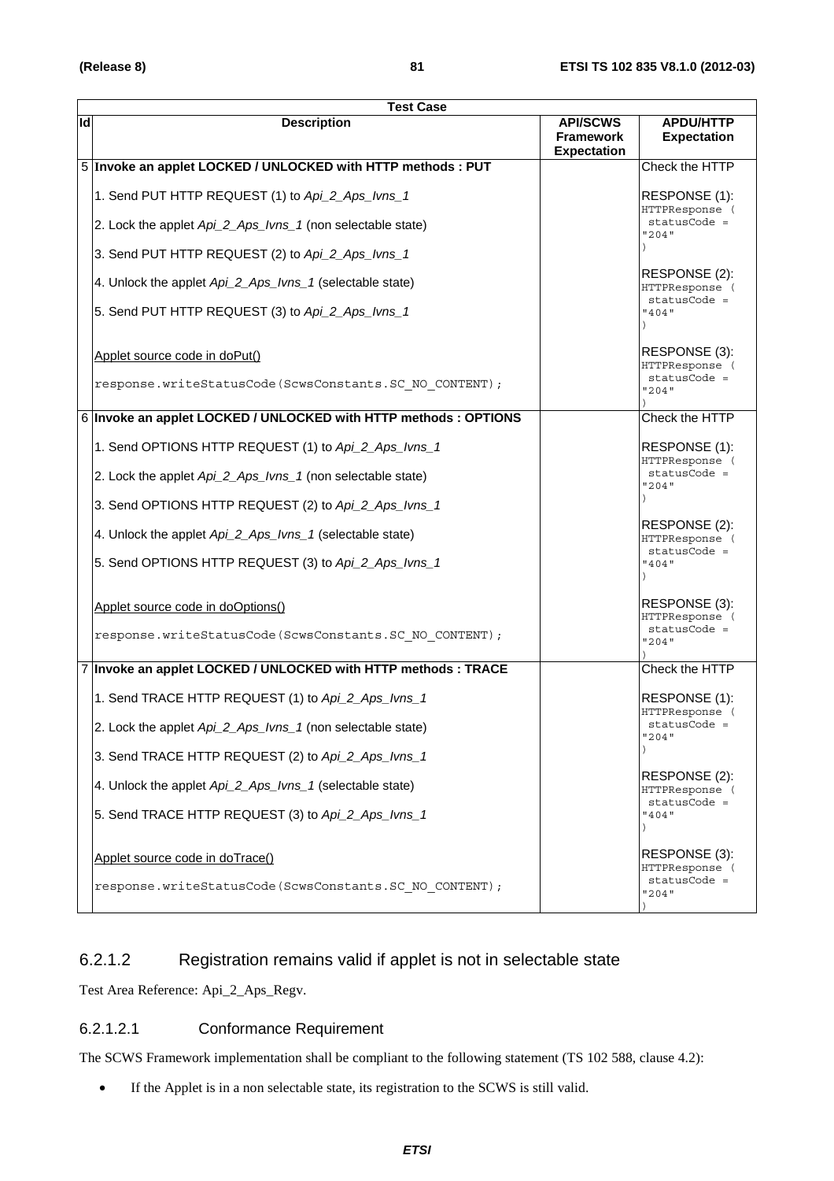| Test Case | | | |
|---|---|---|---|
| **Id** | **Description** | **API/SCWS Framework Expectation** | **APDU/HTTP Expectation** |
| 5 | **Invoke an applet LOCKED / UNLOCKED with HTTP methods : PUT**<br><br>1. Send PUT HTTP REQUEST (1) to *Api_2_Aps_Ivns_1*<br><br>2. Lock the applet *Api_2_Aps_Ivns_1* (non selectable state)<br><br>3. Send PUT HTTP REQUEST (2) to *Api_2_Aps_Ivns_1*<br><br>4. Unlock the applet *Api_2_Aps_Ivns_1* (selectable state)<br><br>5. Send PUT HTTP REQUEST (3) to *Api_2_Aps_Ivns_1*<br><br>Applet source code in doPut()<br><br>`response.writeStatusCode(ScwsConstants.SC_NO_CONTENT);` | | Check the HTTP<br><br>RESPONSE (1):<br>`HTTPResponse ( statusCode = "204" )`<br><br>RESPONSE (2):<br>`HTTPResponse ( statusCode = "404" )`<br><br>RESPONSE (3):<br>`HTTPResponse ( statusCode = "204" )` |
| 6 | **Invoke an applet LOCKED / UNLOCKED with HTTP methods : OPTIONS**<br><br>1. Send OPTIONS HTTP REQUEST (1) to *Api_2_Aps_Ivns_1*<br><br>2. Lock the applet *Api_2_Aps_Ivns_1* (non selectable state)<br><br>3. Send OPTIONS HTTP REQUEST (2) to *Api_2_Aps_Ivns_1*<br><br>4. Unlock the applet *Api_2_Aps_Ivns_1* (selectable state)<br><br>5. Send OPTIONS HTTP REQUEST (3) to *Api_2_Aps_Ivns_1*<br><br>Applet source code in doOptions()<br><br>`response.writeStatusCode(ScwsConstants.SC_NO_CONTENT);` | | Check the HTTP<br><br>RESPONSE (1):<br>`HTTPResponse ( statusCode = "204" )`<br><br>RESPONSE (2):<br>`HTTPResponse ( statusCode = "404" )`<br><br>RESPONSE (3):<br>`HTTPResponse ( statusCode = "204" )` |
| 7 | **Invoke an applet LOCKED / UNLOCKED with HTTP methods : TRACE**<br><br>1. Send TRACE HTTP REQUEST (1) to *Api_2_Aps_Ivns_1*<br><br>2. Lock the applet *Api_2_Aps_Ivns_1* (non selectable state)<br><br>3. Send TRACE HTTP REQUEST (2) to *Api_2_Aps_Ivns_1*<br><br>4. Unlock the applet *Api_2_Aps_Ivns_1* (selectable state)<br><br>5. Send TRACE HTTP REQUEST (3) to *Api_2_Aps_Ivns_1*<br><br>Applet source code in doTrace()<br><br>`response.writeStatusCode(ScwsConstants.SC_NO_CONTENT);` | | Check the HTTP<br><br>RESPONSE (1):<br>`HTTPResponse ( statusCode = "204" )`<br><br>RESPONSE (2):<br>`HTTPResponse ( statusCode = "404" )`<br><br>RESPONSE (3):<br>`HTTPResponse ( statusCode = "204" )` |

### 6.2.1.2 Registration remains valid if applet is not in selectable state

Test Area Reference: Api_2_Aps_Regv.

#### 6.2.1.2.1 Conformance Requirement

The SCWS Framework implementation shall be compliant to the following statement (TS 102 588, clause 4.2):

- If the Applet is in a non selectable state, its registration to the SCWS is still valid.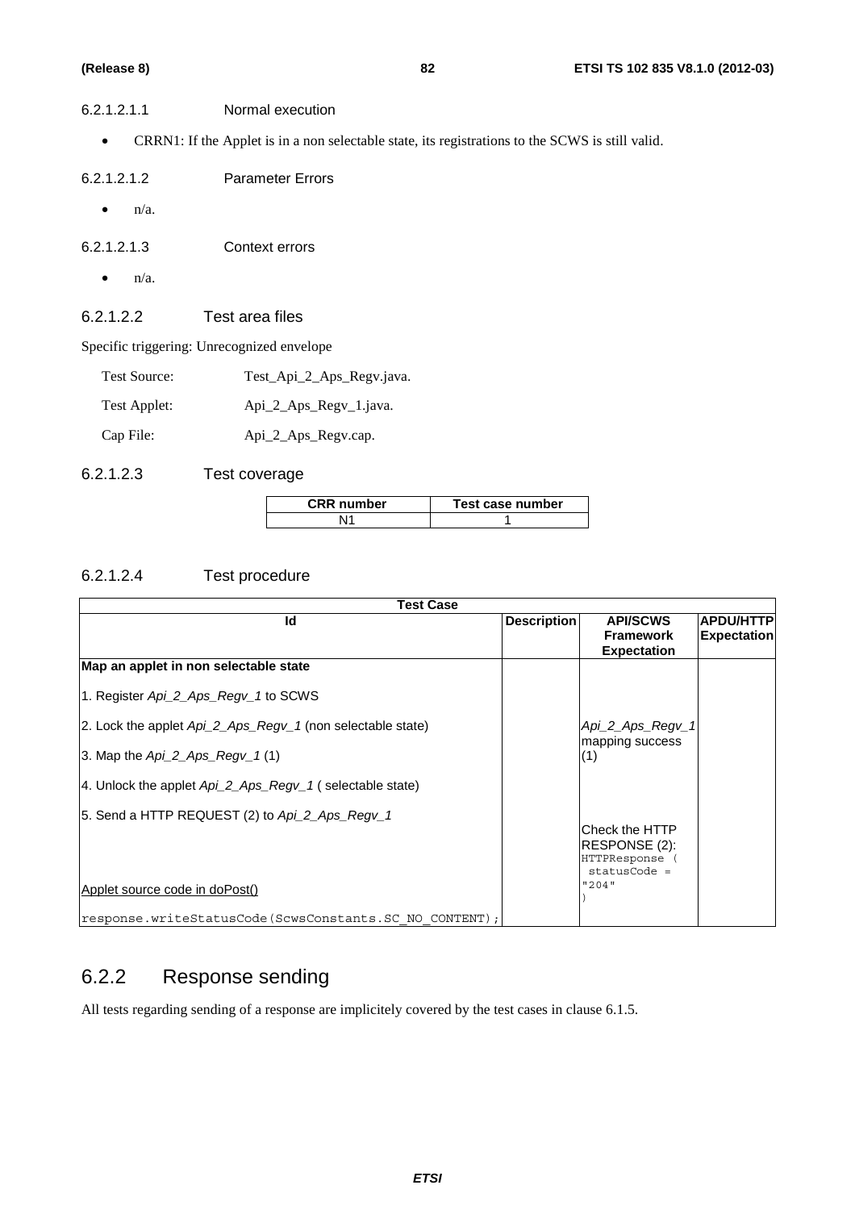#### 6.2.1.2.1.1 Normal execution

- CRRN1: If the Applet is in a non selectable state, its registrations to the SCWS is still valid.

#### 6.2.1.2.1.2 Parameter Errors

- n/a.

#### 6.2.1.2.1.3 Context errors

- n/a.

### 6.2.1.2.2 Test area files

Specific triggering: Unrecognized envelope

Test Source: Test_Api_2_Aps_Regv.java.

Test Applet: Api_2_Aps_Regv_1.java.

Cap File: Api_2_Aps_Regv.cap.

### 6.2.1.2.3 Test coverage

| CRR number | Test case number |
|---|---|
| N1 | 1 |

### 6.2.1.2.4 Test procedure

| Test Case | | | |
|---|---|---|---|
| **Id** | **Description** | **API/SCWS Framework Expectation** | **APDU/HTTP Expectation** |
| **Map an applet in non selectable state**<br><br>1. Register *Api_2_Aps_Regv_1* to SCWS<br><br>2. Lock the applet *Api_2_Aps_Regv_1* (non selectable state)<br><br>3. Map the *Api_2_Aps_Regv_1* (1)<br><br>4. Unlock the applet *Api_2_Aps_Regv_1* ( selectable state)<br><br>5. Send a HTTP REQUEST (2) to *Api_2_Aps_Regv_1*<br><br>Applet source code in doPost()<br><br>`response.writeStatusCode(ScwsConstants.SC_NO_CONTENT);` | | *Api_2_Aps_Regv_1* mapping success (1)<br><br>Check the HTTP RESPONSE (2): `HTTPResponse ( statusCode = "204" )` | |

## 6.2.2 Response sending

All tests regarding sending of a response are implicitely covered by the test cases in clause 6.1.5.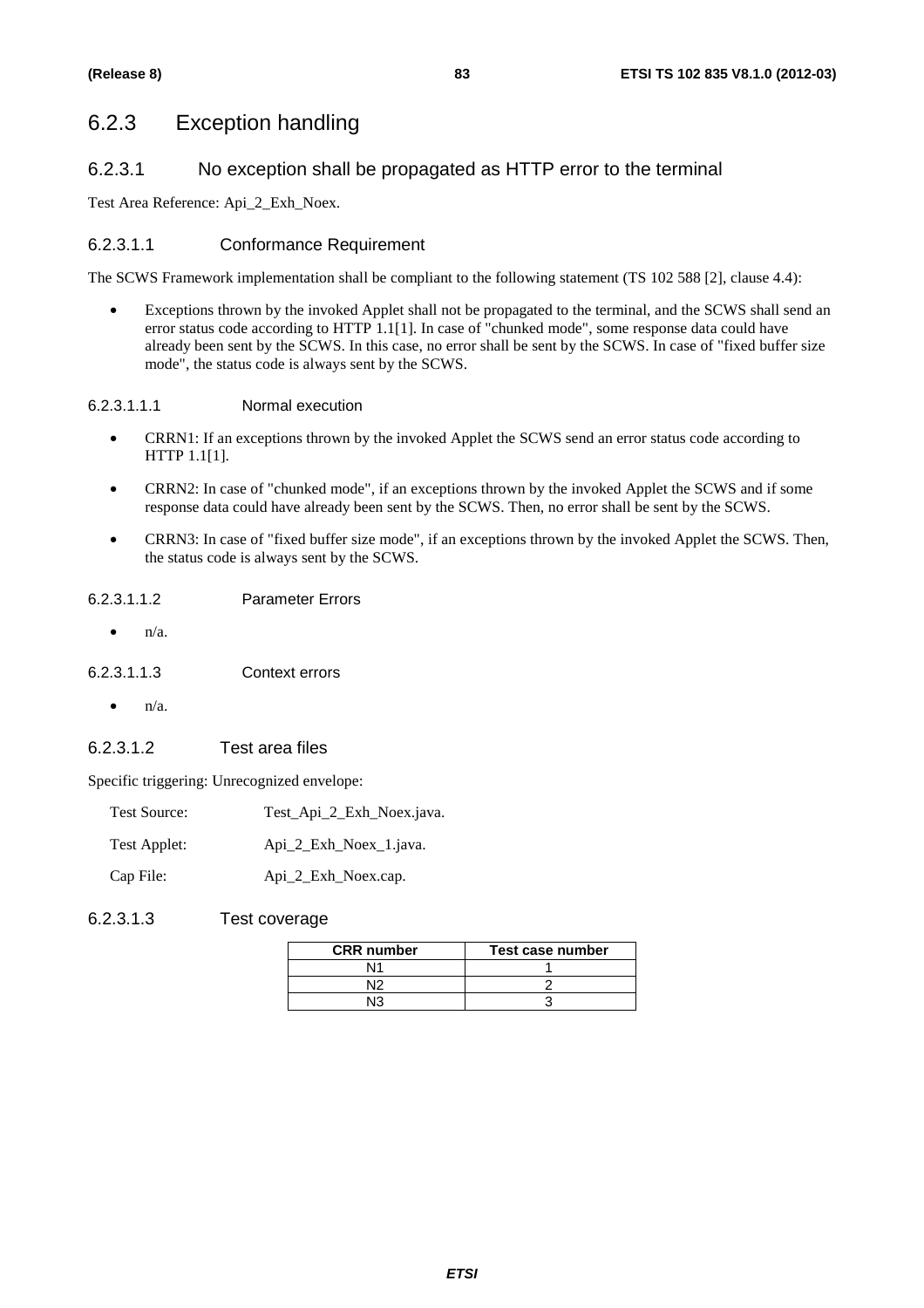## 6.2.3 Exception handling

### 6.2.3.1 No exception shall be propagated as HTTP error to the terminal

Test Area Reference: Api_2_Exh_Noex.

#### 6.2.3.1.1 Conformance Requirement

The SCWS Framework implementation shall be compliant to the following statement (TS 102 588 [2], clause 4.4):

- Exceptions thrown by the invoked Applet shall not be propagated to the terminal, and the SCWS shall send an error status code according to HTTP 1.1[1]. In case of "chunked mode", some response data could have already been sent by the SCWS. In this case, no error shall be sent by the SCWS. In case of "fixed buffer size mode", the status code is always sent by the SCWS.

##### 6.2.3.1.1.1 Normal execution

- CRRN1: If an exceptions thrown by the invoked Applet the SCWS send an error status code according to HTTP 1.1[1].
- CRRN2: In case of "chunked mode", if an exceptions thrown by the invoked Applet the SCWS and if some response data could have already been sent by the SCWS. Then, no error shall be sent by the SCWS.
- CRRN3: In case of "fixed buffer size mode", if an exceptions thrown by the invoked Applet the SCWS. Then, the status code is always sent by the SCWS.

##### 6.2.3.1.1.2 Parameter Errors

- n/a.

##### 6.2.3.1.1.3 Context errors

- n/a.

#### 6.2.3.1.2 Test area files

Specific triggering: Unrecognized envelope:

Test Source: Test_Api_2_Exh_Noex.java.

Test Applet: Api_2_Exh_Noex_1.java.

Cap File: Api_2_Exh_Noex.cap.

#### 6.2.3.1.3 Test coverage

| CRR number | Test case number |
|---|---|
| N1 | 1 |
| N2 | 2 |
| N3 | 3 |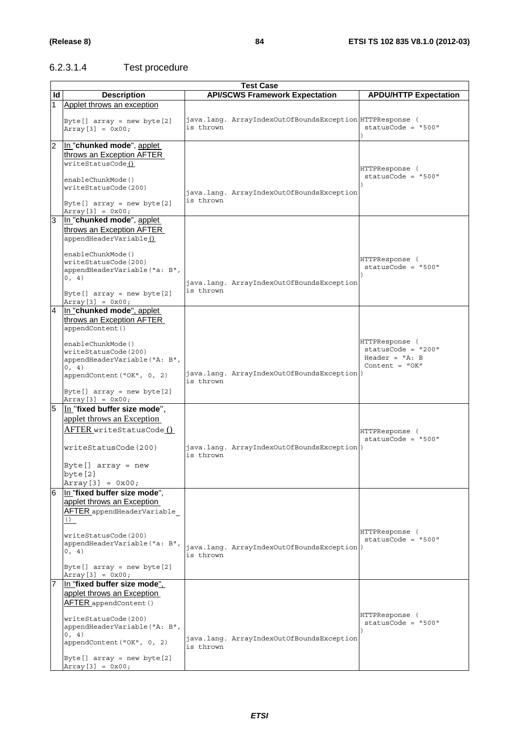### 6.2.3.1.4 Test procedure

| Test Case | | | |
|---|---|---|---|
| **Id** | **Description** | **API/SCWS Framework Expectation** | **APDU/HTTP Expectation** |
| 1 | Applet throws an exception<br><br>Byte[] array = new byte[2]<br>Array[3] = 0x00; | java.lang. ArrayIndexOutOfBoundsException is thrown | HTTPResponse (<br>statusCode = "500"<br>) |
| 2 | In "**chunked mode**", applet throws an Exception AFTER writeStatusCode()<br><br>enableChunkMode()<br>writeStatusCode(200)<br><br>Byte[] array = new byte[2]<br>Array[3] = 0x00; | java.lang. ArrayIndexOutOfBoundsException is thrown | HTTPResponse (<br>statusCode = "500"<br>) |
| 3 | In "**chunked mode**", applet throws an Exception AFTER appendHeaderVariable()<br><br>enableChunkMode()<br>writeStatusCode(200)<br>appendHeaderVariable("a: B", 0, 4)<br><br>Byte[] array = new byte[2]<br>Array[3] = 0x00; | java.lang. ArrayIndexOutOfBoundsException is thrown | HTTPResponse (<br>statusCode = "500"<br>) |
| 4 | In "**chunked mode**", applet throws an Exception AFTER appendContent()<br><br>enableChunkMode()<br>writeStatusCode(200)<br>appendHeaderVariable("A: B", 0, 4)<br>appendContent("OK", 0, 2)<br><br>Byte[] array = new byte[2]<br>Array[3] = 0x00; | java.lang. ArrayIndexOutOfBoundsException is thrown | HTTPResponse (<br>statusCode = "200"<br>Header = "A: B<br>Content = "OK"<br>) |
| 5 | In "**fixed buffer size mode**", applet throws an Exception AFTER writeStatusCode()<br><br>writeStatusCode(200)<br><br>Byte[] array = new byte[2]<br>Array[3] = 0x00; | java.lang. ArrayIndexOutOfBoundsException is thrown | HTTPResponse (<br>statusCode = "500"<br>) |
| 6 | In "**fixed buffer size mode**", applet throws an Exception AFTER appendHeaderVariable()<br><br>writeStatusCode(200)<br>appendHeaderVariable("a: B", 0, 4)<br><br>Byte[] array = new byte[2]<br>Array[3] = 0x00; | java.lang. ArrayIndexOutOfBoundsException is thrown | HTTPResponse (<br>statusCode = "500"<br>) |
| 7 | In "**fixed buffer size mode**", applet throws an Exception AFTER appendContent()<br><br>writeStatusCode(200)<br>appendHeaderVariable("A: B", 0, 4)<br>appendContent("OK", 0, 2)<br><br>Byte[] array = new byte[2]<br>Array[3] = 0x00; | java.lang. ArrayIndexOutOfBoundsException is thrown | HTTPResponse (<br>statusCode = "500"<br>) |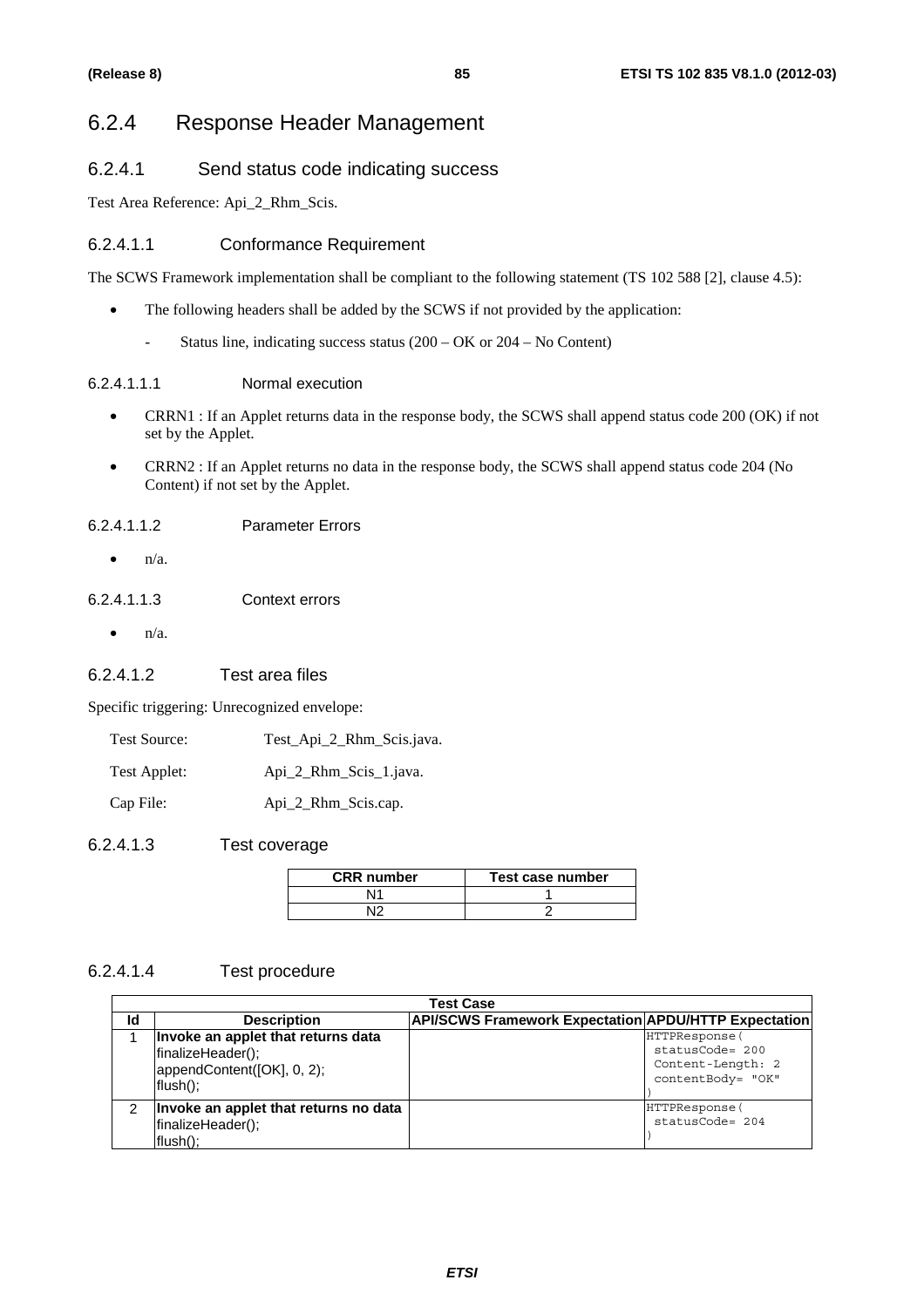## 6.2.4 Response Header Management

### 6.2.4.1 Send status code indicating success

Test Area Reference: Api_2_Rhm_Scis.

#### 6.2.4.1.1 Conformance Requirement

The SCWS Framework implementation shall be compliant to the following statement (TS 102 588 [2], clause 4.5):

- The following headers shall be added by the SCWS if not provided by the application:
  - Status line, indicating success status (200 – OK or 204 – No Content)

##### 6.2.4.1.1.1 Normal execution

- CRRN1 : If an Applet returns data in the response body, the SCWS shall append status code 200 (OK) if not set by the Applet.
- CRRN2 : If an Applet returns no data in the response body, the SCWS shall append status code 204 (No Content) if not set by the Applet.

##### 6.2.4.1.1.2 Parameter Errors

- n/a.

##### 6.2.4.1.1.3 Context errors

- n/a.

#### 6.2.4.1.2 Test area files

Specific triggering: Unrecognized envelope:

| | |
|---|---|
| Test Source: | Test_Api_2_Rhm_Scis.java. |
| Test Applet: | Api_2_Rhm_Scis_1.java. |
| Cap File: | Api_2_Rhm_Scis.cap. |

#### 6.2.4.1.3 Test coverage

| CRR number | Test case number |
|---|---|
| N1 | 1 |
| N2 | 2 |

#### 6.2.4.1.4 Test procedure

| Test Case | | | |
|---|---|---|---|
| **Id** | **Description** | **API/SCWS Framework Expectation** | **APDU/HTTP Expectation** |
| 1 | **Invoke an applet that returns data**<br>finalizeHeader();<br>appendContent([OK], 0, 2);<br>flush(); | | HTTPResponse(<br>statusCode= 200<br>Content-Length: 2<br>contentBody= "OK"<br>) |
| 2 | **Invoke an applet that returns no data**<br>finalizeHeader();<br>flush(); | | HTTPResponse(<br>statusCode= 204<br>) |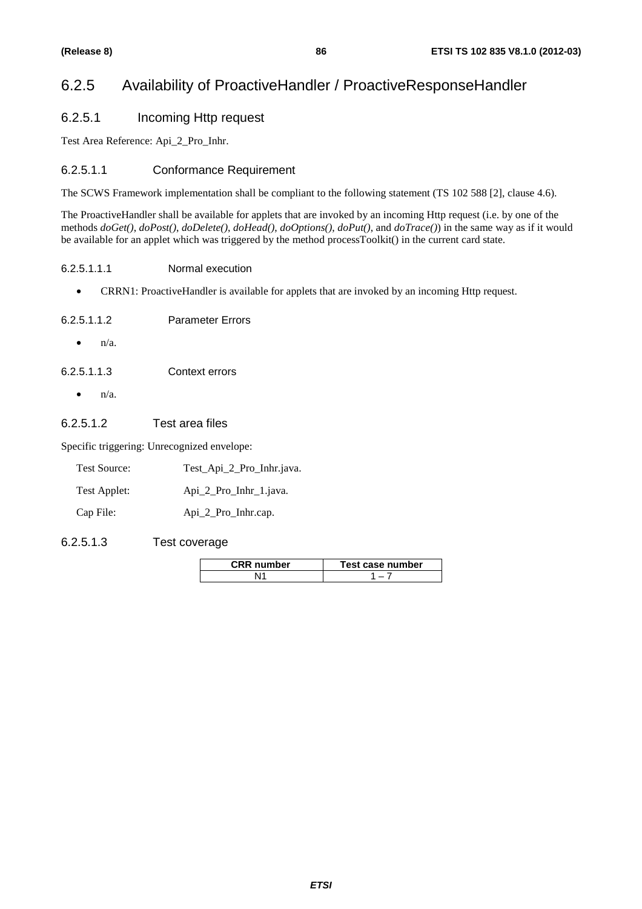## 6.2.5 Availability of ProactiveHandler / ProactiveResponseHandler

### 6.2.5.1 Incoming Http request

Test Area Reference: Api_2_Pro_Inhr.

#### 6.2.5.1.1 Conformance Requirement

The SCWS Framework implementation shall be compliant to the following statement (TS 102 588 [2], clause 4.6).

The ProactiveHandler shall be available for applets that are invoked by an incoming Http request (i.e. by one of the methods *doGet()*, *doPost()*, *doDelete()*, *doHead()*, *doOptions()*, *doPut()*, and *doTrace()*) in the same way as if it would be available for an applet which was triggered by the method processToolkit() in the current card state.

##### 6.2.5.1.1.1 Normal execution

- CRRN1: ProactiveHandler is available for applets that are invoked by an incoming Http request.

##### 6.2.5.1.1.2 Parameter Errors

- n/a.

##### 6.2.5.1.1.3 Context errors

- n/a.

#### 6.2.5.1.2 Test area files

Specific triggering: Unrecognized envelope:

| | |
|---|---|
| Test Source: | Test_Api_2_Pro_Inhr.java. |
| Test Applet: | Api_2_Pro_Inhr_1.java. |
| Cap File: | Api_2_Pro_Inhr.cap. |

#### 6.2.5.1.3 Test coverage

| CRR number | Test case number |
|---|---|
| N1 | 1 – 7 |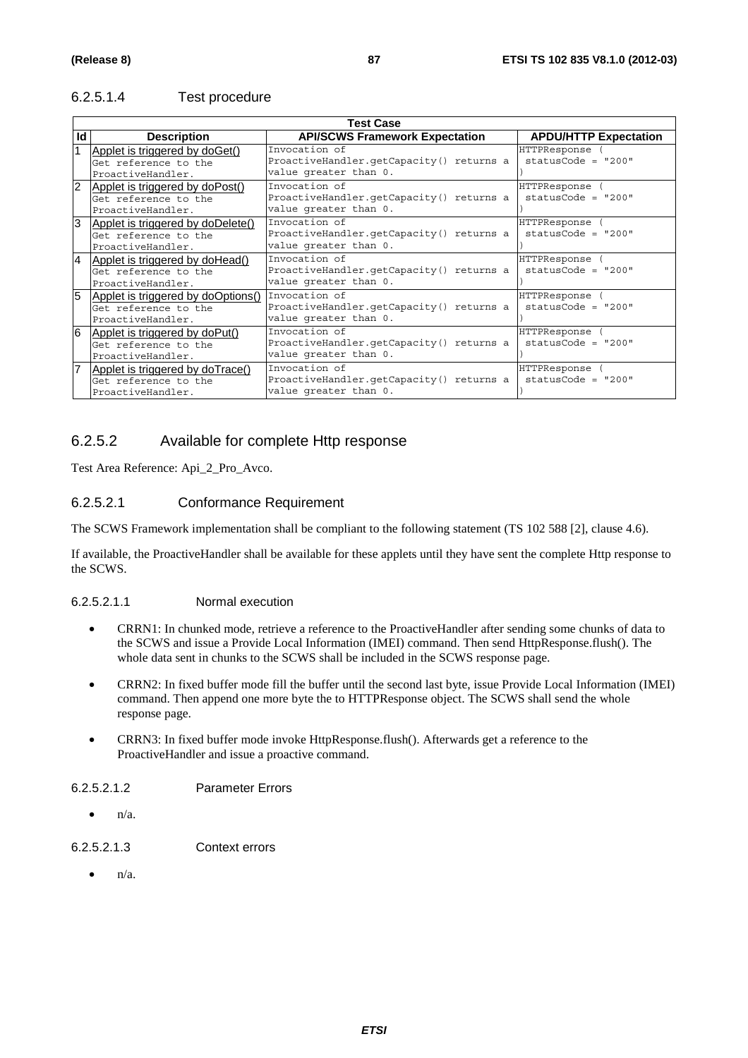#### 6.2.5.1.4 Test procedure

| Test Case | | | |
| --- | --- | --- | --- |
| **Id** | **Description** | **API/SCWS Framework Expectation** | **APDU/HTTP Expectation** |
| 1 | Applet is triggered by doGet()<br>Get reference to the ProactiveHandler. | Invocation of ProactiveHandler.getCapacity() returns a value greater than 0. | HTTPResponse (<br>statusCode = "200"<br>) |
| 2 | Applet is triggered by doPost()<br>Get reference to the ProactiveHandler. | Invocation of ProactiveHandler.getCapacity() returns a value greater than 0. | HTTPResponse (<br>statusCode = "200"<br>) |
| 3 | Applet is triggered by doDelete()<br>Get reference to the ProactiveHandler. | Invocation of ProactiveHandler.getCapacity() returns a value greater than 0. | HTTPResponse (<br>statusCode = "200"<br>) |
| 4 | Applet is triggered by doHead()<br>Get reference to the ProactiveHandler. | Invocation of ProactiveHandler.getCapacity() returns a value greater than 0. | HTTPResponse (<br>statusCode = "200"<br>) |
| 5 | Applet is triggered by doOptions()<br>Get reference to the ProactiveHandler. | Invocation of ProactiveHandler.getCapacity() returns a value greater than 0. | HTTPResponse (<br>statusCode = "200"<br>) |
| 6 | Applet is triggered by doPut()<br>Get reference to the ProactiveHandler. | Invocation of ProactiveHandler.getCapacity() returns a value greater than 0. | HTTPResponse (<br>statusCode = "200"<br>) |
| 7 | Applet is triggered by doTrace()<br>Get reference to the ProactiveHandler. | Invocation of ProactiveHandler.getCapacity() returns a value greater than 0. | HTTPResponse (<br>statusCode = "200"<br>) |

### 6.2.5.2 Available for complete Http response

Test Area Reference: Api_2_Pro_Avco.

#### 6.2.5.2.1 Conformance Requirement

The SCWS Framework implementation shall be compliant to the following statement (TS 102 588 [2], clause 4.6).

If available, the ProactiveHandler shall be available for these applets until they have sent the complete Http response to the SCWS.

##### 6.2.5.2.1.1 Normal execution

- CRRN1: In chunked mode, retrieve a reference to the ProactiveHandler after sending some chunks of data to the SCWS and issue a Provide Local Information (IMEI) command. Then send HttpResponse.flush(). The whole data sent in chunks to the SCWS shall be included in the SCWS response page.
- CRRN2: In fixed buffer mode fill the buffer until the second last byte, issue Provide Local Information (IMEI) command. Then append one more byte the to HTTPResponse object. The SCWS shall send the whole response page.
- CRRN3: In fixed buffer mode invoke HttpResponse.flush(). Afterwards get a reference to the ProactiveHandler and issue a proactive command.

##### 6.2.5.2.1.2 Parameter Errors

- n/a.

##### 6.2.5.2.1.3 Context errors

- n/a.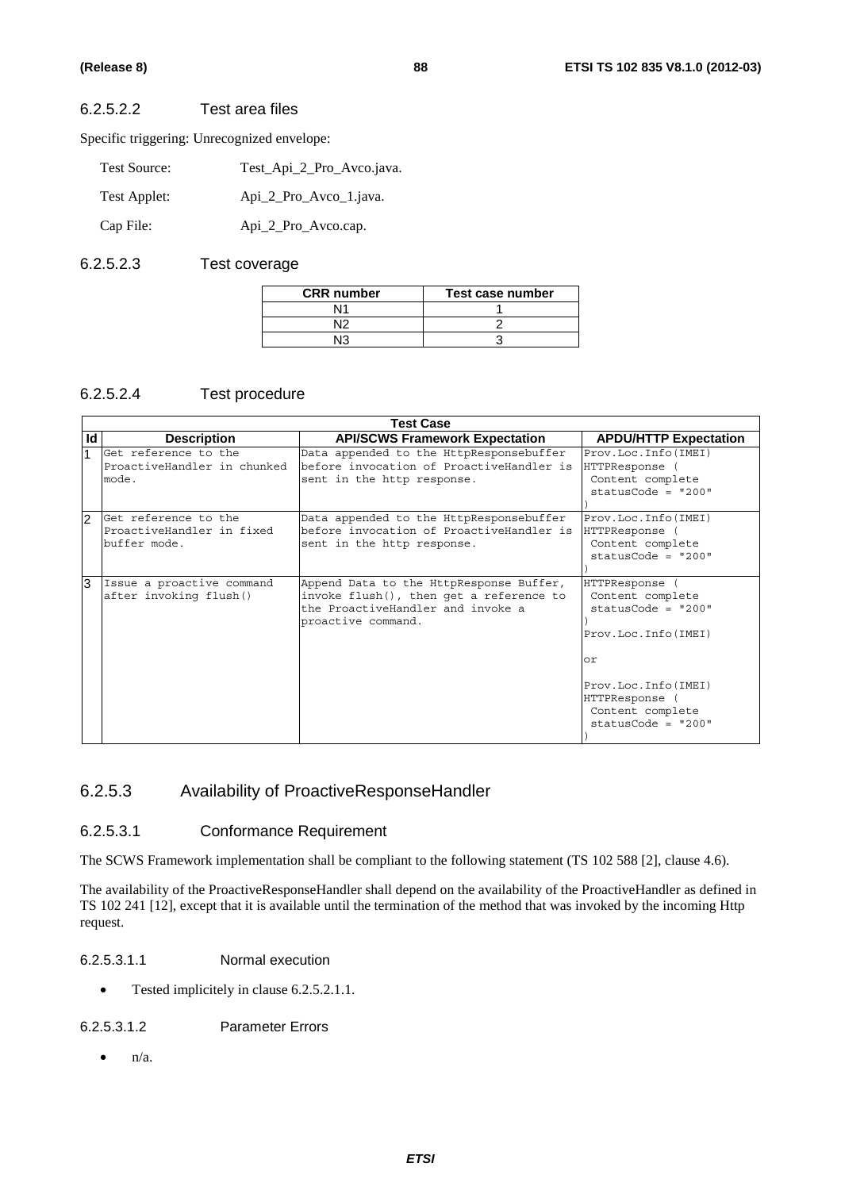#### 6.2.5.2.2 Test area files

Specific triggering: Unrecognized envelope:

Test Source: Test_Api_2_Pro_Avco.java.

Test Applet: Api_2_Pro_Avco_1.java.

Cap File: Api_2_Pro_Avco.cap.

#### 6.2.5.2.3 Test coverage

| CRR number | Test case number |
|---|---|
| N1 | 1 |
| N2 | 2 |
| N3 | 3 |

#### 6.2.5.2.4 Test procedure

| Test Case | | | |
|---|---|---|---|
| **Id** | **Description** | **API/SCWS Framework Expectation** | **APDU/HTTP Expectation** |
| 1 | Get reference to the ProactiveHandler in chunked mode. | Data appended to the HttpResponsebuffer before invocation of ProactiveHandler is sent in the http response. | Prov.Loc.Info(IMEI)<br>HTTPResponse (<br>Content complete<br>statusCode = "200"<br>) |
| 2 | Get reference to the ProactiveHandler in fixed buffer mode. | Data appended to the HttpResponsebuffer before invocation of ProactiveHandler is sent in the http response. | Prov.Loc.Info(IMEI)<br>HTTPResponse (<br>Content complete<br>statusCode = "200"<br>) |
| 3 | Issue a proactive command after invoking flush() | Append Data to the HttpResponse Buffer, invoke flush(), then get a reference to the ProactiveHandler and invoke a proactive command. | HTTPResponse (<br>Content complete<br>statusCode = "200"<br>)<br>Prov.Loc.Info(IMEI)<br><br>or<br><br>Prov.Loc.Info(IMEI)<br>HTTPResponse (<br>Content complete<br>statusCode = "200"<br>) |

### 6.2.5.3 Availability of ProactiveResponseHandler

#### 6.2.5.3.1 Conformance Requirement

The SCWS Framework implementation shall be compliant to the following statement (TS 102 588 [2], clause 4.6).

The availability of the ProactiveResponseHandler shall depend on the availability of the ProactiveHandler as defined in TS 102 241 [12], except that it is available until the termination of the method that was invoked by the incoming Http request.

##### 6.2.5.3.1.1 Normal execution

- Tested implicitely in clause 6.2.5.2.1.1.

##### 6.2.5.3.1.2 Parameter Errors

- n/a.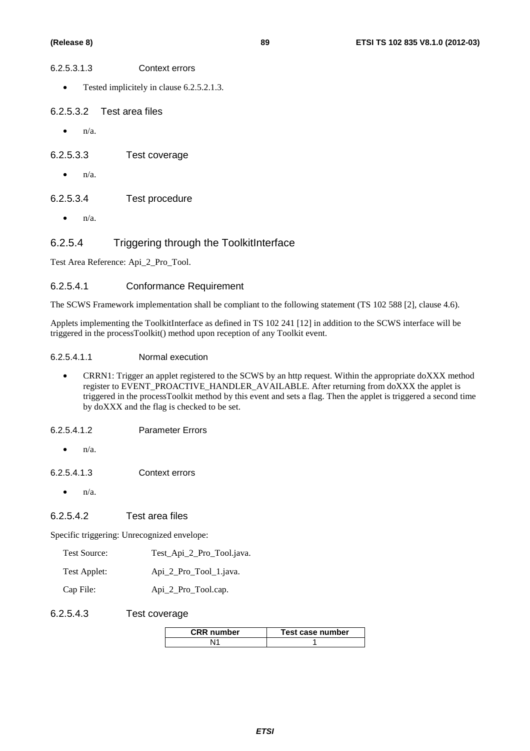##### 6.2.5.3.1.3 Context errors

- Tested implicitely in clause 6.2.5.2.1.3.

#### 6.2.5.3.2 Test area files

- n/a.

#### 6.2.5.3.3 Test coverage

- n/a.

#### 6.2.5.3.4 Test procedure

- n/a.

### 6.2.5.4 Triggering through the ToolkitInterface

Test Area Reference: Api_2_Pro_Tool.

#### 6.2.5.4.1 Conformance Requirement

The SCWS Framework implementation shall be compliant to the following statement (TS 102 588 [2], clause 4.6).

Applets implementing the ToolkitInterface as defined in TS 102 241 [12] in addition to the SCWS interface will be triggered in the processToolkit() method upon reception of any Toolkit event.

##### 6.2.5.4.1.1 Normal execution

- CRRN1: Trigger an applet registered to the SCWS by an http request. Within the appropriate doXXX method register to EVENT_PROACTIVE_HANDLER_AVAILABLE. After returning from doXXX the applet is triggered in the processToolkit method by this event and sets a flag. Then the applet is triggered a second time by doXXX and the flag is checked to be set.

##### 6.2.5.4.1.2 Parameter Errors

- n/a.

##### 6.2.5.4.1.3 Context errors

- n/a.

#### 6.2.5.4.2 Test area files

Specific triggering: Unrecognized envelope:

Test Source: Test_Api_2_Pro_Tool.java.

Test Applet: Api_2_Pro_Tool_1.java.

Cap File: Api_2_Pro_Tool.cap.

#### 6.2.5.4.3 Test coverage

| CRR number | Test case number |
|---|---|
| N1 | 1 |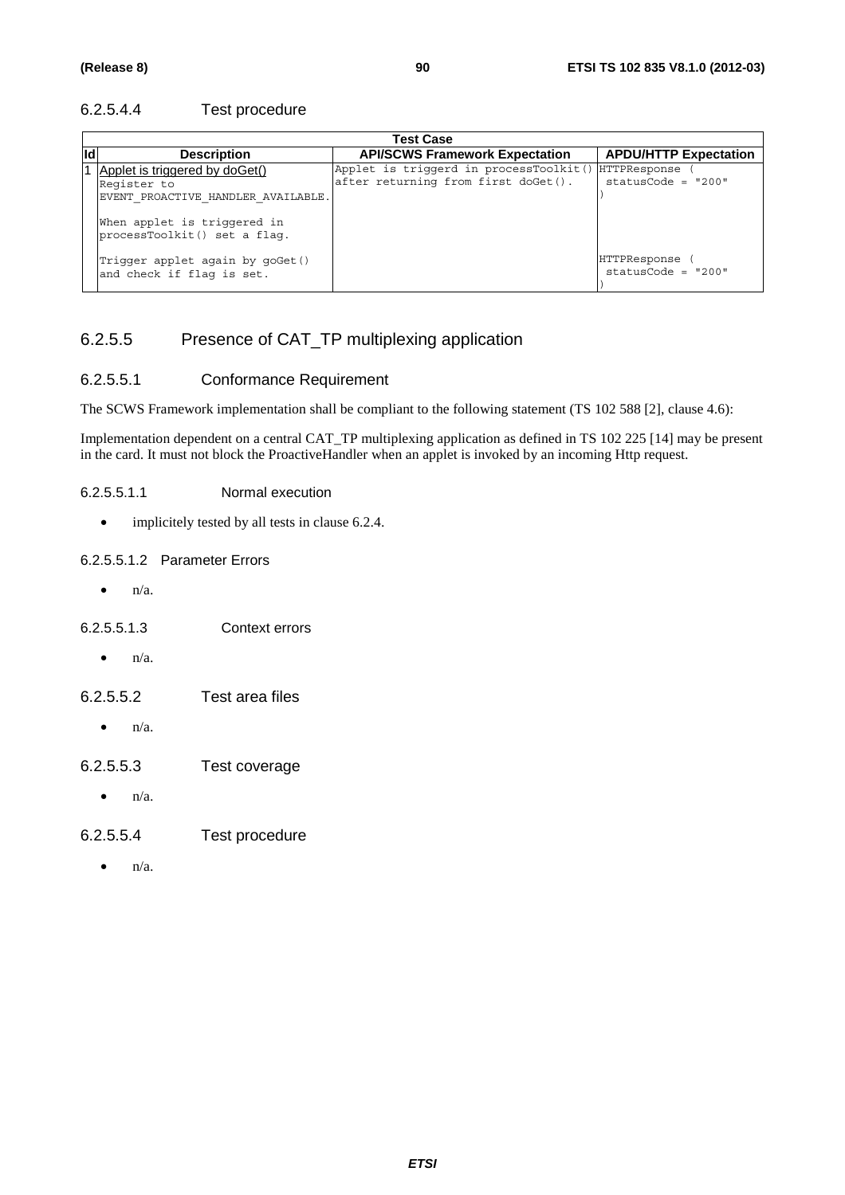#### 6.2.5.4.4 Test procedure

| Test Case | | | |
|---|---|---|---|
| **Id** | **Description** | **API/SCWS Framework Expectation** | **APDU/HTTP Expectation** |
| 1 | Applet is triggered by doGet()<br>Register to EVENT_PROACTIVE_HANDLER_AVAILABLE.<br><br>When applet is triggered in processToolkit() set a flag.<br><br>Trigger applet again by goGet() and check if flag is set. | Applet is triggerd in processToolkit() after returning from first doGet(). | HTTPResponse ( statusCode = "200" )<br><br>HTTPResponse ( statusCode = "200" ) |

### 6.2.5.5 Presence of CAT_TP multiplexing application

#### 6.2.5.5.1 Conformance Requirement

The SCWS Framework implementation shall be compliant to the following statement (TS 102 588 [2], clause 4.6):

Implementation dependent on a central CAT_TP multiplexing application as defined in TS 102 225 [14] may be present in the card. It must not block the ProactiveHandler when an applet is invoked by an incoming Http request.

##### 6.2.5.5.1.1 Normal execution

- implicitely tested by all tests in clause 6.2.4.

##### 6.2.5.5.1.2 Parameter Errors

- n/a.

##### 6.2.5.5.1.3 Context errors

- n/a.

#### 6.2.5.5.2 Test area files

- n/a.

#### 6.2.5.5.3 Test coverage

- n/a.

#### 6.2.5.5.4 Test procedure

- n/a.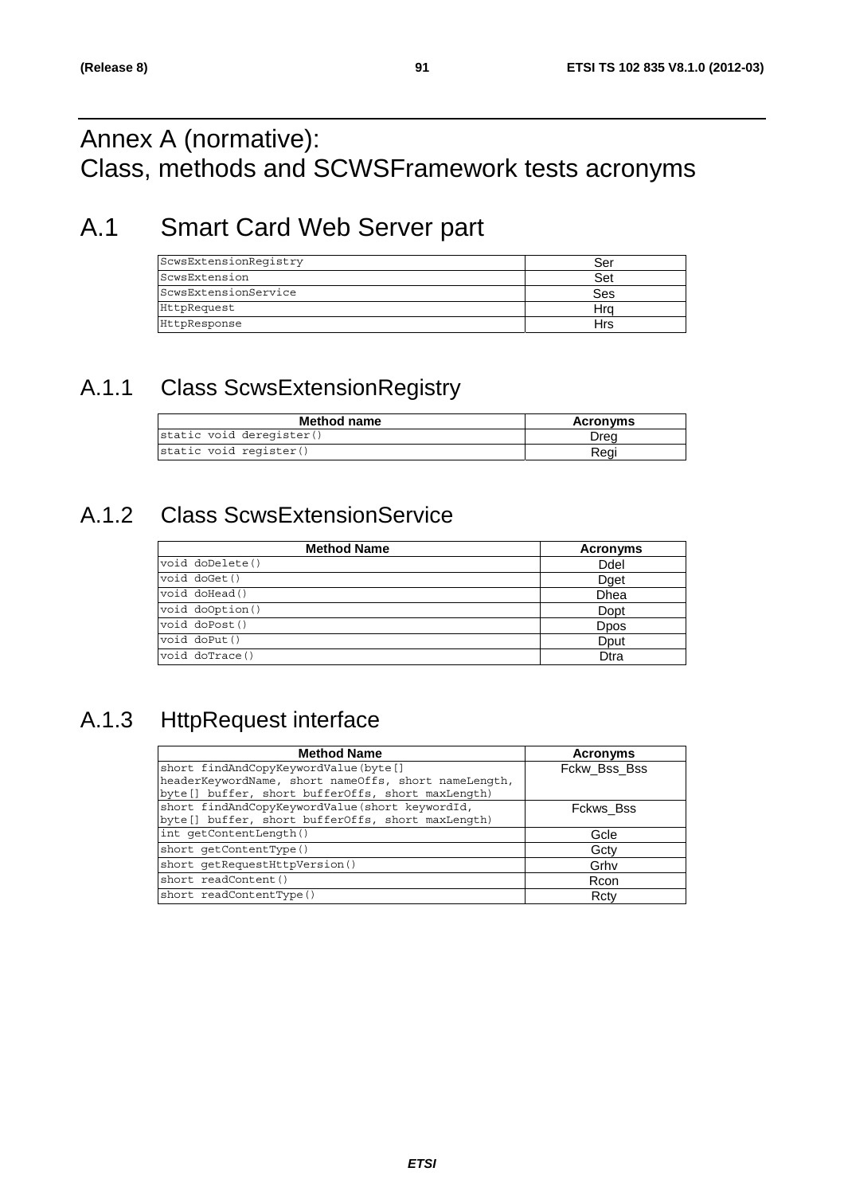# Annex A (normative): Class, methods and SCWSFramework tests acronyms

## A.1 Smart Card Web Server part

| | |
|---|---|
| ScwsExtensionRegistry | Ser |
| ScwsExtension | Set |
| ScwsExtensionService | Ses |
| HttpRequest | Hrq |
| HttpResponse | Hrs |

### A.1.1 Class ScwsExtensionRegistry

| Method name | Acronyms |
|---|---|
| static void deregister() | Dreg |
| static void register() | Regi |

### A.1.2 Class ScwsExtensionService

| Method Name | Acronyms |
|---|---|
| void doDelete() | Ddel |
| void doGet() | Dget |
| void doHead() | Dhea |
| void doOption() | Dopt |
| void doPost() | Dpos |
| void doPut() | Dput |
| void doTrace() | Dtra |

### A.1.3 HttpRequest interface

| Method Name | Acronyms |
|---|---|
| short findAndCopyKeywordValue(byte[] headerKeywordName, short nameOffs, short nameLength, byte[] buffer, short bufferOffs, short maxLength) | Fckw_Bss_Bss |
| short findAndCopyKeywordValue(short keywordId, byte[] buffer, short bufferOffs, short maxLength) | Fckws_Bss |
| int getContentLength() | Gcle |
| short getContentType() | Gcty |
| short getRequestHttpVersion() | Grhv |
| short readContent() | Rcon |
| short readContentType() | Rcty |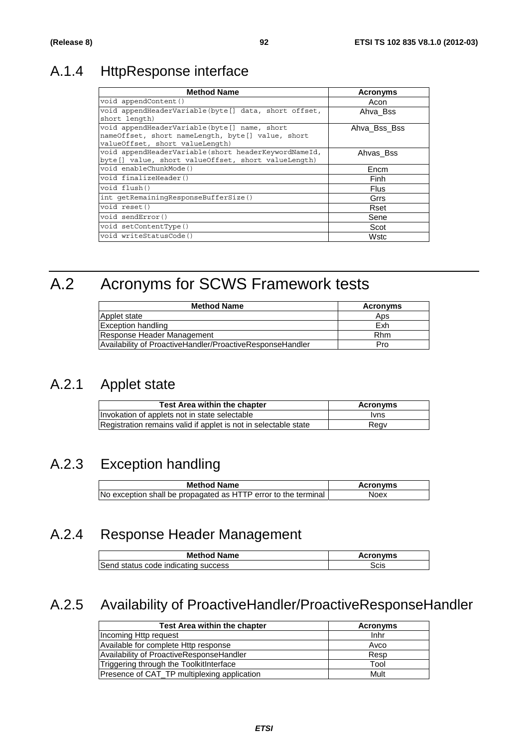### A.1.4 HttpResponse interface

| Method Name | Acronyms |
| --- | --- |
| void appendContent() | Acon |
| void appendHeaderVariable(byte[] data, short offset, short length) | Ahva_Bss |
| void appendHeaderVariable(byte[] name, short nameOffset, short nameLength, byte[] value, short valueOffset, short valueLength) | Ahva_Bss_Bss |
| void appendHeaderVariable(short headerKeywordNameId, byte[] value, short valueOffset, short valueLength) | Ahvas_Bss |
| void enableChunkMode() | Encm |
| void finalizeHeader() | Finh |
| void flush() | Flus |
| int getRemainingResponseBufferSize() | Grrs |
| void reset() | Rset |
| void sendError() | Sene |
| void setContentType() | Scot |
| void writeStatusCode() | Wstc |

# A.2 Acronyms for SCWS Framework tests

| Method Name | Acronyms |
| --- | --- |
| Applet state | Aps |
| Exception handling | Exh |
| Response Header Management | Rhm |
| Availability of ProactiveHandler/ProactiveResponseHandler | Pro |

## A.2.1 Applet state

| Test Area within the chapter | Acronyms |
| --- | --- |
| Invokation of applets not in state selectable | Ivns |
| Registration remains valid if applet is not in selectable state | Regv |

## A.2.3 Exception handling

| Method Name | Acronyms |
| --- | --- |
| No exception shall be propagated as HTTP error to the terminal | Noex |

## A.2.4 Response Header Management

| Method Name | Acronyms |
| --- | --- |
| Send status code indicating success | Scis |

## A.2.5 Availability of ProactiveHandler/ProactiveResponseHandler

| Test Area within the chapter | Acronyms |
| --- | --- |
| Incoming Http request | Inhr |
| Available for complete Http response | Avco |
| Availability of ProactiveResponseHandler | Resp |
| Triggering through the ToolkitInterface | Tool |
| Presence of CAT_TP multiplexing application | Mult |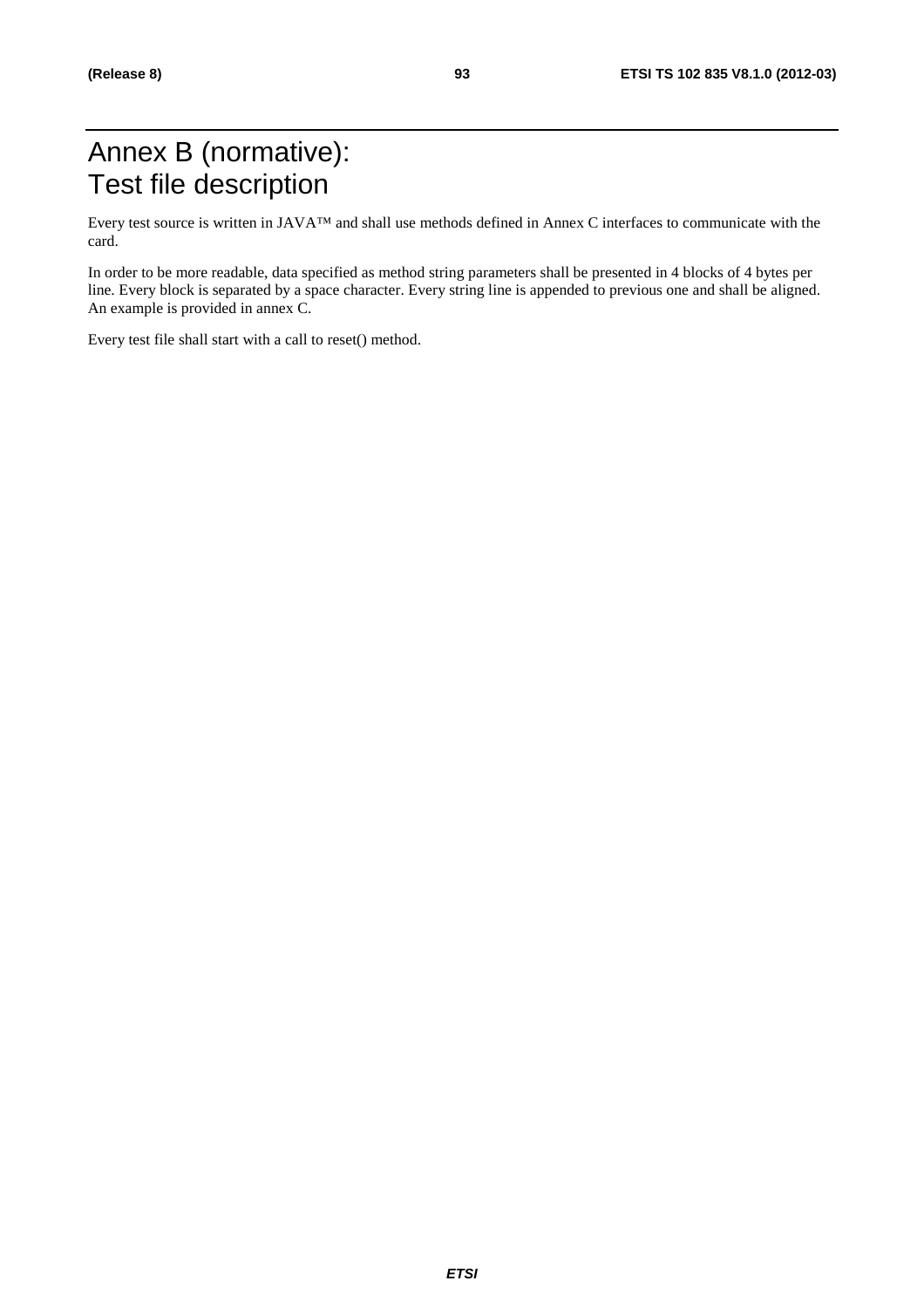# Annex B (normative): Test file description

Every test source is written in JAVA™ and shall use methods defined in Annex C interfaces to communicate with the card.

In order to be more readable, data specified as method string parameters shall be presented in 4 blocks of 4 bytes per line. Every block is separated by a space character. Every string line is appended to previous one and shall be aligned. An example is provided in annex C.

Every test file shall start with a call to reset() method.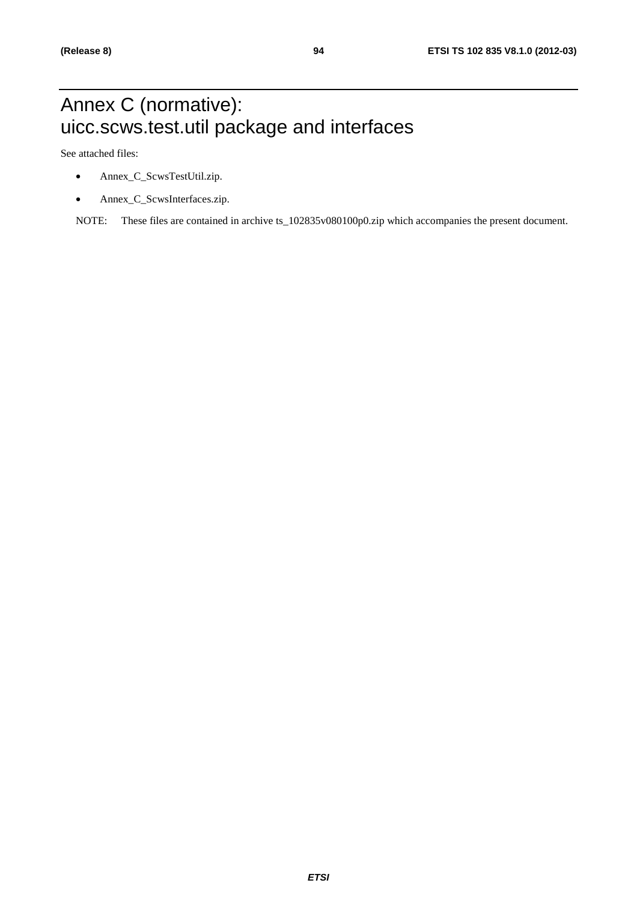# Annex C (normative): uicc.scws.test.util package and interfaces

See attached files:

- Annex_C_ScwsTestUtil.zip.
- Annex_C_ScwsInterfaces.zip.

NOTE: These files are contained in archive ts_102835v080100p0.zip which accompanies the present document.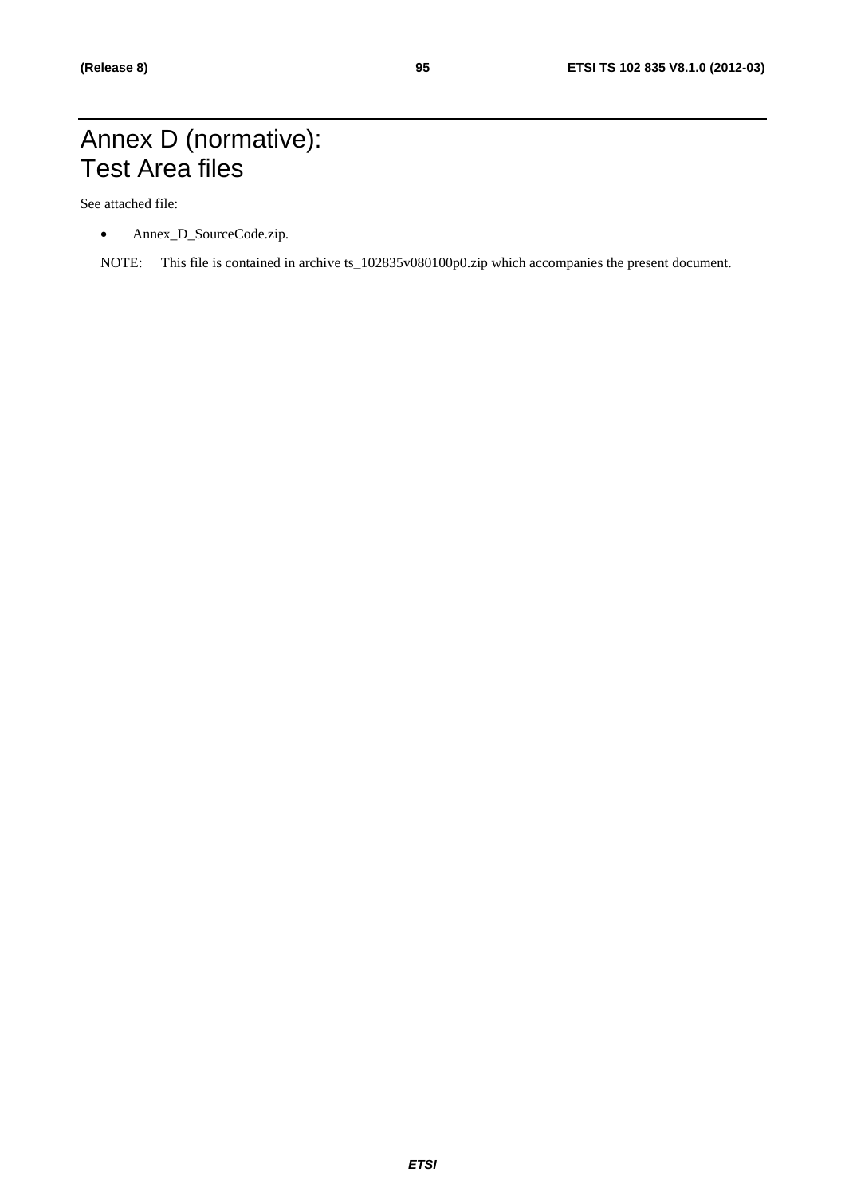# Annex D (normative): Test Area files

See attached file:

- Annex_D_SourceCode.zip.

NOTE: This file is contained in archive ts_102835v080100p0.zip which accompanies the present document.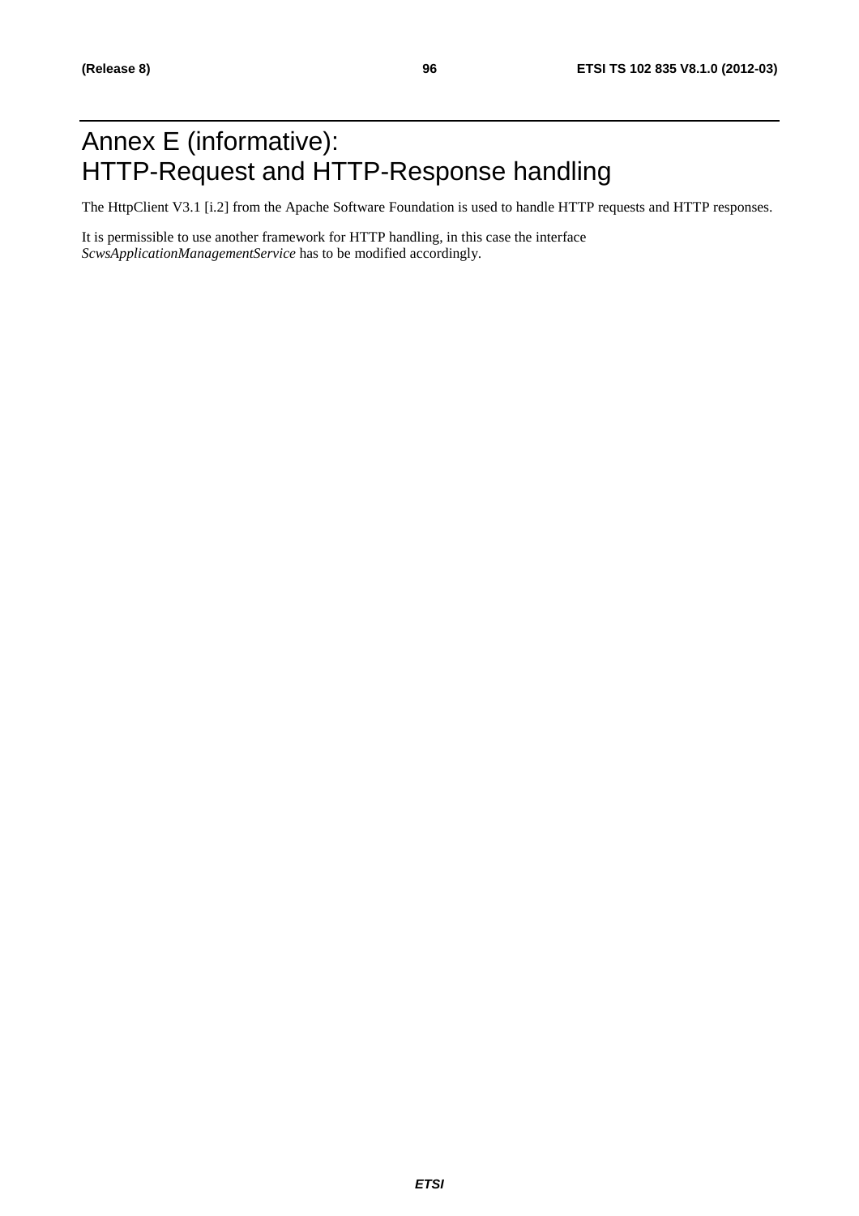# Annex E (informative): HTTP-Request and HTTP-Response handling

The HttpClient V3.1 [i.2] from the Apache Software Foundation is used to handle HTTP requests and HTTP responses.

It is permissible to use another framework for HTTP handling, in this case the interface *ScwsApplicationManagementService* has to be modified accordingly.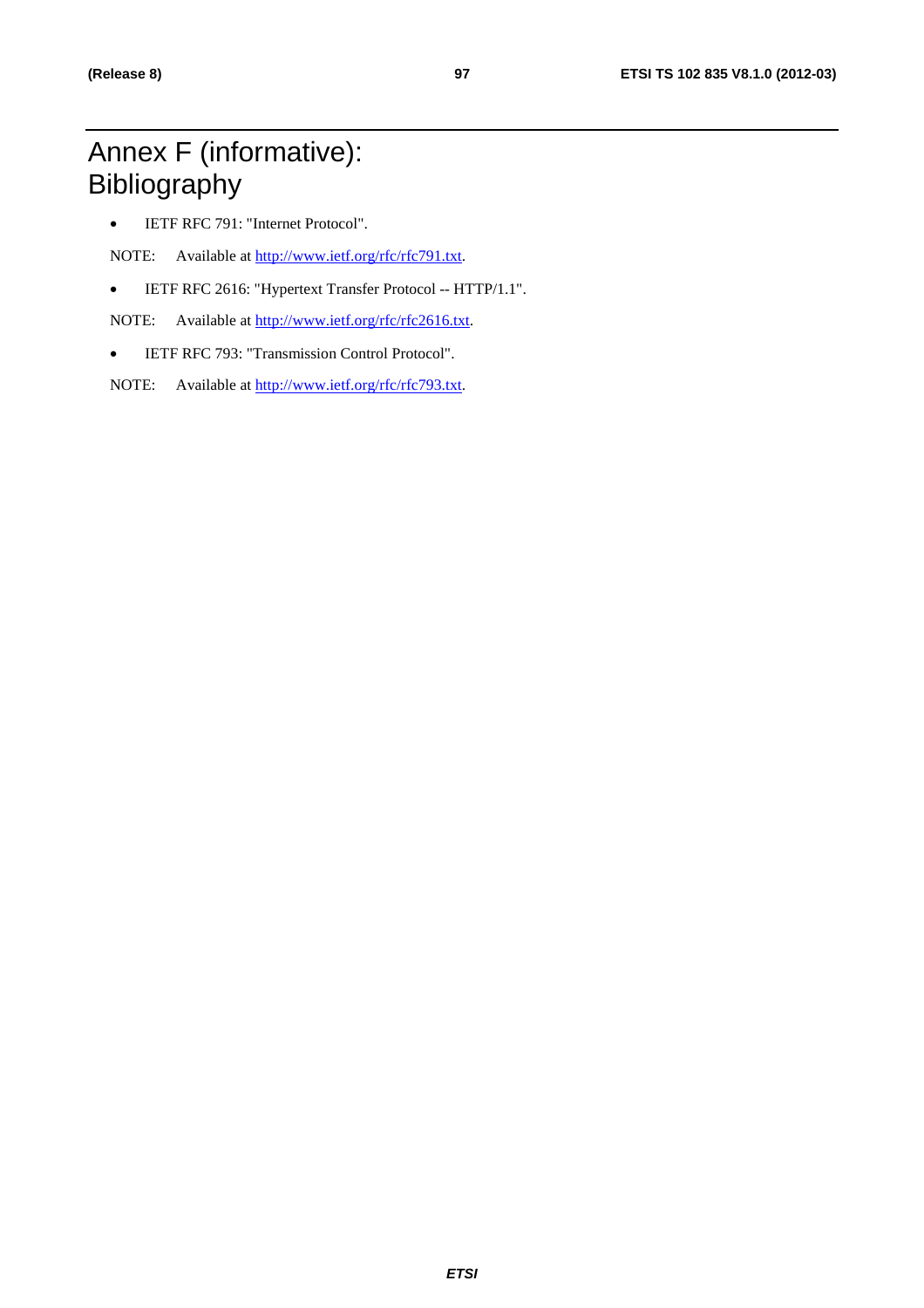# Annex F (informative): Bibliography

- IETF RFC 791: "Internet Protocol".

NOTE: Available at http://www.ietf.org/rfc/rfc791.txt.

- IETF RFC 2616: "Hypertext Transfer Protocol -- HTTP/1.1".

NOTE: Available at http://www.ietf.org/rfc/rfc2616.txt.

- IETF RFC 793: "Transmission Control Protocol".

NOTE: Available at http://www.ietf.org/rfc/rfc793.txt.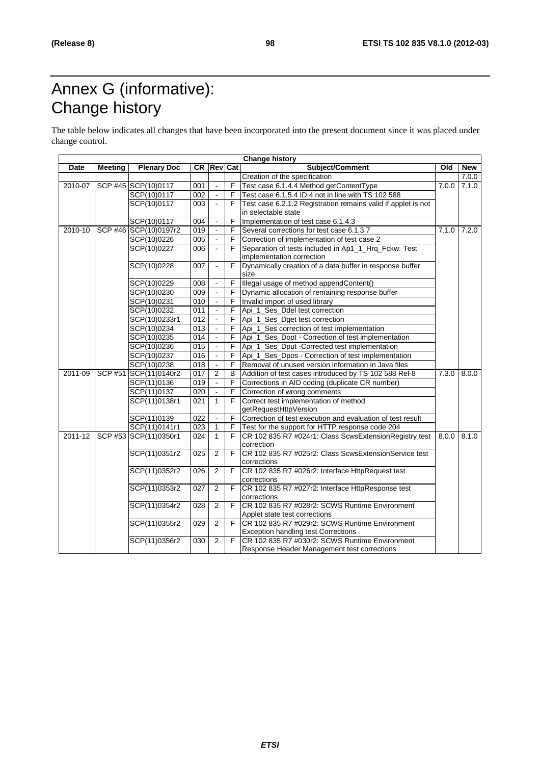# Annex G (informative): Change history

The table below indicates all changes that have been incorporated into the present document since it was placed under change control.

| Change history | | | | | | | | |
|---|---|---|---|---|---|---|---|---|
| **Date** | **Meeting** | **Plenary Doc** | **CR** | **Rev** | **Cat** | **Subject/Comment** | **Old** | **New** |
| | | | | | | Creation of the specification | | 7.0.0 |
| 2010-07 | SCP #45 | SCP(10)0117 | 001 | - | F | Test case 6.1.4.4 Method getContentType | 7.0.0 | 7.1.0 |
| | | SCP(10)0117 | 002 | - | F | Test case 6.1.5.4 ID 4 not in line with TS 102 588 | | |
| | | SCP(10)0117 | 003 | - | F | Test case 6.2.1.2 Registration remains valid if applet is not in selectable state | | |
| | | SCP(10)0117 | 004 | - | F | Implementation of test case 6.1.4.3 | | |
| 2010-10 | SCP #46 | SCP(10)0197r2 | 019 | - | F | Several corrections for test case 6.1.3.7 | 7.1.0 | 7.2.0 |
| | | SCP(10)0226 | 005 | - | F | Correction of implementation of test case 2 | | |
| | | SCP(10)0227 | 006 | - | F | Separation of tests included in Ap1_1_Hrq_Fckw. Test implementation correction | | |
| | | SCP(10)0228 | 007 | - | F | Dynamically creation of a data buffer in response buffer size | | |
| | | SCP(10)0229 | 008 | - | F | Illegal usage of method appendContent() | | |
| | | SCP(10)0230 | 009 | - | F | Dynamic allocation of remaining response buffer | | |
| | | SCP(10)0231 | 010 | - | F | Invalid import of used library | | |
| | | SCP(10)0232 | 011 | - | F | Api_1_Ses_Ddel test correction | | |
| | | SCP(10)0233r1 | 012 | - | F | Api_1_Ses_Dget test correction | | |
| | | SCP(10)0234 | 013 | - | F | Api_1_Ses correction of test implementation | | |
| | | SCP(10)0235 | 014 | - | F | Api_1_Ses_Dopt - Correction of test implementation | | |
| | | SCP(10)0236 | 015 | - | F | Api_1_Ses_Dput -Corrected test implementation | | |
| | | SCP(10)0237 | 016 | - | F | Api_1_Ses_Dpos - Correction of test implementation | | |
| | | SCP(10)0238 | 018 | - | F | Removal of unused version information in Java files | | |
| 2011-09 | SCP #51 | SCP(11)0140r2 | 017 | 2 | B | Addition of test cases introduced by TS 102 588 Rel-8 | 7.3.0 | 8.0.0 |
| | | SCP(11)0136 | 019 | - | F | Corrections in AID coding (duplicate CR number) | | |
| | | SCP(11)0137 | 020 | - | F | Correction of wrong comments | | |
| | | SCP(11)0138r1 | 021 | 1 | F | Correct test implementation of method getRequestHttpVersion | | |
| | | SCP(11)0139 | 022 | - | F | Correction of test execution and evaluation of test result | | |
| | | SCP(11)0141r1 | 023 | 1 | F | Test for the support for HTTP response code 204 | | |
| 2011-12 | SCP #53 | SCP(11)0350r1 | 024 | 1 | F | CR 102 835 R7 #024r1: Class ScwsExtensionRegistry test correction | 8.0.0 | 8.1.0 |
| | | SCP(11)0351r2 | 025 | 2 | F | CR 102 835 R7 #025r2: Class ScwsExtensionService test corrections | | |
| | | SCP(11)0352r2 | 026 | 2 | F | CR 102 835 R7 #026r2: Interface HttpRequest test corrections | | |
| | | SCP(11)0353r2 | 027 | 2 | F | CR 102 835 R7 #027r2: Interface HttpResponse test corrections | | |
| | | SCP(11)0354r2 | 028 | 2 | F | CR 102 835 R7 #028r2: SCWS Runtime Environment Applet state test corrections | | |
| | | SCP(11)0355r2 | 029 | 2 | F | CR 102 835 R7 #029r2: SCWS Runtime Environment Exception handling test Corrections | | |
| | | SCP(11)0356r2 | 030 | 2 | F | CR 102 835 R7 #030r2: SCWS Runtime Environment Response Header Management test corrections | | |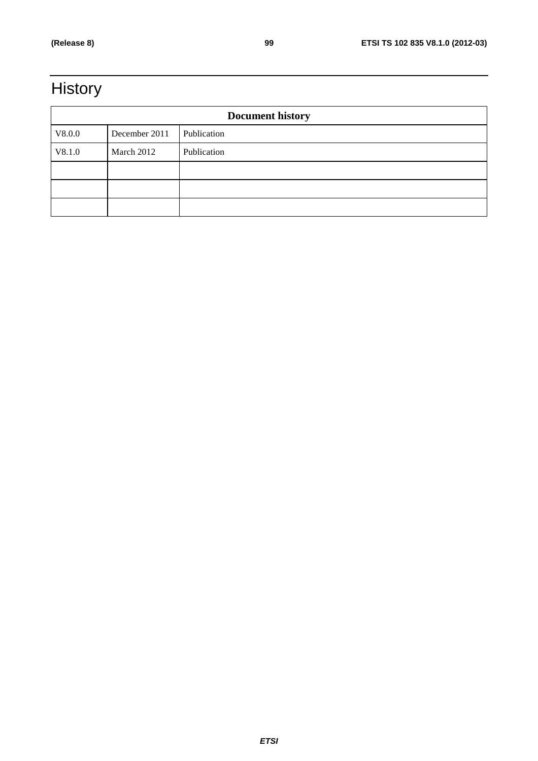# History

| Document history | | |
|---|---|---|
| V8.0.0 | December 2011 | Publication |
| V8.1.0 | March 2012 | Publication |
| | | |
| | | |
| | | |